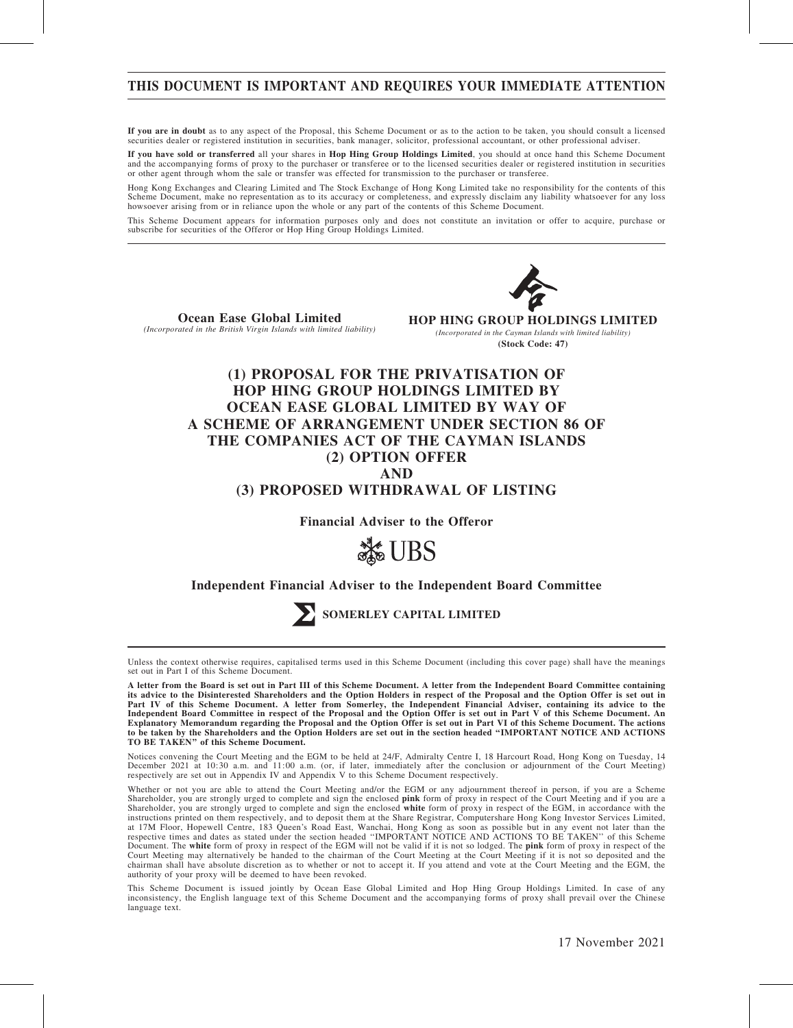# THIS DOCUMENT IS IMPORTANT AND REQUIRES YOUR IMMEDIATE ATTENTION

**If you are in doubt** as to any aspect of the Proposal, this Scheme Document or as to the action to be taken, you should consult a licensed securities dealer or registered institution in securities, bank manager, solicitor, professional accountant, or other professional adviser.

**If you have sold or transferred** all your shares in **Hop Hing Group Holdings Limited**, you should at once hand this Scheme Document and the accompanying forms of proxy to the purchaser or transferee or to the licensed securities dealer or registered institution in securities or other agent through whom the sale or transfer was effected for transmission to the purchaser or transferee.

Hong Kong Exchanges and Clearing Limited and The Stock Exchange of Hong Kong Limited take no responsibility for the contents of this Scheme Document, make no representation as to its accuracy or completeness, and expressly disclaim any liability whatsoever for any loss howsoever arising from or in reliance upon the whole or any part of the contents of this Scheme Document.

This Scheme Document appears for information purposes only and does not constitute an invitation or offer to acquire, purchase or subscribe for securities of the Offeror or Hop Hing Group Holdings Limited.

**Ocean Ease Global Limited**
*(Incorporated in the British Virgin Islands with limited liability)*

**HOP HING GROUP HOLDINGS LIMITED**
*(Incorporated in the Cayman Islands with limited liability)*
**(Stock Code: 47)**

## (1) PROPOSAL FOR THE PRIVATISATION OF HOP HING GROUP HOLDINGS LIMITED BY OCEAN EASE GLOBAL LIMITED BY WAY OF A SCHEME OF ARRANGEMENT UNDER SECTION 86 OF THE COMPANIES ACT OF THE CAYMAN ISLANDS (2) OPTION OFFER AND (3) PROPOSED WITHDRAWAL OF LISTING

**Financial Adviser to the Offeror**

UBS

**Independent Financial Adviser to the Independent Board Committee**

SOMERLEY CAPITAL LIMITED

Unless the context otherwise requires, capitalised terms used in this Scheme Document (including this cover page) shall have the meanings set out in Part I of this Scheme Document.

**A letter from the Board is set out in Part III of this Scheme Document. A letter from the Independent Board Committee containing its advice to the Disinterested Shareholders and the Option Holders in respect of the Proposal and the Option Offer is set out in Part IV of this Scheme Document. A letter from Somerley, the Independent Financial Adviser, containing its advice to the Independent Board Committee in respect of the Proposal and the Option Offer is set out in Part V of this Scheme Document. An Explanatory Memorandum regarding the Proposal and the Option Offer is set out in Part VI of this Scheme Document. The actions to be taken by the Shareholders and the Option Holders are set out in the section headed "IMPORTANT NOTICE AND ACTIONS TO BE TAKEN" of this Scheme Document.**

Notices convening the Court Meeting and the EGM to be held at 24/F, Admiralty Centre I, 18 Harcourt Road, Hong Kong on Tuesday, 14 December 2021 at 10:30 a.m. and 11:00 a.m. (or, if later, immediately after the conclusion or adjournment of the Court Meeting) respectively are set out in Appendix IV and Appendix V to this Scheme Document respectively.

Whether or not you are able to attend the Court Meeting and/or the EGM or any adjournment thereof in person, if you are a Scheme Shareholder, you are strongly urged to complete and sign the enclosed **pink** form of proxy in respect of the Court Meeting and if you are a Shareholder, you are strongly urged to complete and sign the enclosed **white** form of proxy in respect of the EGM, in accordance with the instructions printed on them respectively, and to deposit them at the Share Registrar, Computershare Hong Kong Investor Services Limited, at 17M Floor, Hopewell Centre, 183 Queen's Road East, Wanchai, Hong Kong as soon as possible but in any event not later than the respective times and dates as stated under the section headed "IMPORTANT NOTICE AND ACTIONS TO BE TAKEN" of this Scheme Document. The **white** form of proxy in respect of the EGM will not be valid if it is not so lodged. The **pink** form of proxy in respect of the Court Meeting may alternatively be handed to the chairman of the Court Meeting at the Court Meeting if it is not so deposited and the chairman shall have absolute discretion as to whether or not to accept it. If you attend and vote at the Court Meeting and the EGM, the authority of your proxy will be deemed to have been revoked.

This Scheme Document is issued jointly by Ocean Ease Global Limited and Hop Hing Group Holdings Limited. In case of any inconsistency, the English language text of this Scheme Document and the accompanying forms of proxy shall prevail over the Chinese language text.

17 November 2021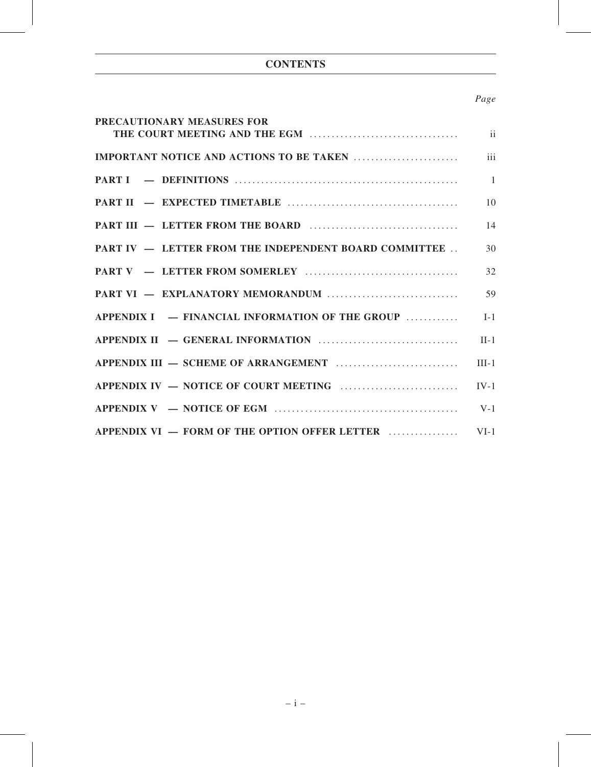# CONTENTS

| | Page |
|---|---|
| **PRECAUTIONARY MEASURES FOR THE COURT MEETING AND THE EGM** | ii |
| **IMPORTANT NOTICE AND ACTIONS TO BE TAKEN** | iii |
| **PART I — DEFINITIONS** | 1 |
| **PART II — EXPECTED TIMETABLE** | 10 |
| **PART III — LETTER FROM THE BOARD** | 14 |
| **PART IV — LETTER FROM THE INDEPENDENT BOARD COMMITTEE** | 30 |
| **PART V — LETTER FROM SOMERLEY** | 32 |
| **PART VI — EXPLANATORY MEMORANDUM** | 59 |
| **APPENDIX I — FINANCIAL INFORMATION OF THE GROUP** | I-1 |
| **APPENDIX II — GENERAL INFORMATION** | II-1 |
| **APPENDIX III — SCHEME OF ARRANGEMENT** | III-1 |
| **APPENDIX IV — NOTICE OF COURT MEETING** | IV-1 |
| **APPENDIX V — NOTICE OF EGM** | V-1 |
| **APPENDIX VI — FORM OF THE OPTION OFFER LETTER** | VI-1 |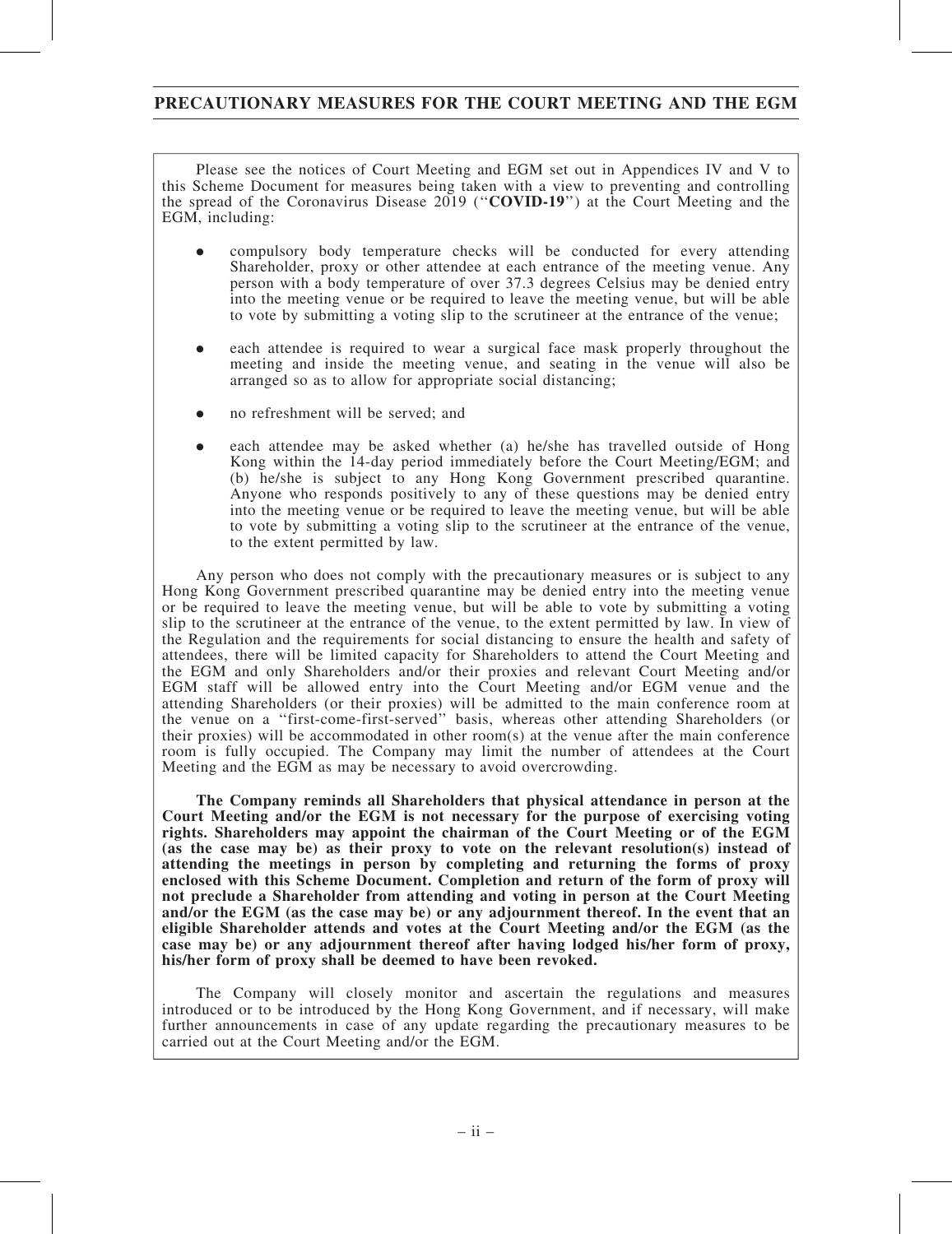## PRECAUTIONARY MEASURES FOR THE COURT MEETING AND THE EGM

Please see the notices of Court Meeting and EGM set out in Appendices IV and V to this Scheme Document for measures being taken with a view to preventing and controlling the spread of the Coronavirus Disease 2019 (''**COVID-19**'') at the Court Meeting and the EGM, including:

- compulsory body temperature checks will be conducted for every attending Shareholder, proxy or other attendee at each entrance of the meeting venue. Any person with a body temperature of over 37.3 degrees Celsius may be denied entry into the meeting venue or be required to leave the meeting venue, but will be able to vote by submitting a voting slip to the scrutineer at the entrance of the venue;
- each attendee is required to wear a surgical face mask properly throughout the meeting and inside the meeting venue, and seating in the venue will also be arranged so as to allow for appropriate social distancing;
- no refreshment will be served; and
- each attendee may be asked whether (a) he/she has travelled outside of Hong Kong within the 14-day period immediately before the Court Meeting/EGM; and (b) he/she is subject to any Hong Kong Government prescribed quarantine. Anyone who responds positively to any of these questions may be denied entry into the meeting venue or be required to leave the meeting venue, but will be able to vote by submitting a voting slip to the scrutineer at the entrance of the venue, to the extent permitted by law.

Any person who does not comply with the precautionary measures or is subject to any Hong Kong Government prescribed quarantine may be denied entry into the meeting venue or be required to leave the meeting venue, but will be able to vote by submitting a voting slip to the scrutineer at the entrance of the venue, to the extent permitted by law. In view of the Regulation and the requirements for social distancing to ensure the health and safety of attendees, there will be limited capacity for Shareholders to attend the Court Meeting and the EGM and only Shareholders and/or their proxies and relevant Court Meeting and/or EGM staff will be allowed entry into the Court Meeting and/or EGM venue and the attending Shareholders (or their proxies) will be admitted to the main conference room at the venue on a ''first-come-first-served'' basis, whereas other attending Shareholders (or their proxies) will be accommodated in other room(s) at the venue after the main conference room is fully occupied. The Company may limit the number of attendees at the Court Meeting and the EGM as may be necessary to avoid overcrowding.

**The Company reminds all Shareholders that physical attendance in person at the Court Meeting and/or the EGM is not necessary for the purpose of exercising voting rights. Shareholders may appoint the chairman of the Court Meeting or of the EGM (as the case may be) as their proxy to vote on the relevant resolution(s) instead of attending the meetings in person by completing and returning the forms of proxy enclosed with this Scheme Document. Completion and return of the form of proxy will not preclude a Shareholder from attending and voting in person at the Court Meeting and/or the EGM (as the case may be) or any adjournment thereof. In the event that an eligible Shareholder attends and votes at the Court Meeting and/or the EGM (as the case may be) or any adjournment thereof after having lodged his/her form of proxy, his/her form of proxy shall be deemed to have been revoked.**

The Company will closely monitor and ascertain the regulations and measures introduced or to be introduced by the Hong Kong Government, and if necessary, will make further announcements in case of any update regarding the precautionary measures to be carried out at the Court Meeting and/or the EGM.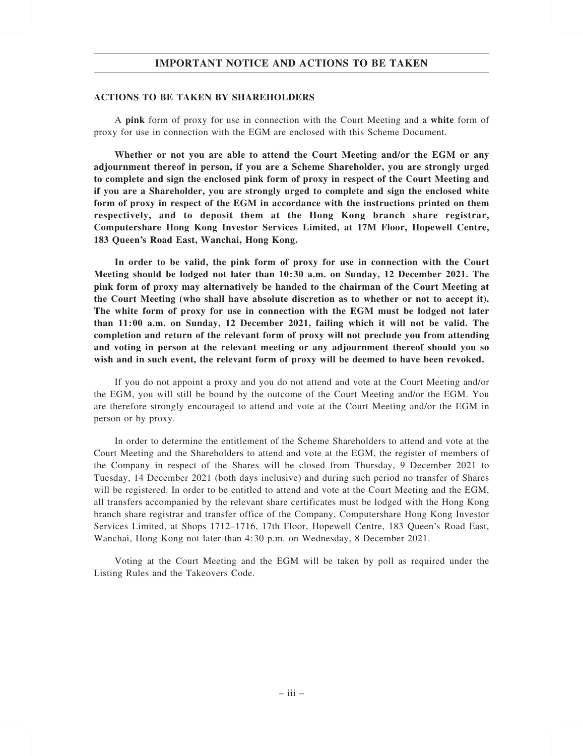## IMPORTANT NOTICE AND ACTIONS TO BE TAKEN

### ACTIONS TO BE TAKEN BY SHAREHOLDERS

A **pink** form of proxy for use in connection with the Court Meeting and a **white** form of proxy for use in connection with the EGM are enclosed with this Scheme Document.

**Whether or not you are able to attend the Court Meeting and/or the EGM or any adjournment thereof in person, if you are a Scheme Shareholder, you are strongly urged to complete and sign the enclosed pink form of proxy in respect of the Court Meeting and if you are a Shareholder, you are strongly urged to complete and sign the enclosed white form of proxy in respect of the EGM in accordance with the instructions printed on them respectively, and to deposit them at the Hong Kong branch share registrar, Computershare Hong Kong Investor Services Limited, at 17M Floor, Hopewell Centre, 183 Queen's Road East, Wanchai, Hong Kong.**

**In order to be valid, the pink form of proxy for use in connection with the Court Meeting should be lodged not later than 10:30 a.m. on Sunday, 12 December 2021. The pink form of proxy may alternatively be handed to the chairman of the Court Meeting at the Court Meeting (who shall have absolute discretion as to whether or not to accept it). The white form of proxy for use in connection with the EGM must be lodged not later than 11:00 a.m. on Sunday, 12 December 2021, failing which it will not be valid. The completion and return of the relevant form of proxy will not preclude you from attending and voting in person at the relevant meeting or any adjournment thereof should you so wish and in such event, the relevant form of proxy will be deemed to have been revoked.**

If you do not appoint a proxy and you do not attend and vote at the Court Meeting and/or the EGM, you will still be bound by the outcome of the Court Meeting and/or the EGM. You are therefore strongly encouraged to attend and vote at the Court Meeting and/or the EGM in person or by proxy.

In order to determine the entitlement of the Scheme Shareholders to attend and vote at the Court Meeting and the Shareholders to attend and vote at the EGM, the register of members of the Company in respect of the Shares will be closed from Thursday, 9 December 2021 to Tuesday, 14 December 2021 (both days inclusive) and during such period no transfer of Shares will be registered. In order to be entitled to attend and vote at the Court Meeting and the EGM, all transfers accompanied by the relevant share certificates must be lodged with the Hong Kong branch share registrar and transfer office of the Company, Computershare Hong Kong Investor Services Limited, at Shops 1712–1716, 17th Floor, Hopewell Centre, 183 Queen's Road East, Wanchai, Hong Kong not later than 4:30 p.m. on Wednesday, 8 December 2021.

Voting at the Court Meeting and the EGM will be taken by poll as required under the Listing Rules and the Takeovers Code.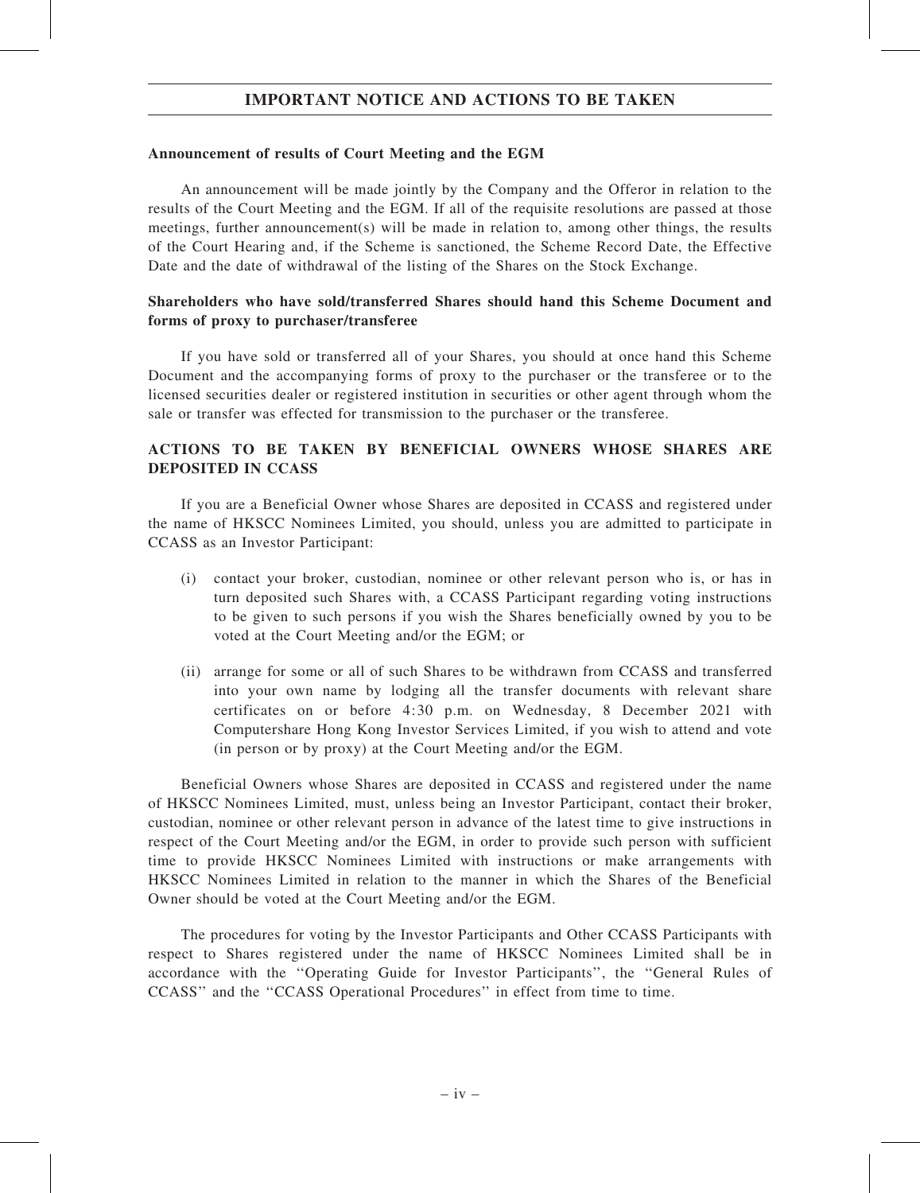## IMPORTANT NOTICE AND ACTIONS TO BE TAKEN

**Announcement of results of Court Meeting and the EGM**

An announcement will be made jointly by the Company and the Offeror in relation to the results of the Court Meeting and the EGM. If all of the requisite resolutions are passed at those meetings, further announcement(s) will be made in relation to, among other things, the results of the Court Hearing and, if the Scheme is sanctioned, the Scheme Record Date, the Effective Date and the date of withdrawal of the listing of the Shares on the Stock Exchange.

**Shareholders who have sold/transferred Shares should hand this Scheme Document and forms of proxy to purchaser/transferee**

If you have sold or transferred all of your Shares, you should at once hand this Scheme Document and the accompanying forms of proxy to the purchaser or the transferee or to the licensed securities dealer or registered institution in securities or other agent through whom the sale or transfer was effected for transmission to the purchaser or the transferee.

### ACTIONS TO BE TAKEN BY BENEFICIAL OWNERS WHOSE SHARES ARE DEPOSITED IN CCASS

If you are a Beneficial Owner whose Shares are deposited in CCASS and registered under the name of HKSCC Nominees Limited, you should, unless you are admitted to participate in CCASS as an Investor Participant:

(i) contact your broker, custodian, nominee or other relevant person who is, or has in turn deposited such Shares with, a CCASS Participant regarding voting instructions to be given to such persons if you wish the Shares beneficially owned by you to be voted at the Court Meeting and/or the EGM; or

(ii) arrange for some or all of such Shares to be withdrawn from CCASS and transferred into your own name by lodging all the transfer documents with relevant share certificates on or before 4:30 p.m. on Wednesday, 8 December 2021 with Computershare Hong Kong Investor Services Limited, if you wish to attend and vote (in person or by proxy) at the Court Meeting and/or the EGM.

Beneficial Owners whose Shares are deposited in CCASS and registered under the name of HKSCC Nominees Limited, must, unless being an Investor Participant, contact their broker, custodian, nominee or other relevant person in advance of the latest time to give instructions in respect of the Court Meeting and/or the EGM, in order to provide such person with sufficient time to provide HKSCC Nominees Limited with instructions or make arrangements with HKSCC Nominees Limited in relation to the manner in which the Shares of the Beneficial Owner should be voted at the Court Meeting and/or the EGM.

The procedures for voting by the Investor Participants and Other CCASS Participants with respect to Shares registered under the name of HKSCC Nominees Limited shall be in accordance with the "Operating Guide for Investor Participants", the "General Rules of CCASS" and the "CCASS Operational Procedures" in effect from time to time.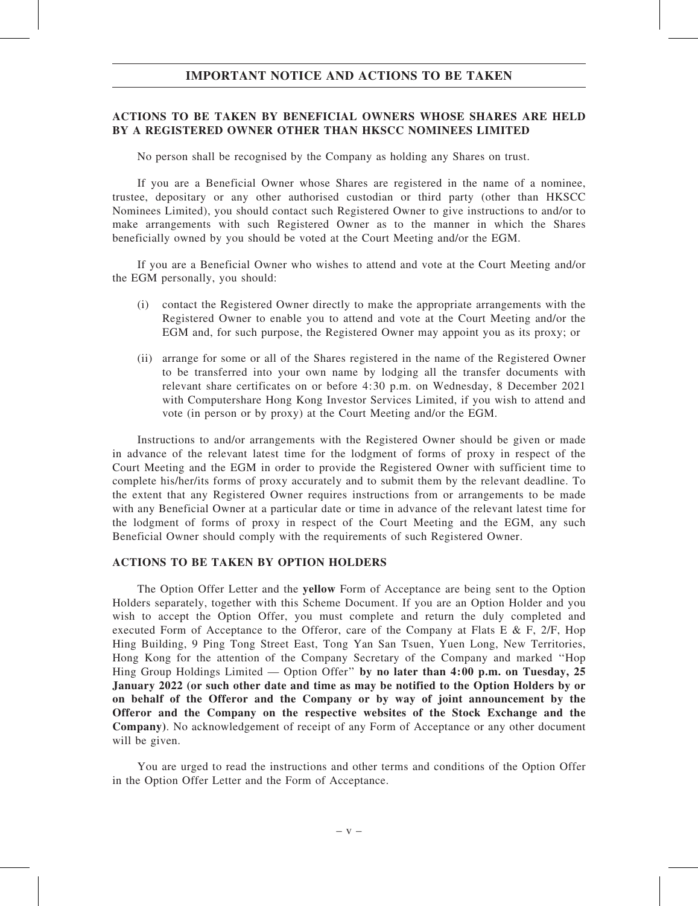## IMPORTANT NOTICE AND ACTIONS TO BE TAKEN

### ACTIONS TO BE TAKEN BY BENEFICIAL OWNERS WHOSE SHARES ARE HELD BY A REGISTERED OWNER OTHER THAN HKSCC NOMINEES LIMITED

No person shall be recognised by the Company as holding any Shares on trust.

If you are a Beneficial Owner whose Shares are registered in the name of a nominee, trustee, depositary or any other authorised custodian or third party (other than HKSCC Nominees Limited), you should contact such Registered Owner to give instructions to and/or to make arrangements with such Registered Owner as to the manner in which the Shares beneficially owned by you should be voted at the Court Meeting and/or the EGM.

If you are a Beneficial Owner who wishes to attend and vote at the Court Meeting and/or the EGM personally, you should:

(i) contact the Registered Owner directly to make the appropriate arrangements with the Registered Owner to enable you to attend and vote at the Court Meeting and/or the EGM and, for such purpose, the Registered Owner may appoint you as its proxy; or

(ii) arrange for some or all of the Shares registered in the name of the Registered Owner to be transferred into your own name by lodging all the transfer documents with relevant share certificates on or before 4:30 p.m. on Wednesday, 8 December 2021 with Computershare Hong Kong Investor Services Limited, if you wish to attend and vote (in person or by proxy) at the Court Meeting and/or the EGM.

Instructions to and/or arrangements with the Registered Owner should be given or made in advance of the relevant latest time for the lodgment of forms of proxy in respect of the Court Meeting and the EGM in order to provide the Registered Owner with sufficient time to complete his/her/its forms of proxy accurately and to submit them by the relevant deadline. To the extent that any Registered Owner requires instructions from or arrangements to be made with any Beneficial Owner at a particular date or time in advance of the relevant latest time for the lodgment of forms of proxy in respect of the Court Meeting and the EGM, any such Beneficial Owner should comply with the requirements of such Registered Owner.

### ACTIONS TO BE TAKEN BY OPTION HOLDERS

The Option Offer Letter and the **yellow** Form of Acceptance are being sent to the Option Holders separately, together with this Scheme Document. If you are an Option Holder and you wish to accept the Option Offer, you must complete and return the duly completed and executed Form of Acceptance to the Offeror, care of the Company at Flats E & F, 2/F, Hop Hing Building, 9 Ping Tong Street East, Tong Yan San Tsuen, Yuen Long, New Territories, Hong Kong for the attention of the Company Secretary of the Company and marked "Hop Hing Group Holdings Limited — Option Offer" **by no later than 4:00 p.m. on Tuesday, 25 January 2022 (or such other date and time as may be notified to the Option Holders by or on behalf of the Offeror and the Company or by way of joint announcement by the Offeror and the Company on the respective websites of the Stock Exchange and the Company)**. No acknowledgement of receipt of any Form of Acceptance or any other document will be given.

You are urged to read the instructions and other terms and conditions of the Option Offer in the Option Offer Letter and the Form of Acceptance.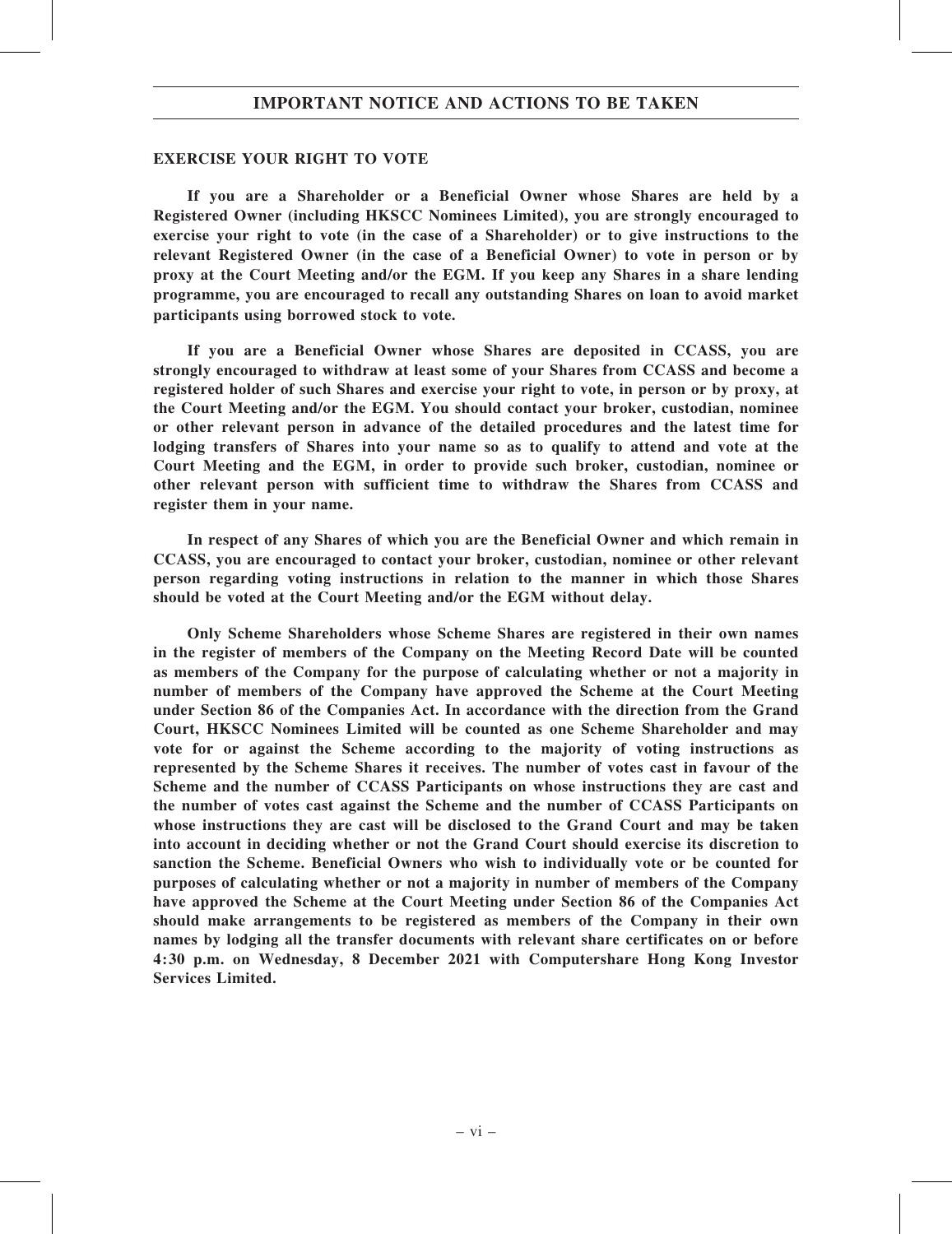## IMPORTANT NOTICE AND ACTIONS TO BE TAKEN

### EXERCISE YOUR RIGHT TO VOTE

**If you are a Shareholder or a Beneficial Owner whose Shares are held by a Registered Owner (including HKSCC Nominees Limited), you are strongly encouraged to exercise your right to vote (in the case of a Shareholder) or to give instructions to the relevant Registered Owner (in the case of a Beneficial Owner) to vote in person or by proxy at the Court Meeting and/or the EGM. If you keep any Shares in a share lending programme, you are encouraged to recall any outstanding Shares on loan to avoid market participants using borrowed stock to vote.**

**If you are a Beneficial Owner whose Shares are deposited in CCASS, you are strongly encouraged to withdraw at least some of your Shares from CCASS and become a registered holder of such Shares and exercise your right to vote, in person or by proxy, at the Court Meeting and/or the EGM. You should contact your broker, custodian, nominee or other relevant person in advance of the detailed procedures and the latest time for lodging transfers of Shares into your name so as to qualify to attend and vote at the Court Meeting and the EGM, in order to provide such broker, custodian, nominee or other relevant person with sufficient time to withdraw the Shares from CCASS and register them in your name.**

**In respect of any Shares of which you are the Beneficial Owner and which remain in CCASS, you are encouraged to contact your broker, custodian, nominee or other relevant person regarding voting instructions in relation to the manner in which those Shares should be voted at the Court Meeting and/or the EGM without delay.**

**Only Scheme Shareholders whose Scheme Shares are registered in their own names in the register of members of the Company on the Meeting Record Date will be counted as members of the Company for the purpose of calculating whether or not a majority in number of members of the Company have approved the Scheme at the Court Meeting under Section 86 of the Companies Act. In accordance with the direction from the Grand Court, HKSCC Nominees Limited will be counted as one Scheme Shareholder and may vote for or against the Scheme according to the majority of voting instructions as represented by the Scheme Shares it receives. The number of votes cast in favour of the Scheme and the number of CCASS Participants on whose instructions they are cast and the number of votes cast against the Scheme and the number of CCASS Participants on whose instructions they are cast will be disclosed to the Grand Court and may be taken into account in deciding whether or not the Grand Court should exercise its discretion to sanction the Scheme. Beneficial Owners who wish to individually vote or be counted for purposes of calculating whether or not a majority in number of members of the Company have approved the Scheme at the Court Meeting under Section 86 of the Companies Act should make arrangements to be registered as members of the Company in their own names by lodging all the transfer documents with relevant share certificates on or before 4:30 p.m. on Wednesday, 8 December 2021 with Computershare Hong Kong Investor Services Limited.**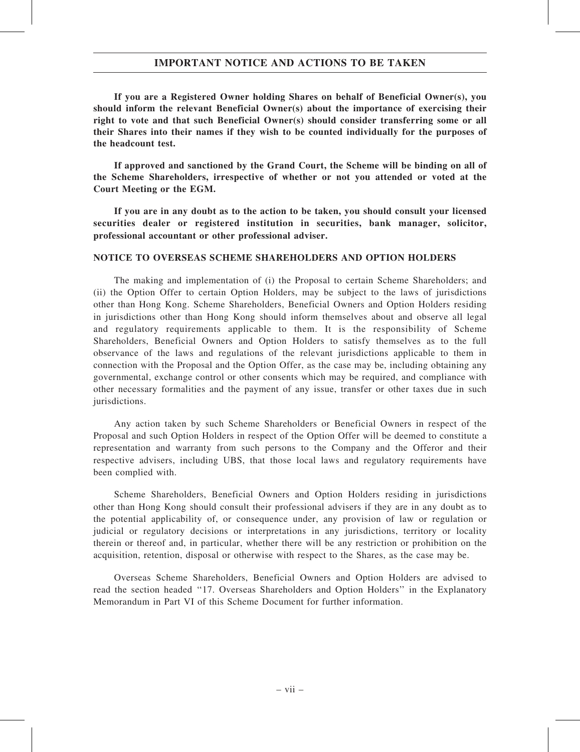**If you are a Registered Owner holding Shares on behalf of Beneficial Owner(s), you should inform the relevant Beneficial Owner(s) about the importance of exercising their right to vote and that such Beneficial Owner(s) should consider transferring some or all their Shares into their names if they wish to be counted individually for the purposes of the headcount test.**

**If approved and sanctioned by the Grand Court, the Scheme will be binding on all of the Scheme Shareholders, irrespective of whether or not you attended or voted at the Court Meeting or the EGM.**

**If you are in any doubt as to the action to be taken, you should consult your licensed securities dealer or registered institution in securities, bank manager, solicitor, professional accountant or other professional adviser.**

## NOTICE TO OVERSEAS SCHEME SHAREHOLDERS AND OPTION HOLDERS

The making and implementation of (i) the Proposal to certain Scheme Shareholders; and (ii) the Option Offer to certain Option Holders, may be subject to the laws of jurisdictions other than Hong Kong. Scheme Shareholders, Beneficial Owners and Option Holders residing in jurisdictions other than Hong Kong should inform themselves about and observe all legal and regulatory requirements applicable to them. It is the responsibility of Scheme Shareholders, Beneficial Owners and Option Holders to satisfy themselves as to the full observance of the laws and regulations of the relevant jurisdictions applicable to them in connection with the Proposal and the Option Offer, as the case may be, including obtaining any governmental, exchange control or other consents which may be required, and compliance with other necessary formalities and the payment of any issue, transfer or other taxes due in such jurisdictions.

Any action taken by such Scheme Shareholders or Beneficial Owners in respect of the Proposal and such Option Holders in respect of the Option Offer will be deemed to constitute a representation and warranty from such persons to the Company and the Offeror and their respective advisers, including UBS, that those local laws and regulatory requirements have been complied with.

Scheme Shareholders, Beneficial Owners and Option Holders residing in jurisdictions other than Hong Kong should consult their professional advisers if they are in any doubt as to the potential applicability of, or consequence under, any provision of law or regulation or judicial or regulatory decisions or interpretations in any jurisdictions, territory or locality therein or thereof and, in particular, whether there will be any restriction or prohibition on the acquisition, retention, disposal or otherwise with respect to the Shares, as the case may be.

Overseas Scheme Shareholders, Beneficial Owners and Option Holders are advised to read the section headed "17. Overseas Shareholders and Option Holders" in the Explanatory Memorandum in Part VI of this Scheme Document for further information.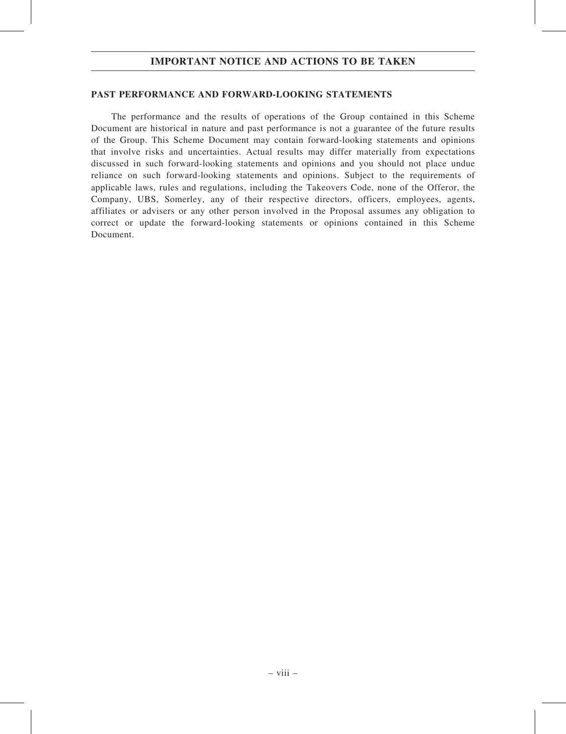## IMPORTANT NOTICE AND ACTIONS TO BE TAKEN

### PAST PERFORMANCE AND FORWARD-LOOKING STATEMENTS

The performance and the results of operations of the Group contained in this Scheme Document are historical in nature and past performance is not a guarantee of the future results of the Group. This Scheme Document may contain forward-looking statements and opinions that involve risks and uncertainties. Actual results may differ materially from expectations discussed in such forward-looking statements and opinions and you should not place undue reliance on such forward-looking statements and opinions. Subject to the requirements of applicable laws, rules and regulations, including the Takeovers Code, none of the Offeror, the Company, UBS, Somerley, any of their respective directors, officers, employees, agents, affiliates or advisers or any other person involved in the Proposal assumes any obligation to correct or update the forward-looking statements or opinions contained in this Scheme Document.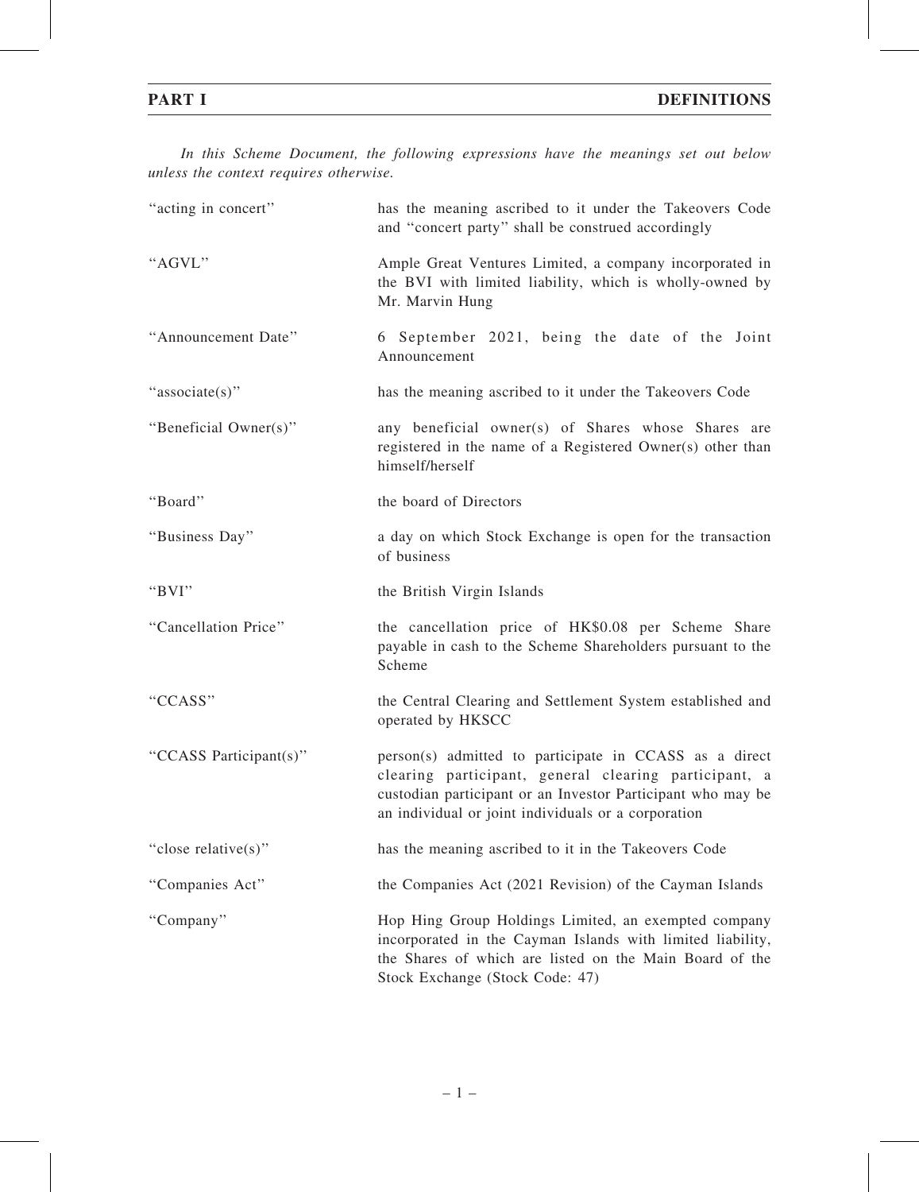## PART I DEFINITIONS

*In this Scheme Document, the following expressions have the meanings set out below unless the context requires otherwise.*

| | |
|---|---|
| "acting in concert" | has the meaning ascribed to it under the Takeovers Code and "concert party" shall be construed accordingly |
| "AGVL" | Ample Great Ventures Limited, a company incorporated in the BVI with limited liability, which is wholly-owned by Mr. Marvin Hung |
| "Announcement Date" | 6 September 2021, being the date of the Joint Announcement |
| "associate(s)" | has the meaning ascribed to it under the Takeovers Code |
| "Beneficial Owner(s)" | any beneficial owner(s) of Shares whose Shares are registered in the name of a Registered Owner(s) other than himself/herself |
| "Board" | the board of Directors |
| "Business Day" | a day on which Stock Exchange is open for the transaction of business |
| "BVI" | the British Virgin Islands |
| "Cancellation Price" | the cancellation price of HK$0.08 per Scheme Share payable in cash to the Scheme Shareholders pursuant to the Scheme |
| "CCASS" | the Central Clearing and Settlement System established and operated by HKSCC |
| "CCASS Participant(s)" | person(s) admitted to participate in CCASS as a direct clearing participant, general clearing participant, a custodian participant or an Investor Participant who may be an individual or joint individuals or a corporation |
| "close relative(s)" | has the meaning ascribed to it in the Takeovers Code |
| "Companies Act" | the Companies Act (2021 Revision) of the Cayman Islands |
| "Company" | Hop Hing Group Holdings Limited, an exempted company incorporated in the Cayman Islands with limited liability, the Shares of which are listed on the Main Board of the Stock Exchange (Stock Code: 47) |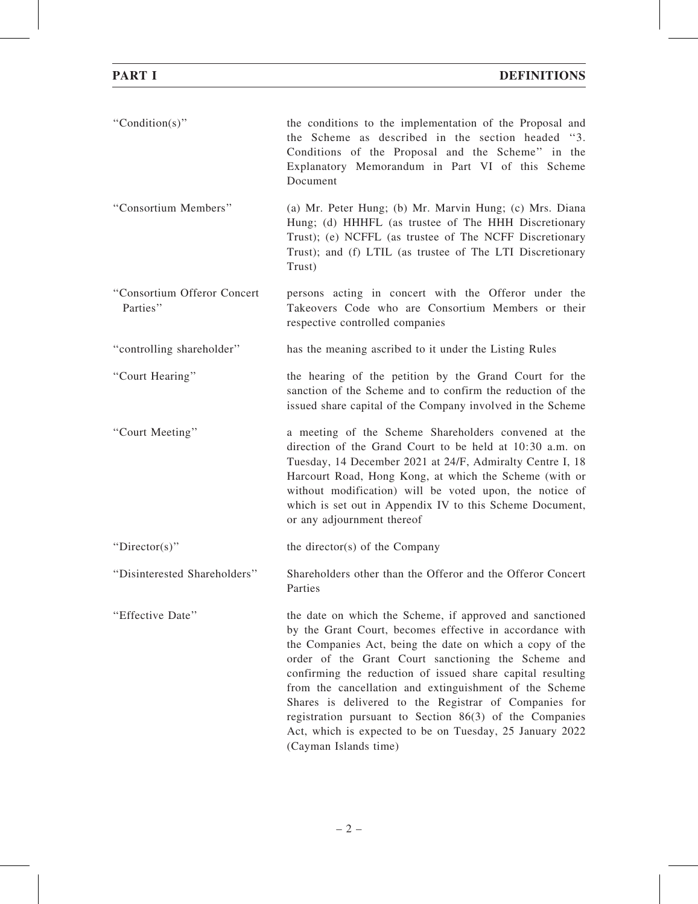| | |
|---|---|
| "Condition(s)" | the conditions to the implementation of the Proposal and the Scheme as described in the section headed "3. Conditions of the Proposal and the Scheme" in the Explanatory Memorandum in Part VI of this Scheme Document |
| "Consortium Members" | (a) Mr. Peter Hung; (b) Mr. Marvin Hung; (c) Mrs. Diana Hung; (d) HHHFL (as trustee of The HHH Discretionary Trust); (e) NCFFL (as trustee of The NCFF Discretionary Trust); and (f) LTIL (as trustee of The LTI Discretionary Trust) |
| "Consortium Offeror Concert Parties" | persons acting in concert with the Offeror under the Takeovers Code who are Consortium Members or their respective controlled companies |
| "controlling shareholder" | has the meaning ascribed to it under the Listing Rules |
| "Court Hearing" | the hearing of the petition by the Grand Court for the sanction of the Scheme and to confirm the reduction of the issued share capital of the Company involved in the Scheme |
| "Court Meeting" | a meeting of the Scheme Shareholders convened at the direction of the Grand Court to be held at 10:30 a.m. on Tuesday, 14 December 2021 at 24/F, Admiralty Centre I, 18 Harcourt Road, Hong Kong, at which the Scheme (with or without modification) will be voted upon, the notice of which is set out in Appendix IV to this Scheme Document, or any adjournment thereof |
| "Director(s)" | the director(s) of the Company |
| "Disinterested Shareholders" | Shareholders other than the Offeror and the Offeror Concert Parties |
| "Effective Date" | the date on which the Scheme, if approved and sanctioned by the Grant Court, becomes effective in accordance with the Companies Act, being the date on which a copy of the order of the Grant Court sanctioning the Scheme and confirming the reduction of issued share capital resulting from the cancellation and extinguishment of the Scheme Shares is delivered to the Registrar of Companies for registration pursuant to Section 86(3) of the Companies Act, which is expected to be on Tuesday, 25 January 2022 (Cayman Islands time) |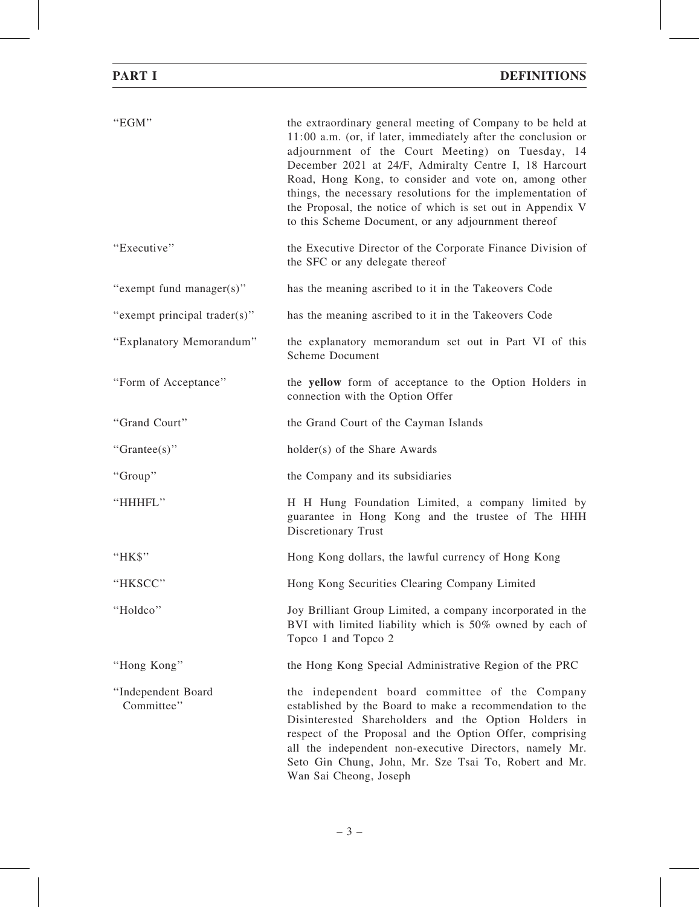| | |
|---|---|
| "EGM" | the extraordinary general meeting of Company to be held at 11:00 a.m. (or, if later, immediately after the conclusion or adjournment of the Court Meeting) on Tuesday, 14 December 2021 at 24/F, Admiralty Centre I, 18 Harcourt Road, Hong Kong, to consider and vote on, among other things, the necessary resolutions for the implementation of the Proposal, the notice of which is set out in Appendix V to this Scheme Document, or any adjournment thereof |
| "Executive" | the Executive Director of the Corporate Finance Division of the SFC or any delegate thereof |
| "exempt fund manager(s)" | has the meaning ascribed to it in the Takeovers Code |
| "exempt principal trader(s)" | has the meaning ascribed to it in the Takeovers Code |
| "Explanatory Memorandum" | the explanatory memorandum set out in Part VI of this Scheme Document |
| "Form of Acceptance" | the **yellow** form of acceptance to the Option Holders in connection with the Option Offer |
| "Grand Court" | the Grand Court of the Cayman Islands |
| "Grantee(s)" | holder(s) of the Share Awards |
| "Group" | the Company and its subsidiaries |
| "HHHFL" | H H Hung Foundation Limited, a company limited by guarantee in Hong Kong and the trustee of The HHH Discretionary Trust |
| "HK$" | Hong Kong dollars, the lawful currency of Hong Kong |
| "HKSCC" | Hong Kong Securities Clearing Company Limited |
| "Holdco" | Joy Brilliant Group Limited, a company incorporated in the BVI with limited liability which is 50% owned by each of Topco 1 and Topco 2 |
| "Hong Kong" | the Hong Kong Special Administrative Region of the PRC |
| "Independent Board Committee" | the independent board committee of the Company established by the Board to make a recommendation to the Disinterested Shareholders and the Option Holders in respect of the Proposal and the Option Offer, comprising all the independent non-executive Directors, namely Mr. Seto Gin Chung, John, Mr. Sze Tsai To, Robert and Mr. Wan Sai Cheong, Joseph |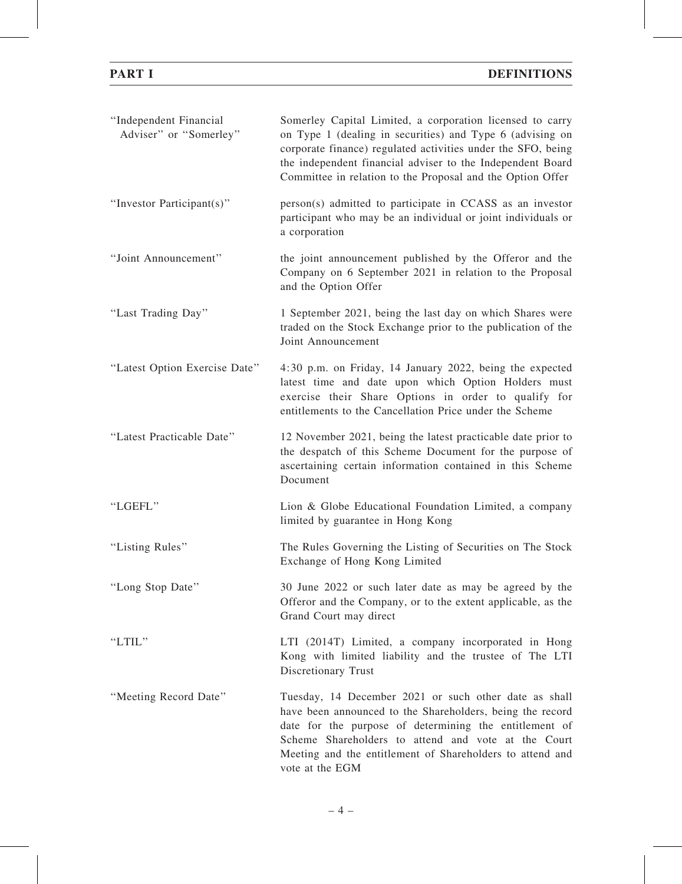| | |
|---|---|
| "Independent Financial Adviser" or "Somerley" | Somerley Capital Limited, a corporation licensed to carry on Type 1 (dealing in securities) and Type 6 (advising on corporate finance) regulated activities under the SFO, being the independent financial adviser to the Independent Board Committee in relation to the Proposal and the Option Offer |
| "Investor Participant(s)" | person(s) admitted to participate in CCASS as an investor participant who may be an individual or joint individuals or a corporation |
| "Joint Announcement" | the joint announcement published by the Offeror and the Company on 6 September 2021 in relation to the Proposal and the Option Offer |
| "Last Trading Day" | 1 September 2021, being the last day on which Shares were traded on the Stock Exchange prior to the publication of the Joint Announcement |
| "Latest Option Exercise Date" | 4:30 p.m. on Friday, 14 January 2022, being the expected latest time and date upon which Option Holders must exercise their Share Options in order to qualify for entitlements to the Cancellation Price under the Scheme |
| "Latest Practicable Date" | 12 November 2021, being the latest practicable date prior to the despatch of this Scheme Document for the purpose of ascertaining certain information contained in this Scheme Document |
| "LGEFL" | Lion & Globe Educational Foundation Limited, a company limited by guarantee in Hong Kong |
| "Listing Rules" | The Rules Governing the Listing of Securities on The Stock Exchange of Hong Kong Limited |
| "Long Stop Date" | 30 June 2022 or such later date as may be agreed by the Offeror and the Company, or to the extent applicable, as the Grand Court may direct |
| "LTIL" | LTI (2014T) Limited, a company incorporated in Hong Kong with limited liability and the trustee of The LTI Discretionary Trust |
| "Meeting Record Date" | Tuesday, 14 December 2021 or such other date as shall have been announced to the Shareholders, being the record date for the purpose of determining the entitlement of Scheme Shareholders to attend and vote at the Court Meeting and the entitlement of Shareholders to attend and vote at the EGM |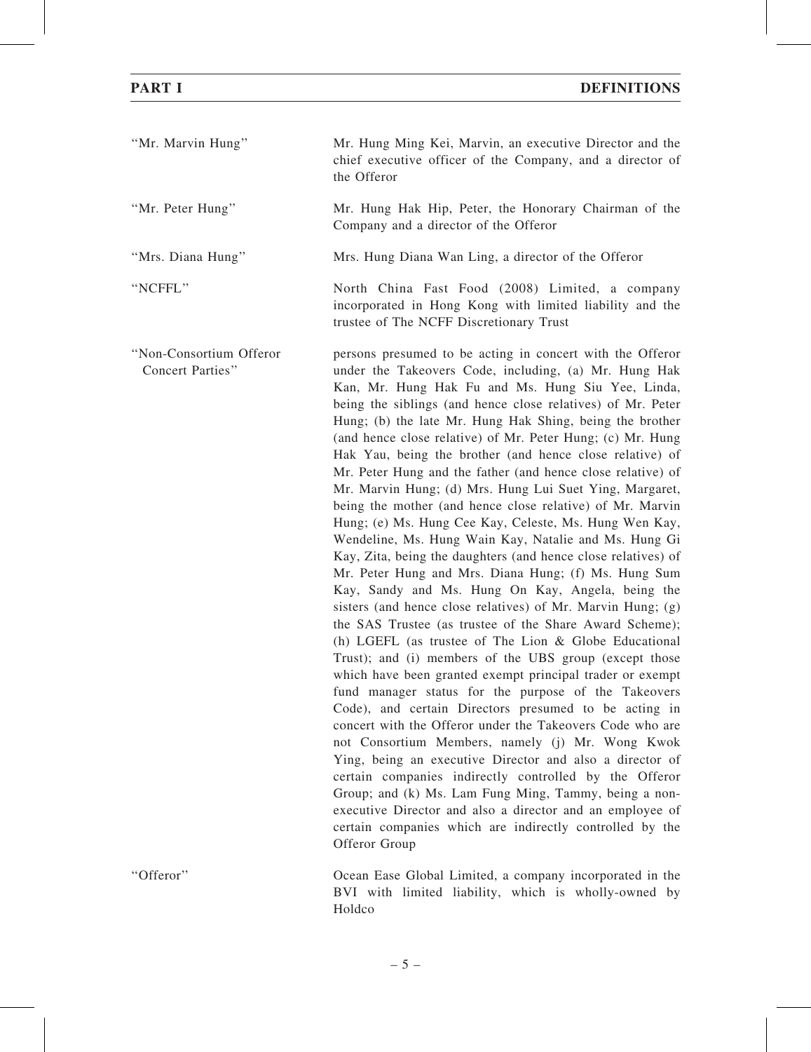| | |
|---|---|
| "Mr. Marvin Hung" | Mr. Hung Ming Kei, Marvin, an executive Director and the chief executive officer of the Company, and a director of the Offeror |
| "Mr. Peter Hung" | Mr. Hung Hak Hip, Peter, the Honorary Chairman of the Company and a director of the Offeror |
| "Mrs. Diana Hung" | Mrs. Hung Diana Wan Ling, a director of the Offeror |
| "NCFFL" | North China Fast Food (2008) Limited, a company incorporated in Hong Kong with limited liability and the trustee of The NCFF Discretionary Trust |
| "Non-Consortium Offeror Concert Parties" | persons presumed to be acting in concert with the Offeror under the Takeovers Code, including, (a) Mr. Hung Hak Kan, Mr. Hung Hak Fu and Ms. Hung Siu Yee, Linda, being the siblings (and hence close relatives) of Mr. Peter Hung; (b) the late Mr. Hung Hak Shing, being the brother (and hence close relative) of Mr. Peter Hung; (c) Mr. Hung Hak Yau, being the brother (and hence close relative) of Mr. Peter Hung and the father (and hence close relative) of Mr. Marvin Hung; (d) Mrs. Hung Lui Suet Ying, Margaret, being the mother (and hence close relative) of Mr. Marvin Hung; (e) Ms. Hung Cee Kay, Celeste, Ms. Hung Wen Kay, Wendeline, Ms. Hung Wain Kay, Natalie and Ms. Hung Gi Kay, Zita, being the daughters (and hence close relatives) of Mr. Peter Hung and Mrs. Diana Hung; (f) Ms. Hung Sum Kay, Sandy and Ms. Hung On Kay, Angela, being the sisters (and hence close relatives) of Mr. Marvin Hung; (g) the SAS Trustee (as trustee of the Share Award Scheme); (h) LGEFL (as trustee of The Lion & Globe Educational Trust); and (i) members of the UBS group (except those which have been granted exempt principal trader or exempt fund manager status for the purpose of the Takeovers Code), and certain Directors presumed to be acting in concert with the Offeror under the Takeovers Code who are not Consortium Members, namely (j) Mr. Wong Kwok Ying, being an executive Director and also a director of certain companies indirectly controlled by the Offeror Group; and (k) Ms. Lam Fung Ming, Tammy, being a non-executive Director and also a director and an employee of certain companies which are indirectly controlled by the Offeror Group |
| "Offeror" | Ocean Ease Global Limited, a company incorporated in the BVI with limited liability, which is wholly-owned by Holdco |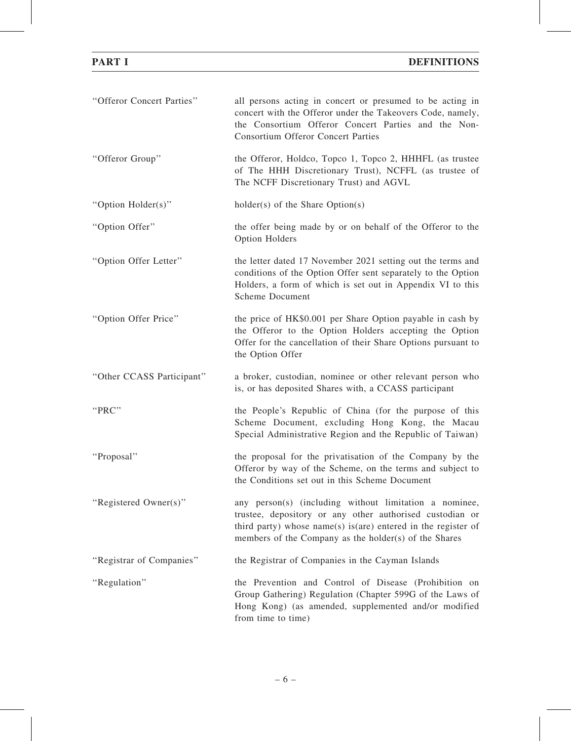| | |
|---|---|
| "Offeror Concert Parties" | all persons acting in concert or presumed to be acting in concert with the Offeror under the Takeovers Code, namely, the Consortium Offeror Concert Parties and the Non-Consortium Offeror Concert Parties |
| "Offeror Group" | the Offeror, Holdco, Topco 1, Topco 2, HHHFL (as trustee of The HHH Discretionary Trust), NCFFL (as trustee of The NCFF Discretionary Trust) and AGVL |
| "Option Holder(s)" | holder(s) of the Share Option(s) |
| "Option Offer" | the offer being made by or on behalf of the Offeror to the Option Holders |
| "Option Offer Letter" | the letter dated 17 November 2021 setting out the terms and conditions of the Option Offer sent separately to the Option Holders, a form of which is set out in Appendix VI to this Scheme Document |
| "Option Offer Price" | the price of HK$0.001 per Share Option payable in cash by the Offeror to the Option Holders accepting the Option Offer for the cancellation of their Share Options pursuant to the Option Offer |
| "Other CCASS Participant" | a broker, custodian, nominee or other relevant person who is, or has deposited Shares with, a CCASS participant |
| "PRC" | the People's Republic of China (for the purpose of this Scheme Document, excluding Hong Kong, the Macau Special Administrative Region and the Republic of Taiwan) |
| "Proposal" | the proposal for the privatisation of the Company by the Offeror by way of the Scheme, on the terms and subject to the Conditions set out in this Scheme Document |
| "Registered Owner(s)" | any person(s) (including without limitation a nominee, trustee, depository or any other authorised custodian or third party) whose name(s) is(are) entered in the register of members of the Company as the holder(s) of the Shares |
| "Registrar of Companies" | the Registrar of Companies in the Cayman Islands |
| "Regulation" | the Prevention and Control of Disease (Prohibition on Group Gathering) Regulation (Chapter 599G of the Laws of Hong Kong) (as amended, supplemented and/or modified from time to time) |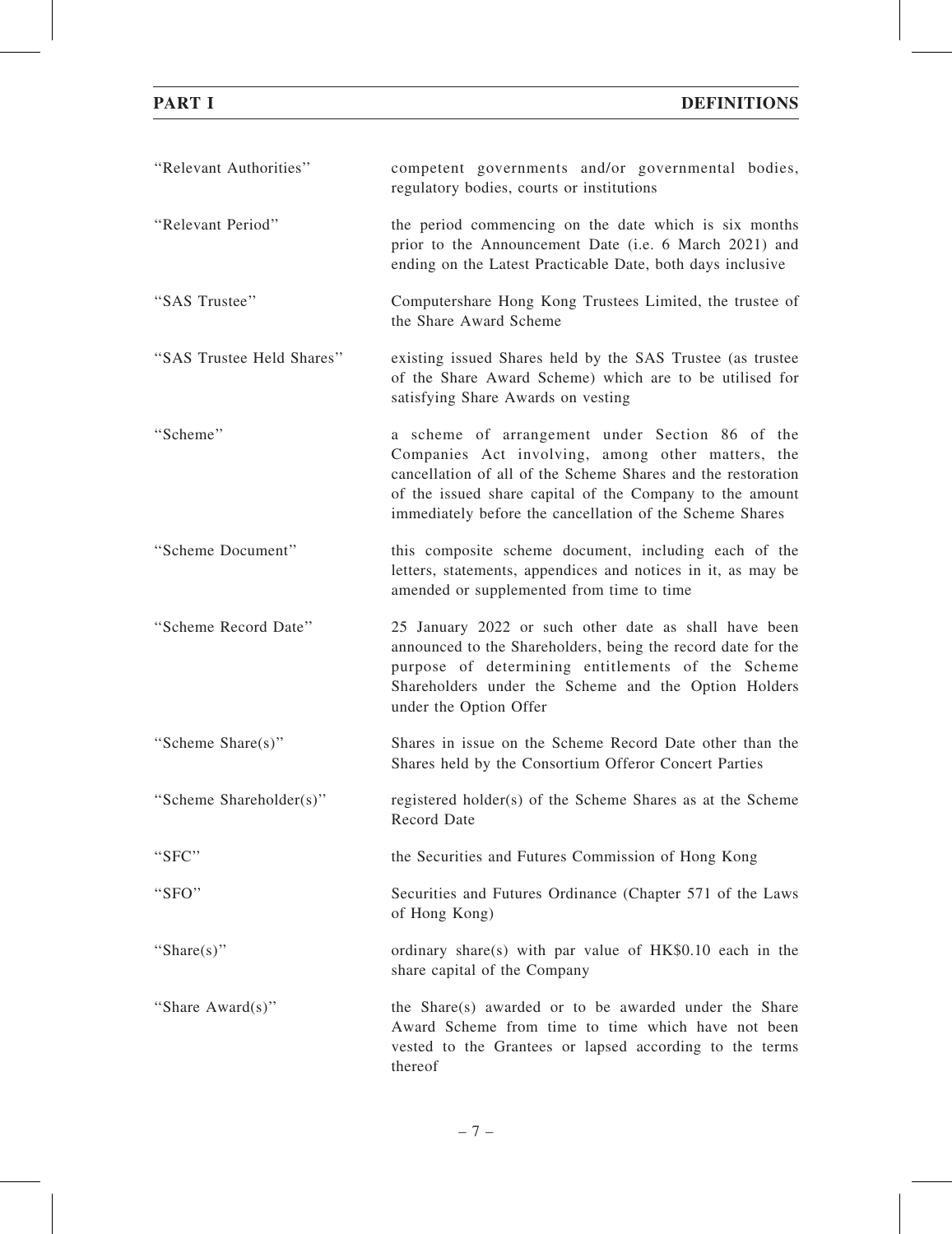| | |
|---|---|
| "Relevant Authorities" | competent governments and/or governmental bodies, regulatory bodies, courts or institutions |
| "Relevant Period" | the period commencing on the date which is six months prior to the Announcement Date (i.e. 6 March 2021) and ending on the Latest Practicable Date, both days inclusive |
| "SAS Trustee" | Computershare Hong Kong Trustees Limited, the trustee of the Share Award Scheme |
| "SAS Trustee Held Shares" | existing issued Shares held by the SAS Trustee (as trustee of the Share Award Scheme) which are to be utilised for satisfying Share Awards on vesting |
| "Scheme" | a scheme of arrangement under Section 86 of the Companies Act involving, among other matters, the cancellation of all of the Scheme Shares and the restoration of the issued share capital of the Company to the amount immediately before the cancellation of the Scheme Shares |
| "Scheme Document" | this composite scheme document, including each of the letters, statements, appendices and notices in it, as may be amended or supplemented from time to time |
| "Scheme Record Date" | 25 January 2022 or such other date as shall have been announced to the Shareholders, being the record date for the purpose of determining entitlements of the Scheme Shareholders under the Scheme and the Option Holders under the Option Offer |
| "Scheme Share(s)" | Shares in issue on the Scheme Record Date other than the Shares held by the Consortium Offeror Concert Parties |
| "Scheme Shareholder(s)" | registered holder(s) of the Scheme Shares as at the Scheme Record Date |
| "SFC" | the Securities and Futures Commission of Hong Kong |
| "SFO" | Securities and Futures Ordinance (Chapter 571 of the Laws of Hong Kong) |
| "Share(s)" | ordinary share(s) with par value of HK$0.10 each in the share capital of the Company |
| "Share Award(s)" | the Share(s) awarded or to be awarded under the Share Award Scheme from time to time which have not been vested to the Grantees or lapsed according to the terms thereof |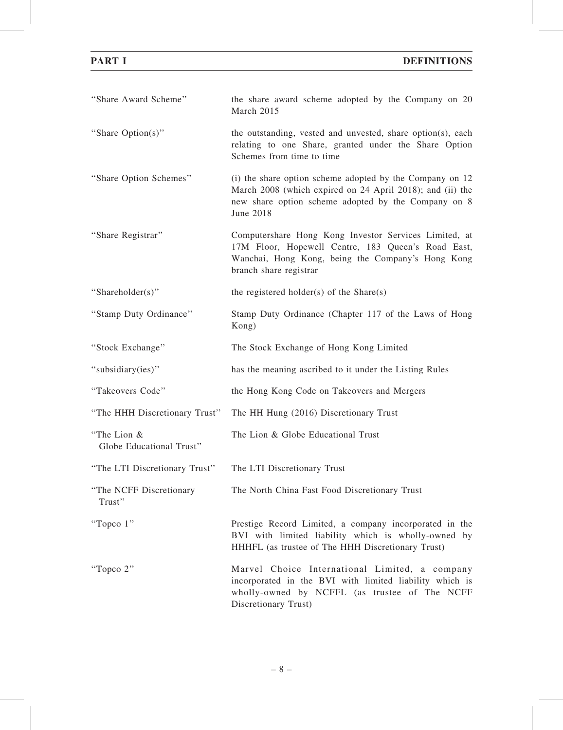| | |
|---|---|
| "Share Award Scheme" | the share award scheme adopted by the Company on 20 March 2015 |
| "Share Option(s)" | the outstanding, vested and unvested, share option(s), each relating to one Share, granted under the Share Option Schemes from time to time |
| "Share Option Schemes" | (i) the share option scheme adopted by the Company on 12 March 2008 (which expired on 24 April 2018); and (ii) the new share option scheme adopted by the Company on 8 June 2018 |
| "Share Registrar" | Computershare Hong Kong Investor Services Limited, at 17M Floor, Hopewell Centre, 183 Queen's Road East, Wanchai, Hong Kong, being the Company's Hong Kong branch share registrar |
| "Shareholder(s)" | the registered holder(s) of the Share(s) |
| "Stamp Duty Ordinance" | Stamp Duty Ordinance (Chapter 117 of the Laws of Hong Kong) |
| "Stock Exchange" | The Stock Exchange of Hong Kong Limited |
| "subsidiary(ies)" | has the meaning ascribed to it under the Listing Rules |
| "Takeovers Code" | the Hong Kong Code on Takeovers and Mergers |
| "The HHH Discretionary Trust" | The HH Hung (2016) Discretionary Trust |
| "The Lion & Globe Educational Trust" | The Lion & Globe Educational Trust |
| "The LTI Discretionary Trust" | The LTI Discretionary Trust |
| "The NCFF Discretionary Trust" | The North China Fast Food Discretionary Trust |
| "Topco 1" | Prestige Record Limited, a company incorporated in the BVI with limited liability which is wholly-owned by HHHFL (as trustee of The HHH Discretionary Trust) |
| "Topco 2" | Marvel Choice International Limited, a company incorporated in the BVI with limited liability which is wholly-owned by NCFFL (as trustee of The NCFF Discretionary Trust) |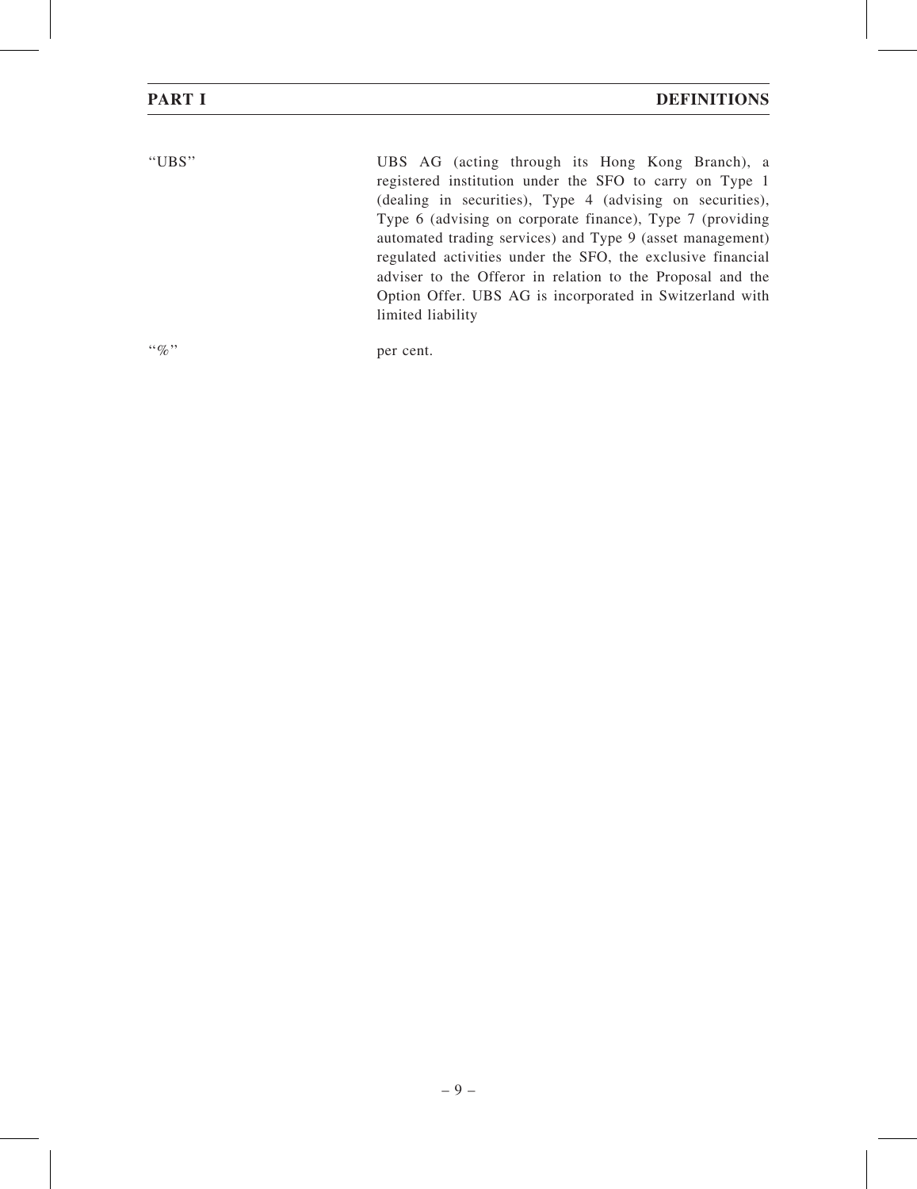| | |
|---|---|
| "UBS" | UBS AG (acting through its Hong Kong Branch), a registered institution under the SFO to carry on Type 1 (dealing in securities), Type 4 (advising on securities), Type 6 (advising on corporate finance), Type 7 (providing automated trading services) and Type 9 (asset management) regulated activities under the SFO, the exclusive financial adviser to the Offeror in relation to the Proposal and the Option Offer. UBS AG is incorporated in Switzerland with limited liability |
| "%" | per cent. |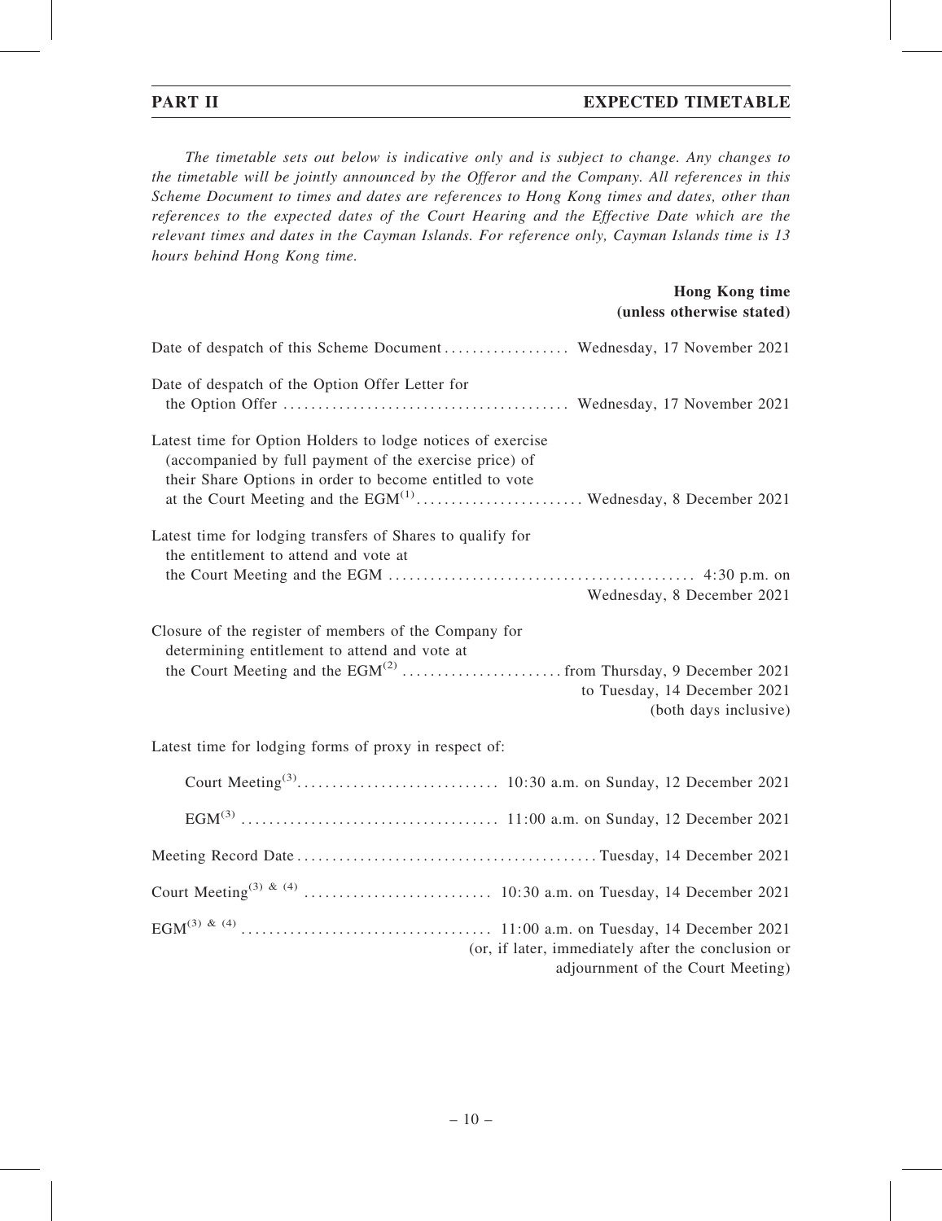## PART II EXPECTED TIMETABLE

*The timetable sets out below is indicative only and is subject to change. Any changes to the timetable will be jointly announced by the Offeror and the Company. All references in this Scheme Document to times and dates are references to Hong Kong times and dates, other than references to the expected dates of the Court Hearing and the Effective Date which are the relevant times and dates in the Cayman Islands. For reference only, Cayman Islands time is 13 hours behind Hong Kong time.*

| | **Hong Kong time (unless otherwise stated)** |
|---|---|
| Date of despatch of this Scheme Document | Wednesday, 17 November 2021 |
| Date of despatch of the Option Offer Letter for the Option Offer | Wednesday, 17 November 2021 |
| Latest time for Option Holders to lodge notices of exercise (accompanied by full payment of the exercise price) of their Share Options in order to become entitled to vote at the Court Meeting and the EGM[(1)] | Wednesday, 8 December 2021 |
| Latest time for lodging transfers of Shares to qualify for the entitlement to attend and vote at the Court Meeting and the EGM | 4:30 p.m. on Wednesday, 8 December 2021 |
| Closure of the register of members of the Company for determining entitlement to attend and vote at the Court Meeting and the EGM[(2)] | from Thursday, 9 December 2021 to Tuesday, 14 December 2021 (both days inclusive) |
| Latest time for lodging forms of proxy in respect of: | |
| Court Meeting[(3)] | 10:30 a.m. on Sunday, 12 December 2021 |
| EGM[(3)] | 11:00 a.m. on Sunday, 12 December 2021 |
| Meeting Record Date | Tuesday, 14 December 2021 |
| Court Meeting[(3) & (4)] | 10:30 a.m. on Tuesday, 14 December 2021 |
| EGM[(3) & (4)] | 11:00 a.m. on Tuesday, 14 December 2021 (or, if later, immediately after the conclusion or adjournment of the Court Meeting) |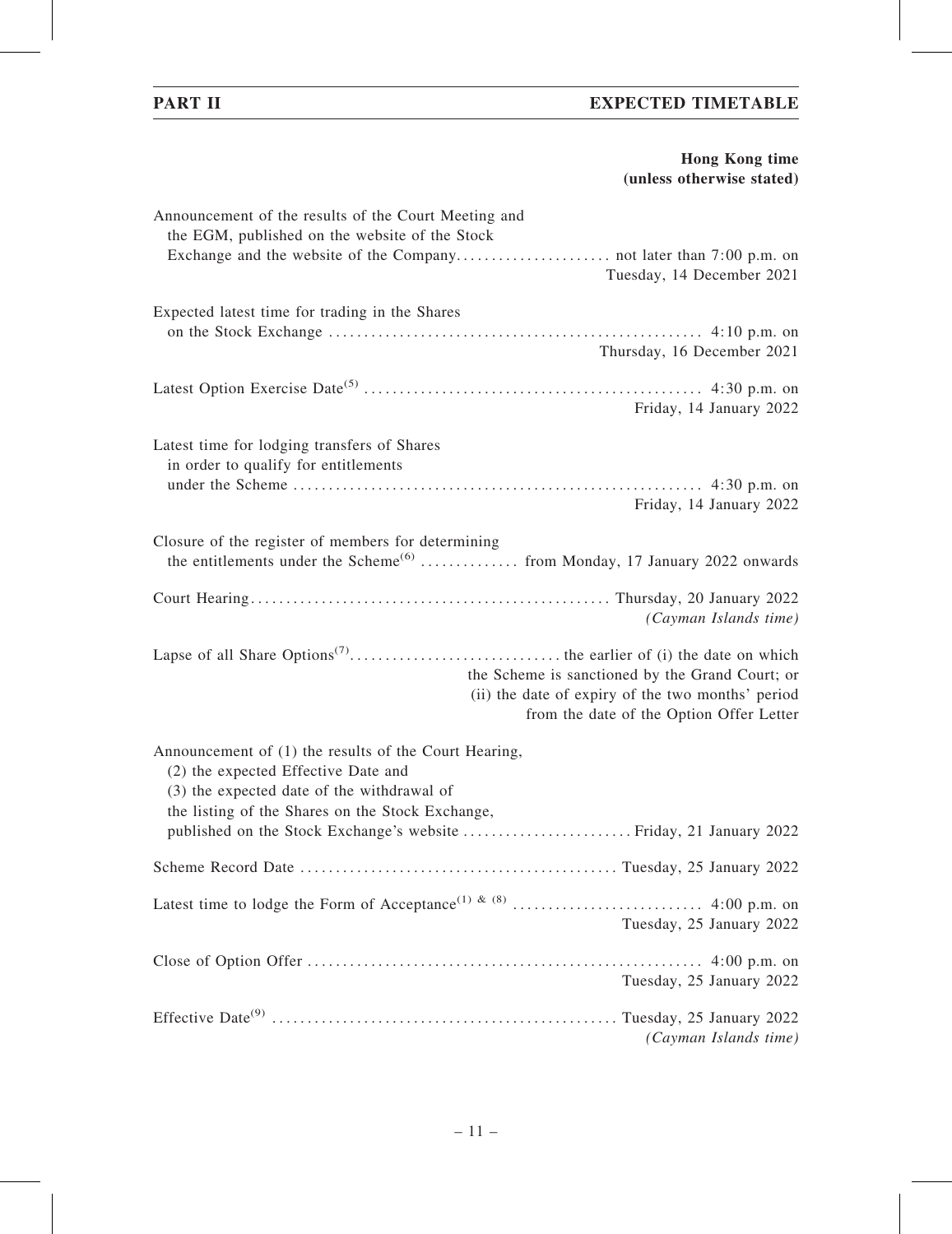## PART II EXPECTED TIMETABLE

| | Hong Kong time (unless otherwise stated) |
|---|---|
| Announcement of the results of the Court Meeting and the EGM, published on the website of the Stock Exchange and the website of the Company | not later than 7:00 p.m. on Tuesday, 14 December 2021 |
| Expected latest time for trading in the Shares on the Stock Exchange | 4:10 p.m. on Thursday, 16 December 2021 |
| Latest Option Exercise Date[(5)] | 4:30 p.m. on Friday, 14 January 2022 |
| Latest time for lodging transfers of Shares in order to qualify for entitlements under the Scheme | 4:30 p.m. on Friday, 14 January 2022 |
| Closure of the register of members for determining the entitlements under the Scheme[(6)] | from Monday, 17 January 2022 onwards |
| Court Hearing | Thursday, 20 January 2022 *(Cayman Islands time)* |
| Lapse of all Share Options[(7)] | the earlier of (i) the date on which the Scheme is sanctioned by the Grand Court; or (ii) the date of expiry of the two months' period from the date of the Option Offer Letter |
| Announcement of (1) the results of the Court Hearing, (2) the expected Effective Date and (3) the expected date of the withdrawal of the listing of the Shares on the Stock Exchange, published on the Stock Exchange's website | Friday, 21 January 2022 |
| Scheme Record Date | Tuesday, 25 January 2022 |
| Latest time to lodge the Form of Acceptance[(1) & (8)] | 4:00 p.m. on Tuesday, 25 January 2022 |
| Close of Option Offer | 4:00 p.m. on Tuesday, 25 January 2022 |
| Effective Date[(9)] | Tuesday, 25 January 2022 *(Cayman Islands time)* |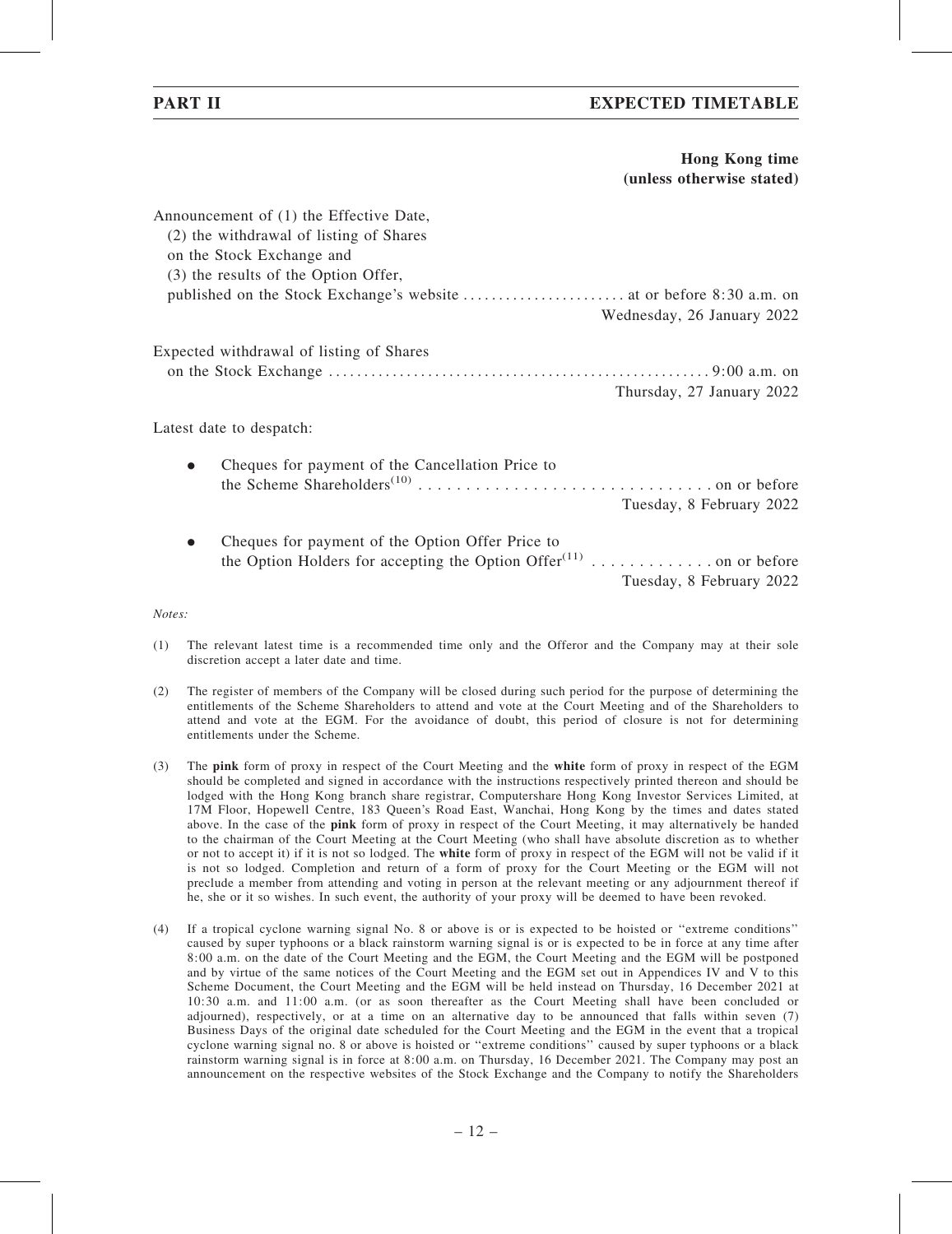Hong Kong time
(unless otherwise stated)

| | |
|---|---|
| Announcement of (1) the Effective Date, (2) the withdrawal of listing of Shares on the Stock Exchange and (3) the results of the Option Offer, published on the Stock Exchange's website | at or before 8:30 a.m. on Wednesday, 26 January 2022 |
| Expected withdrawal of listing of Shares on the Stock Exchange | 9:00 a.m. on Thursday, 27 January 2022 |

Latest date to despatch:

| | |
|---|---|
| • Cheques for payment of the Cancellation Price to the Scheme Shareholders(10) | on or before Tuesday, 8 February 2022 |
| • Cheques for payment of the Option Offer Price to the Option Holders for accepting the Option Offer(11) | on or before Tuesday, 8 February 2022 |

*Notes:*

(1) The relevant latest time is a recommended time only and the Offeror and the Company may at their sole discretion accept a later date and time.

(2) The register of members of the Company will be closed during such period for the purpose of determining the entitlements of the Scheme Shareholders to attend and vote at the Court Meeting and of the Shareholders to attend and vote at the EGM. For the avoidance of doubt, this period of closure is not for determining entitlements under the Scheme.

(3) The **pink** form of proxy in respect of the Court Meeting and the **white** form of proxy in respect of the EGM should be completed and signed in accordance with the instructions respectively printed thereon and should be lodged with the Hong Kong branch share registrar, Computershare Hong Kong Investor Services Limited, at 17M Floor, Hopewell Centre, 183 Queen's Road East, Wanchai, Hong Kong by the times and dates stated above. In the case of the **pink** form of proxy in respect of the Court Meeting, it may alternatively be handed to the chairman of the Court Meeting at the Court Meeting (who shall have absolute discretion as to whether or not to accept it) if it is not so lodged. The **white** form of proxy in respect of the EGM will not be valid if it is not so lodged. Completion and return of a form of proxy for the Court Meeting or the EGM will not preclude a member from attending and voting in person at the relevant meeting or any adjournment thereof if he, she or it so wishes. In such event, the authority of your proxy will be deemed to have been revoked.

(4) If a tropical cyclone warning signal No. 8 or above is or is expected to be hoisted or ''extreme conditions'' caused by super typhoons or a black rainstorm warning signal is or is expected to be in force at any time after 8:00 a.m. on the date of the Court Meeting and the EGM, the Court Meeting and the EGM will be postponed and by virtue of the same notices of the Court Meeting and the EGM set out in Appendices IV and V to this Scheme Document, the Court Meeting and the EGM will be held instead on Thursday, 16 December 2021 at 10:30 a.m. and 11:00 a.m. (or as soon thereafter as the Court Meeting shall have been concluded or adjourned), respectively, or at a time on an alternative day to be announced that falls within seven (7) Business Days of the original date scheduled for the Court Meeting and the EGM in the event that a tropical cyclone warning signal no. 8 or above is hoisted or ''extreme conditions'' caused by super typhoons or a black rainstorm warning signal is in force at 8:00 a.m. on Thursday, 16 December 2021. The Company may post an announcement on the respective websites of the Stock Exchange and the Company to notify the Shareholders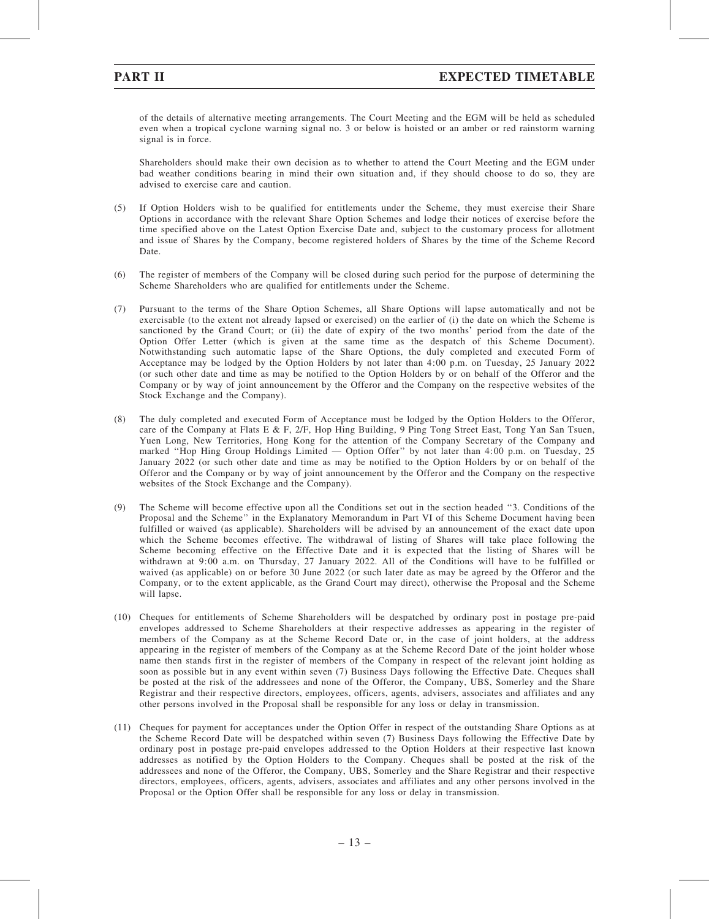of the details of alternative meeting arrangements. The Court Meeting and the EGM will be held as scheduled even when a tropical cyclone warning signal no. 3 or below is hoisted or an amber or red rainstorm warning signal is in force.

Shareholders should make their own decision as to whether to attend the Court Meeting and the EGM under bad weather conditions bearing in mind their own situation and, if they should choose to do so, they are advised to exercise care and caution.

(5) If Option Holders wish to be qualified for entitlements under the Scheme, they must exercise their Share Options in accordance with the relevant Share Option Schemes and lodge their notices of exercise before the time specified above on the Latest Option Exercise Date and, subject to the customary process for allotment and issue of Shares by the Company, become registered holders of Shares by the time of the Scheme Record Date.

(6) The register of members of the Company will be closed during such period for the purpose of determining the Scheme Shareholders who are qualified for entitlements under the Scheme.

(7) Pursuant to the terms of the Share Option Schemes, all Share Options will lapse automatically and not be exercisable (to the extent not already lapsed or exercised) on the earlier of (i) the date on which the Scheme is sanctioned by the Grand Court; or (ii) the date of expiry of the two months' period from the date of the Option Offer Letter (which is given at the same time as the despatch of this Scheme Document). Notwithstanding such automatic lapse of the Share Options, the duly completed and executed Form of Acceptance may be lodged by the Option Holders by not later than 4:00 p.m. on Tuesday, 25 January 2022 (or such other date and time as may be notified to the Option Holders by or on behalf of the Offeror and the Company or by way of joint announcement by the Offeror and the Company on the respective websites of the Stock Exchange and the Company).

(8) The duly completed and executed Form of Acceptance must be lodged by the Option Holders to the Offeror, care of the Company at Flats E & F, 2/F, Hop Hing Building, 9 Ping Tong Street East, Tong Yan San Tsuen, Yuen Long, New Territories, Hong Kong for the attention of the Company Secretary of the Company and marked ''Hop Hing Group Holdings Limited — Option Offer'' by not later than 4:00 p.m. on Tuesday, 25 January 2022 (or such other date and time as may be notified to the Option Holders by or on behalf of the Offeror and the Company or by way of joint announcement by the Offeror and the Company on the respective websites of the Stock Exchange and the Company).

(9) The Scheme will become effective upon all the Conditions set out in the section headed ''3. Conditions of the Proposal and the Scheme'' in the Explanatory Memorandum in Part VI of this Scheme Document having been fulfilled or waived (as applicable). Shareholders will be advised by an announcement of the exact date upon which the Scheme becomes effective. The withdrawal of listing of Shares will take place following the Scheme becoming effective on the Effective Date and it is expected that the listing of Shares will be withdrawn at 9:00 a.m. on Thursday, 27 January 2022. All of the Conditions will have to be fulfilled or waived (as applicable) on or before 30 June 2022 (or such later date as may be agreed by the Offeror and the Company, or to the extent applicable, as the Grand Court may direct), otherwise the Proposal and the Scheme will lapse.

(10) Cheques for entitlements of Scheme Shareholders will be despatched by ordinary post in postage pre-paid envelopes addressed to Scheme Shareholders at their respective addresses as appearing in the register of members of the Company as at the Scheme Record Date or, in the case of joint holders, at the address appearing in the register of members of the Company as at the Scheme Record Date of the joint holder whose name then stands first in the register of members of the Company in respect of the relevant joint holding as soon as possible but in any event within seven (7) Business Days following the Effective Date. Cheques shall be posted at the risk of the addressees and none of the Offeror, the Company, UBS, Somerley and the Share Registrar and their respective directors, employees, officers, agents, advisers, associates and affiliates and any other persons involved in the Proposal shall be responsible for any loss or delay in transmission.

(11) Cheques for payment for acceptances under the Option Offer in respect of the outstanding Share Options as at the Scheme Record Date will be despatched within seven (7) Business Days following the Effective Date by ordinary post in postage pre-paid envelopes addressed to the Option Holders at their respective last known addresses as notified by the Option Holders to the Company. Cheques shall be posted at the risk of the addressees and none of the Offeror, the Company, UBS, Somerley and the Share Registrar and their respective directors, employees, officers, agents, advisers, associates and affiliates and any other persons involved in the Proposal or the Option Offer shall be responsible for any loss or delay in transmission.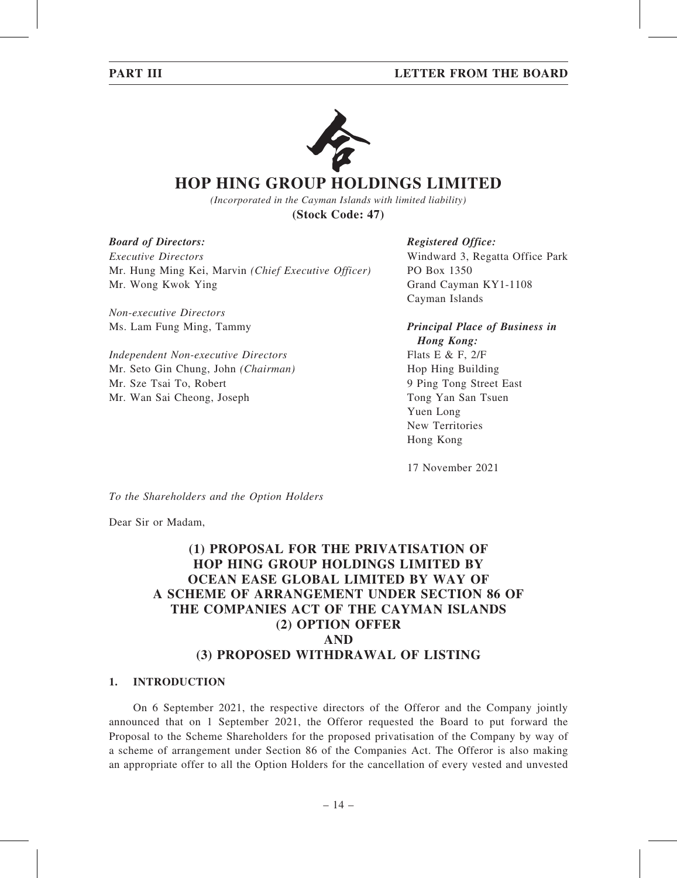# HOP HING GROUP HOLDINGS LIMITED

*(Incorporated in the Cayman Islands with limited liability)*

**(Stock Code: 47)**

***Board of Directors:***

*Executive Directors*
Mr. Hung Ming Kei, Marvin *(Chief Executive Officer)*
Mr. Wong Kwok Ying

*Non-executive Directors*
Ms. Lam Fung Ming, Tammy

*Independent Non-executive Directors*
Mr. Seto Gin Chung, John *(Chairman)*
Mr. Sze Tsai To, Robert
Mr. Wan Sai Cheong, Joseph

***Registered Office:***
Windward 3, Regatta Office Park
PO Box 1350
Grand Cayman KY1-1108
Cayman Islands

***Principal Place of Business in Hong Kong:***
Flats E & F, 2/F
Hop Hing Building
9 Ping Tong Street East
Tong Yan San Tsuen
Yuen Long
New Territories
Hong Kong

17 November 2021

*To the Shareholders and the Option Holders*

Dear Sir or Madam,

## (1) PROPOSAL FOR THE PRIVATISATION OF HOP HING GROUP HOLDINGS LIMITED BY OCEAN EASE GLOBAL LIMITED BY WAY OF A SCHEME OF ARRANGEMENT UNDER SECTION 86 OF THE COMPANIES ACT OF THE CAYMAN ISLANDS (2) OPTION OFFER AND (3) PROPOSED WITHDRAWAL OF LISTING

### 1. INTRODUCTION

On 6 September 2021, the respective directors of the Offeror and the Company jointly announced that on 1 September 2021, the Offeror requested the Board to put forward the Proposal to the Scheme Shareholders for the proposed privatisation of the Company by way of a scheme of arrangement under Section 86 of the Companies Act. The Offeror is also making an appropriate offer to all the Option Holders for the cancellation of every vested and unvested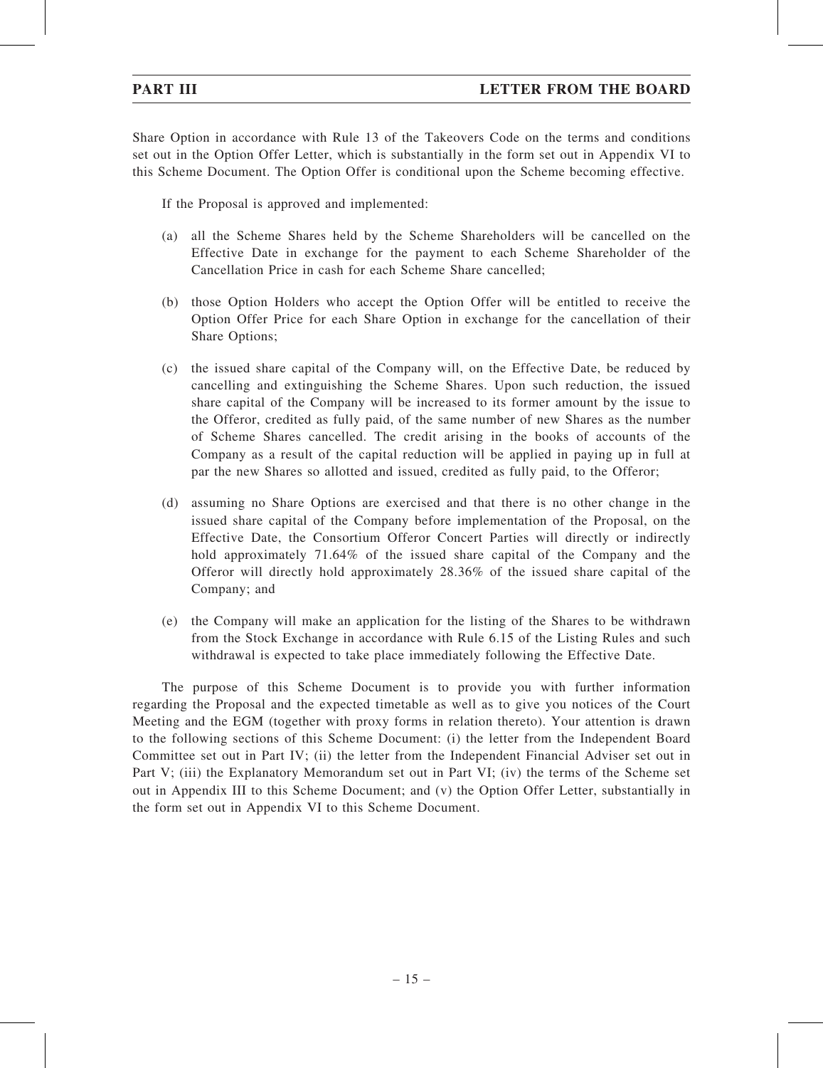Share Option in accordance with Rule 13 of the Takeovers Code on the terms and conditions set out in the Option Offer Letter, which is substantially in the form set out in Appendix VI to this Scheme Document. The Option Offer is conditional upon the Scheme becoming effective.

If the Proposal is approved and implemented:

(a) all the Scheme Shares held by the Scheme Shareholders will be cancelled on the Effective Date in exchange for the payment to each Scheme Shareholder of the Cancellation Price in cash for each Scheme Share cancelled;

(b) those Option Holders who accept the Option Offer will be entitled to receive the Option Offer Price for each Share Option in exchange for the cancellation of their Share Options;

(c) the issued share capital of the Company will, on the Effective Date, be reduced by cancelling and extinguishing the Scheme Shares. Upon such reduction, the issued share capital of the Company will be increased to its former amount by the issue to the Offeror, credited as fully paid, of the same number of new Shares as the number of Scheme Shares cancelled. The credit arising in the books of accounts of the Company as a result of the capital reduction will be applied in paying up in full at par the new Shares so allotted and issued, credited as fully paid, to the Offeror;

(d) assuming no Share Options are exercised and that there is no other change in the issued share capital of the Company before implementation of the Proposal, on the Effective Date, the Consortium Offeror Concert Parties will directly or indirectly hold approximately 71.64% of the issued share capital of the Company and the Offeror will directly hold approximately 28.36% of the issued share capital of the Company; and

(e) the Company will make an application for the listing of the Shares to be withdrawn from the Stock Exchange in accordance with Rule 6.15 of the Listing Rules and such withdrawal is expected to take place immediately following the Effective Date.

The purpose of this Scheme Document is to provide you with further information regarding the Proposal and the expected timetable as well as to give you notices of the Court Meeting and the EGM (together with proxy forms in relation thereto). Your attention is drawn to the following sections of this Scheme Document: (i) the letter from the Independent Board Committee set out in Part IV; (ii) the letter from the Independent Financial Adviser set out in Part V; (iii) the Explanatory Memorandum set out in Part VI; (iv) the terms of the Scheme set out in Appendix III to this Scheme Document; and (v) the Option Offer Letter, substantially in the form set out in Appendix VI to this Scheme Document.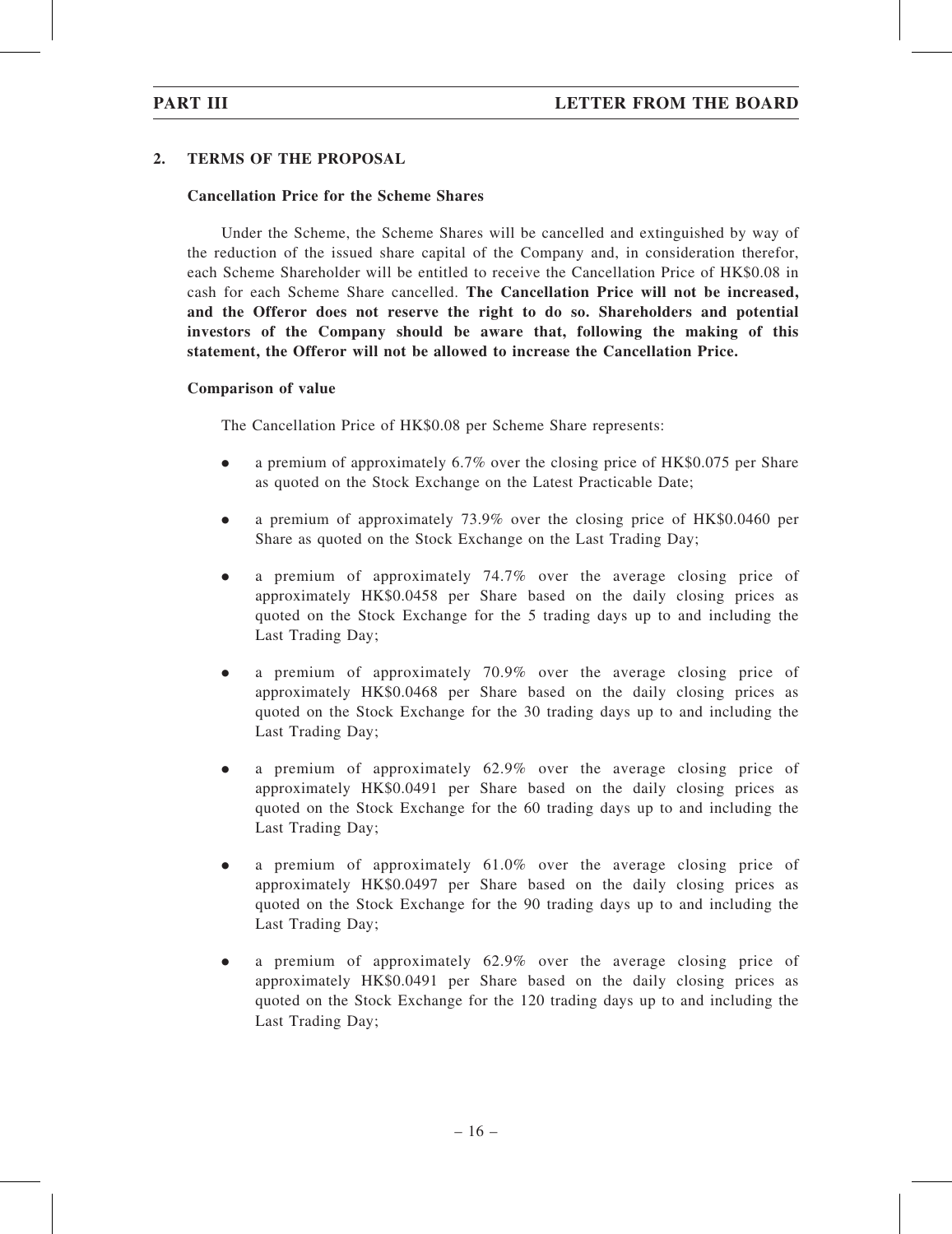## 2. TERMS OF THE PROPOSAL

### Cancellation Price for the Scheme Shares

Under the Scheme, the Scheme Shares will be cancelled and extinguished by way of the reduction of the issued share capital of the Company and, in consideration therefor, each Scheme Shareholder will be entitled to receive the Cancellation Price of HK$0.08 in cash for each Scheme Share cancelled. **The Cancellation Price will not be increased, and the Offeror does not reserve the right to do so. Shareholders and potential investors of the Company should be aware that, following the making of this statement, the Offeror will not be allowed to increase the Cancellation Price.**

### Comparison of value

The Cancellation Price of HK$0.08 per Scheme Share represents:

- a premium of approximately 6.7% over the closing price of HK$0.075 per Share as quoted on the Stock Exchange on the Latest Practicable Date;
- a premium of approximately 73.9% over the closing price of HK$0.0460 per Share as quoted on the Stock Exchange on the Last Trading Day;
- a premium of approximately 74.7% over the average closing price of approximately HK$0.0458 per Share based on the daily closing prices as quoted on the Stock Exchange for the 5 trading days up to and including the Last Trading Day;
- a premium of approximately 70.9% over the average closing price of approximately HK$0.0468 per Share based on the daily closing prices as quoted on the Stock Exchange for the 30 trading days up to and including the Last Trading Day;
- a premium of approximately 62.9% over the average closing price of approximately HK$0.0491 per Share based on the daily closing prices as quoted on the Stock Exchange for the 60 trading days up to and including the Last Trading Day;
- a premium of approximately 61.0% over the average closing price of approximately HK$0.0497 per Share based on the daily closing prices as quoted on the Stock Exchange for the 90 trading days up to and including the Last Trading Day;
- a premium of approximately 62.9% over the average closing price of approximately HK$0.0491 per Share based on the daily closing prices as quoted on the Stock Exchange for the 120 trading days up to and including the Last Trading Day;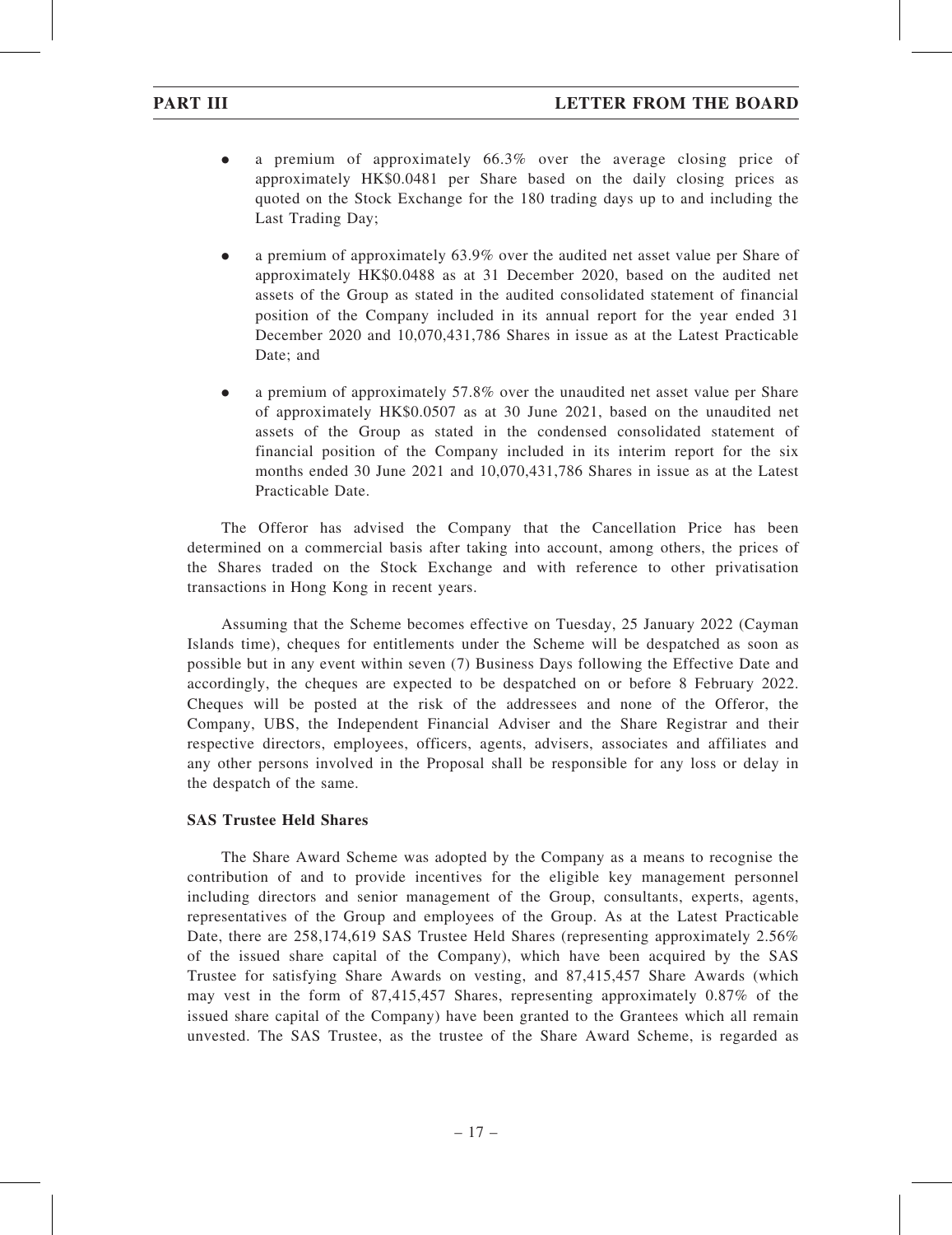- a premium of approximately 66.3% over the average closing price of approximately HK$0.0481 per Share based on the daily closing prices as quoted on the Stock Exchange for the 180 trading days up to and including the Last Trading Day;

- a premium of approximately 63.9% over the audited net asset value per Share of approximately HK$0.0488 as at 31 December 2020, based on the audited net assets of the Group as stated in the audited consolidated statement of financial position of the Company included in its annual report for the year ended 31 December 2020 and 10,070,431,786 Shares in issue as at the Latest Practicable Date; and

- a premium of approximately 57.8% over the unaudited net asset value per Share of approximately HK$0.0507 as at 30 June 2021, based on the unaudited net assets of the Group as stated in the condensed consolidated statement of financial position of the Company included in its interim report for the six months ended 30 June 2021 and 10,070,431,786 Shares in issue as at the Latest Practicable Date.

The Offeror has advised the Company that the Cancellation Price has been determined on a commercial basis after taking into account, among others, the prices of the Shares traded on the Stock Exchange and with reference to other privatisation transactions in Hong Kong in recent years.

Assuming that the Scheme becomes effective on Tuesday, 25 January 2022 (Cayman Islands time), cheques for entitlements under the Scheme will be despatched as soon as possible but in any event within seven (7) Business Days following the Effective Date and accordingly, the cheques are expected to be despatched on or before 8 February 2022. Cheques will be posted at the risk of the addressees and none of the Offeror, the Company, UBS, the Independent Financial Adviser and the Share Registrar and their respective directors, employees, officers, agents, advisers, associates and affiliates and any other persons involved in the Proposal shall be responsible for any loss or delay in the despatch of the same.

**SAS Trustee Held Shares**

The Share Award Scheme was adopted by the Company as a means to recognise the contribution of and to provide incentives for the eligible key management personnel including directors and senior management of the Group, consultants, experts, agents, representatives of the Group and employees of the Group. As at the Latest Practicable Date, there are 258,174,619 SAS Trustee Held Shares (representing approximately 2.56% of the issued share capital of the Company), which have been acquired by the SAS Trustee for satisfying Share Awards on vesting, and 87,415,457 Share Awards (which may vest in the form of 87,415,457 Shares, representing approximately 0.87% of the issued share capital of the Company) have been granted to the Grantees which all remain unvested. The SAS Trustee, as the trustee of the Share Award Scheme, is regarded as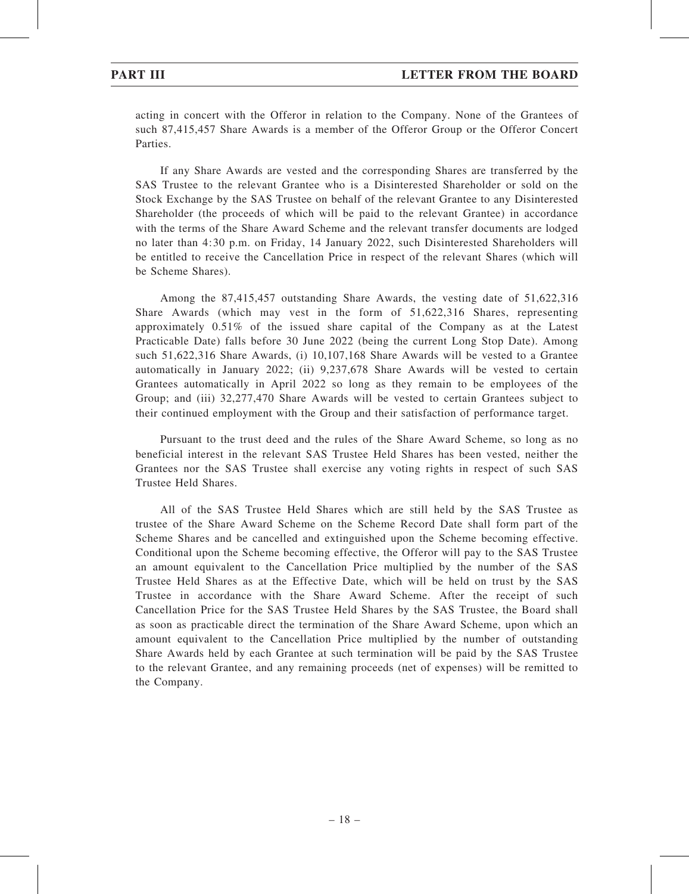acting in concert with the Offeror in relation to the Company. None of the Grantees of such 87,415,457 Share Awards is a member of the Offeror Group or the Offeror Concert Parties.

If any Share Awards are vested and the corresponding Shares are transferred by the SAS Trustee to the relevant Grantee who is a Disinterested Shareholder or sold on the Stock Exchange by the SAS Trustee on behalf of the relevant Grantee to any Disinterested Shareholder (the proceeds of which will be paid to the relevant Grantee) in accordance with the terms of the Share Award Scheme and the relevant transfer documents are lodged no later than 4:30 p.m. on Friday, 14 January 2022, such Disinterested Shareholders will be entitled to receive the Cancellation Price in respect of the relevant Shares (which will be Scheme Shares).

Among the 87,415,457 outstanding Share Awards, the vesting date of 51,622,316 Share Awards (which may vest in the form of 51,622,316 Shares, representing approximately 0.51% of the issued share capital of the Company as at the Latest Practicable Date) falls before 30 June 2022 (being the current Long Stop Date). Among such 51,622,316 Share Awards, (i) 10,107,168 Share Awards will be vested to a Grantee automatically in January 2022; (ii) 9,237,678 Share Awards will be vested to certain Grantees automatically in April 2022 so long as they remain to be employees of the Group; and (iii) 32,277,470 Share Awards will be vested to certain Grantees subject to their continued employment with the Group and their satisfaction of performance target.

Pursuant to the trust deed and the rules of the Share Award Scheme, so long as no beneficial interest in the relevant SAS Trustee Held Shares has been vested, neither the Grantees nor the SAS Trustee shall exercise any voting rights in respect of such SAS Trustee Held Shares.

All of the SAS Trustee Held Shares which are still held by the SAS Trustee as trustee of the Share Award Scheme on the Scheme Record Date shall form part of the Scheme Shares and be cancelled and extinguished upon the Scheme becoming effective. Conditional upon the Scheme becoming effective, the Offeror will pay to the SAS Trustee an amount equivalent to the Cancellation Price multiplied by the number of the SAS Trustee Held Shares as at the Effective Date, which will be held on trust by the SAS Trustee in accordance with the Share Award Scheme. After the receipt of such Cancellation Price for the SAS Trustee Held Shares by the SAS Trustee, the Board shall as soon as practicable direct the termination of the Share Award Scheme, upon which an amount equivalent to the Cancellation Price multiplied by the number of outstanding Share Awards held by each Grantee at such termination will be paid by the SAS Trustee to the relevant Grantee, and any remaining proceeds (net of expenses) will be remitted to the Company.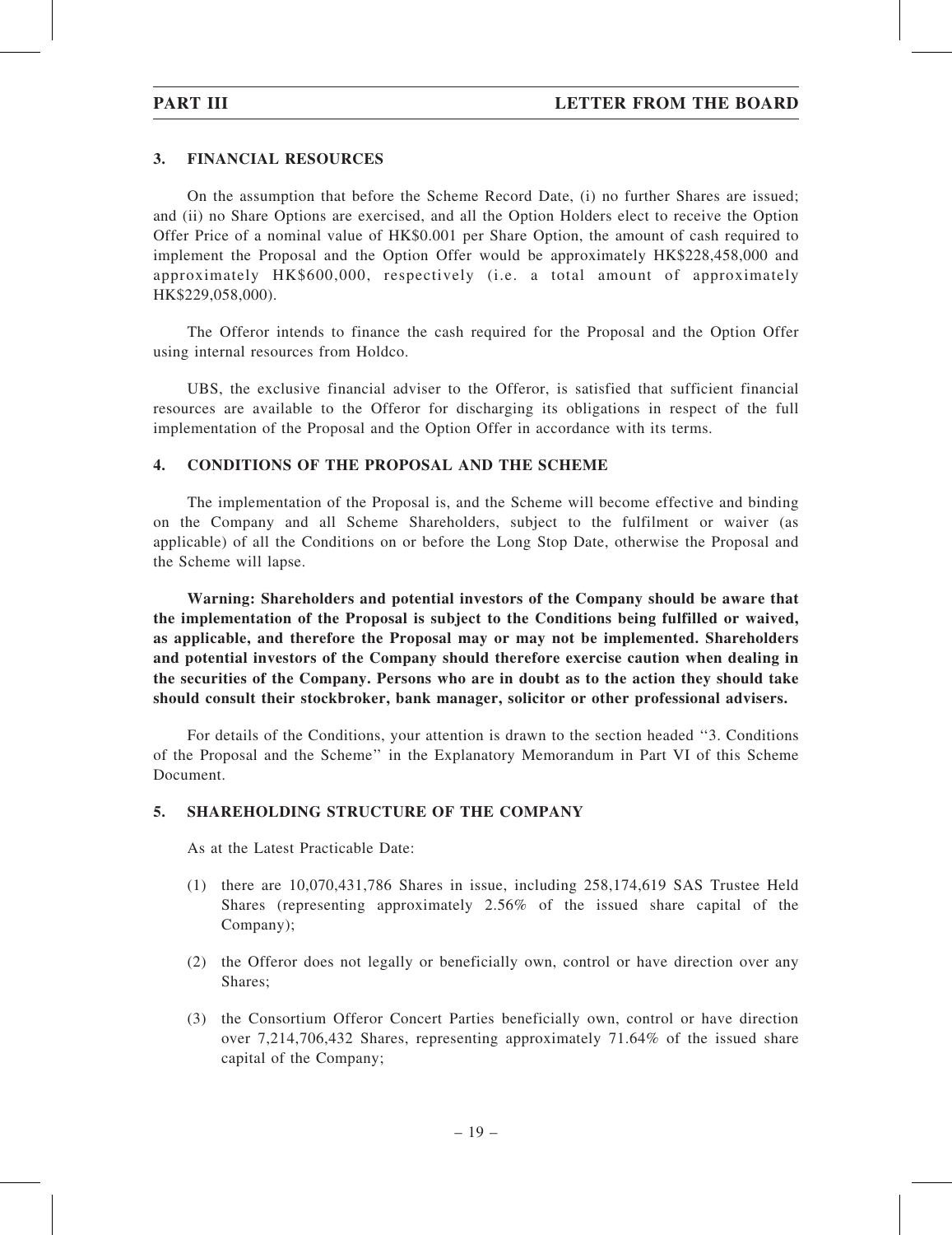## 3. FINANCIAL RESOURCES

On the assumption that before the Scheme Record Date, (i) no further Shares are issued; and (ii) no Share Options are exercised, and all the Option Holders elect to receive the Option Offer Price of a nominal value of HK$0.001 per Share Option, the amount of cash required to implement the Proposal and the Option Offer would be approximately HK$228,458,000 and approximately HK$600,000, respectively (i.e. a total amount of approximately HK$229,058,000).

The Offeror intends to finance the cash required for the Proposal and the Option Offer using internal resources from Holdco.

UBS, the exclusive financial adviser to the Offeror, is satisfied that sufficient financial resources are available to the Offeror for discharging its obligations in respect of the full implementation of the Proposal and the Option Offer in accordance with its terms.

## 4. CONDITIONS OF THE PROPOSAL AND THE SCHEME

The implementation of the Proposal is, and the Scheme will become effective and binding on the Company and all Scheme Shareholders, subject to the fulfilment or waiver (as applicable) of all the Conditions on or before the Long Stop Date, otherwise the Proposal and the Scheme will lapse.

**Warning: Shareholders and potential investors of the Company should be aware that the implementation of the Proposal is subject to the Conditions being fulfilled or waived, as applicable, and therefore the Proposal may or may not be implemented. Shareholders and potential investors of the Company should therefore exercise caution when dealing in the securities of the Company. Persons who are in doubt as to the action they should take should consult their stockbroker, bank manager, solicitor or other professional advisers.**

For details of the Conditions, your attention is drawn to the section headed "3. Conditions of the Proposal and the Scheme" in the Explanatory Memorandum in Part VI of this Scheme Document.

## 5. SHAREHOLDING STRUCTURE OF THE COMPANY

As at the Latest Practicable Date:

(1) there are 10,070,431,786 Shares in issue, including 258,174,619 SAS Trustee Held Shares (representing approximately 2.56% of the issued share capital of the Company);

(2) the Offeror does not legally or beneficially own, control or have direction over any Shares;

(3) the Consortium Offeror Concert Parties beneficially own, control or have direction over 7,214,706,432 Shares, representing approximately 71.64% of the issued share capital of the Company;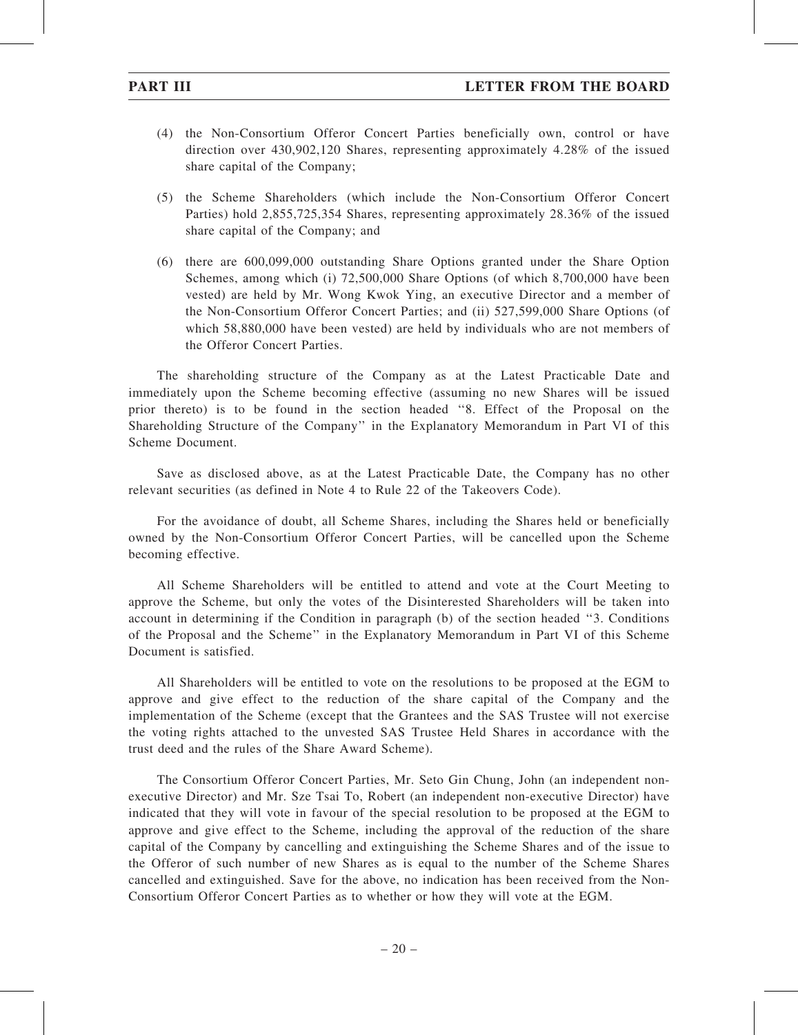(4) the Non-Consortium Offeror Concert Parties beneficially own, control or have direction over 430,902,120 Shares, representing approximately 4.28% of the issued share capital of the Company;

(5) the Scheme Shareholders (which include the Non-Consortium Offeror Concert Parties) hold 2,855,725,354 Shares, representing approximately 28.36% of the issued share capital of the Company; and

(6) there are 600,099,000 outstanding Share Options granted under the Share Option Schemes, among which (i) 72,500,000 Share Options (of which 8,700,000 have been vested) are held by Mr. Wong Kwok Ying, an executive Director and a member of the Non-Consortium Offeror Concert Parties; and (ii) 527,599,000 Share Options (of which 58,880,000 have been vested) are held by individuals who are not members of the Offeror Concert Parties.

The shareholding structure of the Company as at the Latest Practicable Date and immediately upon the Scheme becoming effective (assuming no new Shares will be issued prior thereto) is to be found in the section headed "8. Effect of the Proposal on the Shareholding Structure of the Company" in the Explanatory Memorandum in Part VI of this Scheme Document.

Save as disclosed above, as at the Latest Practicable Date, the Company has no other relevant securities (as defined in Note 4 to Rule 22 of the Takeovers Code).

For the avoidance of doubt, all Scheme Shares, including the Shares held or beneficially owned by the Non-Consortium Offeror Concert Parties, will be cancelled upon the Scheme becoming effective.

All Scheme Shareholders will be entitled to attend and vote at the Court Meeting to approve the Scheme, but only the votes of the Disinterested Shareholders will be taken into account in determining if the Condition in paragraph (b) of the section headed "3. Conditions of the Proposal and the Scheme" in the Explanatory Memorandum in Part VI of this Scheme Document is satisfied.

All Shareholders will be entitled to vote on the resolutions to be proposed at the EGM to approve and give effect to the reduction of the share capital of the Company and the implementation of the Scheme (except that the Grantees and the SAS Trustee will not exercise the voting rights attached to the unvested SAS Trustee Held Shares in accordance with the trust deed and the rules of the Share Award Scheme).

The Consortium Offeror Concert Parties, Mr. Seto Gin Chung, John (an independent non-executive Director) and Mr. Sze Tsai To, Robert (an independent non-executive Director) have indicated that they will vote in favour of the special resolution to be proposed at the EGM to approve and give effect to the Scheme, including the approval of the reduction of the share capital of the Company by cancelling and extinguishing the Scheme Shares and of the issue to the Offeror of such number of new Shares as is equal to the number of the Scheme Shares cancelled and extinguished. Save for the above, no indication has been received from the Non-Consortium Offeror Concert Parties as to whether or how they will vote at the EGM.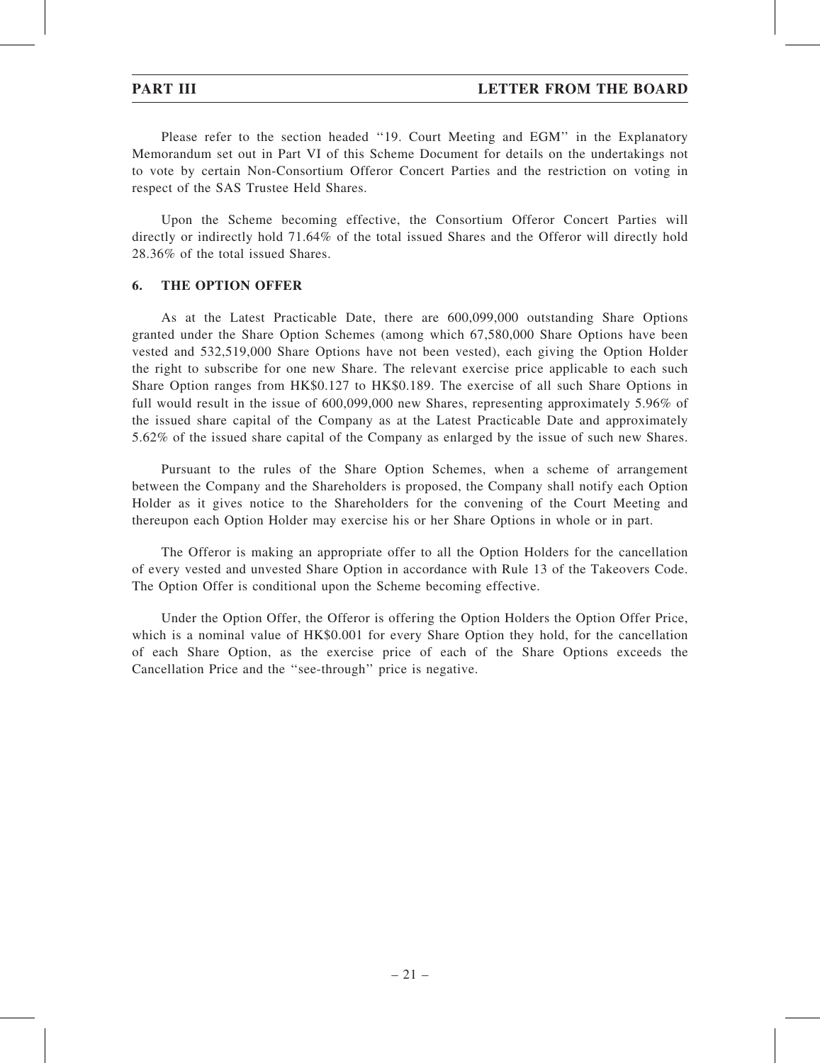Please refer to the section headed ''19. Court Meeting and EGM'' in the Explanatory Memorandum set out in Part VI of this Scheme Document for details on the undertakings not to vote by certain Non-Consortium Offeror Concert Parties and the restriction on voting in respect of the SAS Trustee Held Shares.

Upon the Scheme becoming effective, the Consortium Offeror Concert Parties will directly or indirectly hold 71.64% of the total issued Shares and the Offeror will directly hold 28.36% of the total issued Shares.

## 6. THE OPTION OFFER

As at the Latest Practicable Date, there are 600,099,000 outstanding Share Options granted under the Share Option Schemes (among which 67,580,000 Share Options have been vested and 532,519,000 Share Options have not been vested), each giving the Option Holder the right to subscribe for one new Share. The relevant exercise price applicable to each such Share Option ranges from HK$0.127 to HK$0.189. The exercise of all such Share Options in full would result in the issue of 600,099,000 new Shares, representing approximately 5.96% of the issued share capital of the Company as at the Latest Practicable Date and approximately 5.62% of the issued share capital of the Company as enlarged by the issue of such new Shares.

Pursuant to the rules of the Share Option Schemes, when a scheme of arrangement between the Company and the Shareholders is proposed, the Company shall notify each Option Holder as it gives notice to the Shareholders for the convening of the Court Meeting and thereupon each Option Holder may exercise his or her Share Options in whole or in part.

The Offeror is making an appropriate offer to all the Option Holders for the cancellation of every vested and unvested Share Option in accordance with Rule 13 of the Takeovers Code. The Option Offer is conditional upon the Scheme becoming effective.

Under the Option Offer, the Offeror is offering the Option Holders the Option Offer Price, which is a nominal value of HK$0.001 for every Share Option they hold, for the cancellation of each Share Option, as the exercise price of each of the Share Options exceeds the Cancellation Price and the ''see-through'' price is negative.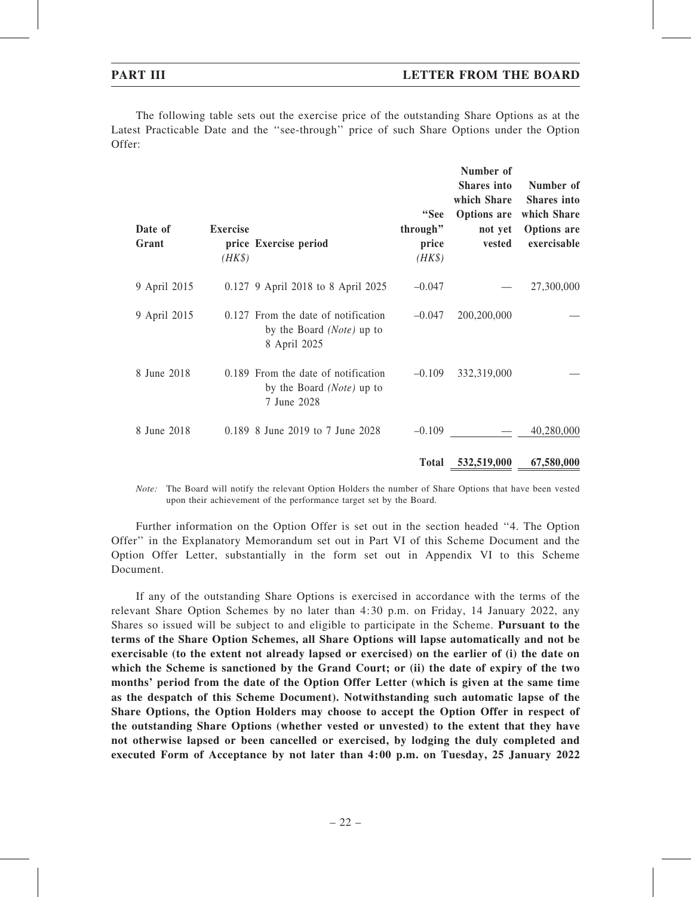The following table sets out the exercise price of the outstanding Share Options as at the Latest Practicable Date and the ''see-through'' price of such Share Options under the Option Offer:

| Date of Grant | Exercise price (HK$) | Exercise period | "See through" price (HK$) | Number of Shares into which Share Options are not yet vested | Number of Shares into which Share Options are exercisable |
|---|---|---|---|---|---|
| 9 April 2015 | 0.127 | 9 April 2018 to 8 April 2025 | –0.047 | — | 27,300,000 |
| 9 April 2015 | 0.127 | From the date of notification by the Board *(Note)* up to 8 April 2025 | –0.047 | 200,200,000 | — |
| 8 June 2018 | 0.189 | From the date of notification by the Board *(Note)* up to 7 June 2028 | –0.109 | 332,319,000 | — |
| 8 June 2018 | 0.189 | 8 June 2019 to 7 June 2028 | –0.109 | — | 40,280,000 |
| | | | **Total** | **532,519,000** | **67,580,000** |

*Note:* The Board will notify the relevant Option Holders the number of Share Options that have been vested upon their achievement of the performance target set by the Board.

Further information on the Option Offer is set out in the section headed ''4. The Option Offer'' in the Explanatory Memorandum set out in Part VI of this Scheme Document and the Option Offer Letter, substantially in the form set out in Appendix VI to this Scheme Document.

If any of the outstanding Share Options is exercised in accordance with the terms of the relevant Share Option Schemes by no later than 4:30 p.m. on Friday, 14 January 2022, any Shares so issued will be subject to and eligible to participate in the Scheme. **Pursuant to the terms of the Share Option Schemes, all Share Options will lapse automatically and not be exercisable (to the extent not already lapsed or exercised) on the earlier of (i) the date on which the Scheme is sanctioned by the Grand Court; or (ii) the date of expiry of the two months' period from the date of the Option Offer Letter (which is given at the same time as the despatch of this Scheme Document). Notwithstanding such automatic lapse of the Share Options, the Option Holders may choose to accept the Option Offer in respect of the outstanding Share Options (whether vested or unvested) to the extent that they have not otherwise lapsed or been cancelled or exercised, by lodging the duly completed and executed Form of Acceptance by not later than 4:00 p.m. on Tuesday, 25 January 2022**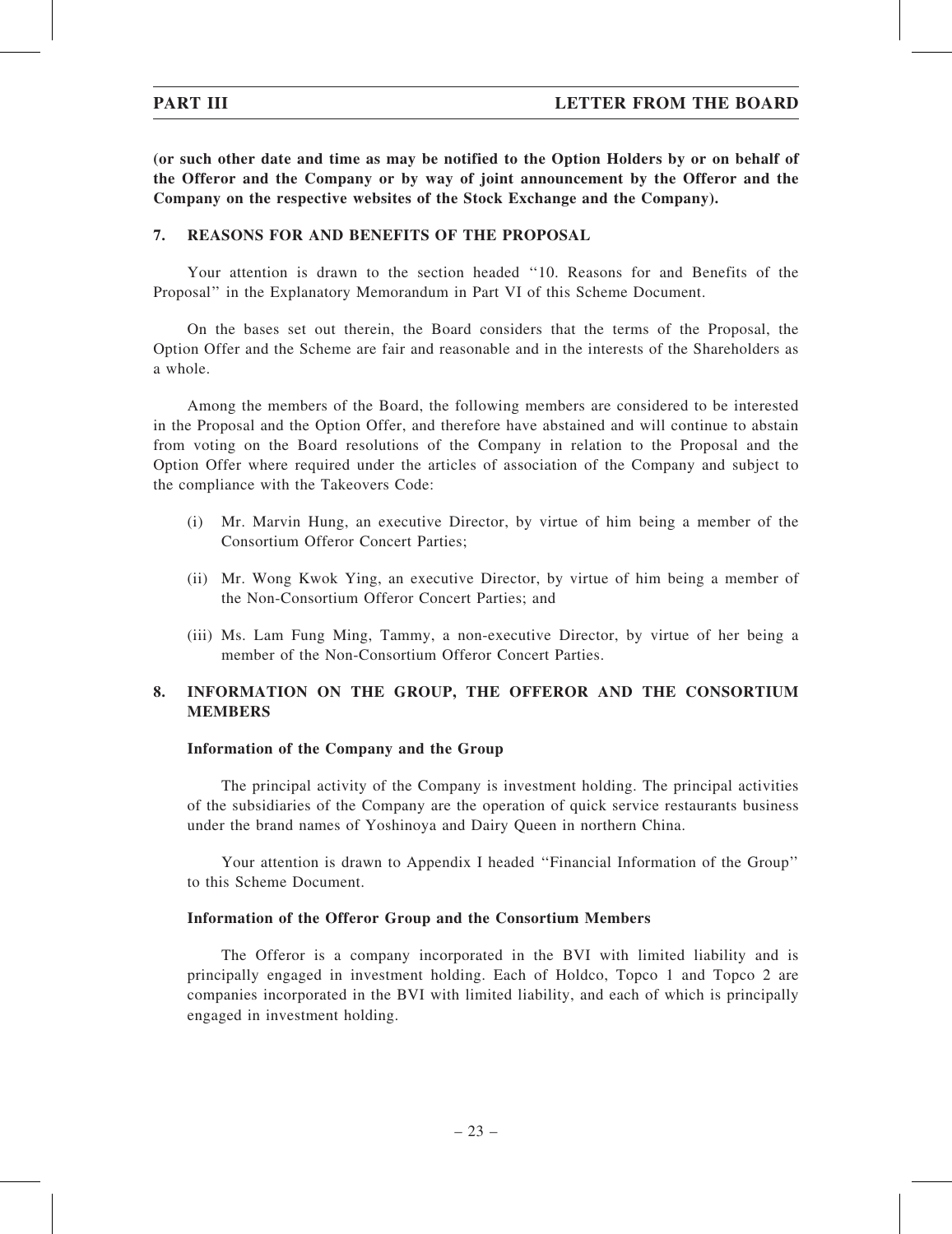**(or such other date and time as may be notified to the Option Holders by or on behalf of the Offeror and the Company or by way of joint announcement by the Offeror and the Company on the respective websites of the Stock Exchange and the Company).**

## 7. REASONS FOR AND BENEFITS OF THE PROPOSAL

Your attention is drawn to the section headed ''10. Reasons for and Benefits of the Proposal'' in the Explanatory Memorandum in Part VI of this Scheme Document.

On the bases set out therein, the Board considers that the terms of the Proposal, the Option Offer and the Scheme are fair and reasonable and in the interests of the Shareholders as a whole.

Among the members of the Board, the following members are considered to be interested in the Proposal and the Option Offer, and therefore have abstained and will continue to abstain from voting on the Board resolutions of the Company in relation to the Proposal and the Option Offer where required under the articles of association of the Company and subject to the compliance with the Takeovers Code:

(i) Mr. Marvin Hung, an executive Director, by virtue of him being a member of the Consortium Offeror Concert Parties;

(ii) Mr. Wong Kwok Ying, an executive Director, by virtue of him being a member of the Non-Consortium Offeror Concert Parties; and

(iii) Ms. Lam Fung Ming, Tammy, a non-executive Director, by virtue of her being a member of the Non-Consortium Offeror Concert Parties.

## 8. INFORMATION ON THE GROUP, THE OFFEROR AND THE CONSORTIUM MEMBERS

### Information of the Company and the Group

The principal activity of the Company is investment holding. The principal activities of the subsidiaries of the Company are the operation of quick service restaurants business under the brand names of Yoshinoya and Dairy Queen in northern China.

Your attention is drawn to Appendix I headed ''Financial Information of the Group'' to this Scheme Document.

### Information of the Offeror Group and the Consortium Members

The Offeror is a company incorporated in the BVI with limited liability and is principally engaged in investment holding. Each of Holdco, Topco 1 and Topco 2 are companies incorporated in the BVI with limited liability, and each of which is principally engaged in investment holding.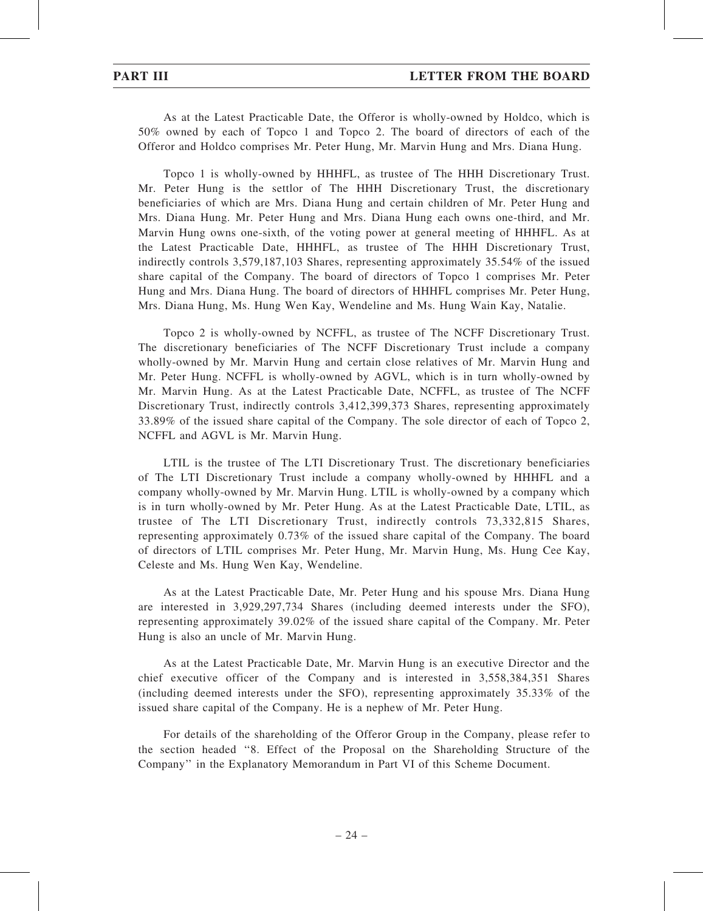As at the Latest Practicable Date, the Offeror is wholly-owned by Holdco, which is 50% owned by each of Topco 1 and Topco 2. The board of directors of each of the Offeror and Holdco comprises Mr. Peter Hung, Mr. Marvin Hung and Mrs. Diana Hung.

Topco 1 is wholly-owned by HHHFL, as trustee of The HHH Discretionary Trust. Mr. Peter Hung is the settlor of The HHH Discretionary Trust, the discretionary beneficiaries of which are Mrs. Diana Hung and certain children of Mr. Peter Hung and Mrs. Diana Hung. Mr. Peter Hung and Mrs. Diana Hung each owns one-third, and Mr. Marvin Hung owns one-sixth, of the voting power at general meeting of HHHFL. As at the Latest Practicable Date, HHHFL, as trustee of The HHH Discretionary Trust, indirectly controls 3,579,187,103 Shares, representing approximately 35.54% of the issued share capital of the Company. The board of directors of Topco 1 comprises Mr. Peter Hung and Mrs. Diana Hung. The board of directors of HHHFL comprises Mr. Peter Hung, Mrs. Diana Hung, Ms. Hung Wen Kay, Wendeline and Ms. Hung Wain Kay, Natalie.

Topco 2 is wholly-owned by NCFFL, as trustee of The NCFF Discretionary Trust. The discretionary beneficiaries of The NCFF Discretionary Trust include a company wholly-owned by Mr. Marvin Hung and certain close relatives of Mr. Marvin Hung and Mr. Peter Hung. NCFFL is wholly-owned by AGVL, which is in turn wholly-owned by Mr. Marvin Hung. As at the Latest Practicable Date, NCFFL, as trustee of The NCFF Discretionary Trust, indirectly controls 3,412,399,373 Shares, representing approximately 33.89% of the issued share capital of the Company. The sole director of each of Topco 2, NCFFL and AGVL is Mr. Marvin Hung.

LTIL is the trustee of The LTI Discretionary Trust. The discretionary beneficiaries of The LTI Discretionary Trust include a company wholly-owned by HHHFL and a company wholly-owned by Mr. Marvin Hung. LTIL is wholly-owned by a company which is in turn wholly-owned by Mr. Peter Hung. As at the Latest Practicable Date, LTIL, as trustee of The LTI Discretionary Trust, indirectly controls 73,332,815 Shares, representing approximately 0.73% of the issued share capital of the Company. The board of directors of LTIL comprises Mr. Peter Hung, Mr. Marvin Hung, Ms. Hung Cee Kay, Celeste and Ms. Hung Wen Kay, Wendeline.

As at the Latest Practicable Date, Mr. Peter Hung and his spouse Mrs. Diana Hung are interested in 3,929,297,734 Shares (including deemed interests under the SFO), representing approximately 39.02% of the issued share capital of the Company. Mr. Peter Hung is also an uncle of Mr. Marvin Hung.

As at the Latest Practicable Date, Mr. Marvin Hung is an executive Director and the chief executive officer of the Company and is interested in 3,558,384,351 Shares (including deemed interests under the SFO), representing approximately 35.33% of the issued share capital of the Company. He is a nephew of Mr. Peter Hung.

For details of the shareholding of the Offeror Group in the Company, please refer to the section headed "8. Effect of the Proposal on the Shareholding Structure of the Company" in the Explanatory Memorandum in Part VI of this Scheme Document.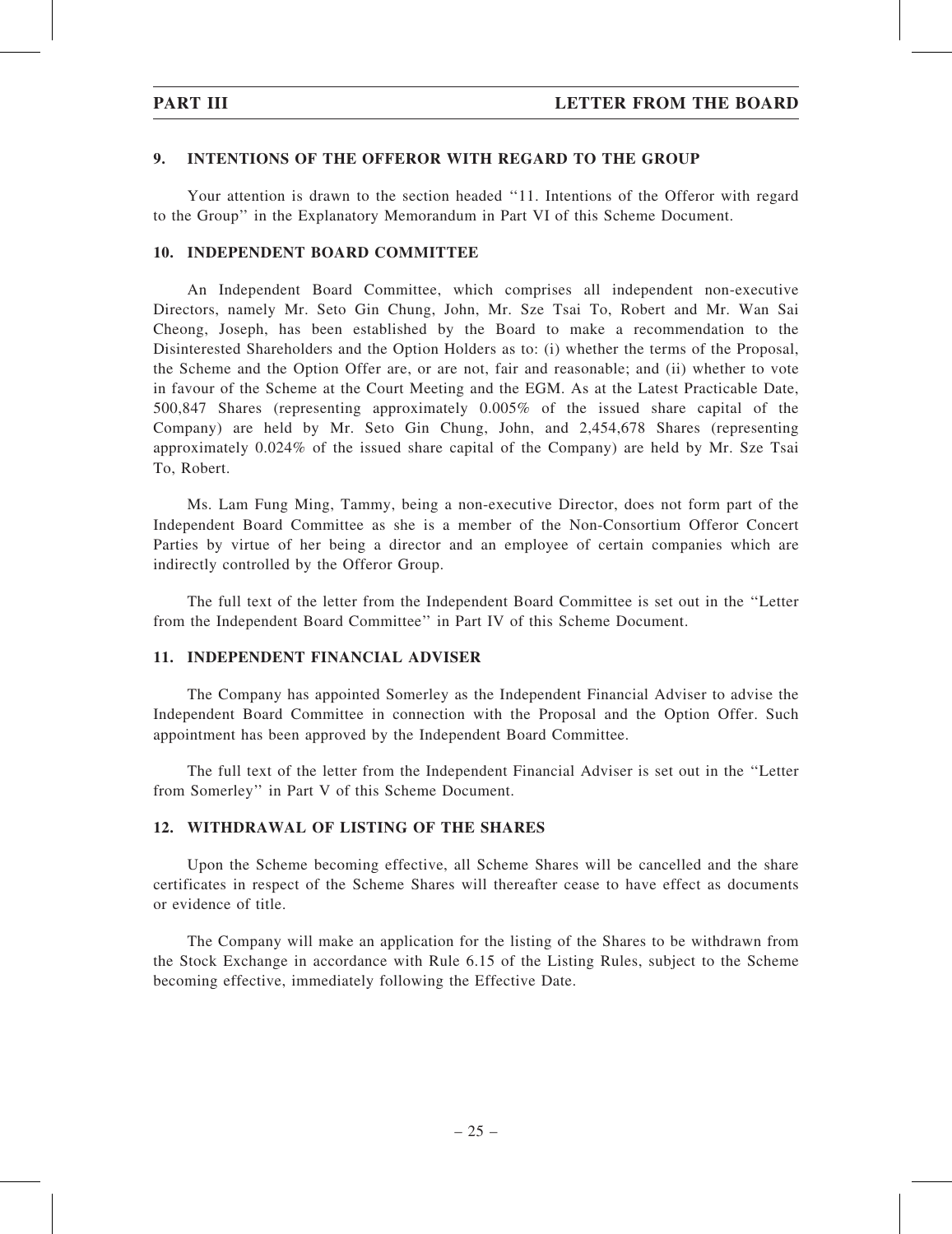## 9. INTENTIONS OF THE OFFEROR WITH REGARD TO THE GROUP

Your attention is drawn to the section headed ''11. Intentions of the Offeror with regard to the Group'' in the Explanatory Memorandum in Part VI of this Scheme Document.

## 10. INDEPENDENT BOARD COMMITTEE

An Independent Board Committee, which comprises all independent non-executive Directors, namely Mr. Seto Gin Chung, John, Mr. Sze Tsai To, Robert and Mr. Wan Sai Cheong, Joseph, has been established by the Board to make a recommendation to the Disinterested Shareholders and the Option Holders as to: (i) whether the terms of the Proposal, the Scheme and the Option Offer are, or are not, fair and reasonable; and (ii) whether to vote in favour of the Scheme at the Court Meeting and the EGM. As at the Latest Practicable Date, 500,847 Shares (representing approximately 0.005% of the issued share capital of the Company) are held by Mr. Seto Gin Chung, John, and 2,454,678 Shares (representing approximately 0.024% of the issued share capital of the Company) are held by Mr. Sze Tsai To, Robert.

Ms. Lam Fung Ming, Tammy, being a non-executive Director, does not form part of the Independent Board Committee as she is a member of the Non-Consortium Offeror Concert Parties by virtue of her being a director and an employee of certain companies which are indirectly controlled by the Offeror Group.

The full text of the letter from the Independent Board Committee is set out in the ''Letter from the Independent Board Committee'' in Part IV of this Scheme Document.

## 11. INDEPENDENT FINANCIAL ADVISER

The Company has appointed Somerley as the Independent Financial Adviser to advise the Independent Board Committee in connection with the Proposal and the Option Offer. Such appointment has been approved by the Independent Board Committee.

The full text of the letter from the Independent Financial Adviser is set out in the ''Letter from Somerley'' in Part V of this Scheme Document.

## 12. WITHDRAWAL OF LISTING OF THE SHARES

Upon the Scheme becoming effective, all Scheme Shares will be cancelled and the share certificates in respect of the Scheme Shares will thereafter cease to have effect as documents or evidence of title.

The Company will make an application for the listing of the Shares to be withdrawn from the Stock Exchange in accordance with Rule 6.15 of the Listing Rules, subject to the Scheme becoming effective, immediately following the Effective Date.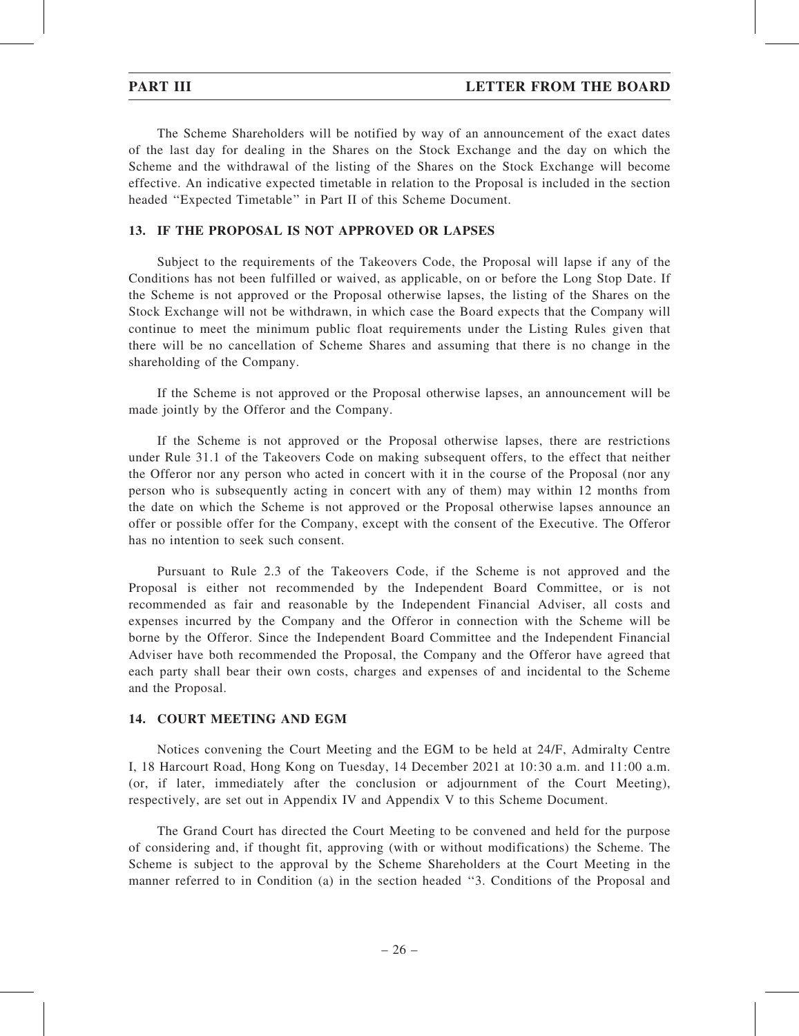The Scheme Shareholders will be notified by way of an announcement of the exact dates of the last day for dealing in the Shares on the Stock Exchange and the day on which the Scheme and the withdrawal of the listing of the Shares on the Stock Exchange will become effective. An indicative expected timetable in relation to the Proposal is included in the section headed "Expected Timetable" in Part II of this Scheme Document.

## 13. IF THE PROPOSAL IS NOT APPROVED OR LAPSES

Subject to the requirements of the Takeovers Code, the Proposal will lapse if any of the Conditions has not been fulfilled or waived, as applicable, on or before the Long Stop Date. If the Scheme is not approved or the Proposal otherwise lapses, the listing of the Shares on the Stock Exchange will not be withdrawn, in which case the Board expects that the Company will continue to meet the minimum public float requirements under the Listing Rules given that there will be no cancellation of Scheme Shares and assuming that there is no change in the shareholding of the Company.

If the Scheme is not approved or the Proposal otherwise lapses, an announcement will be made jointly by the Offeror and the Company.

If the Scheme is not approved or the Proposal otherwise lapses, there are restrictions under Rule 31.1 of the Takeovers Code on making subsequent offers, to the effect that neither the Offeror nor any person who acted in concert with it in the course of the Proposal (nor any person who is subsequently acting in concert with any of them) may within 12 months from the date on which the Scheme is not approved or the Proposal otherwise lapses announce an offer or possible offer for the Company, except with the consent of the Executive. The Offeror has no intention to seek such consent.

Pursuant to Rule 2.3 of the Takeovers Code, if the Scheme is not approved and the Proposal is either not recommended by the Independent Board Committee, or is not recommended as fair and reasonable by the Independent Financial Adviser, all costs and expenses incurred by the Company and the Offeror in connection with the Scheme will be borne by the Offeror. Since the Independent Board Committee and the Independent Financial Adviser have both recommended the Proposal, the Company and the Offeror have agreed that each party shall bear their own costs, charges and expenses of and incidental to the Scheme and the Proposal.

## 14. COURT MEETING AND EGM

Notices convening the Court Meeting and the EGM to be held at 24/F, Admiralty Centre I, 18 Harcourt Road, Hong Kong on Tuesday, 14 December 2021 at 10:30 a.m. and 11:00 a.m. (or, if later, immediately after the conclusion or adjournment of the Court Meeting), respectively, are set out in Appendix IV and Appendix V to this Scheme Document.

The Grand Court has directed the Court Meeting to be convened and held for the purpose of considering and, if thought fit, approving (with or without modifications) the Scheme. The Scheme is subject to the approval by the Scheme Shareholders at the Court Meeting in the manner referred to in Condition (a) in the section headed "3. Conditions of the Proposal and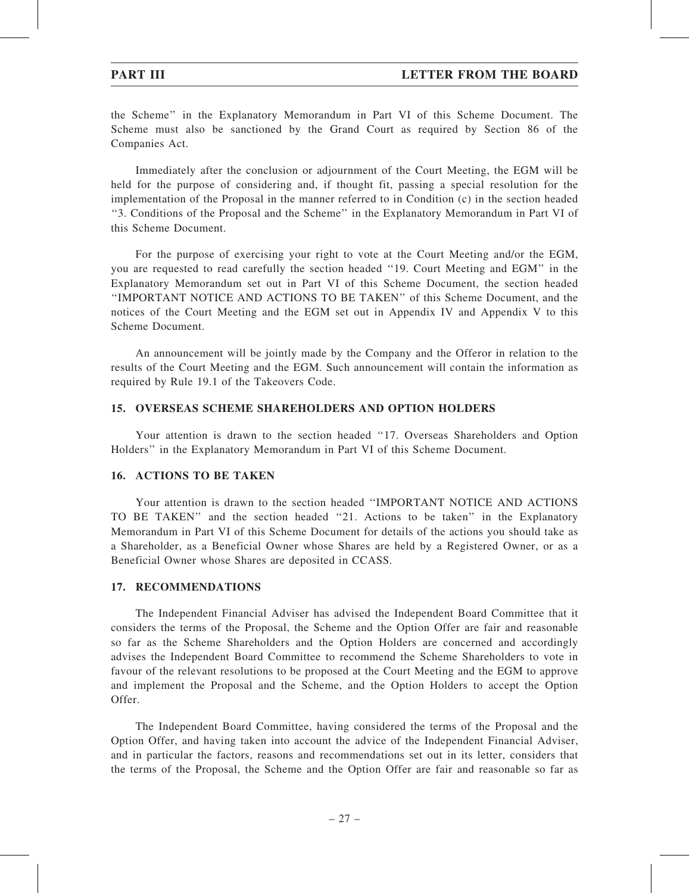the Scheme" in the Explanatory Memorandum in Part VI of this Scheme Document. The Scheme must also be sanctioned by the Grand Court as required by Section 86 of the Companies Act.

Immediately after the conclusion or adjournment of the Court Meeting, the EGM will be held for the purpose of considering and, if thought fit, passing a special resolution for the implementation of the Proposal in the manner referred to in Condition (c) in the section headed "3. Conditions of the Proposal and the Scheme" in the Explanatory Memorandum in Part VI of this Scheme Document.

For the purpose of exercising your right to vote at the Court Meeting and/or the EGM, you are requested to read carefully the section headed "19. Court Meeting and EGM" in the Explanatory Memorandum set out in Part VI of this Scheme Document, the section headed "IMPORTANT NOTICE AND ACTIONS TO BE TAKEN" of this Scheme Document, and the notices of the Court Meeting and the EGM set out in Appendix IV and Appendix V to this Scheme Document.

An announcement will be jointly made by the Company and the Offeror in relation to the results of the Court Meeting and the EGM. Such announcement will contain the information as required by Rule 19.1 of the Takeovers Code.

## 15. OVERSEAS SCHEME SHAREHOLDERS AND OPTION HOLDERS

Your attention is drawn to the section headed "17. Overseas Shareholders and Option Holders" in the Explanatory Memorandum in Part VI of this Scheme Document.

## 16. ACTIONS TO BE TAKEN

Your attention is drawn to the section headed "IMPORTANT NOTICE AND ACTIONS TO BE TAKEN" and the section headed "21. Actions to be taken" in the Explanatory Memorandum in Part VI of this Scheme Document for details of the actions you should take as a Shareholder, as a Beneficial Owner whose Shares are held by a Registered Owner, or as a Beneficial Owner whose Shares are deposited in CCASS.

## 17. RECOMMENDATIONS

The Independent Financial Adviser has advised the Independent Board Committee that it considers the terms of the Proposal, the Scheme and the Option Offer are fair and reasonable so far as the Scheme Shareholders and the Option Holders are concerned and accordingly advises the Independent Board Committee to recommend the Scheme Shareholders to vote in favour of the relevant resolutions to be proposed at the Court Meeting and the EGM to approve and implement the Proposal and the Scheme, and the Option Holders to accept the Option Offer.

The Independent Board Committee, having considered the terms of the Proposal and the Option Offer, and having taken into account the advice of the Independent Financial Adviser, and in particular the factors, reasons and recommendations set out in its letter, considers that the terms of the Proposal, the Scheme and the Option Offer are fair and reasonable so far as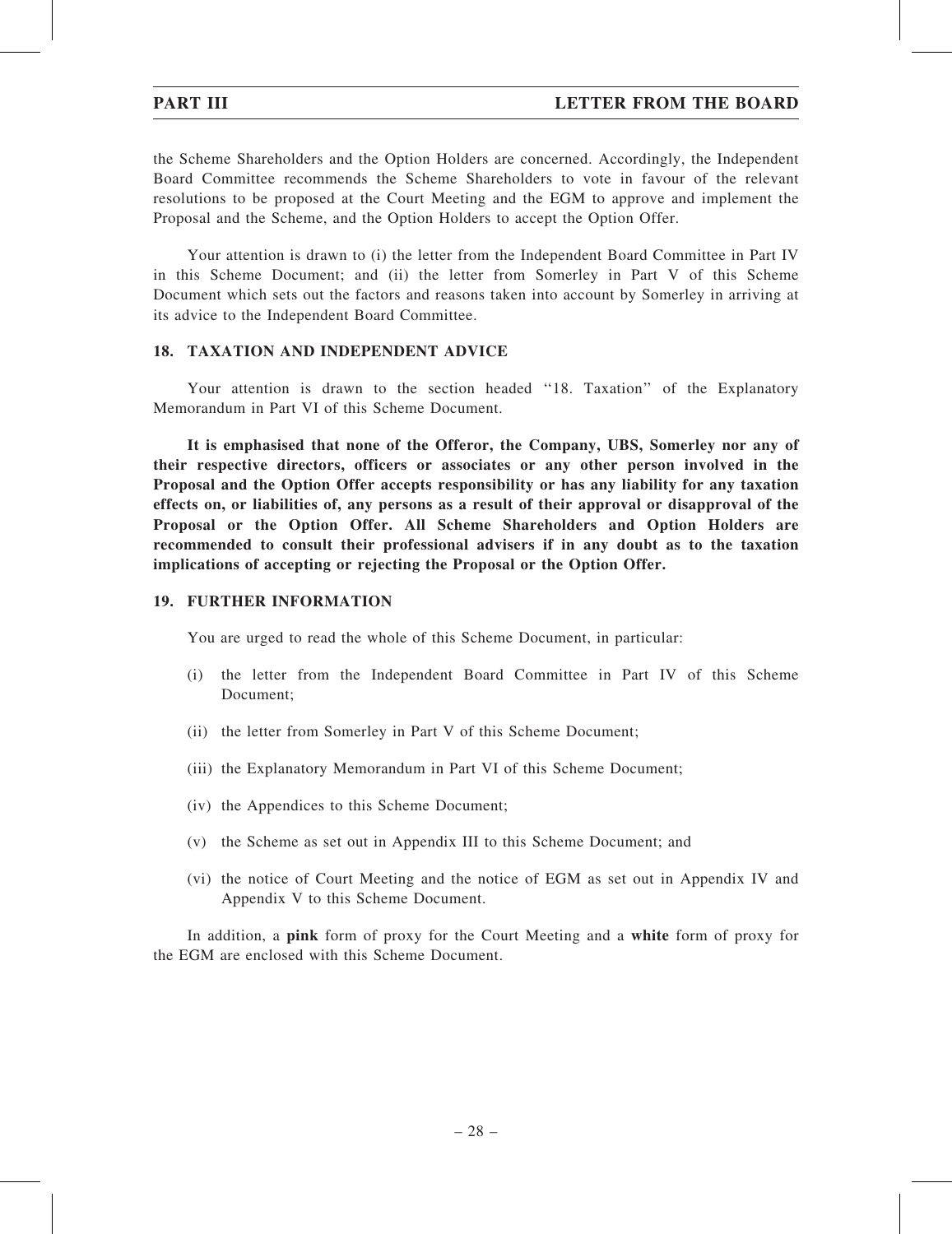the Scheme Shareholders and the Option Holders are concerned. Accordingly, the Independent Board Committee recommends the Scheme Shareholders to vote in favour of the relevant resolutions to be proposed at the Court Meeting and the EGM to approve and implement the Proposal and the Scheme, and the Option Holders to accept the Option Offer.

Your attention is drawn to (i) the letter from the Independent Board Committee in Part IV in this Scheme Document; and (ii) the letter from Somerley in Part V of this Scheme Document which sets out the factors and reasons taken into account by Somerley in arriving at its advice to the Independent Board Committee.

## 18. TAXATION AND INDEPENDENT ADVICE

Your attention is drawn to the section headed "18. Taxation" of the Explanatory Memorandum in Part VI of this Scheme Document.

**It is emphasised that none of the Offeror, the Company, UBS, Somerley nor any of their respective directors, officers or associates or any other person involved in the Proposal and the Option Offer accepts responsibility or has any liability for any taxation effects on, or liabilities of, any persons as a result of their approval or disapproval of the Proposal or the Option Offer. All Scheme Shareholders and Option Holders are recommended to consult their professional advisers if in any doubt as to the taxation implications of accepting or rejecting the Proposal or the Option Offer.**

## 19. FURTHER INFORMATION

You are urged to read the whole of this Scheme Document, in particular:

(i) the letter from the Independent Board Committee in Part IV of this Scheme Document;

(ii) the letter from Somerley in Part V of this Scheme Document;

(iii) the Explanatory Memorandum in Part VI of this Scheme Document;

(iv) the Appendices to this Scheme Document;

(v) the Scheme as set out in Appendix III to this Scheme Document; and

(vi) the notice of Court Meeting and the notice of EGM as set out in Appendix IV and Appendix V to this Scheme Document.

In addition, a **pink** form of proxy for the Court Meeting and a **white** form of proxy for the EGM are enclosed with this Scheme Document.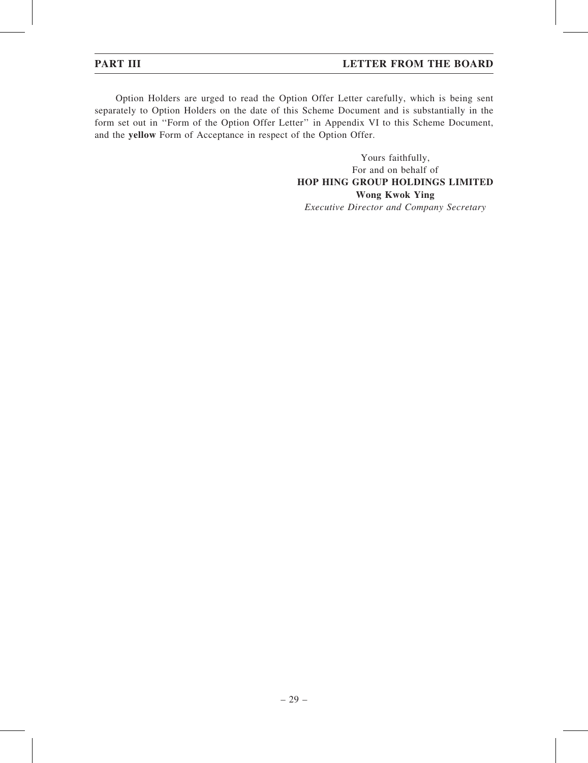Option Holders are urged to read the Option Offer Letter carefully, which is being sent separately to Option Holders on the date of this Scheme Document and is substantially in the form set out in "Form of the Option Offer Letter" in Appendix VI to this Scheme Document, and the **yellow** Form of Acceptance in respect of the Option Offer.

Yours faithfully,
For and on behalf of
**HOP HING GROUP HOLDINGS LIMITED**
**Wong Kwok Ying**
*Executive Director and Company Secretary*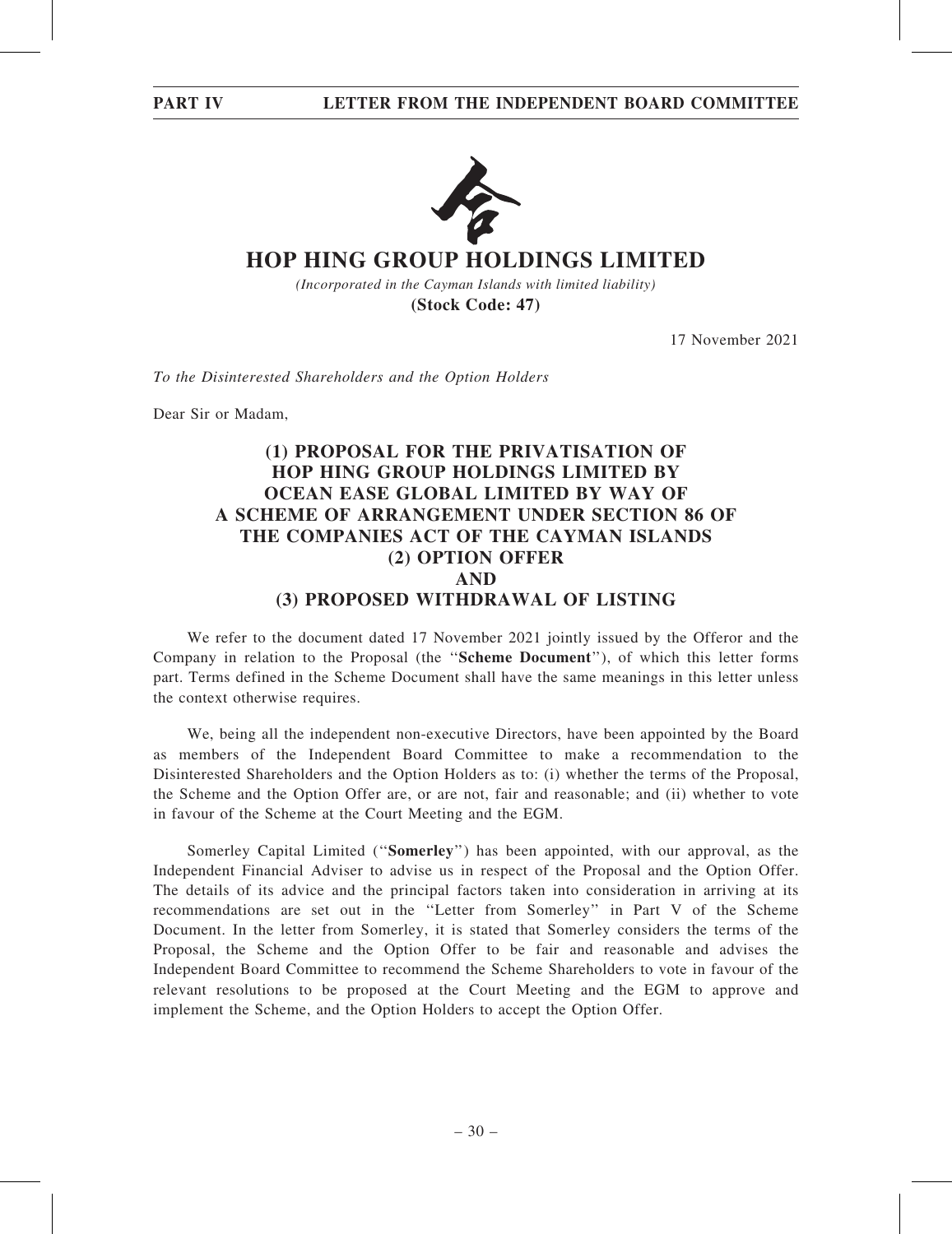# HOP HING GROUP HOLDINGS LIMITED

*(Incorporated in the Cayman Islands with limited liability)*

**(Stock Code: 47)**

17 November 2021

*To the Disinterested Shareholders and the Option Holders*

Dear Sir or Madam,

## (1) PROPOSAL FOR THE PRIVATISATION OF HOP HING GROUP HOLDINGS LIMITED BY OCEAN EASE GLOBAL LIMITED BY WAY OF A SCHEME OF ARRANGEMENT UNDER SECTION 86 OF THE COMPANIES ACT OF THE CAYMAN ISLANDS (2) OPTION OFFER AND (3) PROPOSED WITHDRAWAL OF LISTING

We refer to the document dated 17 November 2021 jointly issued by the Offeror and the Company in relation to the Proposal (the "**Scheme Document**"), of which this letter forms part. Terms defined in the Scheme Document shall have the same meanings in this letter unless the context otherwise requires.

We, being all the independent non-executive Directors, have been appointed by the Board as members of the Independent Board Committee to make a recommendation to the Disinterested Shareholders and the Option Holders as to: (i) whether the terms of the Proposal, the Scheme and the Option Offer are, or are not, fair and reasonable; and (ii) whether to vote in favour of the Scheme at the Court Meeting and the EGM.

Somerley Capital Limited ("**Somerley**") has been appointed, with our approval, as the Independent Financial Adviser to advise us in respect of the Proposal and the Option Offer. The details of its advice and the principal factors taken into consideration in arriving at its recommendations are set out in the "Letter from Somerley" in Part V of the Scheme Document. In the letter from Somerley, it is stated that Somerley considers the terms of the Proposal, the Scheme and the Option Offer to be fair and reasonable and advises the Independent Board Committee to recommend the Scheme Shareholders to vote in favour of the relevant resolutions to be proposed at the Court Meeting and the EGM to approve and implement the Scheme, and the Option Holders to accept the Option Offer.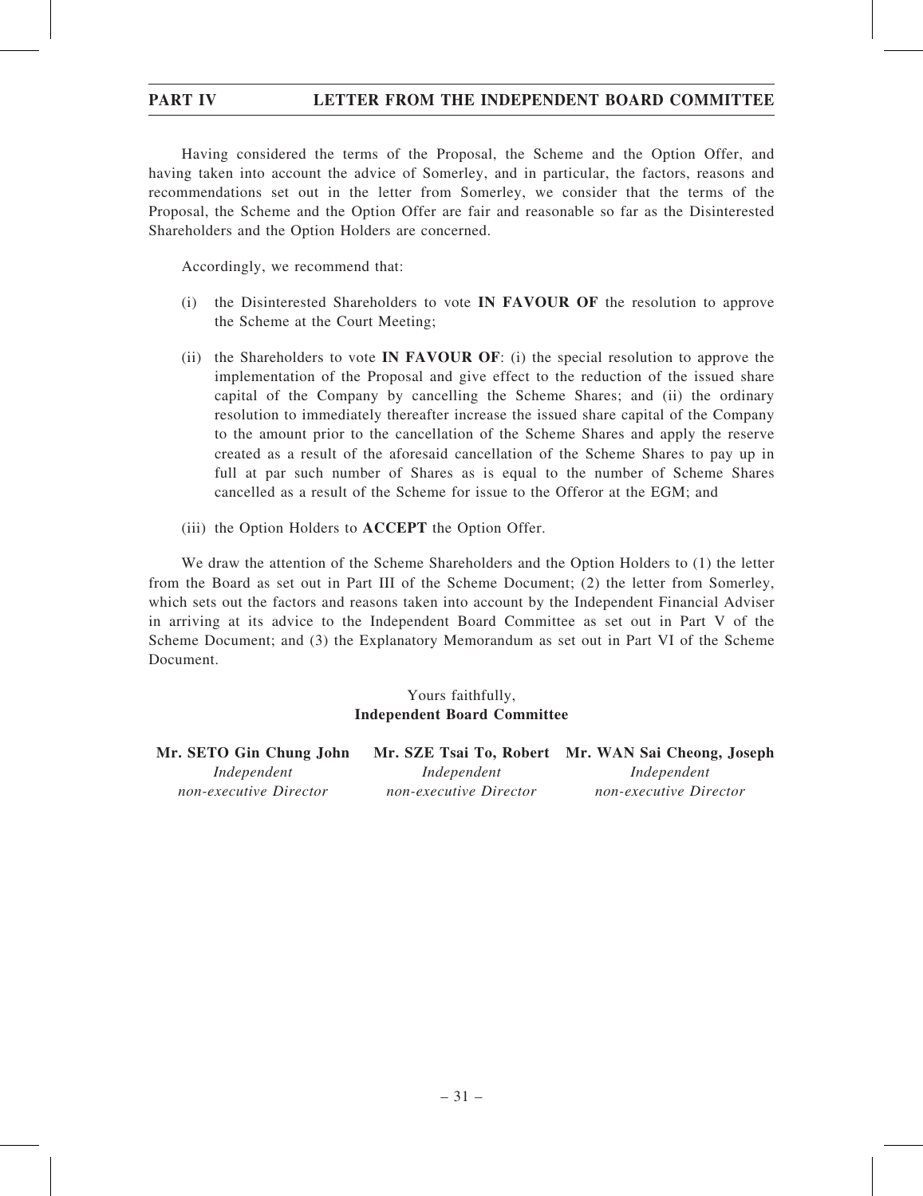Having considered the terms of the Proposal, the Scheme and the Option Offer, and having taken into account the advice of Somerley, and in particular, the factors, reasons and recommendations set out in the letter from Somerley, we consider that the terms of the Proposal, the Scheme and the Option Offer are fair and reasonable so far as the Disinterested Shareholders and the Option Holders are concerned.

Accordingly, we recommend that:

(i) the Disinterested Shareholders to vote **IN FAVOUR OF** the resolution to approve the Scheme at the Court Meeting;

(ii) the Shareholders to vote **IN FAVOUR OF**: (i) the special resolution to approve the implementation of the Proposal and give effect to the reduction of the issued share capital of the Company by cancelling the Scheme Shares; and (ii) the ordinary resolution to immediately thereafter increase the issued share capital of the Company to the amount prior to the cancellation of the Scheme Shares and apply the reserve created as a result of the aforesaid cancellation of the Scheme Shares to pay up in full at par such number of Shares as is equal to the number of Scheme Shares cancelled as a result of the Scheme for issue to the Offeror at the EGM; and

(iii) the Option Holders to **ACCEPT** the Option Offer.

We draw the attention of the Scheme Shareholders and the Option Holders to (1) the letter from the Board as set out in Part III of the Scheme Document; (2) the letter from Somerley, which sets out the factors and reasons taken into account by the Independent Financial Adviser in arriving at its advice to the Independent Board Committee as set out in Part V of the Scheme Document; and (3) the Explanatory Memorandum as set out in Part VI of the Scheme Document.

Yours faithfully,
**Independent Board Committee**

| **Mr. SETO Gin Chung John** | **Mr. SZE Tsai To, Robert** | **Mr. WAN Sai Cheong, Joseph** |
|---|---|---|
| *Independent non-executive Director* | *Independent non-executive Director* | *Independent non-executive Director* |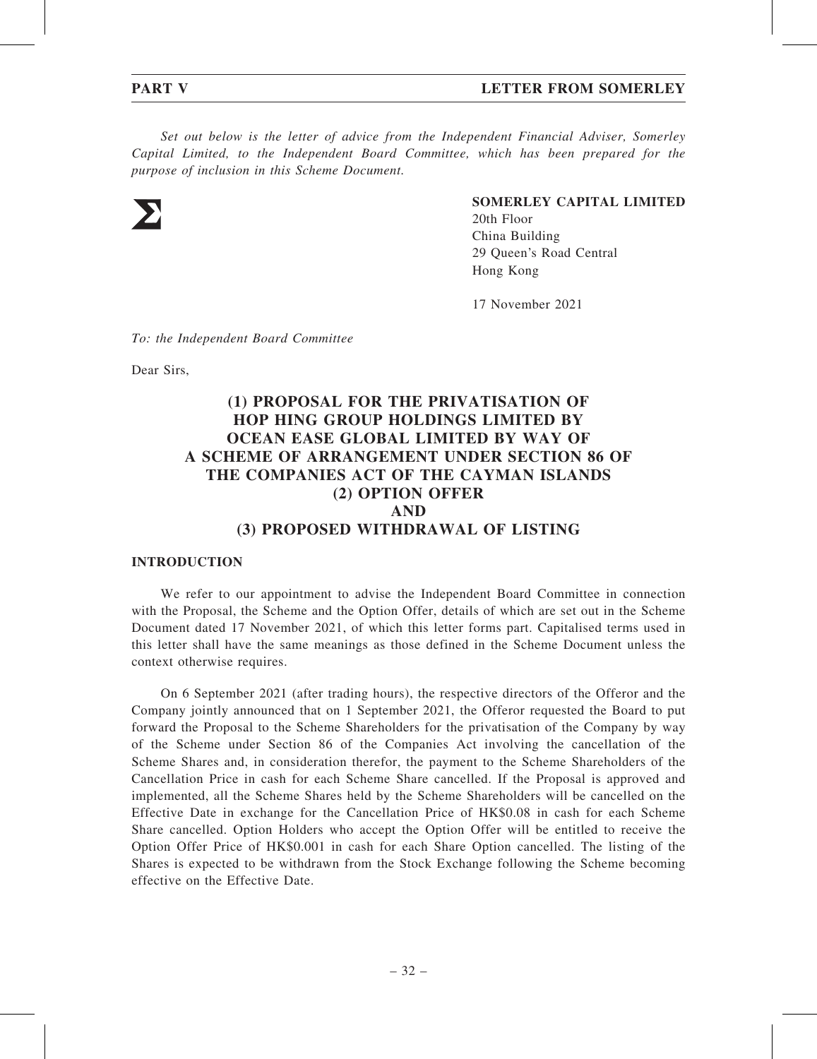*Set out below is the letter of advice from the Independent Financial Adviser, Somerley Capital Limited, to the Independent Board Committee, which has been prepared for the purpose of inclusion in this Scheme Document.*

**SOMERLEY CAPITAL LIMITED**
20th Floor
China Building
29 Queen's Road Central
Hong Kong

17 November 2021

*To: the Independent Board Committee*

Dear Sirs,

# (1) PROPOSAL FOR THE PRIVATISATION OF HOP HING GROUP HOLDINGS LIMITED BY OCEAN EASE GLOBAL LIMITED BY WAY OF A SCHEME OF ARRANGEMENT UNDER SECTION 86 OF THE COMPANIES ACT OF THE CAYMAN ISLANDS (2) OPTION OFFER AND (3) PROPOSED WITHDRAWAL OF LISTING

## INTRODUCTION

We refer to our appointment to advise the Independent Board Committee in connection with the Proposal, the Scheme and the Option Offer, details of which are set out in the Scheme Document dated 17 November 2021, of which this letter forms part. Capitalised terms used in this letter shall have the same meanings as those defined in the Scheme Document unless the context otherwise requires.

On 6 September 2021 (after trading hours), the respective directors of the Offeror and the Company jointly announced that on 1 September 2021, the Offeror requested the Board to put forward the Proposal to the Scheme Shareholders for the privatisation of the Company by way of the Scheme under Section 86 of the Companies Act involving the cancellation of the Scheme Shares and, in consideration therefor, the payment to the Scheme Shareholders of the Cancellation Price in cash for each Scheme Share cancelled. If the Proposal is approved and implemented, all the Scheme Shares held by the Scheme Shareholders will be cancelled on the Effective Date in exchange for the Cancellation Price of HK$0.08 in cash for each Scheme Share cancelled. Option Holders who accept the Option Offer will be entitled to receive the Option Offer Price of HK$0.001 in cash for each Share Option cancelled. The listing of the Shares is expected to be withdrawn from the Stock Exchange following the Scheme becoming effective on the Effective Date.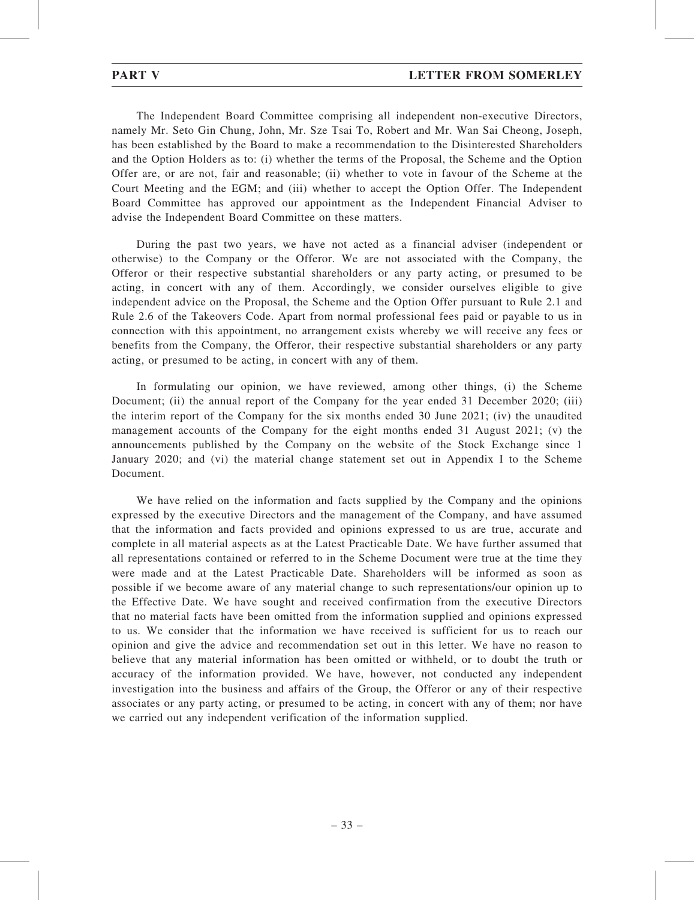The Independent Board Committee comprising all independent non-executive Directors, namely Mr. Seto Gin Chung, John, Mr. Sze Tsai To, Robert and Mr. Wan Sai Cheong, Joseph, has been established by the Board to make a recommendation to the Disinterested Shareholders and the Option Holders as to: (i) whether the terms of the Proposal, the Scheme and the Option Offer are, or are not, fair and reasonable; (ii) whether to vote in favour of the Scheme at the Court Meeting and the EGM; and (iii) whether to accept the Option Offer. The Independent Board Committee has approved our appointment as the Independent Financial Adviser to advise the Independent Board Committee on these matters.

During the past two years, we have not acted as a financial adviser (independent or otherwise) to the Company or the Offeror. We are not associated with the Company, the Offeror or their respective substantial shareholders or any party acting, or presumed to be acting, in concert with any of them. Accordingly, we consider ourselves eligible to give independent advice on the Proposal, the Scheme and the Option Offer pursuant to Rule 2.1 and Rule 2.6 of the Takeovers Code. Apart from normal professional fees paid or payable to us in connection with this appointment, no arrangement exists whereby we will receive any fees or benefits from the Company, the Offeror, their respective substantial shareholders or any party acting, or presumed to be acting, in concert with any of them.

In formulating our opinion, we have reviewed, among other things, (i) the Scheme Document; (ii) the annual report of the Company for the year ended 31 December 2020; (iii) the interim report of the Company for the six months ended 30 June 2021; (iv) the unaudited management accounts of the Company for the eight months ended 31 August 2021; (v) the announcements published by the Company on the website of the Stock Exchange since 1 January 2020; and (vi) the material change statement set out in Appendix I to the Scheme Document.

We have relied on the information and facts supplied by the Company and the opinions expressed by the executive Directors and the management of the Company, and have assumed that the information and facts provided and opinions expressed to us are true, accurate and complete in all material aspects as at the Latest Practicable Date. We have further assumed that all representations contained or referred to in the Scheme Document were true at the time they were made and at the Latest Practicable Date. Shareholders will be informed as soon as possible if we become aware of any material change to such representations/our opinion up to the Effective Date. We have sought and received confirmation from the executive Directors that no material facts have been omitted from the information supplied and opinions expressed to us. We consider that the information we have received is sufficient for us to reach our opinion and give the advice and recommendation set out in this letter. We have no reason to believe that any material information has been omitted or withheld, or to doubt the truth or accuracy of the information provided. We have, however, not conducted any independent investigation into the business and affairs of the Group, the Offeror or any of their respective associates or any party acting, or presumed to be acting, in concert with any of them; nor have we carried out any independent verification of the information supplied.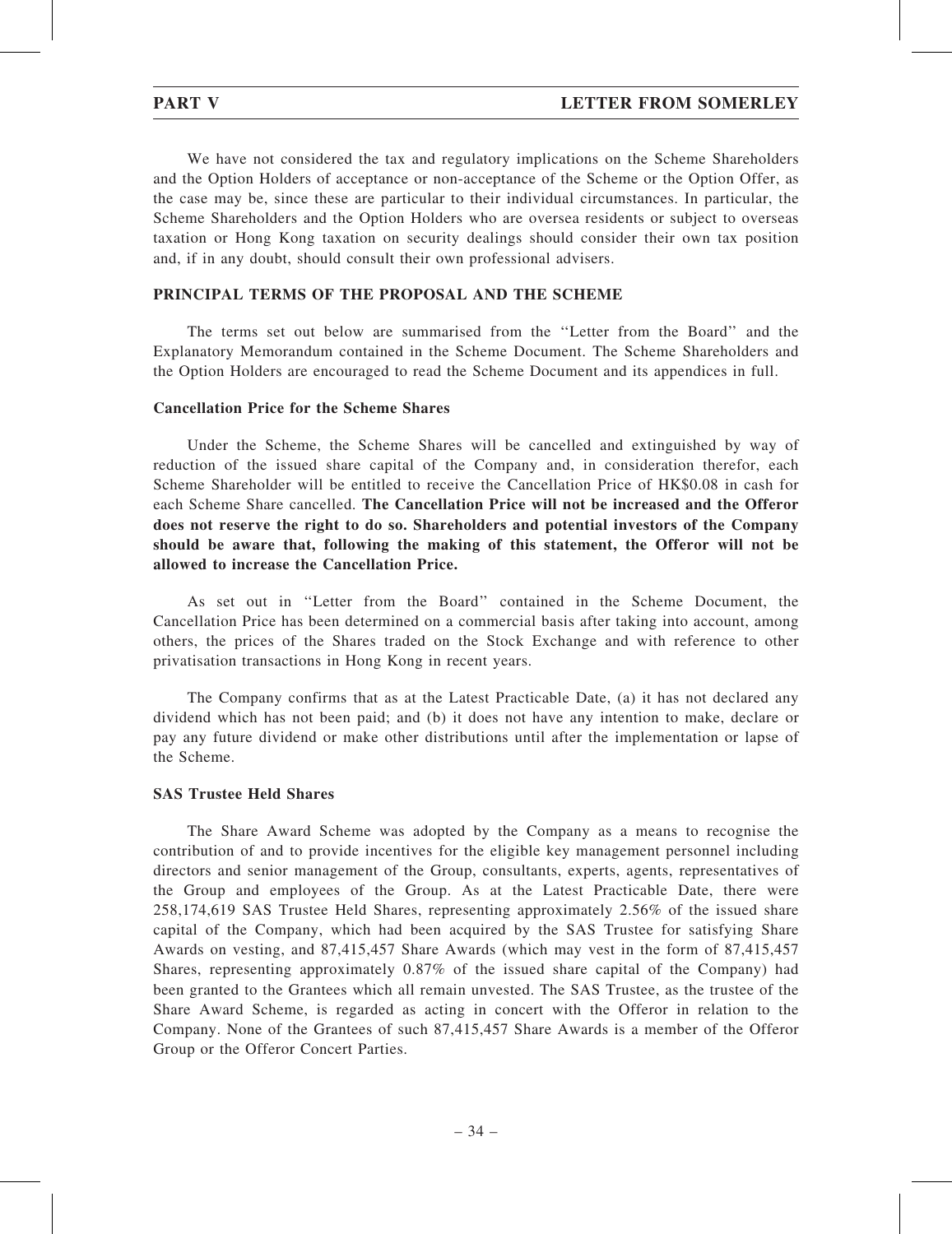We have not considered the tax and regulatory implications on the Scheme Shareholders and the Option Holders of acceptance or non-acceptance of the Scheme or the Option Offer, as the case may be, since these are particular to their individual circumstances. In particular, the Scheme Shareholders and the Option Holders who are oversea residents or subject to overseas taxation or Hong Kong taxation on security dealings should consider their own tax position and, if in any doubt, should consult their own professional advisers.

## PRINCIPAL TERMS OF THE PROPOSAL AND THE SCHEME

The terms set out below are summarised from the ''Letter from the Board'' and the Explanatory Memorandum contained in the Scheme Document. The Scheme Shareholders and the Option Holders are encouraged to read the Scheme Document and its appendices in full.

### Cancellation Price for the Scheme Shares

Under the Scheme, the Scheme Shares will be cancelled and extinguished by way of reduction of the issued share capital of the Company and, in consideration therefor, each Scheme Shareholder will be entitled to receive the Cancellation Price of HK$0.08 in cash for each Scheme Share cancelled. **The Cancellation Price will not be increased and the Offeror does not reserve the right to do so. Shareholders and potential investors of the Company should be aware that, following the making of this statement, the Offeror will not be allowed to increase the Cancellation Price.**

As set out in ''Letter from the Board'' contained in the Scheme Document, the Cancellation Price has been determined on a commercial basis after taking into account, among others, the prices of the Shares traded on the Stock Exchange and with reference to other privatisation transactions in Hong Kong in recent years.

The Company confirms that as at the Latest Practicable Date, (a) it has not declared any dividend which has not been paid; and (b) it does not have any intention to make, declare or pay any future dividend or make other distributions until after the implementation or lapse of the Scheme.

### SAS Trustee Held Shares

The Share Award Scheme was adopted by the Company as a means to recognise the contribution of and to provide incentives for the eligible key management personnel including directors and senior management of the Group, consultants, experts, agents, representatives of the Group and employees of the Group. As at the Latest Practicable Date, there were 258,174,619 SAS Trustee Held Shares, representing approximately 2.56% of the issued share capital of the Company, which had been acquired by the SAS Trustee for satisfying Share Awards on vesting, and 87,415,457 Share Awards (which may vest in the form of 87,415,457 Shares, representing approximately 0.87% of the issued share capital of the Company) had been granted to the Grantees which all remain unvested. The SAS Trustee, as the trustee of the Share Award Scheme, is regarded as acting in concert with the Offeror in relation to the Company. None of the Grantees of such 87,415,457 Share Awards is a member of the Offeror Group or the Offeror Concert Parties.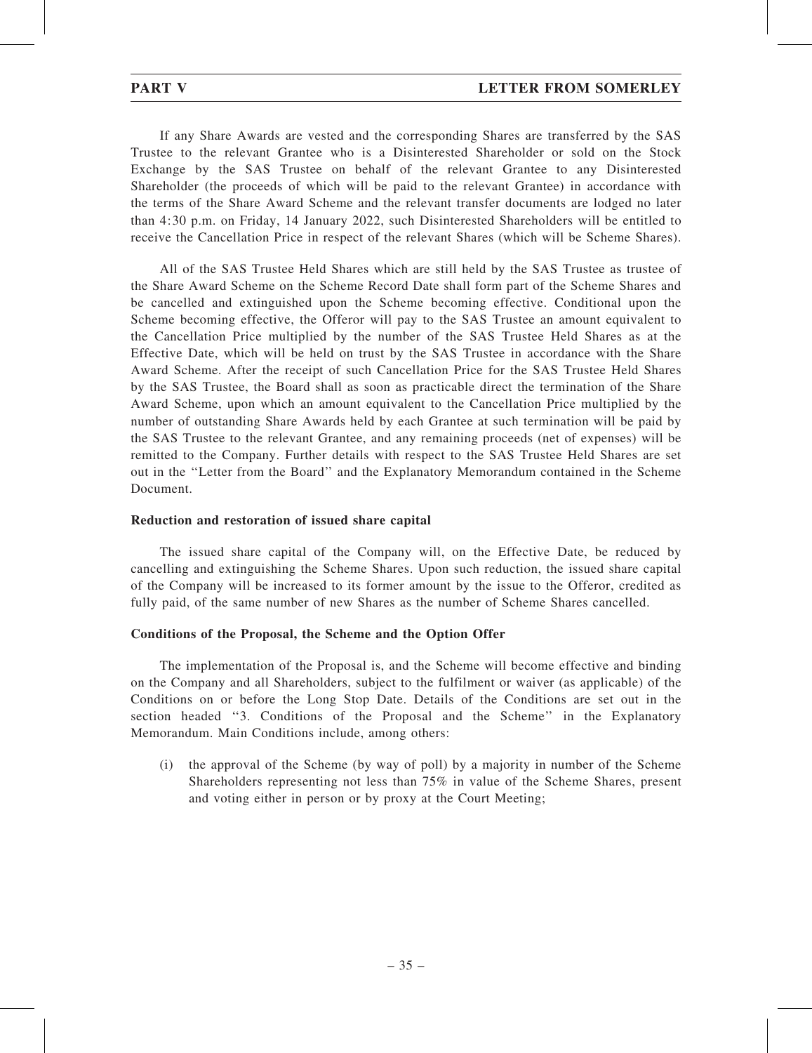If any Share Awards are vested and the corresponding Shares are transferred by the SAS Trustee to the relevant Grantee who is a Disinterested Shareholder or sold on the Stock Exchange by the SAS Trustee on behalf of the relevant Grantee to any Disinterested Shareholder (the proceeds of which will be paid to the relevant Grantee) in accordance with the terms of the Share Award Scheme and the relevant transfer documents are lodged no later than 4:30 p.m. on Friday, 14 January 2022, such Disinterested Shareholders will be entitled to receive the Cancellation Price in respect of the relevant Shares (which will be Scheme Shares).

All of the SAS Trustee Held Shares which are still held by the SAS Trustee as trustee of the Share Award Scheme on the Scheme Record Date shall form part of the Scheme Shares and be cancelled and extinguished upon the Scheme becoming effective. Conditional upon the Scheme becoming effective, the Offeror will pay to the SAS Trustee an amount equivalent to the Cancellation Price multiplied by the number of the SAS Trustee Held Shares as at the Effective Date, which will be held on trust by the SAS Trustee in accordance with the Share Award Scheme. After the receipt of such Cancellation Price for the SAS Trustee Held Shares by the SAS Trustee, the Board shall as soon as practicable direct the termination of the Share Award Scheme, upon which an amount equivalent to the Cancellation Price multiplied by the number of outstanding Share Awards held by each Grantee at such termination will be paid by the SAS Trustee to the relevant Grantee, and any remaining proceeds (net of expenses) will be remitted to the Company. Further details with respect to the SAS Trustee Held Shares are set out in the "Letter from the Board" and the Explanatory Memorandum contained in the Scheme Document.

**Reduction and restoration of issued share capital**

The issued share capital of the Company will, on the Effective Date, be reduced by cancelling and extinguishing the Scheme Shares. Upon such reduction, the issued share capital of the Company will be increased to its former amount by the issue to the Offeror, credited as fully paid, of the same number of new Shares as the number of Scheme Shares cancelled.

**Conditions of the Proposal, the Scheme and the Option Offer**

The implementation of the Proposal is, and the Scheme will become effective and binding on the Company and all Shareholders, subject to the fulfilment or waiver (as applicable) of the Conditions on or before the Long Stop Date. Details of the Conditions are set out in the section headed "3. Conditions of the Proposal and the Scheme" in the Explanatory Memorandum. Main Conditions include, among others:

(i) the approval of the Scheme (by way of poll) by a majority in number of the Scheme Shareholders representing not less than 75% in value of the Scheme Shares, present and voting either in person or by proxy at the Court Meeting;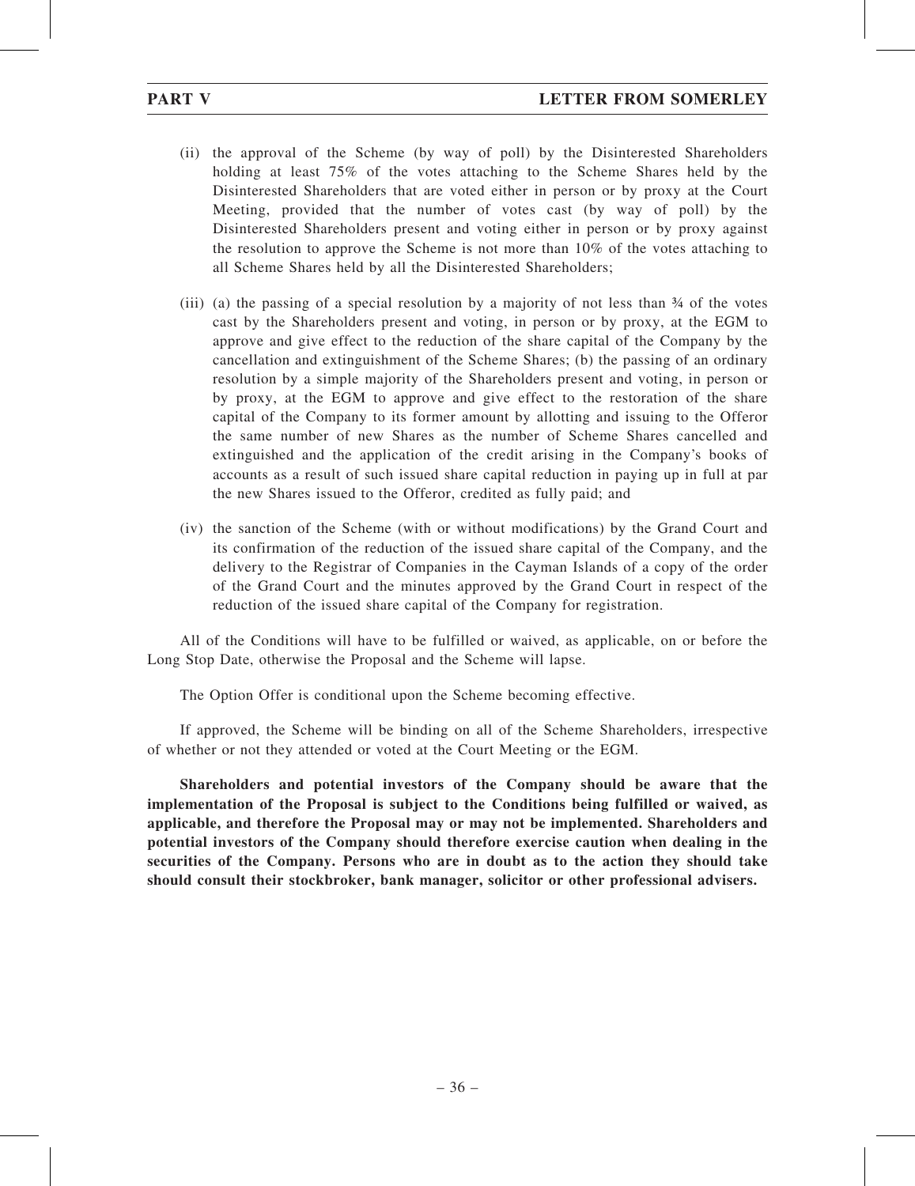(ii) the approval of the Scheme (by way of poll) by the Disinterested Shareholders holding at least 75% of the votes attaching to the Scheme Shares held by the Disinterested Shareholders that are voted either in person or by proxy at the Court Meeting, provided that the number of votes cast (by way of poll) by the Disinterested Shareholders present and voting either in person or by proxy against the resolution to approve the Scheme is not more than 10% of the votes attaching to all Scheme Shares held by all the Disinterested Shareholders;

(iii) (a) the passing of a special resolution by a majority of not less than ¾ of the votes cast by the Shareholders present and voting, in person or by proxy, at the EGM to approve and give effect to the reduction of the share capital of the Company by the cancellation and extinguishment of the Scheme Shares; (b) the passing of an ordinary resolution by a simple majority of the Shareholders present and voting, in person or by proxy, at the EGM to approve and give effect to the restoration of the share capital of the Company to its former amount by allotting and issuing to the Offeror the same number of new Shares as the number of Scheme Shares cancelled and extinguished and the application of the credit arising in the Company's books of accounts as a result of such issued share capital reduction in paying up in full at par the new Shares issued to the Offeror, credited as fully paid; and

(iv) the sanction of the Scheme (with or without modifications) by the Grand Court and its confirmation of the reduction of the issued share capital of the Company, and the delivery to the Registrar of Companies in the Cayman Islands of a copy of the order of the Grand Court and the minutes approved by the Grand Court in respect of the reduction of the issued share capital of the Company for registration.

All of the Conditions will have to be fulfilled or waived, as applicable, on or before the Long Stop Date, otherwise the Proposal and the Scheme will lapse.

The Option Offer is conditional upon the Scheme becoming effective.

If approved, the Scheme will be binding on all of the Scheme Shareholders, irrespective of whether or not they attended or voted at the Court Meeting or the EGM.

**Shareholders and potential investors of the Company should be aware that the implementation of the Proposal is subject to the Conditions being fulfilled or waived, as applicable, and therefore the Proposal may or may not be implemented. Shareholders and potential investors of the Company should therefore exercise caution when dealing in the securities of the Company. Persons who are in doubt as to the action they should take should consult their stockbroker, bank manager, solicitor or other professional advisers.**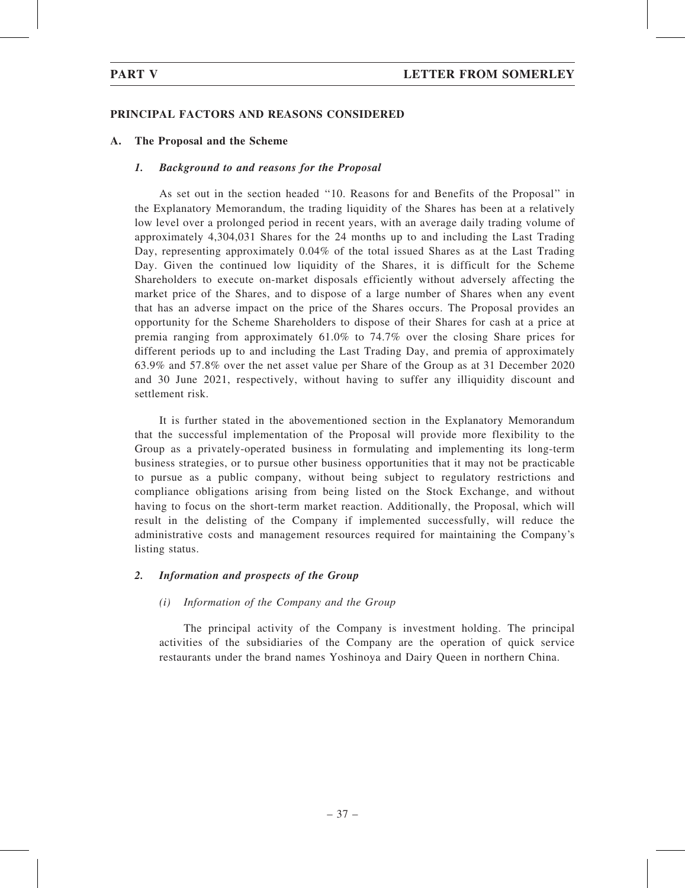## PRINCIPAL FACTORS AND REASONS CONSIDERED

### A. The Proposal and the Scheme

#### *1. Background to and reasons for the Proposal*

As set out in the section headed "10. Reasons for and Benefits of the Proposal" in the Explanatory Memorandum, the trading liquidity of the Shares has been at a relatively low level over a prolonged period in recent years, with an average daily trading volume of approximately 4,304,031 Shares for the 24 months up to and including the Last Trading Day, representing approximately 0.04% of the total issued Shares as at the Last Trading Day. Given the continued low liquidity of the Shares, it is difficult for the Scheme Shareholders to execute on-market disposals efficiently without adversely affecting the market price of the Shares, and to dispose of a large number of Shares when any event that has an adverse impact on the price of the Shares occurs. The Proposal provides an opportunity for the Scheme Shareholders to dispose of their Shares for cash at a price at premia ranging from approximately 61.0% to 74.7% over the closing Share prices for different periods up to and including the Last Trading Day, and premia of approximately 63.9% and 57.8% over the net asset value per Share of the Group as at 31 December 2020 and 30 June 2021, respectively, without having to suffer any illiquidity discount and settlement risk.

It is further stated in the abovementioned section in the Explanatory Memorandum that the successful implementation of the Proposal will provide more flexibility to the Group as a privately-operated business in formulating and implementing its long-term business strategies, or to pursue other business opportunities that it may not be practicable to pursue as a public company, without being subject to regulatory restrictions and compliance obligations arising from being listed on the Stock Exchange, and without having to focus on the short-term market reaction. Additionally, the Proposal, which will result in the delisting of the Company if implemented successfully, will reduce the administrative costs and management resources required for maintaining the Company's listing status.

#### *2. Information and prospects of the Group*

*(i) Information of the Company and the Group*

The principal activity of the Company is investment holding. The principal activities of the subsidiaries of the Company are the operation of quick service restaurants under the brand names Yoshinoya and Dairy Queen in northern China.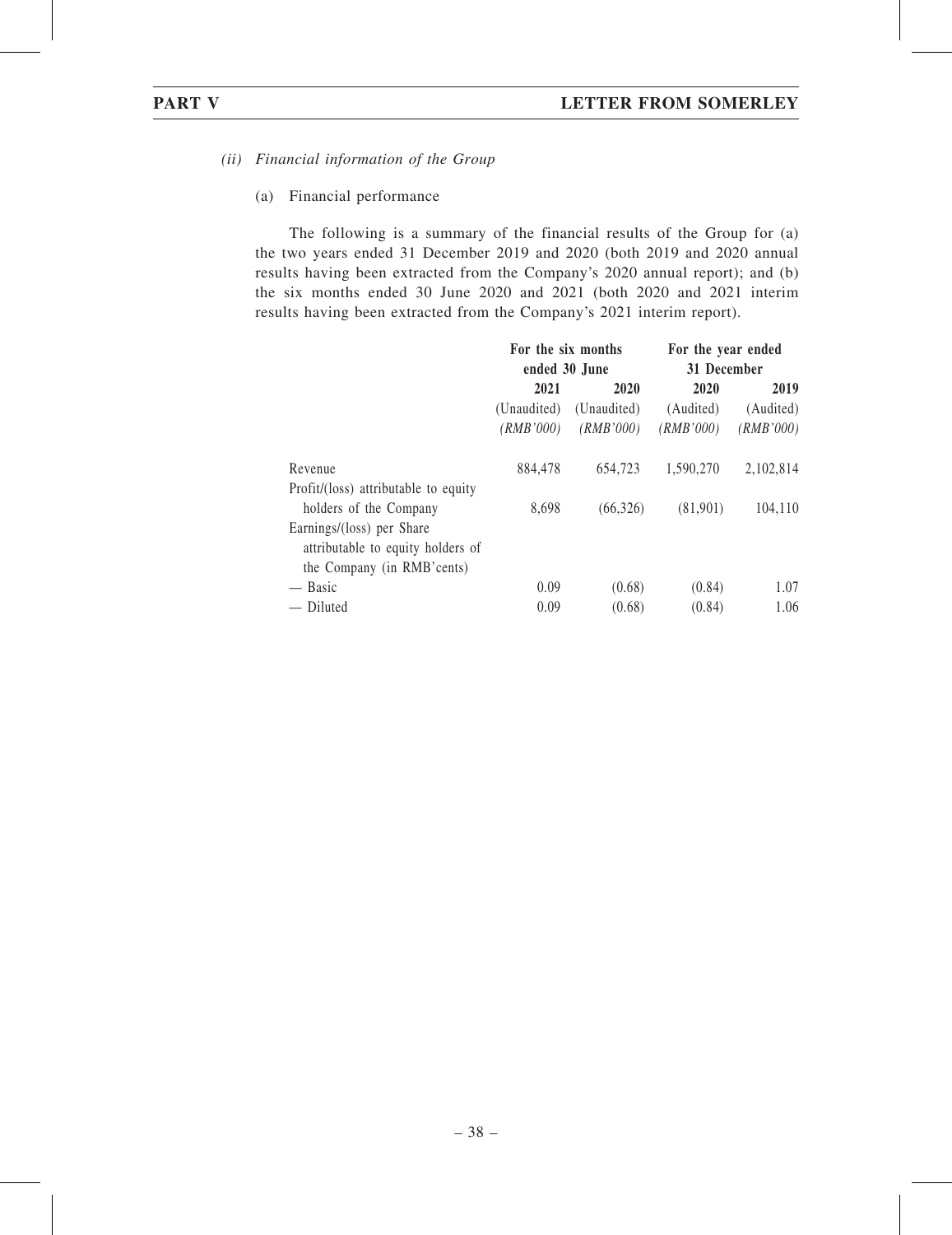*(ii) Financial information of the Group*

(a) Financial performance

The following is a summary of the financial results of the Group for (a) the two years ended 31 December 2019 and 2020 (both 2019 and 2020 annual results having been extracted from the Company's 2020 annual report); and (b) the six months ended 30 June 2020 and 2021 (both 2020 and 2021 interim results having been extracted from the Company's 2021 interim report).

| | For the six months ended 30 June | | For the year ended 31 December | |
|---|---|---|---|---|
| | **2021** | **2020** | **2020** | **2019** |
| | (Unaudited) | (Unaudited) | (Audited) | (Audited) |
| | *(RMB'000)* | *(RMB'000)* | *(RMB'000)* | *(RMB'000)* |
| Revenue | 884,478 | 654,723 | 1,590,270 | 2,102,814 |
| Profit/(loss) attributable to equity holders of the Company | 8,698 | (66,326) | (81,901) | 104,110 |
| Earnings/(loss) per Share attributable to equity holders of the Company (in RMB'cents) | | | | |
| — Basic | 0.09 | (0.68) | (0.84) | 1.07 |
| — Diluted | 0.09 | (0.68) | (0.84) | 1.06 |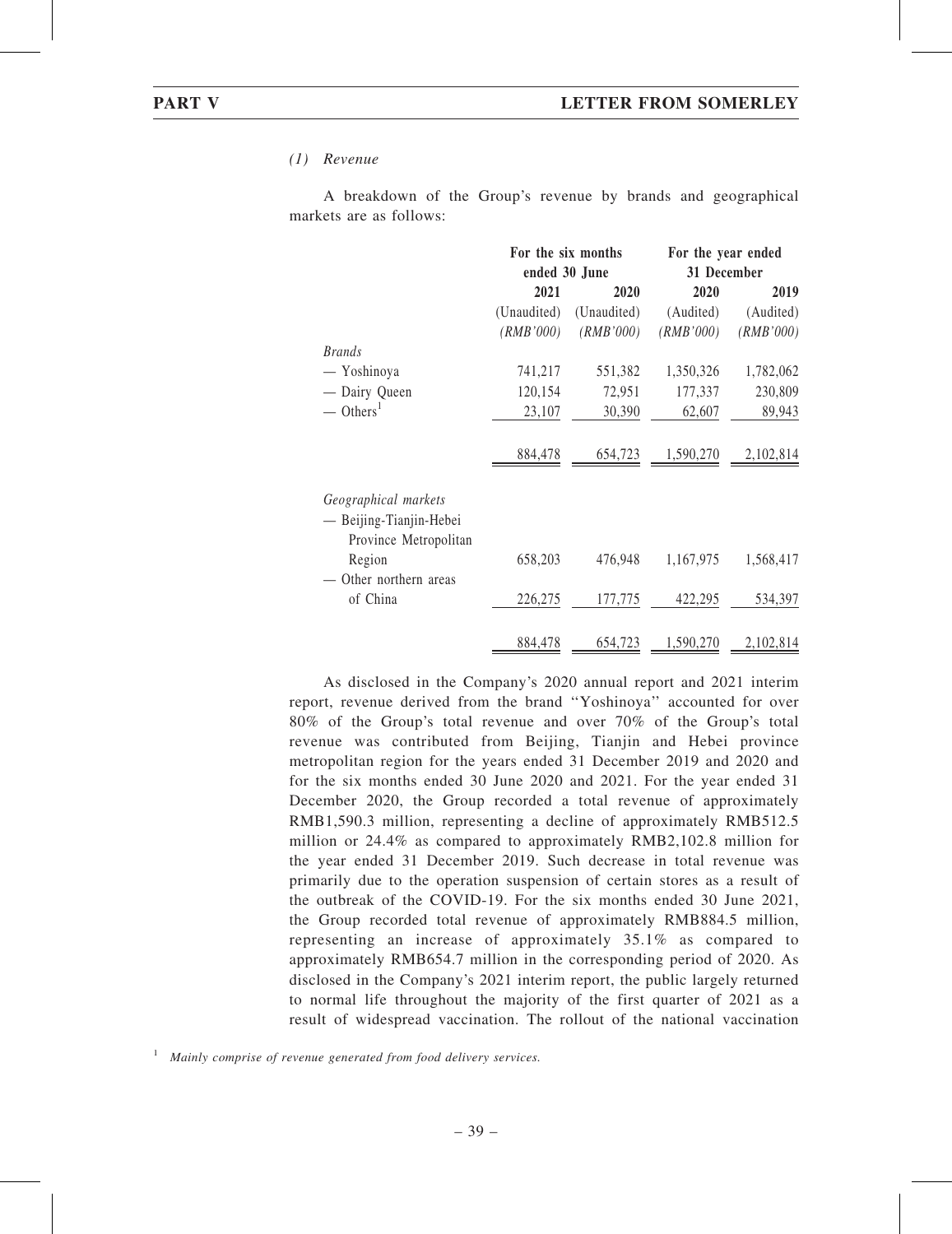*(1) Revenue*

A breakdown of the Group's revenue by brands and geographical markets are as follows:

| | For the six months ended 30 June | | For the year ended 31 December | |
|---|---|---|---|---|
| | 2021 | 2020 | 2020 | 2019 |
| | (Unaudited) | (Unaudited) | (Audited) | (Audited) |
| | *(RMB'000)* | *(RMB'000)* | *(RMB'000)* | *(RMB'000)* |
| *Brands* | | | | |
| — Yoshinoya | 741,217 | 551,382 | 1,350,326 | 1,782,062 |
| — Dairy Queen | 120,154 | 72,951 | 177,337 | 230,809 |
| — Others[1] | 23,107 | 30,390 | 62,607 | 89,943 |
| | 884,478 | 654,723 | 1,590,270 | 2,102,814 |
| *Geographical markets* | | | | |
| — Beijing-Tianjin-Hebei Province Metropolitan Region | 658,203 | 476,948 | 1,167,975 | 1,568,417 |
| — Other northern areas of China | 226,275 | 177,775 | 422,295 | 534,397 |
| | 884,478 | 654,723 | 1,590,270 | 2,102,814 |

As disclosed in the Company's 2020 annual report and 2021 interim report, revenue derived from the brand ''Yoshinoya'' accounted for over 80% of the Group's total revenue and over 70% of the Group's total revenue was contributed from Beijing, Tianjin and Hebei province metropolitan region for the years ended 31 December 2019 and 2020 and for the six months ended 30 June 2020 and 2021. For the year ended 31 December 2020, the Group recorded a total revenue of approximately RMB1,590.3 million, representing a decline of approximately RMB512.5 million or 24.4% as compared to approximately RMB2,102.8 million for the year ended 31 December 2019. Such decrease in total revenue was primarily due to the operation suspension of certain stores as a result of the outbreak of the COVID-19. For the six months ended 30 June 2021, the Group recorded total revenue of approximately RMB884.5 million, representing an increase of approximately 35.1% as compared to approximately RMB654.7 million in the corresponding period of 2020. As disclosed in the Company's 2021 interim report, the public largely returned to normal life throughout the majority of the first quarter of 2021 as a result of widespread vaccination. The rollout of the national vaccination

[1] *Mainly comprise of revenue generated from food delivery services.*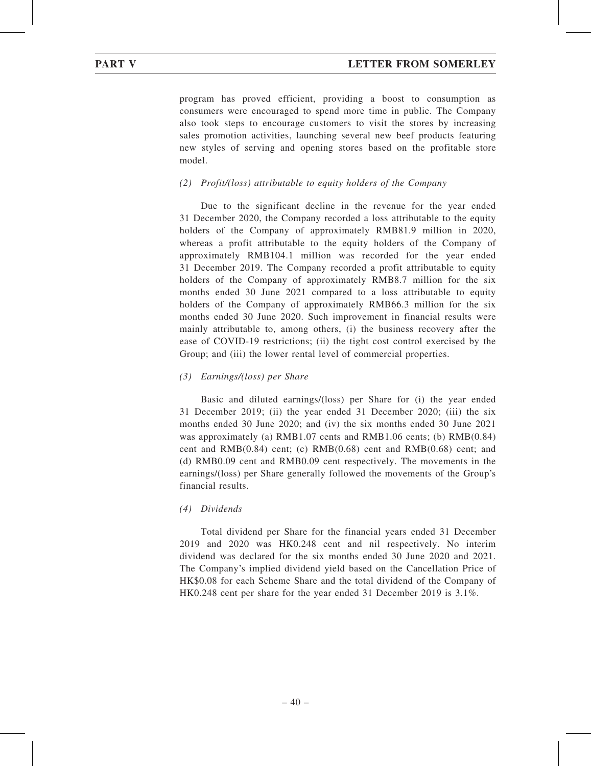program has proved efficient, providing a boost to consumption as consumers were encouraged to spend more time in public. The Company also took steps to encourage customers to visit the stores by increasing sales promotion activities, launching several new beef products featuring new styles of serving and opening stores based on the profitable store model.

*(2) Profit/(loss) attributable to equity holders of the Company*

Due to the significant decline in the revenue for the year ended 31 December 2020, the Company recorded a loss attributable to the equity holders of the Company of approximately RMB81.9 million in 2020, whereas a profit attributable to the equity holders of the Company of approximately RMB104.1 million was recorded for the year ended 31 December 2019. The Company recorded a profit attributable to equity holders of the Company of approximately RMB8.7 million for the six months ended 30 June 2021 compared to a loss attributable to equity holders of the Company of approximately RMB66.3 million for the six months ended 30 June 2020. Such improvement in financial results were mainly attributable to, among others, (i) the business recovery after the ease of COVID-19 restrictions; (ii) the tight cost control exercised by the Group; and (iii) the lower rental level of commercial properties.

*(3) Earnings/(loss) per Share*

Basic and diluted earnings/(loss) per Share for (i) the year ended 31 December 2019; (ii) the year ended 31 December 2020; (iii) the six months ended 30 June 2020; and (iv) the six months ended 30 June 2021 was approximately (a) RMB1.07 cents and RMB1.06 cents; (b) RMB(0.84) cent and RMB(0.84) cent; (c) RMB(0.68) cent and RMB(0.68) cent; and (d) RMB0.09 cent and RMB0.09 cent respectively. The movements in the earnings/(loss) per Share generally followed the movements of the Group's financial results.

*(4) Dividends*

Total dividend per Share for the financial years ended 31 December 2019 and 2020 was HK0.248 cent and nil respectively. No interim dividend was declared for the six months ended 30 June 2020 and 2021. The Company's implied dividend yield based on the Cancellation Price of HK$0.08 for each Scheme Share and the total dividend of the Company of HK0.248 cent per share for the year ended 31 December 2019 is 3.1%.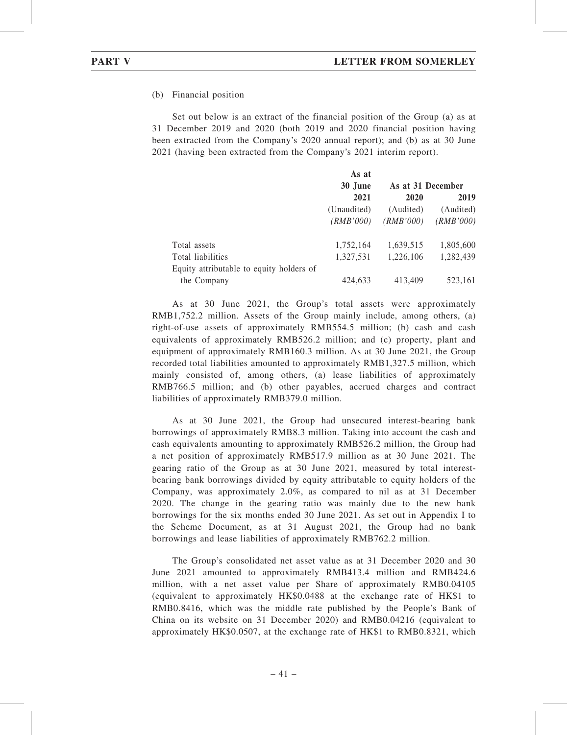(b) Financial position

Set out below is an extract of the financial position of the Group (a) as at 31 December 2019 and 2020 (both 2019 and 2020 financial position having been extracted from the Company's 2020 annual report); and (b) as at 30 June 2021 (having been extracted from the Company's 2021 interim report).

| | As at 30 June 2021 | As at 31 December 2020 | 2019 |
|---|---|---|---|
| | (Unaudited) | (Audited) | (Audited) |
| | *(RMB'000)* | *(RMB'000)* | *(RMB'000)* |
| Total assets | 1,752,164 | 1,639,515 | 1,805,600 |
| Total liabilities | 1,327,531 | 1,226,106 | 1,282,439 |
| Equity attributable to equity holders of the Company | 424,633 | 413,409 | 523,161 |

As at 30 June 2021, the Group's total assets were approximately RMB1,752.2 million. Assets of the Group mainly include, among others, (a) right-of-use assets of approximately RMB554.5 million; (b) cash and cash equivalents of approximately RMB526.2 million; and (c) property, plant and equipment of approximately RMB160.3 million. As at 30 June 2021, the Group recorded total liabilities amounted to approximately RMB1,327.5 million, which mainly consisted of, among others, (a) lease liabilities of approximately RMB766.5 million; and (b) other payables, accrued charges and contract liabilities of approximately RMB379.0 million.

As at 30 June 2021, the Group had unsecured interest-bearing bank borrowings of approximately RMB8.3 million. Taking into account the cash and cash equivalents amounting to approximately RMB526.2 million, the Group had a net position of approximately RMB517.9 million as at 30 June 2021. The gearing ratio of the Group as at 30 June 2021, measured by total interest-bearing bank borrowings divided by equity attributable to equity holders of the Company, was approximately 2.0%, as compared to nil as at 31 December 2020. The change in the gearing ratio was mainly due to the new bank borrowings for the six months ended 30 June 2021. As set out in Appendix I to the Scheme Document, as at 31 August 2021, the Group had no bank borrowings and lease liabilities of approximately RMB762.2 million.

The Group's consolidated net asset value as at 31 December 2020 and 30 June 2021 amounted to approximately RMB413.4 million and RMB424.6 million, with a net asset value per Share of approximately RMB0.04105 (equivalent to approximately HK$0.0488 at the exchange rate of HK$1 to RMB0.8416, which was the middle rate published by the People's Bank of China on its website on 31 December 2020) and RMB0.04216 (equivalent to approximately HK$0.0507, at the exchange rate of HK$1 to RMB0.8321, which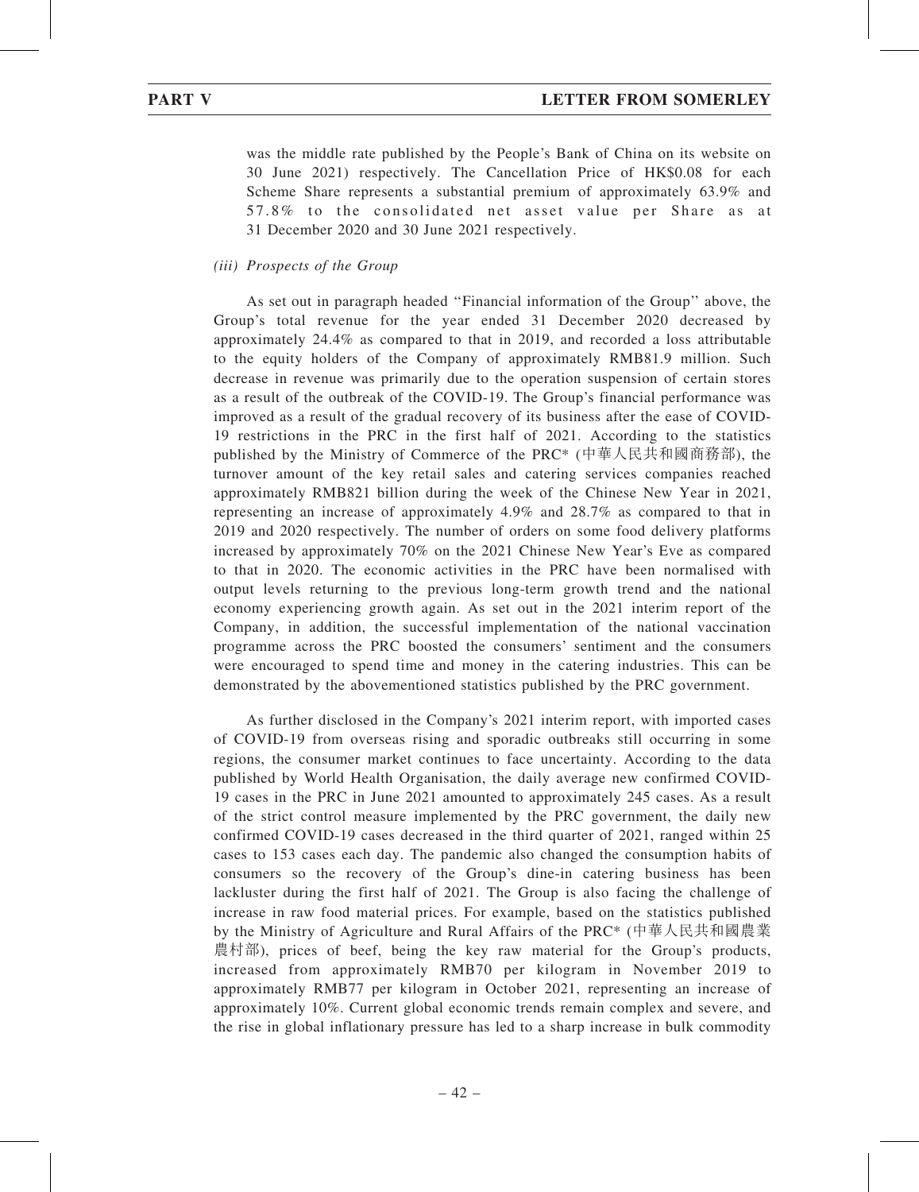was the middle rate published by the People's Bank of China on its website on 30 June 2021) respectively. The Cancellation Price of HK$0.08 for each Scheme Share represents a substantial premium of approximately 63.9% and 57.8% to the consolidated net asset value per Share as at 31 December 2020 and 30 June 2021 respectively.

*(iii) Prospects of the Group*

As set out in paragraph headed ''Financial information of the Group'' above, the Group's total revenue for the year ended 31 December 2020 decreased by approximately 24.4% as compared to that in 2019, and recorded a loss attributable to the equity holders of the Company of approximately RMB81.9 million. Such decrease in revenue was primarily due to the operation suspension of certain stores as a result of the outbreak of the COVID-19. The Group's financial performance was improved as a result of the gradual recovery of its business after the ease of COVID-19 restrictions in the PRC in the first half of 2021. According to the statistics published by the Ministry of Commerce of the PRC* (中華人民共和國商務部), the turnover amount of the key retail sales and catering services companies reached approximately RMB821 billion during the week of the Chinese New Year in 2021, representing an increase of approximately 4.9% and 28.7% as compared to that in 2019 and 2020 respectively. The number of orders on some food delivery platforms increased by approximately 70% on the 2021 Chinese New Year's Eve as compared to that in 2020. The economic activities in the PRC have been normalised with output levels returning to the previous long-term growth trend and the national economy experiencing growth again. As set out in the 2021 interim report of the Company, in addition, the successful implementation of the national vaccination programme across the PRC boosted the consumers' sentiment and the consumers were encouraged to spend time and money in the catering industries. This can be demonstrated by the abovementioned statistics published by the PRC government.

As further disclosed in the Company's 2021 interim report, with imported cases of COVID-19 from overseas rising and sporadic outbreaks still occurring in some regions, the consumer market continues to face uncertainty. According to the data published by World Health Organisation, the daily average new confirmed COVID-19 cases in the PRC in June 2021 amounted to approximately 245 cases. As a result of the strict control measure implemented by the PRC government, the daily new confirmed COVID-19 cases decreased in the third quarter of 2021, ranged within 25 cases to 153 cases each day. The pandemic also changed the consumption habits of consumers so the recovery of the Group's dine-in catering business has been lackluster during the first half of 2021. The Group is also facing the challenge of increase in raw food material prices. For example, based on the statistics published by the Ministry of Agriculture and Rural Affairs of the PRC* (中華人民共和國農業農村部), prices of beef, being the key raw material for the Group's products, increased from approximately RMB70 per kilogram in November 2019 to approximately RMB77 per kilogram in October 2021, representing an increase of approximately 10%. Current global economic trends remain complex and severe, and the rise in global inflationary pressure has led to a sharp increase in bulk commodity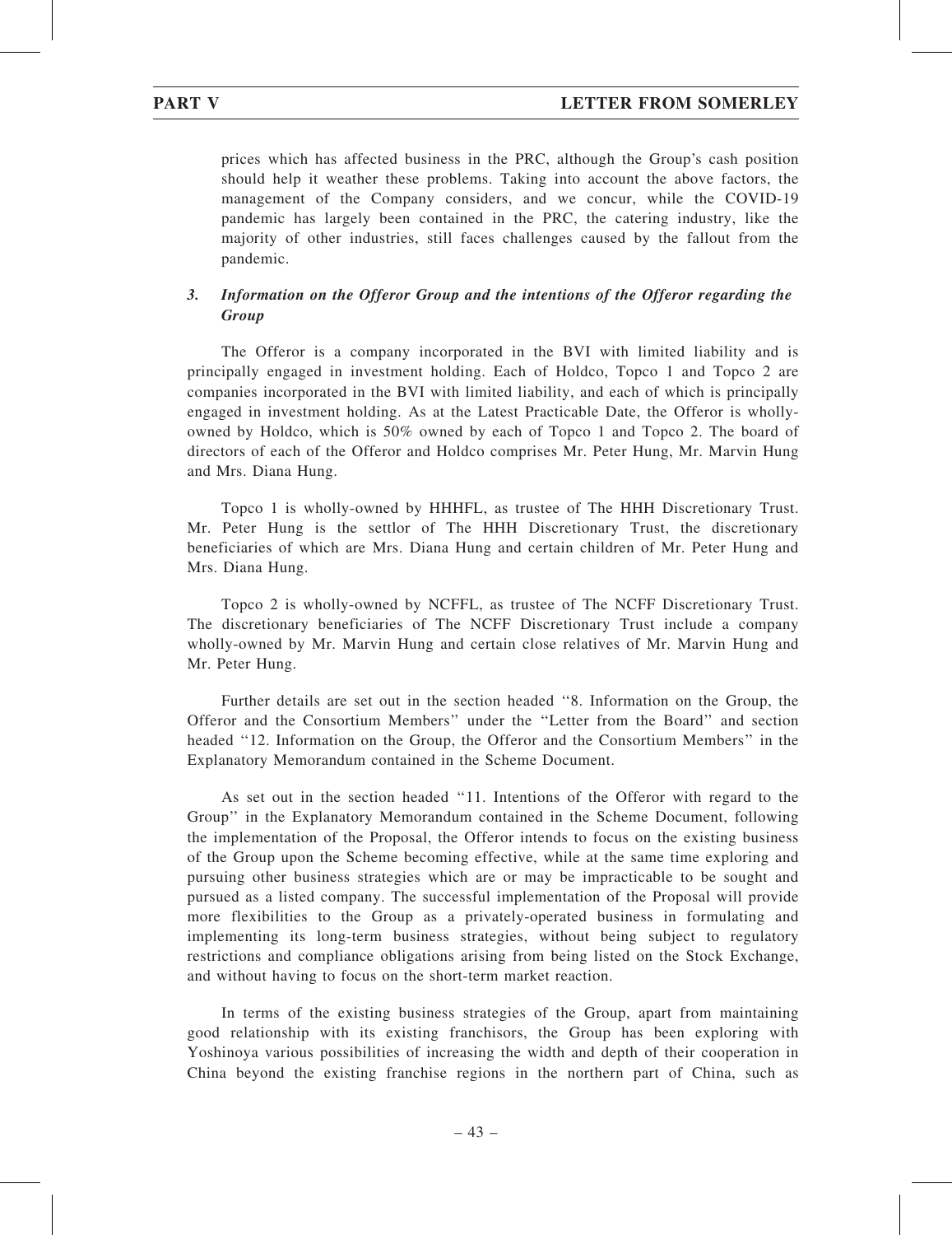prices which has affected business in the PRC, although the Group's cash position should help it weather these problems. Taking into account the above factors, the management of the Company considers, and we concur, while the COVID-19 pandemic has largely been contained in the PRC, the catering industry, like the majority of other industries, still faces challenges caused by the fallout from the pandemic.

### *3. Information on the Offeror Group and the intentions of the Offeror regarding the Group*

The Offeror is a company incorporated in the BVI with limited liability and is principally engaged in investment holding. Each of Holdco, Topco 1 and Topco 2 are companies incorporated in the BVI with limited liability, and each of which is principally engaged in investment holding. As at the Latest Practicable Date, the Offeror is wholly-owned by Holdco, which is 50% owned by each of Topco 1 and Topco 2. The board of directors of each of the Offeror and Holdco comprises Mr. Peter Hung, Mr. Marvin Hung and Mrs. Diana Hung.

Topco 1 is wholly-owned by HHHFL, as trustee of The HHH Discretionary Trust. Mr. Peter Hung is the settlor of The HHH Discretionary Trust, the discretionary beneficiaries of which are Mrs. Diana Hung and certain children of Mr. Peter Hung and Mrs. Diana Hung.

Topco 2 is wholly-owned by NCFFL, as trustee of The NCFF Discretionary Trust. The discretionary beneficiaries of The NCFF Discretionary Trust include a company wholly-owned by Mr. Marvin Hung and certain close relatives of Mr. Marvin Hung and Mr. Peter Hung.

Further details are set out in the section headed ''8. Information on the Group, the Offeror and the Consortium Members'' under the ''Letter from the Board'' and section headed ''12. Information on the Group, the Offeror and the Consortium Members'' in the Explanatory Memorandum contained in the Scheme Document.

As set out in the section headed ''11. Intentions of the Offeror with regard to the Group'' in the Explanatory Memorandum contained in the Scheme Document, following the implementation of the Proposal, the Offeror intends to focus on the existing business of the Group upon the Scheme becoming effective, while at the same time exploring and pursuing other business strategies which are or may be impracticable to be sought and pursued as a listed company. The successful implementation of the Proposal will provide more flexibilities to the Group as a privately-operated business in formulating and implementing its long-term business strategies, without being subject to regulatory restrictions and compliance obligations arising from being listed on the Stock Exchange, and without having to focus on the short-term market reaction.

In terms of the existing business strategies of the Group, apart from maintaining good relationship with its existing franchisors, the Group has been exploring with Yoshinoya various possibilities of increasing the width and depth of their cooperation in China beyond the existing franchise regions in the northern part of China, such as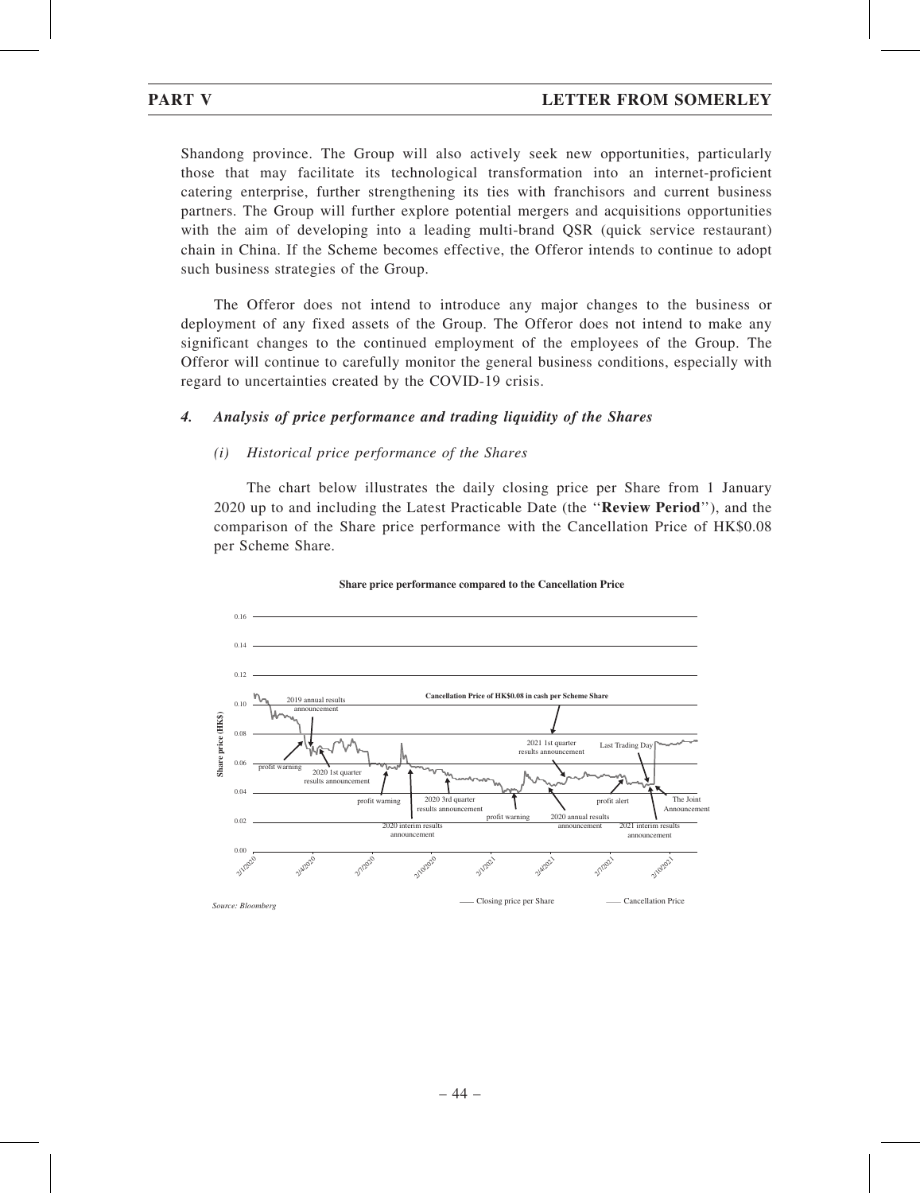Shandong province. The Group will also actively seek new opportunities, particularly those that may facilitate its technological transformation into an internet-proficient catering enterprise, further strengthening its ties with franchisors and current business partners. The Group will further explore potential mergers and acquisitions opportunities with the aim of developing into a leading multi-brand QSR (quick service restaurant) chain in China. If the Scheme becomes effective, the Offeror intends to continue to adopt such business strategies of the Group.

The Offeror does not intend to introduce any major changes to the business or deployment of any fixed assets of the Group. The Offeror does not intend to make any significant changes to the continued employment of the employees of the Group. The Offeror will continue to carefully monitor the general business conditions, especially with regard to uncertainties created by the COVID-19 crisis.

### *4. Analysis of price performance and trading liquidity of the Shares*

#### *(i) Historical price performance of the Shares*

The chart below illustrates the daily closing price per Share from 1 January 2020 up to and including the Latest Practicable Date (the "**Review Period**"), and the comparison of the Share price performance with the Cancellation Price of HK$0.08 per Scheme Share.

**Share price performance compared to the Cancellation Price**

*Source: Bloomberg*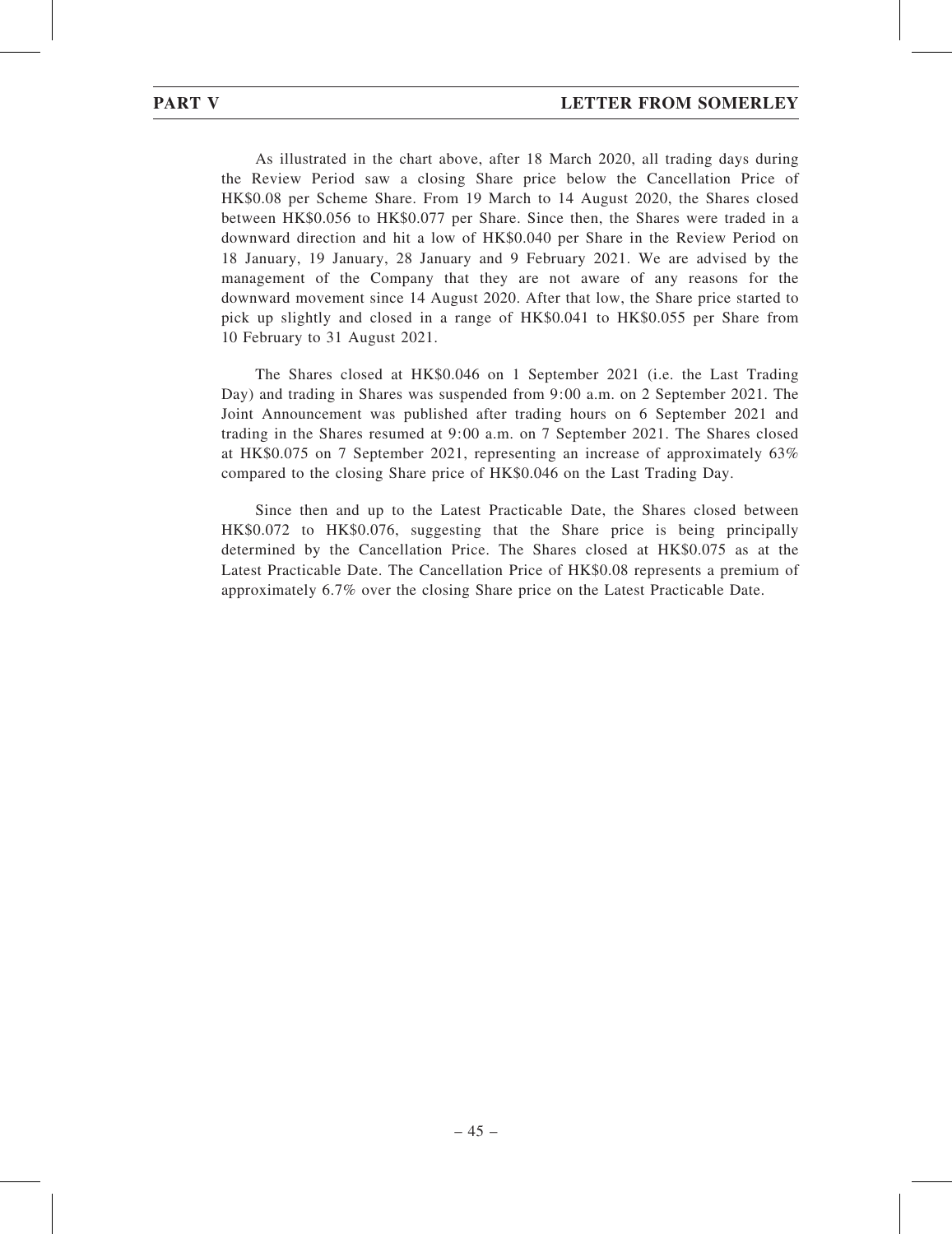As illustrated in the chart above, after 18 March 2020, all trading days during the Review Period saw a closing Share price below the Cancellation Price of HK$0.08 per Scheme Share. From 19 March to 14 August 2020, the Shares closed between HK$0.056 to HK$0.077 per Share. Since then, the Shares were traded in a downward direction and hit a low of HK$0.040 per Share in the Review Period on 18 January, 19 January, 28 January and 9 February 2021. We are advised by the management of the Company that they are not aware of any reasons for the downward movement since 14 August 2020. After that low, the Share price started to pick up slightly and closed in a range of HK$0.041 to HK$0.055 per Share from 10 February to 31 August 2021.

The Shares closed at HK$0.046 on 1 September 2021 (i.e. the Last Trading Day) and trading in Shares was suspended from 9:00 a.m. on 2 September 2021. The Joint Announcement was published after trading hours on 6 September 2021 and trading in the Shares resumed at 9:00 a.m. on 7 September 2021. The Shares closed at HK$0.075 on 7 September 2021, representing an increase of approximately 63% compared to the closing Share price of HK$0.046 on the Last Trading Day.

Since then and up to the Latest Practicable Date, the Shares closed between HK$0.072 to HK$0.076, suggesting that the Share price is being principally determined by the Cancellation Price. The Shares closed at HK$0.075 as at the Latest Practicable Date. The Cancellation Price of HK$0.08 represents a premium of approximately 6.7% over the closing Share price on the Latest Practicable Date.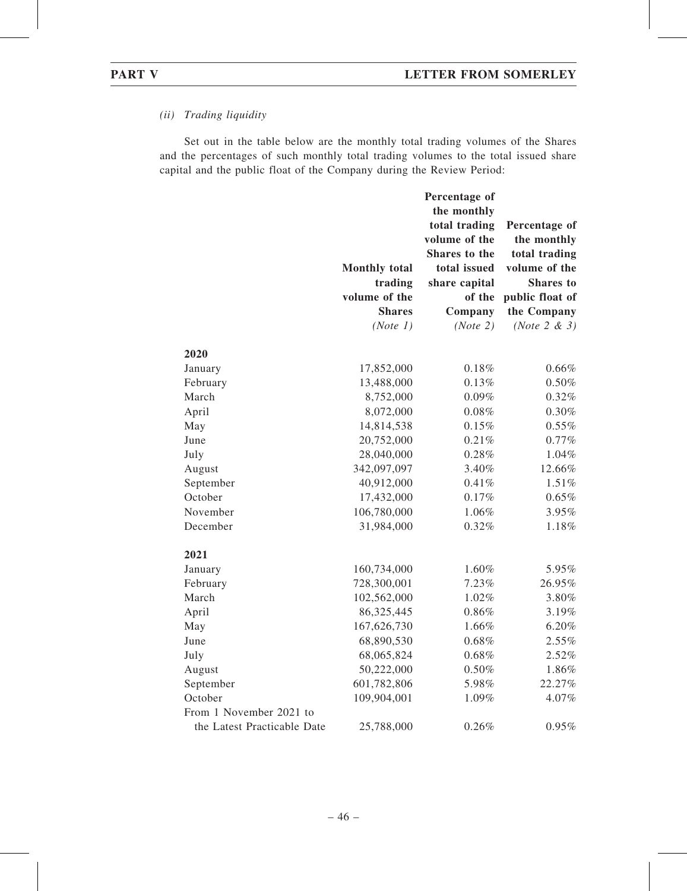*(ii) Trading liquidity*

Set out in the table below are the monthly total trading volumes of the Shares and the percentages of such monthly total trading volumes to the total issued share capital and the public float of the Company during the Review Period:

| | **Monthly total trading volume of the Shares** *(Note 1)* | **Percentage of the monthly total trading volume of the Shares to the total issued share capital of the Company** *(Note 2)* | **Percentage of the monthly total trading volume of the Shares to public float of the Company** *(Note 2 & 3)* |
|---|---|---|---|
| **2020** | | | |
| January | 17,852,000 | 0.18% | 0.66% |
| February | 13,488,000 | 0.13% | 0.50% |
| March | 8,752,000 | 0.09% | 0.32% |
| April | 8,072,000 | 0.08% | 0.30% |
| May | 14,814,538 | 0.15% | 0.55% |
| June | 20,752,000 | 0.21% | 0.77% |
| July | 28,040,000 | 0.28% | 1.04% |
| August | 342,097,097 | 3.40% | 12.66% |
| September | 40,912,000 | 0.41% | 1.51% |
| October | 17,432,000 | 0.17% | 0.65% |
| November | 106,780,000 | 1.06% | 3.95% |
| December | 31,984,000 | 0.32% | 1.18% |
| **2021** | | | |
| January | 160,734,000 | 1.60% | 5.95% |
| February | 728,300,001 | 7.23% | 26.95% |
| March | 102,562,000 | 1.02% | 3.80% |
| April | 86,325,445 | 0.86% | 3.19% |
| May | 167,626,730 | 1.66% | 6.20% |
| June | 68,890,530 | 0.68% | 2.55% |
| July | 68,065,824 | 0.68% | 2.52% |
| August | 50,222,000 | 0.50% | 1.86% |
| September | 601,782,806 | 5.98% | 22.27% |
| October | 109,904,001 | 1.09% | 4.07% |
| From 1 November 2021 to the Latest Practicable Date | 25,788,000 | 0.26% | 0.95% |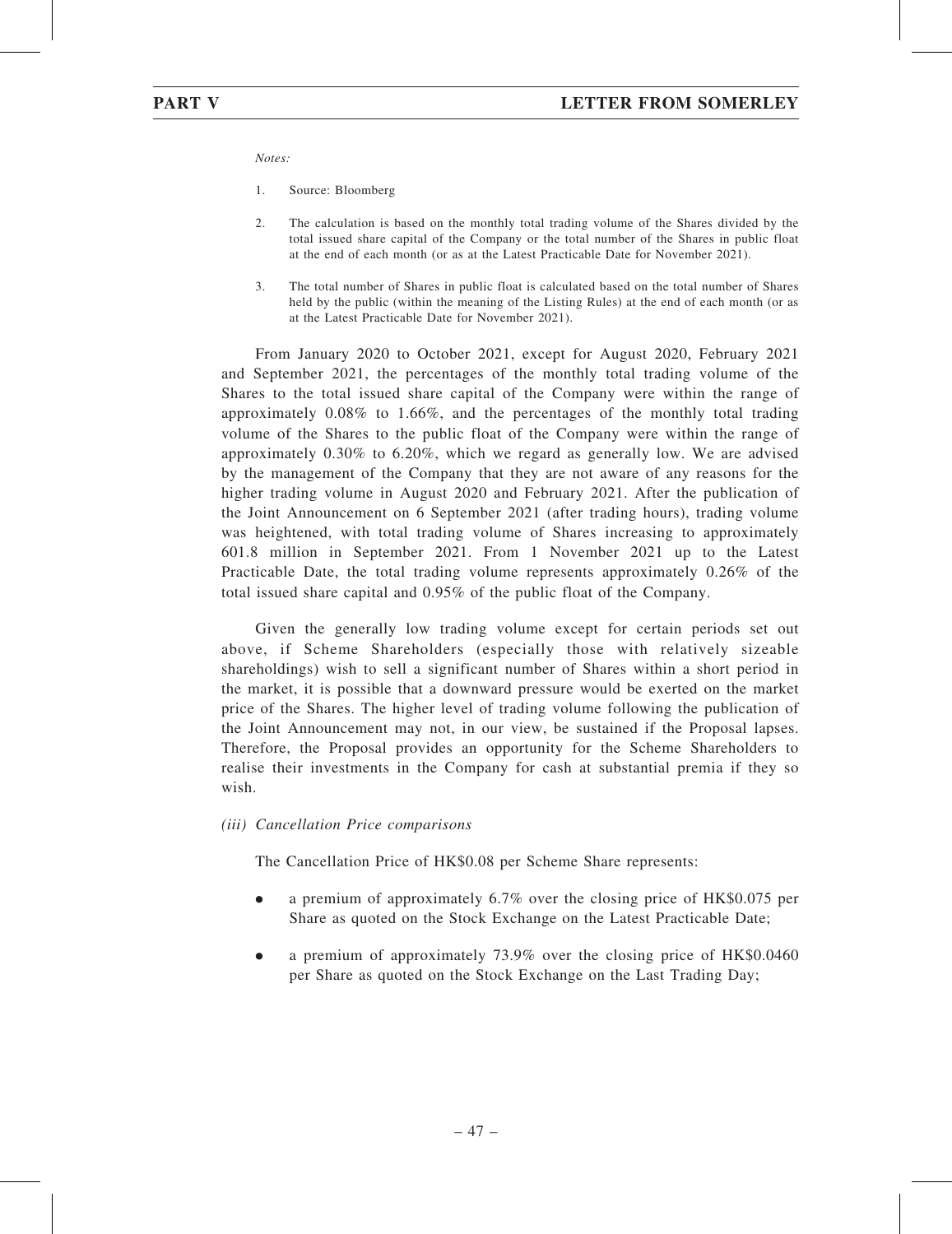*Notes:*

1. Source: Bloomberg

2. The calculation is based on the monthly total trading volume of the Shares divided by the total issued share capital of the Company or the total number of the Shares in public float at the end of each month (or as at the Latest Practicable Date for November 2021).

3. The total number of Shares in public float is calculated based on the total number of Shares held by the public (within the meaning of the Listing Rules) at the end of each month (or as at the Latest Practicable Date for November 2021).

From January 2020 to October 2021, except for August 2020, February 2021 and September 2021, the percentages of the monthly total trading volume of the Shares to the total issued share capital of the Company were within the range of approximately 0.08% to 1.66%, and the percentages of the monthly total trading volume of the Shares to the public float of the Company were within the range of approximately 0.30% to 6.20%, which we regard as generally low. We are advised by the management of the Company that they are not aware of any reasons for the higher trading volume in August 2020 and February 2021. After the publication of the Joint Announcement on 6 September 2021 (after trading hours), trading volume was heightened, with total trading volume of Shares increasing to approximately 601.8 million in September 2021. From 1 November 2021 up to the Latest Practicable Date, the total trading volume represents approximately 0.26% of the total issued share capital and 0.95% of the public float of the Company.

Given the generally low trading volume except for certain periods set out above, if Scheme Shareholders (especially those with relatively sizeable shareholdings) wish to sell a significant number of Shares within a short period in the market, it is possible that a downward pressure would be exerted on the market price of the Shares. The higher level of trading volume following the publication of the Joint Announcement may not, in our view, be sustained if the Proposal lapses. Therefore, the Proposal provides an opportunity for the Scheme Shareholders to realise their investments in the Company for cash at substantial premia if they so wish.

*(iii) Cancellation Price comparisons*

The Cancellation Price of HK$0.08 per Scheme Share represents:

- a premium of approximately 6.7% over the closing price of HK$0.075 per Share as quoted on the Stock Exchange on the Latest Practicable Date;

- a premium of approximately 73.9% over the closing price of HK$0.0460 per Share as quoted on the Stock Exchange on the Last Trading Day;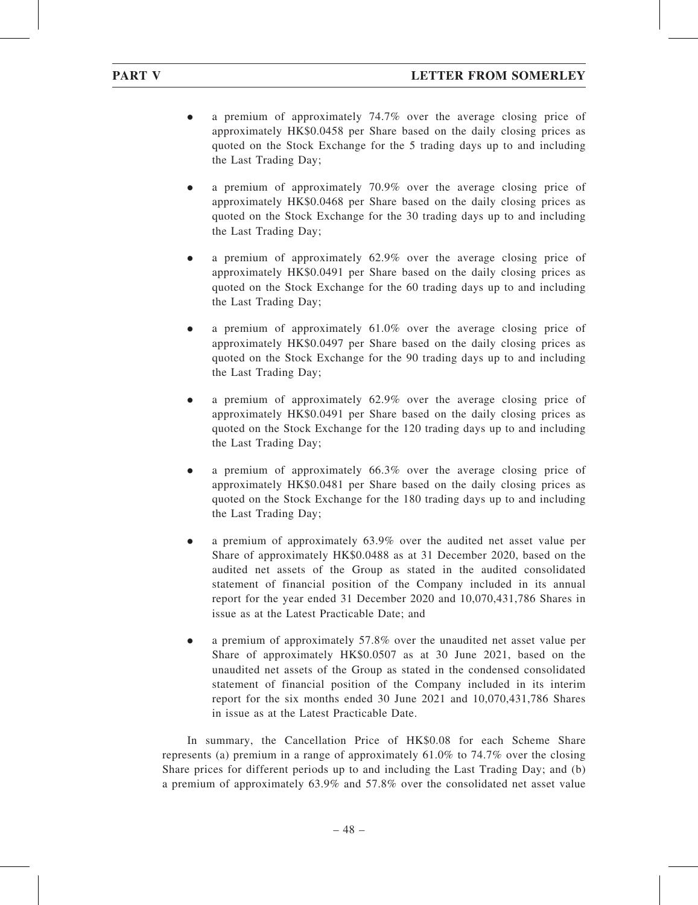- a premium of approximately 74.7% over the average closing price of approximately HK$0.0458 per Share based on the daily closing prices as quoted on the Stock Exchange for the 5 trading days up to and including the Last Trading Day;

- a premium of approximately 70.9% over the average closing price of approximately HK$0.0468 per Share based on the daily closing prices as quoted on the Stock Exchange for the 30 trading days up to and including the Last Trading Day;

- a premium of approximately 62.9% over the average closing price of approximately HK$0.0491 per Share based on the daily closing prices as quoted on the Stock Exchange for the 60 trading days up to and including the Last Trading Day;

- a premium of approximately 61.0% over the average closing price of approximately HK$0.0497 per Share based on the daily closing prices as quoted on the Stock Exchange for the 90 trading days up to and including the Last Trading Day;

- a premium of approximately 62.9% over the average closing price of approximately HK$0.0491 per Share based on the daily closing prices as quoted on the Stock Exchange for the 120 trading days up to and including the Last Trading Day;

- a premium of approximately 66.3% over the average closing price of approximately HK$0.0481 per Share based on the daily closing prices as quoted on the Stock Exchange for the 180 trading days up to and including the Last Trading Day;

- a premium of approximately 63.9% over the audited net asset value per Share of approximately HK$0.0488 as at 31 December 2020, based on the audited net assets of the Group as stated in the audited consolidated statement of financial position of the Company included in its annual report for the year ended 31 December 2020 and 10,070,431,786 Shares in issue as at the Latest Practicable Date; and

- a premium of approximately 57.8% over the unaudited net asset value per Share of approximately HK$0.0507 as at 30 June 2021, based on the unaudited net assets of the Group as stated in the condensed consolidated statement of financial position of the Company included in its interim report for the six months ended 30 June 2021 and 10,070,431,786 Shares in issue as at the Latest Practicable Date.

In summary, the Cancellation Price of HK$0.08 for each Scheme Share represents (a) premium in a range of approximately 61.0% to 74.7% over the closing Share prices for different periods up to and including the Last Trading Day; and (b) a premium of approximately 63.9% and 57.8% over the consolidated net asset value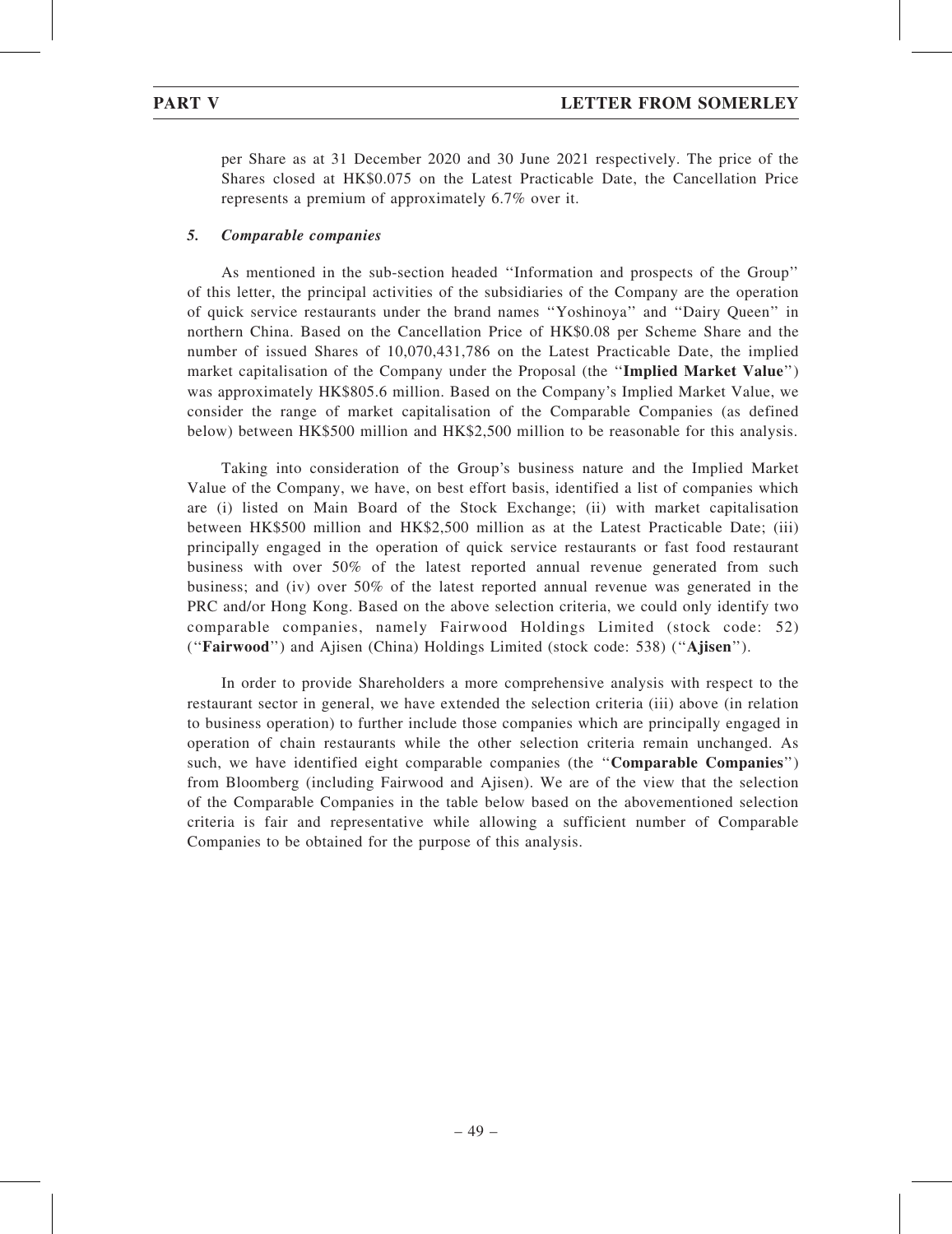per Share as at 31 December 2020 and 30 June 2021 respectively. The price of the Shares closed at HK$0.075 on the Latest Practicable Date, the Cancellation Price represents a premium of approximately 6.7% over it.

### *5. Comparable companies*

As mentioned in the sub-section headed ''Information and prospects of the Group'' of this letter, the principal activities of the subsidiaries of the Company are the operation of quick service restaurants under the brand names ''Yoshinoya'' and ''Dairy Queen'' in northern China. Based on the Cancellation Price of HK$0.08 per Scheme Share and the number of issued Shares of 10,070,431,786 on the Latest Practicable Date, the implied market capitalisation of the Company under the Proposal (the ''**Implied Market Value**'') was approximately HK$805.6 million. Based on the Company's Implied Market Value, we consider the range of market capitalisation of the Comparable Companies (as defined below) between HK$500 million and HK$2,500 million to be reasonable for this analysis.

Taking into consideration of the Group's business nature and the Implied Market Value of the Company, we have, on best effort basis, identified a list of companies which are (i) listed on Main Board of the Stock Exchange; (ii) with market capitalisation between HK$500 million and HK$2,500 million as at the Latest Practicable Date; (iii) principally engaged in the operation of quick service restaurants or fast food restaurant business with over 50% of the latest reported annual revenue generated from such business; and (iv) over 50% of the latest reported annual revenue was generated in the PRC and/or Hong Kong. Based on the above selection criteria, we could only identify two comparable companies, namely Fairwood Holdings Limited (stock code: 52) (''**Fairwood**'') and Ajisen (China) Holdings Limited (stock code: 538) (''**Ajisen**'').

In order to provide Shareholders a more comprehensive analysis with respect to the restaurant sector in general, we have extended the selection criteria (iii) above (in relation to business operation) to further include those companies which are principally engaged in operation of chain restaurants while the other selection criteria remain unchanged. As such, we have identified eight comparable companies (the ''**Comparable Companies**'') from Bloomberg (including Fairwood and Ajisen). We are of the view that the selection of the Comparable Companies in the table below based on the abovementioned selection criteria is fair and representative while allowing a sufficient number of Comparable Companies to be obtained for the purpose of this analysis.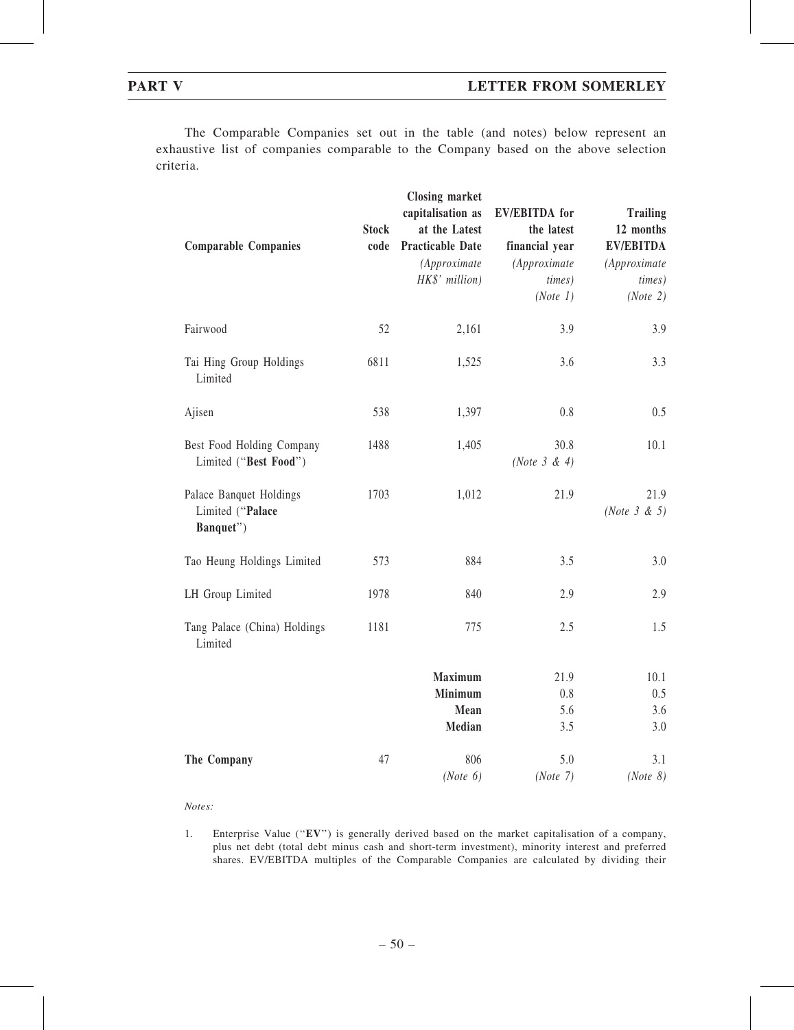The Comparable Companies set out in the table (and notes) below represent an exhaustive list of companies comparable to the Company based on the above selection criteria.

| Comparable Companies | Stock code | Closing market capitalisation as at the Latest Practicable Date *(Approximate HK$' million)* | EV/EBITDA for the latest financial year *(Approximate times)* *(Note 1)* | Trailing 12 months EV/EBITDA *(Approximate times)* *(Note 2)* |
|---|---|---|---|---|
| Fairwood | 52 | 2,161 | 3.9 | 3.9 |
| Tai Hing Group Holdings Limited | 6811 | 1,525 | 3.6 | 3.3 |
| Ajisen | 538 | 1,397 | 0.8 | 0.5 |
| Best Food Holding Company Limited ("**Best Food**") | 1488 | 1,405 | 30.8 *(Note 3 & 4)* | 10.1 |
| Palace Banquet Holdings Limited ("**Palace Banquet**") | 1703 | 1,012 | 21.9 | 21.9 *(Note 3 & 5)* |
| Tao Heung Holdings Limited | 573 | 884 | 3.5 | 3.0 |
| LH Group Limited | 1978 | 840 | 2.9 | 2.9 |
| Tang Palace (China) Holdings Limited | 1181 | 775 | 2.5 | 1.5 |
| | | **Maximum** | 21.9 | 10.1 |
| | | **Minimum** | 0.8 | 0.5 |
| | | **Mean** | 5.6 | 3.6 |
| | | **Median** | 3.5 | 3.0 |
| **The Company** | 47 | 806 *(Note 6)* | 5.0 *(Note 7)* | 3.1 *(Note 8)* |

*Notes:*

1. Enterprise Value ("**EV**") is generally derived based on the market capitalisation of a company, plus net debt (total debt minus cash and short-term investment), minority interest and preferred shares. EV/EBITDA multiples of the Comparable Companies are calculated by dividing their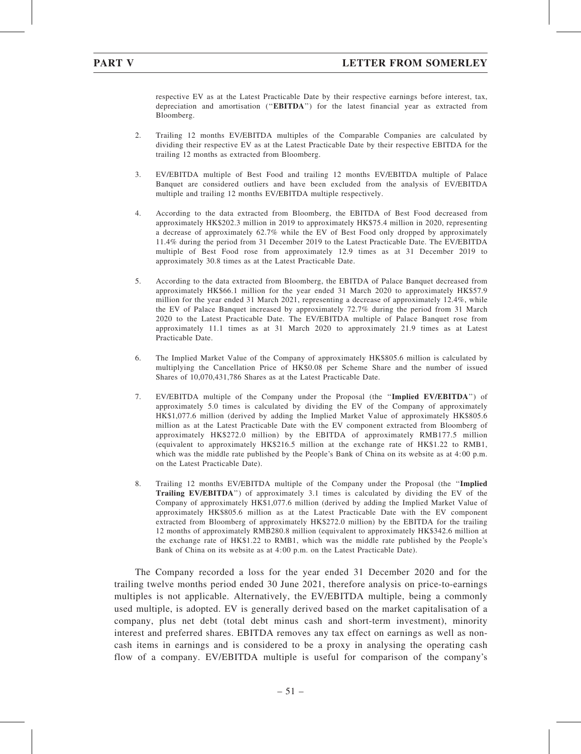respective EV as at the Latest Practicable Date by their respective earnings before interest, tax, depreciation and amortisation ("**EBITDA**") for the latest financial year as extracted from Bloomberg.

2. Trailing 12 months EV/EBITDA multiples of the Comparable Companies are calculated by dividing their respective EV as at the Latest Practicable Date by their respective EBITDA for the trailing 12 months as extracted from Bloomberg.

3. EV/EBITDA multiple of Best Food and trailing 12 months EV/EBITDA multiple of Palace Banquet are considered outliers and have been excluded from the analysis of EV/EBITDA multiple and trailing 12 months EV/EBITDA multiple respectively.

4. According to the data extracted from Bloomberg, the EBITDA of Best Food decreased from approximately HK$202.3 million in 2019 to approximately HK$75.4 million in 2020, representing a decrease of approximately 62.7% while the EV of Best Food only dropped by approximately 11.4% during the period from 31 December 2019 to the Latest Practicable Date. The EV/EBITDA multiple of Best Food rose from approximately 12.9 times as at 31 December 2019 to approximately 30.8 times as at the Latest Practicable Date.

5. According to the data extracted from Bloomberg, the EBITDA of Palace Banquet decreased from approximately HK$66.1 million for the year ended 31 March 2020 to approximately HK$57.9 million for the year ended 31 March 2021, representing a decrease of approximately 12.4%, while the EV of Palace Banquet increased by approximately 72.7% during the period from 31 March 2020 to the Latest Practicable Date. The EV/EBITDA multiple of Palace Banquet rose from approximately 11.1 times as at 31 March 2020 to approximately 21.9 times as at Latest Practicable Date.

6. The Implied Market Value of the Company of approximately HK$805.6 million is calculated by multiplying the Cancellation Price of HK$0.08 per Scheme Share and the number of issued Shares of 10,070,431,786 Shares as at the Latest Practicable Date.

7. EV/EBITDA multiple of the Company under the Proposal (the "**Implied EV/EBITDA**") of approximately 5.0 times is calculated by dividing the EV of the Company of approximately HK$1,077.6 million (derived by adding the Implied Market Value of approximately HK$805.6 million as at the Latest Practicable Date with the EV component extracted from Bloomberg of approximately HK$272.0 million) by the EBITDA of approximately RMB177.5 million (equivalent to approximately HK$216.5 million at the exchange rate of HK$1.22 to RMB1, which was the middle rate published by the People's Bank of China on its website as at 4:00 p.m. on the Latest Practicable Date).

8. Trailing 12 months EV/EBITDA multiple of the Company under the Proposal (the "**Implied Trailing EV/EBITDA**") of approximately 3.1 times is calculated by dividing the EV of the Company of approximately HK$1,077.6 million (derived by adding the Implied Market Value of approximately HK$805.6 million as at the Latest Practicable Date with the EV component extracted from Bloomberg of approximately HK$272.0 million) by the EBITDA for the trailing 12 months of approximately RMB280.8 million (equivalent to approximately HK$342.6 million at the exchange rate of HK$1.22 to RMB1, which was the middle rate published by the People's Bank of China on its website as at 4:00 p.m. on the Latest Practicable Date).

The Company recorded a loss for the year ended 31 December 2020 and for the trailing twelve months period ended 30 June 2021, therefore analysis on price-to-earnings multiples is not applicable. Alternatively, the EV/EBITDA multiple, being a commonly used multiple, is adopted. EV is generally derived based on the market capitalisation of a company, plus net debt (total debt minus cash and short-term investment), minority interest and preferred shares. EBITDA removes any tax effect on earnings as well as non-cash items in earnings and is considered to be a proxy in analysing the operating cash flow of a company. EV/EBITDA multiple is useful for comparison of the company's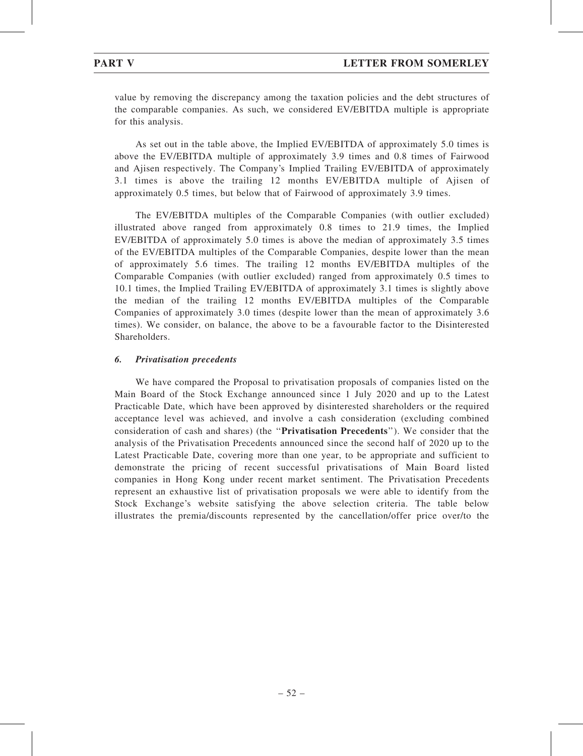value by removing the discrepancy among the taxation policies and the debt structures of the comparable companies. As such, we considered EV/EBITDA multiple is appropriate for this analysis.

As set out in the table above, the Implied EV/EBITDA of approximately 5.0 times is above the EV/EBITDA multiple of approximately 3.9 times and 0.8 times of Fairwood and Ajisen respectively. The Company's Implied Trailing EV/EBITDA of approximately 3.1 times is above the trailing 12 months EV/EBITDA multiple of Ajisen of approximately 0.5 times, but below that of Fairwood of approximately 3.9 times.

The EV/EBITDA multiples of the Comparable Companies (with outlier excluded) illustrated above ranged from approximately 0.8 times to 21.9 times, the Implied EV/EBITDA of approximately 5.0 times is above the median of approximately 3.5 times of the EV/EBITDA multiples of the Comparable Companies, despite lower than the mean of approximately 5.6 times. The trailing 12 months EV/EBITDA multiples of the Comparable Companies (with outlier excluded) ranged from approximately 0.5 times to 10.1 times, the Implied Trailing EV/EBITDA of approximately 3.1 times is slightly above the median of the trailing 12 months EV/EBITDA multiples of the Comparable Companies of approximately 3.0 times (despite lower than the mean of approximately 3.6 times). We consider, on balance, the above to be a favourable factor to the Disinterested Shareholders.

### *6. Privatisation precedents*

We have compared the Proposal to privatisation proposals of companies listed on the Main Board of the Stock Exchange announced since 1 July 2020 and up to the Latest Practicable Date, which have been approved by disinterested shareholders or the required acceptance level was achieved, and involve a cash consideration (excluding combined consideration of cash and shares) (the "**Privatisation Precedents**"). We consider that the analysis of the Privatisation Precedents announced since the second half of 2020 up to the Latest Practicable Date, covering more than one year, to be appropriate and sufficient to demonstrate the pricing of recent successful privatisations of Main Board listed companies in Hong Kong under recent market sentiment. The Privatisation Precedents represent an exhaustive list of privatisation proposals we were able to identify from the Stock Exchange's website satisfying the above selection criteria. The table below illustrates the premia/discounts represented by the cancellation/offer price over/to the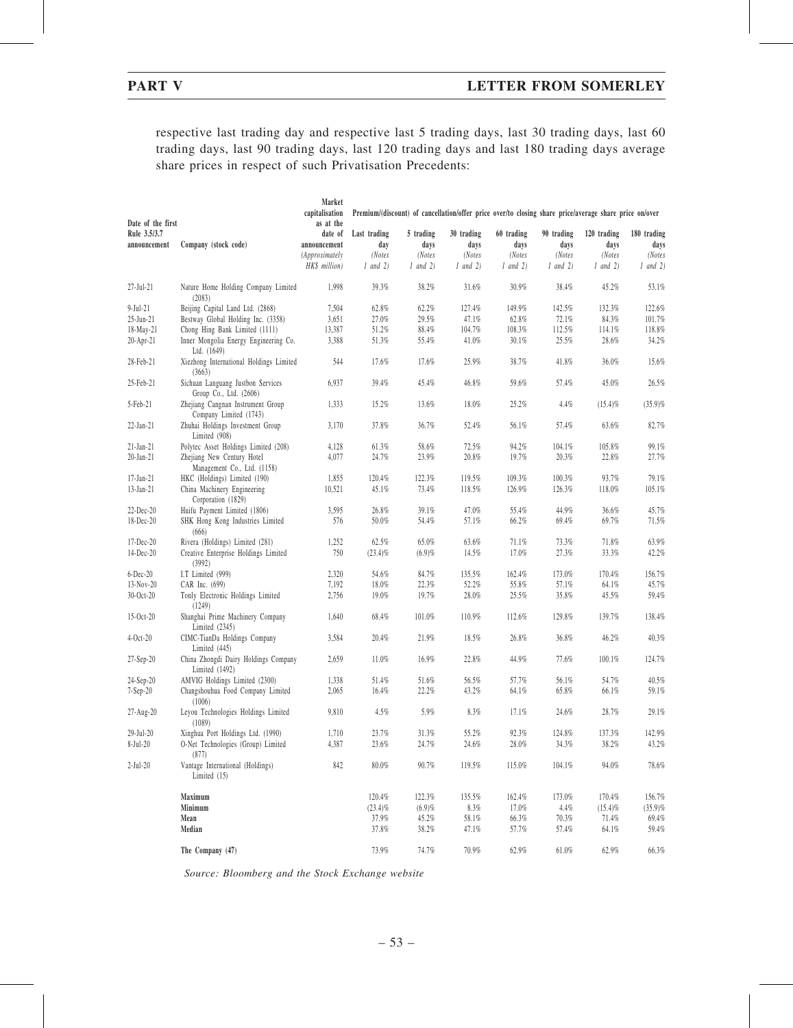respective last trading day and respective last 5 trading days, last 30 trading days, last 60 trading days, last 90 trading days, last 120 trading days and last 180 trading days average share prices in respect of such Privatisation Precedents:

| Date of the first Rule 3.5/3.7 announcement | Company (stock code) | Market capitalisation as at the date of announcement *(Approximately HK$ million)* | Premium/(discount) of cancellation/offer price over/to closing share price/average share price on/over | | | | | | |
|---|---|---|---|---|---|---|---|---|---|
| | | | Last trading day *(Notes 1 and 2)* | 5 trading days *(Notes 1 and 2)* | 30 trading days *(Notes 1 and 2)* | 60 trading days *(Notes 1 and 2)* | 90 trading days *(Notes 1 and 2)* | 120 trading days *(Notes 1 and 2)* | 180 trading days *(Notes 1 and 2)* |
| 27-Jul-21 | Nature Home Holding Company Limited (2083) | 1,998 | 39.3% | 38.2% | 31.6% | 30.9% | 38.4% | 45.2% | 53.1% |
| 9-Jul-21 | Beijing Capital Land Ltd. (2868) | 7,504 | 62.8% | 62.2% | 127.4% | 149.9% | 142.5% | 132.3% | 122.6% |
| 25-Jun-21 | Bestway Global Holding Inc. (3358) | 3,651 | 27.0% | 29.5% | 47.1% | 62.8% | 72.1% | 84.3% | 101.7% |
| 18-May-21 | Chong Hing Bank Limited (1111) | 13,387 | 51.2% | 88.4% | 104.7% | 108.3% | 112.5% | 114.1% | 118.8% |
| 20-Apr-21 | Inner Mongolia Energy Engineering Co. Ltd. (1649) | 3,388 | 51.3% | 55.4% | 41.0% | 30.1% | 25.5% | 28.6% | 34.2% |
| 28-Feb-21 | Xiezhong International Holdings Limited (3663) | 544 | 17.6% | 17.6% | 25.9% | 38.7% | 41.8% | 36.0% | 15.6% |
| 25-Feb-21 | Sichuan Languang Justbon Services Group Co., Ltd. (2606) | 6,937 | 39.4% | 45.4% | 46.8% | 59.6% | 57.4% | 45.0% | 26.5% |
| 5-Feb-21 | Zhejiang Cangnan Instrument Group Company Limited (1743) | 1,333 | 15.2% | 13.6% | 18.0% | 25.2% | 4.4% | (15.4)% | (35.9)% |
| 22-Jan-21 | Zhuhai Holdings Investment Group Limited (908) | 3,170 | 37.8% | 36.7% | 52.4% | 56.1% | 57.4% | 63.6% | 82.7% |
| 21-Jan-21 | Polytec Asset Holdings Limited (208) | 4,128 | 61.3% | 58.6% | 72.5% | 94.2% | 104.1% | 105.8% | 99.1% |
| 20-Jan-21 | Zhejiang New Century Hotel Management Co., Ltd. (1158) | 4,077 | 24.7% | 23.9% | 20.8% | 19.7% | 20.3% | 22.8% | 27.7% |
| 17-Jan-21 | HKC (Holdings) Limited (190) | 1,855 | 120.4% | 122.3% | 119.5% | 109.3% | 100.3% | 93.7% | 79.1% |
| 13-Jan-21 | China Machinery Engineering Corporation (1829) | 10,521 | 45.1% | 73.4% | 118.5% | 126.9% | 126.3% | 118.0% | 105.1% |
| 22-Dec-20 | Huifu Payment Limited (1806) | 3,595 | 26.8% | 39.1% | 47.0% | 55.4% | 44.9% | 36.6% | 45.7% |
| 18-Dec-20 | SHK Hong Kong Industries Limited (666) | 576 | 50.0% | 54.4% | 57.1% | 66.2% | 69.4% | 69.7% | 71.5% |
| 17-Dec-20 | Rivera (Holdings) Limited (281) | 1,252 | 62.5% | 65.0% | 63.6% | 71.1% | 73.3% | 71.8% | 63.9% |
| 14-Dec-20 | Creative Enterprise Holdings Limited (3992) | 750 | (23.4)% | (6.9)% | 14.5% | 17.0% | 27.3% | 33.3% | 42.2% |
| 6-Dec-20 | I.T Limited (999) | 2,320 | 54.6% | 84.7% | 135.5% | 162.4% | 173.0% | 170.4% | 156.7% |
| 13-Nov-20 | CAR Inc. (699) | 7,192 | 18.0% | 22.3% | 52.2% | 55.8% | 57.1% | 64.1% | 45.7% |
| 30-Oct-20 | Tonly Electronic Holdings Limited (1249) | 2,756 | 19.0% | 19.7% | 28.0% | 25.5% | 35.8% | 45.5% | 59.4% |
| 15-Oct-20 | Shanghai Prime Machinery Company Limited (2345) | 1,640 | 68.4% | 101.0% | 110.9% | 112.6% | 129.8% | 139.7% | 138.4% |
| 4-Oct-20 | CIMC-TianDa Holdings Company Limited (445) | 3,584 | 20.4% | 21.9% | 18.5% | 26.8% | 36.8% | 46.2% | 40.3% |
| 27-Sep-20 | China Zhongdi Dairy Holdings Company Limited (1492) | 2,659 | 11.0% | 16.9% | 22.8% | 44.9% | 77.6% | 100.1% | 124.7% |
| 24-Sep-20 | AMVIG Holdings Limited (2300) | 1,338 | 51.4% | 51.6% | 56.5% | 57.7% | 56.1% | 54.7% | 40.5% |
| 7-Sep-20 | Changshouhua Food Company Limited (1006) | 2,065 | 16.4% | 22.2% | 43.2% | 64.1% | 65.8% | 66.1% | 59.1% |
| 27-Aug-20 | Leyou Technologies Holdings Limited (1089) | 9,810 | 4.5% | 5.9% | 8.3% | 17.1% | 24.6% | 28.7% | 29.1% |
| 29-Jul-20 | Xinghua Port Holdings Ltd. (1990) | 1,710 | 23.7% | 31.3% | 55.2% | 92.3% | 124.8% | 137.3% | 142.9% |
| 8-Jul-20 | O-Net Technologies (Group) Limited (877) | 4,387 | 23.6% | 24.7% | 24.6% | 28.0% | 34.3% | 38.2% | 43.2% |
| 2-Jul-20 | Vantage International (Holdings) Limited (15) | 842 | 80.0% | 90.7% | 119.5% | 115.0% | 104.1% | 94.0% | 78.6% |
| | **Maximum** | | 120.4% | 122.3% | 135.5% | 162.4% | 173.0% | 170.4% | 156.7% |
| | **Minimum** | | (23.4)% | (6.9)% | 8.3% | 17.0% | 4.4% | (15.4)% | (35.9)% |
| | **Mean** | | 37.9% | 45.2% | 58.1% | 66.3% | 70.3% | 71.4% | 69.4% |
| | **Median** | | 37.8% | 38.2% | 47.1% | 57.7% | 57.4% | 64.1% | 59.4% |
| | **The Company (47)** | | 73.9% | 74.7% | 70.9% | 62.9% | 61.0% | 62.9% | 66.3% |

*Source: Bloomberg and the Stock Exchange website*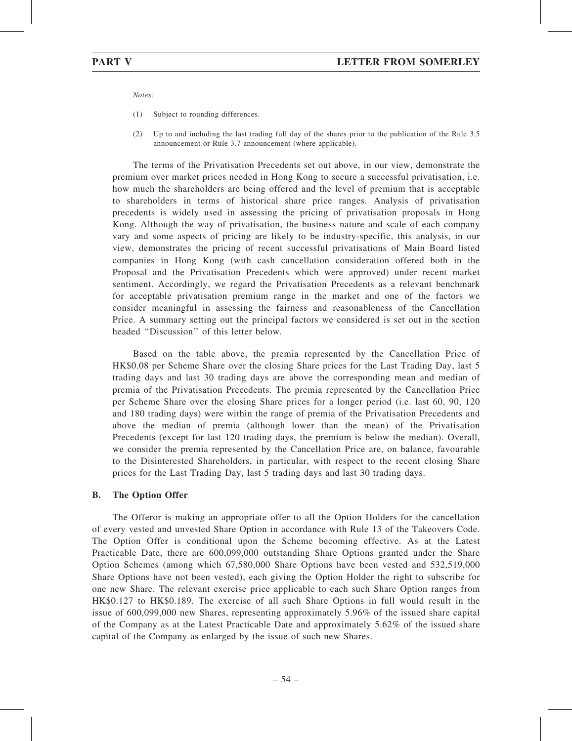*Notes:*

(1) Subject to rounding differences.

(2) Up to and including the last trading full day of the shares prior to the publication of the Rule 3.5 announcement or Rule 3.7 announcement (where applicable).

The terms of the Privatisation Precedents set out above, in our view, demonstrate the premium over market prices needed in Hong Kong to secure a successful privatisation, i.e. how much the shareholders are being offered and the level of premium that is acceptable to shareholders in terms of historical share price ranges. Analysis of privatisation precedents is widely used in assessing the pricing of privatisation proposals in Hong Kong. Although the way of privatisation, the business nature and scale of each company vary and some aspects of pricing are likely to be industry-specific, this analysis, in our view, demonstrates the pricing of recent successful privatisations of Main Board listed companies in Hong Kong (with cash cancellation consideration offered both in the Proposal and the Privatisation Precedents which were approved) under recent market sentiment. Accordingly, we regard the Privatisation Precedents as a relevant benchmark for acceptable privatisation premium range in the market and one of the factors we consider meaningful in assessing the fairness and reasonableness of the Cancellation Price. A summary setting out the principal factors we considered is set out in the section headed ''Discussion'' of this letter below.

Based on the table above, the premia represented by the Cancellation Price of HK$0.08 per Scheme Share over the closing Share prices for the Last Trading Day, last 5 trading days and last 30 trading days are above the corresponding mean and median of premia of the Privatisation Precedents. The premia represented by the Cancellation Price per Scheme Share over the closing Share prices for a longer period (i.e. last 60, 90, 120 and 180 trading days) were within the range of premia of the Privatisation Precedents and above the median of premia (although lower than the mean) of the Privatisation Precedents (except for last 120 trading days, the premium is below the median). Overall, we consider the premia represented by the Cancellation Price are, on balance, favourable to the Disinterested Shareholders, in particular, with respect to the recent closing Share prices for the Last Trading Day, last 5 trading days and last 30 trading days.

### B. The Option Offer

The Offeror is making an appropriate offer to all the Option Holders for the cancellation of every vested and unvested Share Option in accordance with Rule 13 of the Takeovers Code. The Option Offer is conditional upon the Scheme becoming effective. As at the Latest Practicable Date, there are 600,099,000 outstanding Share Options granted under the Share Option Schemes (among which 67,580,000 Share Options have been vested and 532,519,000 Share Options have not been vested), each giving the Option Holder the right to subscribe for one new Share. The relevant exercise price applicable to each such Share Option ranges from HK$0.127 to HK$0.189. The exercise of all such Share Options in full would result in the issue of 600,099,000 new Shares, representing approximately 5.96% of the issued share capital of the Company as at the Latest Practicable Date and approximately 5.62% of the issued share capital of the Company as enlarged by the issue of such new Shares.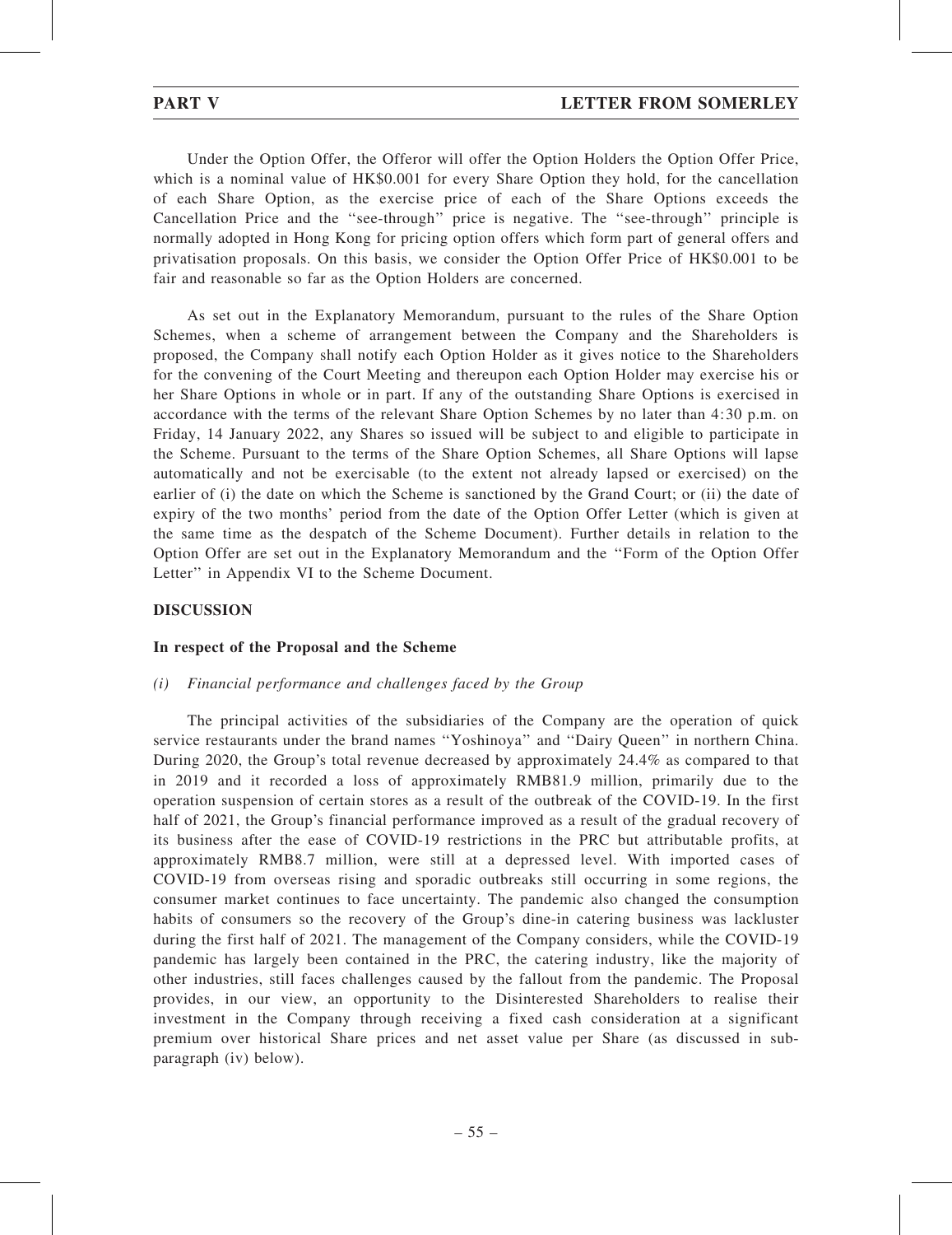Under the Option Offer, the Offeror will offer the Option Holders the Option Offer Price, which is a nominal value of HK$0.001 for every Share Option they hold, for the cancellation of each Share Option, as the exercise price of each of the Share Options exceeds the Cancellation Price and the ''see-through'' price is negative. The ''see-through'' principle is normally adopted in Hong Kong for pricing option offers which form part of general offers and privatisation proposals. On this basis, we consider the Option Offer Price of HK$0.001 to be fair and reasonable so far as the Option Holders are concerned.

As set out in the Explanatory Memorandum, pursuant to the rules of the Share Option Schemes, when a scheme of arrangement between the Company and the Shareholders is proposed, the Company shall notify each Option Holder as it gives notice to the Shareholders for the convening of the Court Meeting and thereupon each Option Holder may exercise his or her Share Options in whole or in part. If any of the outstanding Share Options is exercised in accordance with the terms of the relevant Share Option Schemes by no later than 4:30 p.m. on Friday, 14 January 2022, any Shares so issued will be subject to and eligible to participate in the Scheme. Pursuant to the terms of the Share Option Schemes, all Share Options will lapse automatically and not be exercisable (to the extent not already lapsed or exercised) on the earlier of (i) the date on which the Scheme is sanctioned by the Grand Court; or (ii) the date of expiry of the two months' period from the date of the Option Offer Letter (which is given at the same time as the despatch of the Scheme Document). Further details in relation to the Option Offer are set out in the Explanatory Memorandum and the ''Form of the Option Offer Letter'' in Appendix VI to the Scheme Document.

## DISCUSSION

### In respect of the Proposal and the Scheme

*(i) Financial performance and challenges faced by the Group*

The principal activities of the subsidiaries of the Company are the operation of quick service restaurants under the brand names ''Yoshinoya'' and ''Dairy Queen'' in northern China. During 2020, the Group's total revenue decreased by approximately 24.4% as compared to that in 2019 and it recorded a loss of approximately RMB81.9 million, primarily due to the operation suspension of certain stores as a result of the outbreak of the COVID-19. In the first half of 2021, the Group's financial performance improved as a result of the gradual recovery of its business after the ease of COVID-19 restrictions in the PRC but attributable profits, at approximately RMB8.7 million, were still at a depressed level. With imported cases of COVID-19 from overseas rising and sporadic outbreaks still occurring in some regions, the consumer market continues to face uncertainty. The pandemic also changed the consumption habits of consumers so the recovery of the Group's dine-in catering business was lackluster during the first half of 2021. The management of the Company considers, while the COVID-19 pandemic has largely been contained in the PRC, the catering industry, like the majority of other industries, still faces challenges caused by the fallout from the pandemic. The Proposal provides, in our view, an opportunity to the Disinterested Shareholders to realise their investment in the Company through receiving a fixed cash consideration at a significant premium over historical Share prices and net asset value per Share (as discussed in sub-paragraph (iv) below).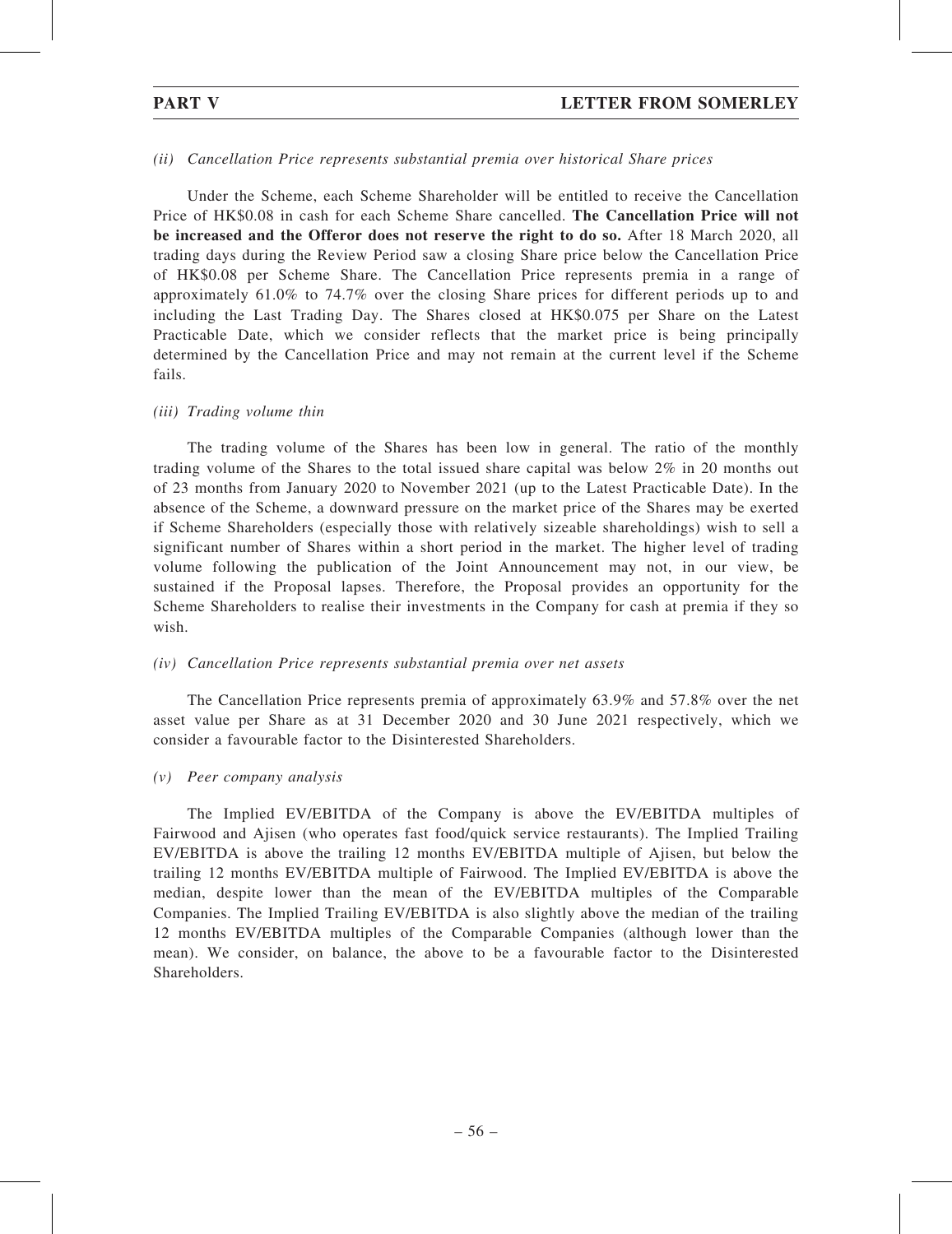*(ii) Cancellation Price represents substantial premia over historical Share prices*

Under the Scheme, each Scheme Shareholder will be entitled to receive the Cancellation Price of HK$0.08 in cash for each Scheme Share cancelled. **The Cancellation Price will not be increased and the Offeror does not reserve the right to do so.** After 18 March 2020, all trading days during the Review Period saw a closing Share price below the Cancellation Price of HK$0.08 per Scheme Share. The Cancellation Price represents premia in a range of approximately 61.0% to 74.7% over the closing Share prices for different periods up to and including the Last Trading Day. The Shares closed at HK$0.075 per Share on the Latest Practicable Date, which we consider reflects that the market price is being principally determined by the Cancellation Price and may not remain at the current level if the Scheme fails.

*(iii) Trading volume thin*

The trading volume of the Shares has been low in general. The ratio of the monthly trading volume of the Shares to the total issued share capital was below 2% in 20 months out of 23 months from January 2020 to November 2021 (up to the Latest Practicable Date). In the absence of the Scheme, a downward pressure on the market price of the Shares may be exerted if Scheme Shareholders (especially those with relatively sizeable shareholdings) wish to sell a significant number of Shares within a short period in the market. The higher level of trading volume following the publication of the Joint Announcement may not, in our view, be sustained if the Proposal lapses. Therefore, the Proposal provides an opportunity for the Scheme Shareholders to realise their investments in the Company for cash at premia if they so wish.

*(iv) Cancellation Price represents substantial premia over net assets*

The Cancellation Price represents premia of approximately 63.9% and 57.8% over the net asset value per Share as at 31 December 2020 and 30 June 2021 respectively, which we consider a favourable factor to the Disinterested Shareholders.

*(v) Peer company analysis*

The Implied EV/EBITDA of the Company is above the EV/EBITDA multiples of Fairwood and Ajisen (who operates fast food/quick service restaurants). The Implied Trailing EV/EBITDA is above the trailing 12 months EV/EBITDA multiple of Ajisen, but below the trailing 12 months EV/EBITDA multiple of Fairwood. The Implied EV/EBITDA is above the median, despite lower than the mean of the EV/EBITDA multiples of the Comparable Companies. The Implied Trailing EV/EBITDA is also slightly above the median of the trailing 12 months EV/EBITDA multiples of the Comparable Companies (although lower than the mean). We consider, on balance, the above to be a favourable factor to the Disinterested Shareholders.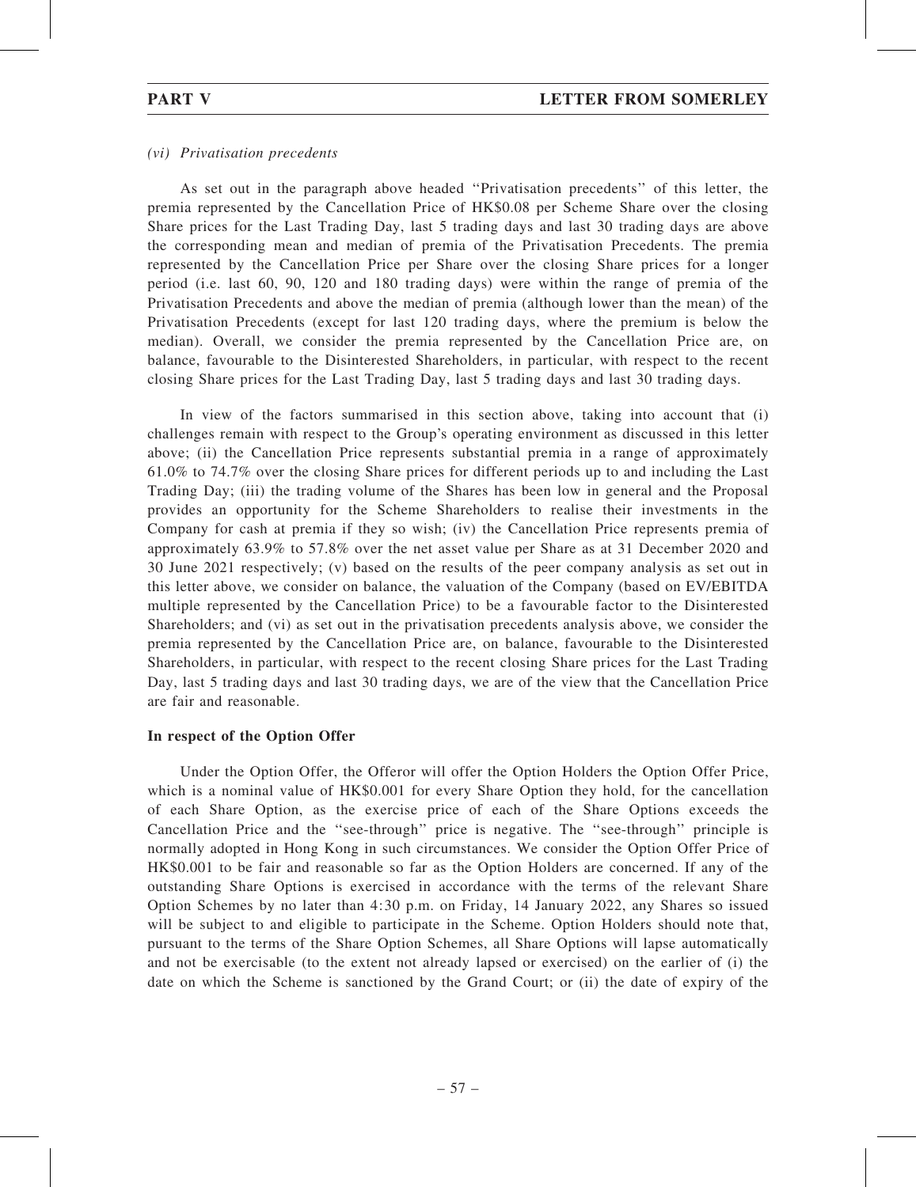*(vi) Privatisation precedents*

As set out in the paragraph above headed ''Privatisation precedents'' of this letter, the premia represented by the Cancellation Price of HK$0.08 per Scheme Share over the closing Share prices for the Last Trading Day, last 5 trading days and last 30 trading days are above the corresponding mean and median of premia of the Privatisation Precedents. The premia represented by the Cancellation Price per Share over the closing Share prices for a longer period (i.e. last 60, 90, 120 and 180 trading days) were within the range of premia of the Privatisation Precedents and above the median of premia (although lower than the mean) of the Privatisation Precedents (except for last 120 trading days, where the premium is below the median). Overall, we consider the premia represented by the Cancellation Price are, on balance, favourable to the Disinterested Shareholders, in particular, with respect to the recent closing Share prices for the Last Trading Day, last 5 trading days and last 30 trading days.

In view of the factors summarised in this section above, taking into account that (i) challenges remain with respect to the Group's operating environment as discussed in this letter above; (ii) the Cancellation Price represents substantial premia in a range of approximately 61.0% to 74.7% over the closing Share prices for different periods up to and including the Last Trading Day; (iii) the trading volume of the Shares has been low in general and the Proposal provides an opportunity for the Scheme Shareholders to realise their investments in the Company for cash at premia if they so wish; (iv) the Cancellation Price represents premia of approximately 63.9% to 57.8% over the net asset value per Share as at 31 December 2020 and 30 June 2021 respectively; (v) based on the results of the peer company analysis as set out in this letter above, we consider on balance, the valuation of the Company (based on EV/EBITDA multiple represented by the Cancellation Price) to be a favourable factor to the Disinterested Shareholders; and (vi) as set out in the privatisation precedents analysis above, we consider the premia represented by the Cancellation Price are, on balance, favourable to the Disinterested Shareholders, in particular, with respect to the recent closing Share prices for the Last Trading Day, last 5 trading days and last 30 trading days, we are of the view that the Cancellation Price are fair and reasonable.

**In respect of the Option Offer**

Under the Option Offer, the Offeror will offer the Option Holders the Option Offer Price, which is a nominal value of HK$0.001 for every Share Option they hold, for the cancellation of each Share Option, as the exercise price of each of the Share Options exceeds the Cancellation Price and the ''see-through'' price is negative. The ''see-through'' principle is normally adopted in Hong Kong in such circumstances. We consider the Option Offer Price of HK$0.001 to be fair and reasonable so far as the Option Holders are concerned. If any of the outstanding Share Options is exercised in accordance with the terms of the relevant Share Option Schemes by no later than 4:30 p.m. on Friday, 14 January 2022, any Shares so issued will be subject to and eligible to participate in the Scheme. Option Holders should note that, pursuant to the terms of the Share Option Schemes, all Share Options will lapse automatically and not be exercisable (to the extent not already lapsed or exercised) on the earlier of (i) the date on which the Scheme is sanctioned by the Grand Court; or (ii) the date of expiry of the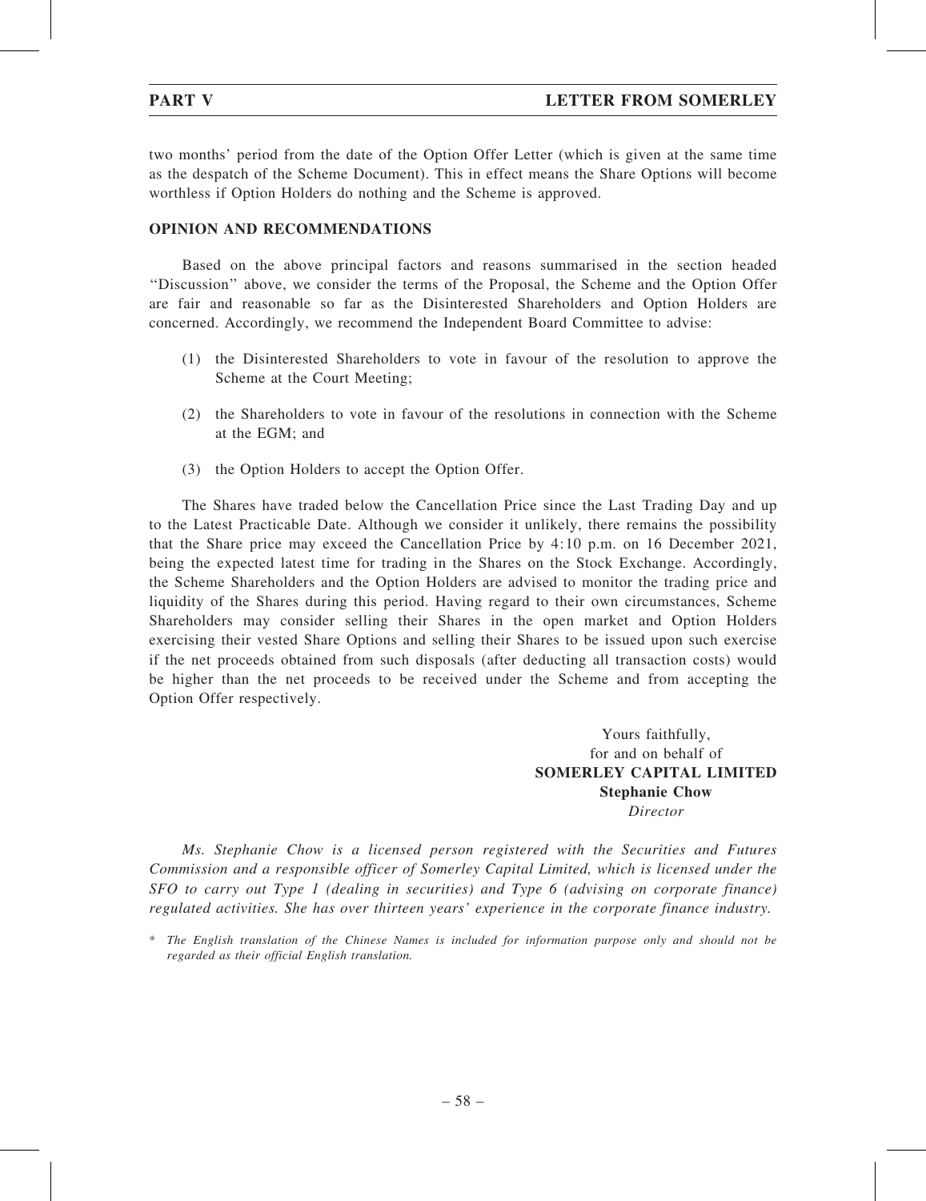two months' period from the date of the Option Offer Letter (which is given at the same time as the despatch of the Scheme Document). This in effect means the Share Options will become worthless if Option Holders do nothing and the Scheme is approved.

## OPINION AND RECOMMENDATIONS

Based on the above principal factors and reasons summarised in the section headed "Discussion" above, we consider the terms of the Proposal, the Scheme and the Option Offer are fair and reasonable so far as the Disinterested Shareholders and Option Holders are concerned. Accordingly, we recommend the Independent Board Committee to advise:

(1) the Disinterested Shareholders to vote in favour of the resolution to approve the Scheme at the Court Meeting;

(2) the Shareholders to vote in favour of the resolutions in connection with the Scheme at the EGM; and

(3) the Option Holders to accept the Option Offer.

The Shares have traded below the Cancellation Price since the Last Trading Day and up to the Latest Practicable Date. Although we consider it unlikely, there remains the possibility that the Share price may exceed the Cancellation Price by 4:10 p.m. on 16 December 2021, being the expected latest time for trading in the Shares on the Stock Exchange. Accordingly, the Scheme Shareholders and the Option Holders are advised to monitor the trading price and liquidity of the Shares during this period. Having regard to their own circumstances, Scheme Shareholders may consider selling their Shares in the open market and Option Holders exercising their vested Share Options and selling their Shares to be issued upon such exercise if the net proceeds obtained from such disposals (after deducting all transaction costs) would be higher than the net proceeds to be received under the Scheme and from accepting the Option Offer respectively.

Yours faithfully,
for and on behalf of
**SOMERLEY CAPITAL LIMITED**
**Stephanie Chow**
*Director*

*Ms. Stephanie Chow is a licensed person registered with the Securities and Futures Commission and a responsible officer of Somerley Capital Limited, which is licensed under the SFO to carry out Type 1 (dealing in securities) and Type 6 (advising on corporate finance) regulated activities. She has over thirteen years' experience in the corporate finance industry.*

\* *The English translation of the Chinese Names is included for information purpose only and should not be regarded as their official English translation.*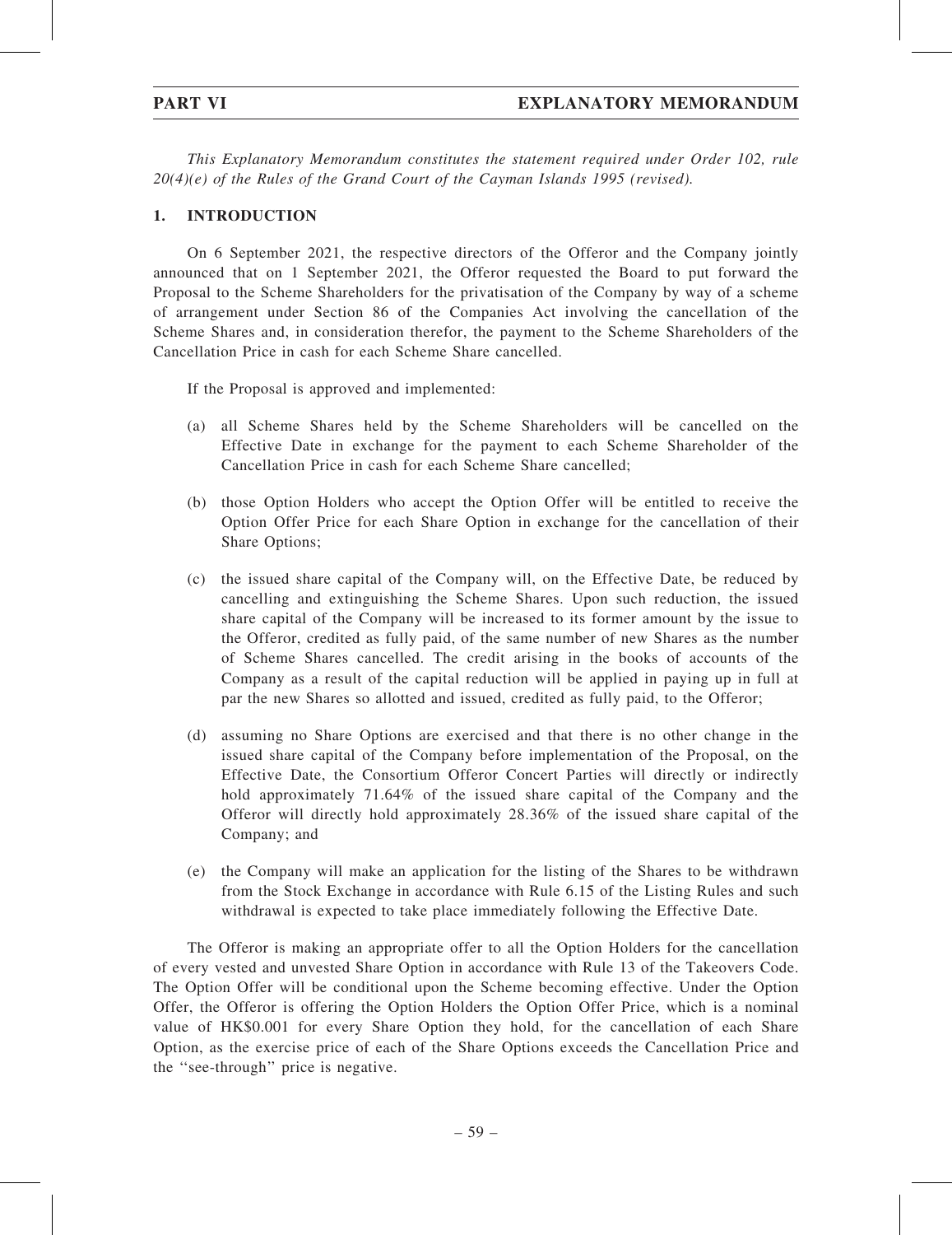*This Explanatory Memorandum constitutes the statement required under Order 102, rule 20(4)(e) of the Rules of the Grand Court of the Cayman Islands 1995 (revised).*

## 1. INTRODUCTION

On 6 September 2021, the respective directors of the Offeror and the Company jointly announced that on 1 September 2021, the Offeror requested the Board to put forward the Proposal to the Scheme Shareholders for the privatisation of the Company by way of a scheme of arrangement under Section 86 of the Companies Act involving the cancellation of the Scheme Shares and, in consideration therefor, the payment to the Scheme Shareholders of the Cancellation Price in cash for each Scheme Share cancelled.

If the Proposal is approved and implemented:

(a) all Scheme Shares held by the Scheme Shareholders will be cancelled on the Effective Date in exchange for the payment to each Scheme Shareholder of the Cancellation Price in cash for each Scheme Share cancelled;

(b) those Option Holders who accept the Option Offer will be entitled to receive the Option Offer Price for each Share Option in exchange for the cancellation of their Share Options;

(c) the issued share capital of the Company will, on the Effective Date, be reduced by cancelling and extinguishing the Scheme Shares. Upon such reduction, the issued share capital of the Company will be increased to its former amount by the issue to the Offeror, credited as fully paid, of the same number of new Shares as the number of Scheme Shares cancelled. The credit arising in the books of accounts of the Company as a result of the capital reduction will be applied in paying up in full at par the new Shares so allotted and issued, credited as fully paid, to the Offeror;

(d) assuming no Share Options are exercised and that there is no other change in the issued share capital of the Company before implementation of the Proposal, on the Effective Date, the Consortium Offeror Concert Parties will directly or indirectly hold approximately 71.64% of the issued share capital of the Company and the Offeror will directly hold approximately 28.36% of the issued share capital of the Company; and

(e) the Company will make an application for the listing of the Shares to be withdrawn from the Stock Exchange in accordance with Rule 6.15 of the Listing Rules and such withdrawal is expected to take place immediately following the Effective Date.

The Offeror is making an appropriate offer to all the Option Holders for the cancellation of every vested and unvested Share Option in accordance with Rule 13 of the Takeovers Code. The Option Offer will be conditional upon the Scheme becoming effective. Under the Option Offer, the Offeror is offering the Option Holders the Option Offer Price, which is a nominal value of HK$0.001 for every Share Option they hold, for the cancellation of each Share Option, as the exercise price of each of the Share Options exceeds the Cancellation Price and the ''see-through'' price is negative.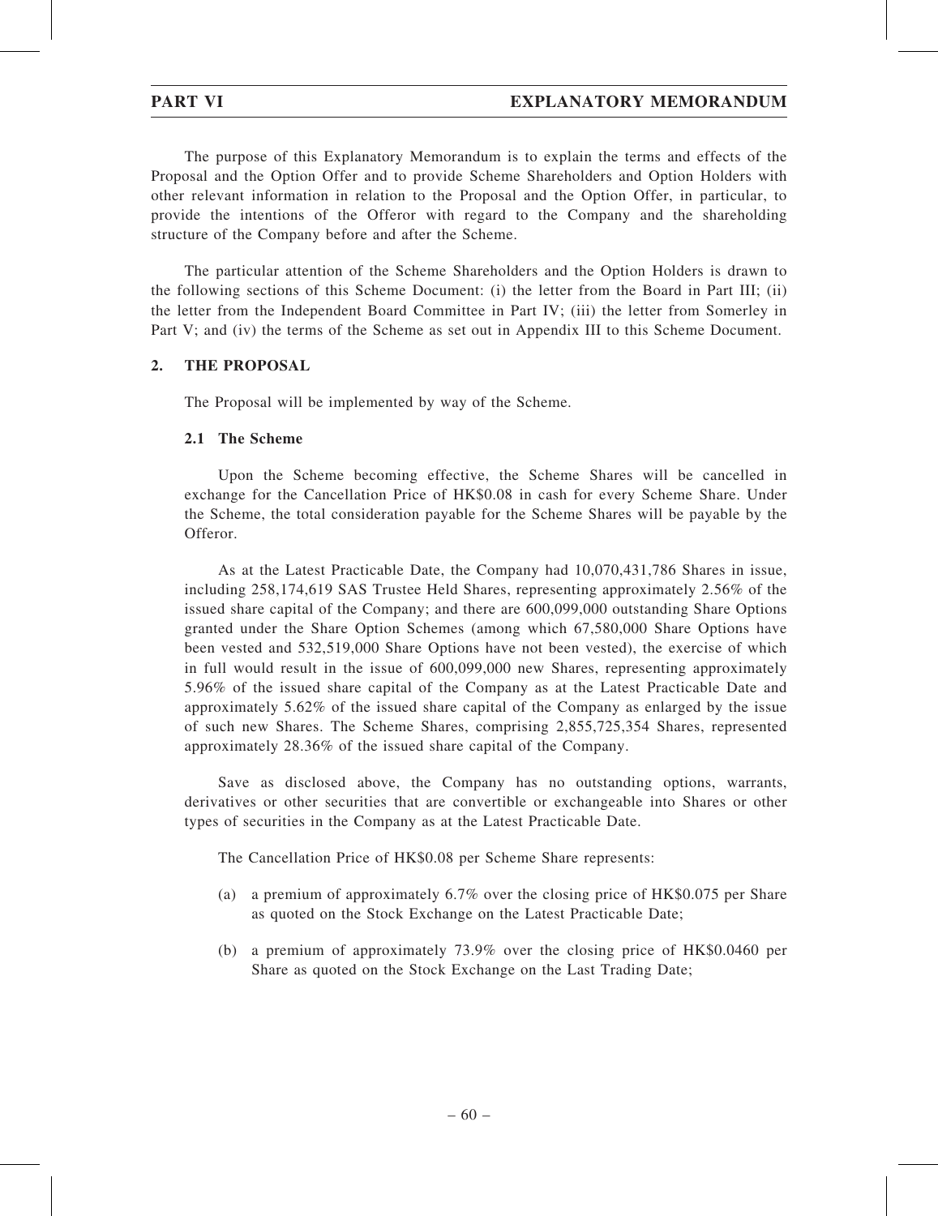The purpose of this Explanatory Memorandum is to explain the terms and effects of the Proposal and the Option Offer and to provide Scheme Shareholders and Option Holders with other relevant information in relation to the Proposal and the Option Offer, in particular, to provide the intentions of the Offeror with regard to the Company and the shareholding structure of the Company before and after the Scheme.

The particular attention of the Scheme Shareholders and the Option Holders is drawn to the following sections of this Scheme Document: (i) the letter from the Board in Part III; (ii) the letter from the Independent Board Committee in Part IV; (iii) the letter from Somerley in Part V; and (iv) the terms of the Scheme as set out in Appendix III to this Scheme Document.

## 2. THE PROPOSAL

The Proposal will be implemented by way of the Scheme.

### 2.1 The Scheme

Upon the Scheme becoming effective, the Scheme Shares will be cancelled in exchange for the Cancellation Price of HK$0.08 in cash for every Scheme Share. Under the Scheme, the total consideration payable for the Scheme Shares will be payable by the Offeror.

As at the Latest Practicable Date, the Company had 10,070,431,786 Shares in issue, including 258,174,619 SAS Trustee Held Shares, representing approximately 2.56% of the issued share capital of the Company; and there are 600,099,000 outstanding Share Options granted under the Share Option Schemes (among which 67,580,000 Share Options have been vested and 532,519,000 Share Options have not been vested), the exercise of which in full would result in the issue of 600,099,000 new Shares, representing approximately 5.96% of the issued share capital of the Company as at the Latest Practicable Date and approximately 5.62% of the issued share capital of the Company as enlarged by the issue of such new Shares. The Scheme Shares, comprising 2,855,725,354 Shares, represented approximately 28.36% of the issued share capital of the Company.

Save as disclosed above, the Company has no outstanding options, warrants, derivatives or other securities that are convertible or exchangeable into Shares or other types of securities in the Company as at the Latest Practicable Date.

The Cancellation Price of HK$0.08 per Scheme Share represents:

(a) a premium of approximately 6.7% over the closing price of HK$0.075 per Share as quoted on the Stock Exchange on the Latest Practicable Date;

(b) a premium of approximately 73.9% over the closing price of HK$0.0460 per Share as quoted on the Stock Exchange on the Last Trading Date;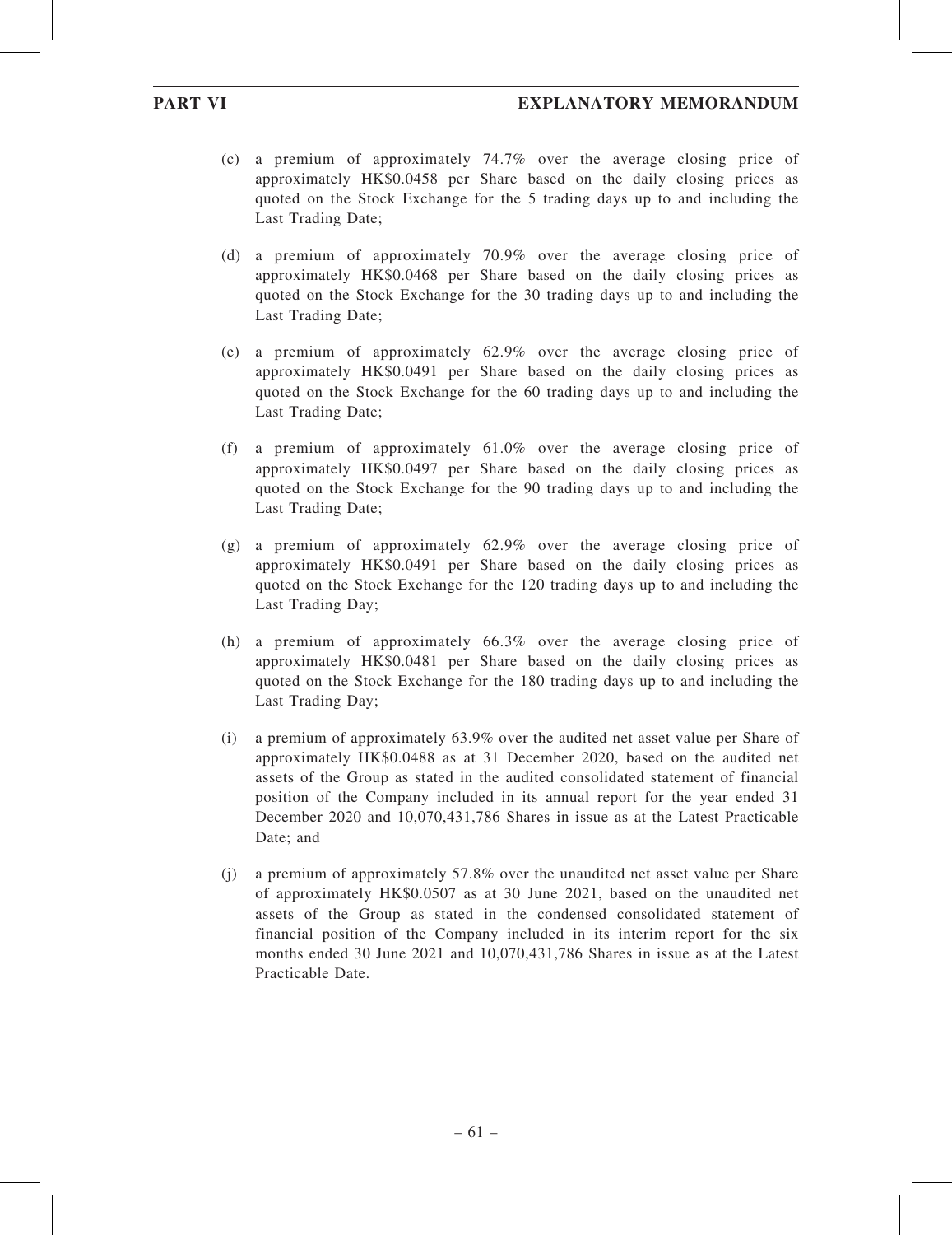(c) a premium of approximately 74.7% over the average closing price of approximately HK$0.0458 per Share based on the daily closing prices as quoted on the Stock Exchange for the 5 trading days up to and including the Last Trading Date;

(d) a premium of approximately 70.9% over the average closing price of approximately HK$0.0468 per Share based on the daily closing prices as quoted on the Stock Exchange for the 30 trading days up to and including the Last Trading Date;

(e) a premium of approximately 62.9% over the average closing price of approximately HK$0.0491 per Share based on the daily closing prices as quoted on the Stock Exchange for the 60 trading days up to and including the Last Trading Date;

(f) a premium of approximately 61.0% over the average closing price of approximately HK$0.0497 per Share based on the daily closing prices as quoted on the Stock Exchange for the 90 trading days up to and including the Last Trading Date;

(g) a premium of approximately 62.9% over the average closing price of approximately HK$0.0491 per Share based on the daily closing prices as quoted on the Stock Exchange for the 120 trading days up to and including the Last Trading Day;

(h) a premium of approximately 66.3% over the average closing price of approximately HK$0.0481 per Share based on the daily closing prices as quoted on the Stock Exchange for the 180 trading days up to and including the Last Trading Day;

(i) a premium of approximately 63.9% over the audited net asset value per Share of approximately HK$0.0488 as at 31 December 2020, based on the audited net assets of the Group as stated in the audited consolidated statement of financial position of the Company included in its annual report for the year ended 31 December 2020 and 10,070,431,786 Shares in issue as at the Latest Practicable Date; and

(j) a premium of approximately 57.8% over the unaudited net asset value per Share of approximately HK$0.0507 as at 30 June 2021, based on the unaudited net assets of the Group as stated in the condensed consolidated statement of financial position of the Company included in its interim report for the six months ended 30 June 2021 and 10,070,431,786 Shares in issue as at the Latest Practicable Date.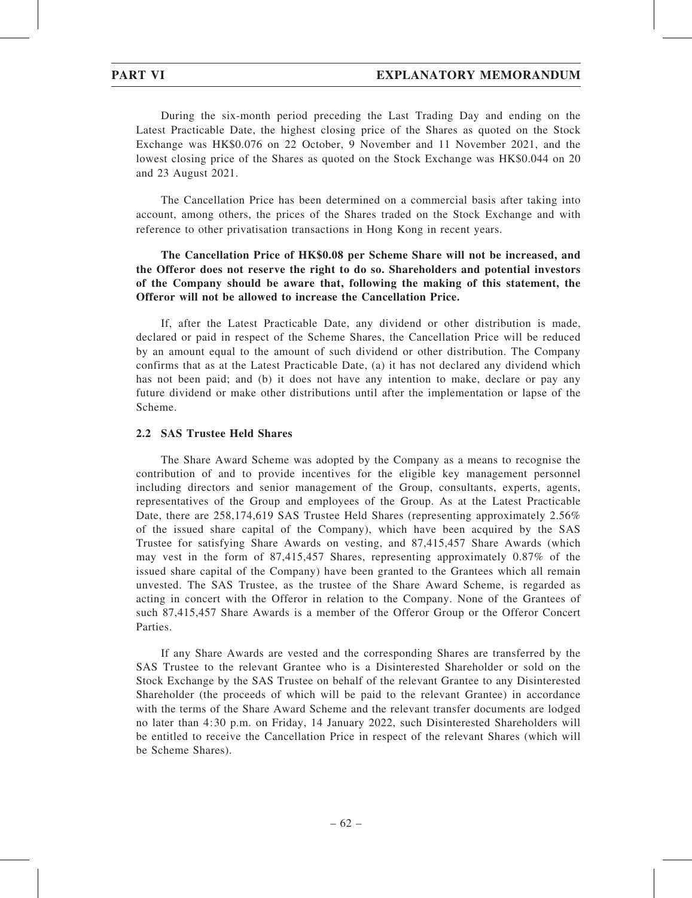During the six-month period preceding the Last Trading Day and ending on the Latest Practicable Date, the highest closing price of the Shares as quoted on the Stock Exchange was HK$0.076 on 22 October, 9 November and 11 November 2021, and the lowest closing price of the Shares as quoted on the Stock Exchange was HK$0.044 on 20 and 23 August 2021.

The Cancellation Price has been determined on a commercial basis after taking into account, among others, the prices of the Shares traded on the Stock Exchange and with reference to other privatisation transactions in Hong Kong in recent years.

**The Cancellation Price of HK$0.08 per Scheme Share will not be increased, and the Offeror does not reserve the right to do so. Shareholders and potential investors of the Company should be aware that, following the making of this statement, the Offeror will not be allowed to increase the Cancellation Price.**

If, after the Latest Practicable Date, any dividend or other distribution is made, declared or paid in respect of the Scheme Shares, the Cancellation Price will be reduced by an amount equal to the amount of such dividend or other distribution. The Company confirms that as at the Latest Practicable Date, (a) it has not declared any dividend which has not been paid; and (b) it does not have any intention to make, declare or pay any future dividend or make other distributions until after the implementation or lapse of the Scheme.

### 2.2 SAS Trustee Held Shares

The Share Award Scheme was adopted by the Company as a means to recognise the contribution of and to provide incentives for the eligible key management personnel including directors and senior management of the Group, consultants, experts, agents, representatives of the Group and employees of the Group. As at the Latest Practicable Date, there are 258,174,619 SAS Trustee Held Shares (representing approximately 2.56% of the issued share capital of the Company), which have been acquired by the SAS Trustee for satisfying Share Awards on vesting, and 87,415,457 Share Awards (which may vest in the form of 87,415,457 Shares, representing approximately 0.87% of the issued share capital of the Company) have been granted to the Grantees which all remain unvested. The SAS Trustee, as the trustee of the Share Award Scheme, is regarded as acting in concert with the Offeror in relation to the Company. None of the Grantees of such 87,415,457 Share Awards is a member of the Offeror Group or the Offeror Concert Parties.

If any Share Awards are vested and the corresponding Shares are transferred by the SAS Trustee to the relevant Grantee who is a Disinterested Shareholder or sold on the Stock Exchange by the SAS Trustee on behalf of the relevant Grantee to any Disinterested Shareholder (the proceeds of which will be paid to the relevant Grantee) in accordance with the terms of the Share Award Scheme and the relevant transfer documents are lodged no later than 4:30 p.m. on Friday, 14 January 2022, such Disinterested Shareholders will be entitled to receive the Cancellation Price in respect of the relevant Shares (which will be Scheme Shares).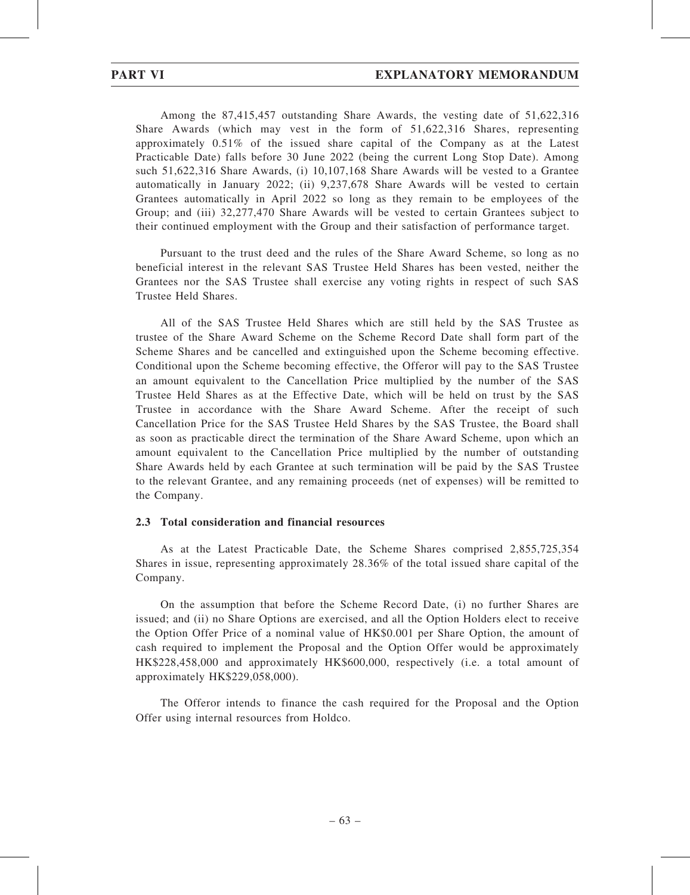Among the 87,415,457 outstanding Share Awards, the vesting date of 51,622,316 Share Awards (which may vest in the form of 51,622,316 Shares, representing approximately 0.51% of the issued share capital of the Company as at the Latest Practicable Date) falls before 30 June 2022 (being the current Long Stop Date). Among such 51,622,316 Share Awards, (i) 10,107,168 Share Awards will be vested to a Grantee automatically in January 2022; (ii) 9,237,678 Share Awards will be vested to certain Grantees automatically in April 2022 so long as they remain to be employees of the Group; and (iii) 32,277,470 Share Awards will be vested to certain Grantees subject to their continued employment with the Group and their satisfaction of performance target.

Pursuant to the trust deed and the rules of the Share Award Scheme, so long as no beneficial interest in the relevant SAS Trustee Held Shares has been vested, neither the Grantees nor the SAS Trustee shall exercise any voting rights in respect of such SAS Trustee Held Shares.

All of the SAS Trustee Held Shares which are still held by the SAS Trustee as trustee of the Share Award Scheme on the Scheme Record Date shall form part of the Scheme Shares and be cancelled and extinguished upon the Scheme becoming effective. Conditional upon the Scheme becoming effective, the Offeror will pay to the SAS Trustee an amount equivalent to the Cancellation Price multiplied by the number of the SAS Trustee Held Shares as at the Effective Date, which will be held on trust by the SAS Trustee in accordance with the Share Award Scheme. After the receipt of such Cancellation Price for the SAS Trustee Held Shares by the SAS Trustee, the Board shall as soon as practicable direct the termination of the Share Award Scheme, upon which an amount equivalent to the Cancellation Price multiplied by the number of outstanding Share Awards held by each Grantee at such termination will be paid by the SAS Trustee to the relevant Grantee, and any remaining proceeds (net of expenses) will be remitted to the Company.

### 2.3 Total consideration and financial resources

As at the Latest Practicable Date, the Scheme Shares comprised 2,855,725,354 Shares in issue, representing approximately 28.36% of the total issued share capital of the Company.

On the assumption that before the Scheme Record Date, (i) no further Shares are issued; and (ii) no Share Options are exercised, and all the Option Holders elect to receive the Option Offer Price of a nominal value of HK$0.001 per Share Option, the amount of cash required to implement the Proposal and the Option Offer would be approximately HK$228,458,000 and approximately HK$600,000, respectively (i.e. a total amount of approximately HK$229,058,000).

The Offeror intends to finance the cash required for the Proposal and the Option Offer using internal resources from Holdco.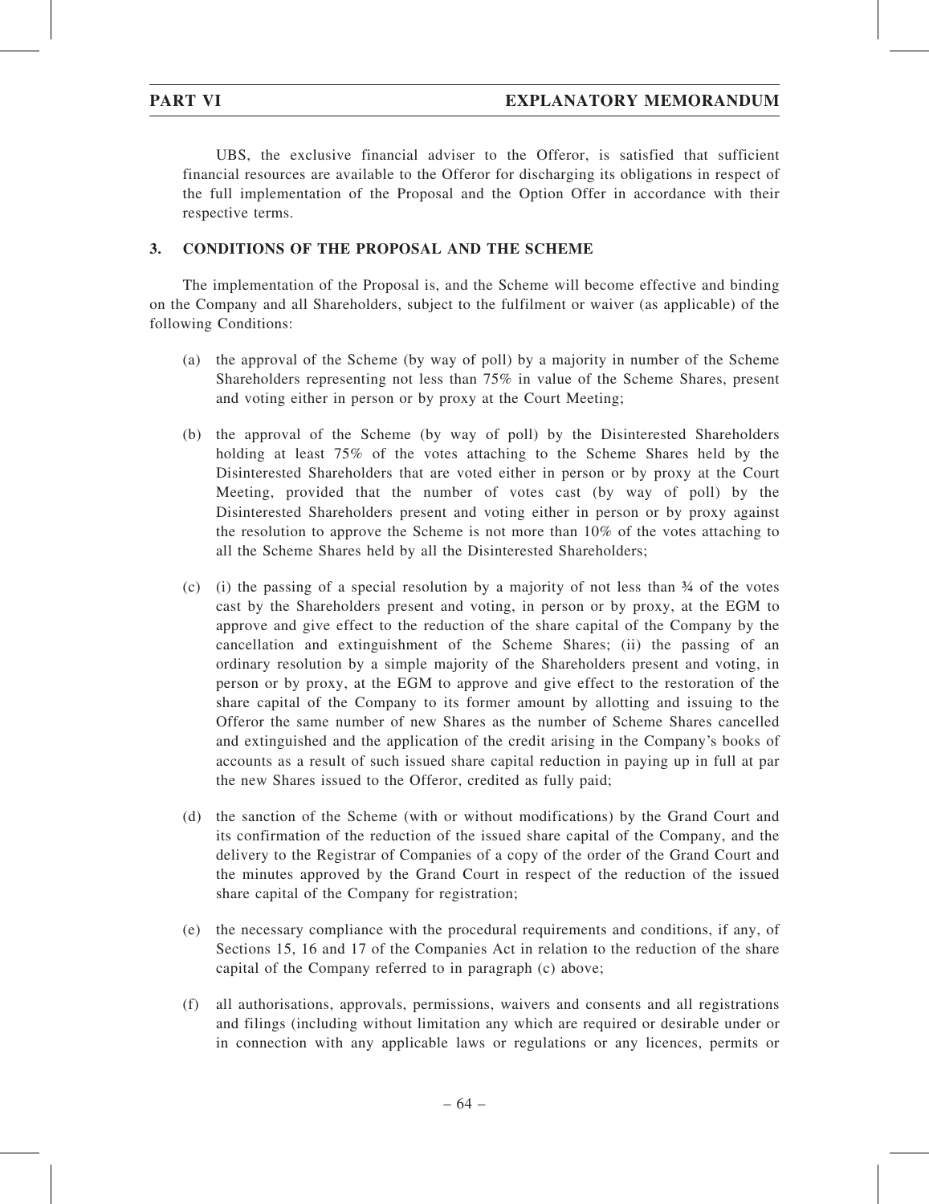UBS, the exclusive financial adviser to the Offeror, is satisfied that sufficient financial resources are available to the Offeror for discharging its obligations in respect of the full implementation of the Proposal and the Option Offer in accordance with their respective terms.

## 3. CONDITIONS OF THE PROPOSAL AND THE SCHEME

The implementation of the Proposal is, and the Scheme will become effective and binding on the Company and all Shareholders, subject to the fulfilment or waiver (as applicable) of the following Conditions:

(a) the approval of the Scheme (by way of poll) by a majority in number of the Scheme Shareholders representing not less than 75% in value of the Scheme Shares, present and voting either in person or by proxy at the Court Meeting;

(b) the approval of the Scheme (by way of poll) by the Disinterested Shareholders holding at least 75% of the votes attaching to the Scheme Shares held by the Disinterested Shareholders that are voted either in person or by proxy at the Court Meeting, provided that the number of votes cast (by way of poll) by the Disinterested Shareholders present and voting either in person or by proxy against the resolution to approve the Scheme is not more than 10% of the votes attaching to all the Scheme Shares held by all the Disinterested Shareholders;

(c) (i) the passing of a special resolution by a majority of not less than ¾ of the votes cast by the Shareholders present and voting, in person or by proxy, at the EGM to approve and give effect to the reduction of the share capital of the Company by the cancellation and extinguishment of the Scheme Shares; (ii) the passing of an ordinary resolution by a simple majority of the Shareholders present and voting, in person or by proxy, at the EGM to approve and give effect to the restoration of the share capital of the Company to its former amount by allotting and issuing to the Offeror the same number of new Shares as the number of Scheme Shares cancelled and extinguished and the application of the credit arising in the Company's books of accounts as a result of such issued share capital reduction in paying up in full at par the new Shares issued to the Offeror, credited as fully paid;

(d) the sanction of the Scheme (with or without modifications) by the Grand Court and its confirmation of the reduction of the issued share capital of the Company, and the delivery to the Registrar of Companies of a copy of the order of the Grand Court and the minutes approved by the Grand Court in respect of the reduction of the issued share capital of the Company for registration;

(e) the necessary compliance with the procedural requirements and conditions, if any, of Sections 15, 16 and 17 of the Companies Act in relation to the reduction of the share capital of the Company referred to in paragraph (c) above;

(f) all authorisations, approvals, permissions, waivers and consents and all registrations and filings (including without limitation any which are required or desirable under or in connection with any applicable laws or regulations or any licences, permits or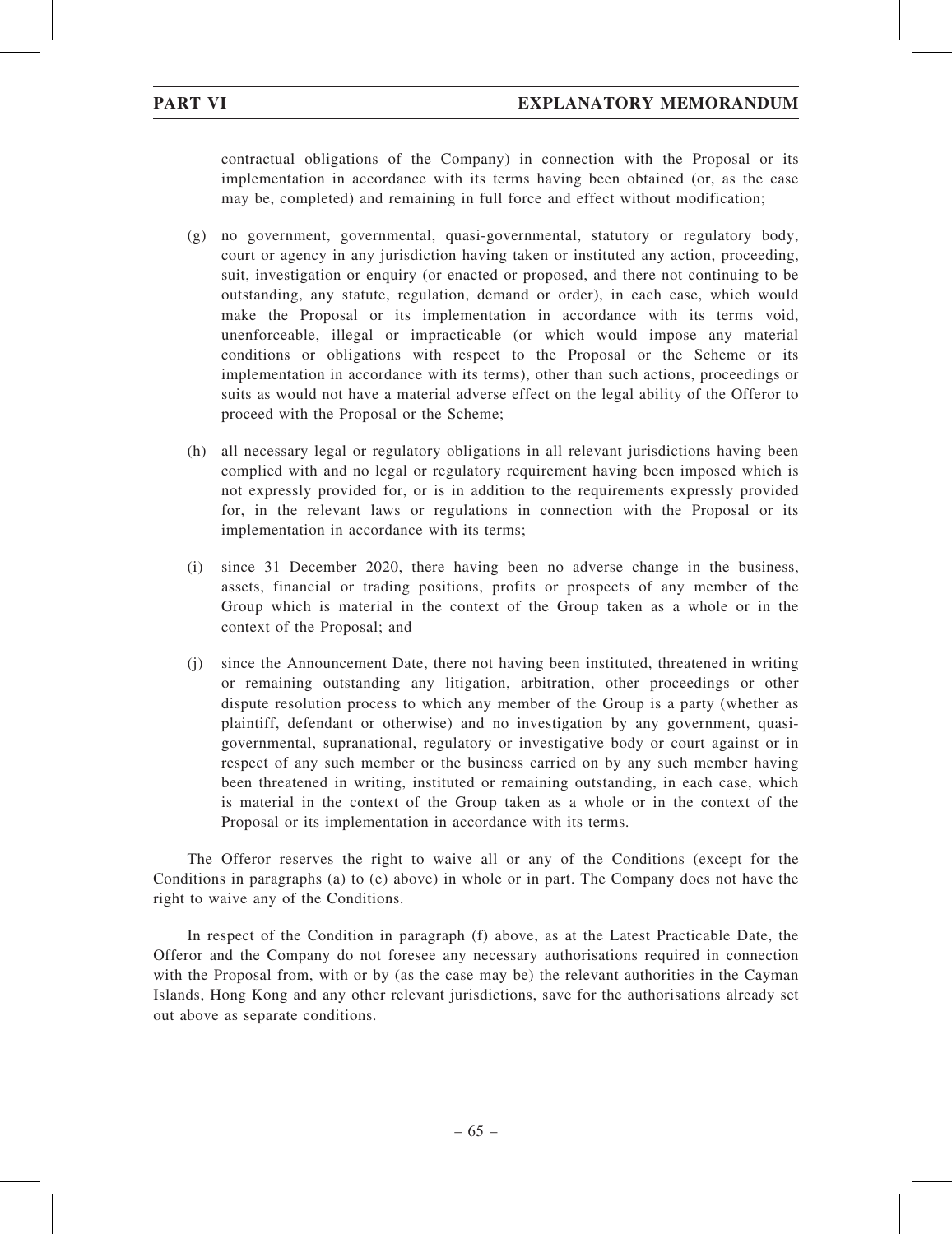contractual obligations of the Company) in connection with the Proposal or its implementation in accordance with its terms having been obtained (or, as the case may be, completed) and remaining in full force and effect without modification;

(g) no government, governmental, quasi-governmental, statutory or regulatory body, court or agency in any jurisdiction having taken or instituted any action, proceeding, suit, investigation or enquiry (or enacted or proposed, and there not continuing to be outstanding, any statute, regulation, demand or order), in each case, which would make the Proposal or its implementation in accordance with its terms void, unenforceable, illegal or impracticable (or which would impose any material conditions or obligations with respect to the Proposal or the Scheme or its implementation in accordance with its terms), other than such actions, proceedings or suits as would not have a material adverse effect on the legal ability of the Offeror to proceed with the Proposal or the Scheme;

(h) all necessary legal or regulatory obligations in all relevant jurisdictions having been complied with and no legal or regulatory requirement having been imposed which is not expressly provided for, or is in addition to the requirements expressly provided for, in the relevant laws or regulations in connection with the Proposal or its implementation in accordance with its terms;

(i) since 31 December 2020, there having been no adverse change in the business, assets, financial or trading positions, profits or prospects of any member of the Group which is material in the context of the Group taken as a whole or in the context of the Proposal; and

(j) since the Announcement Date, there not having been instituted, threatened in writing or remaining outstanding any litigation, arbitration, other proceedings or other dispute resolution process to which any member of the Group is a party (whether as plaintiff, defendant or otherwise) and no investigation by any government, quasi-governmental, supranational, regulatory or investigative body or court against or in respect of any such member or the business carried on by any such member having been threatened in writing, instituted or remaining outstanding, in each case, which is material in the context of the Group taken as a whole or in the context of the Proposal or its implementation in accordance with its terms.

The Offeror reserves the right to waive all or any of the Conditions (except for the Conditions in paragraphs (a) to (e) above) in whole or in part. The Company does not have the right to waive any of the Conditions.

In respect of the Condition in paragraph (f) above, as at the Latest Practicable Date, the Offeror and the Company do not foresee any necessary authorisations required in connection with the Proposal from, with or by (as the case may be) the relevant authorities in the Cayman Islands, Hong Kong and any other relevant jurisdictions, save for the authorisations already set out above as separate conditions.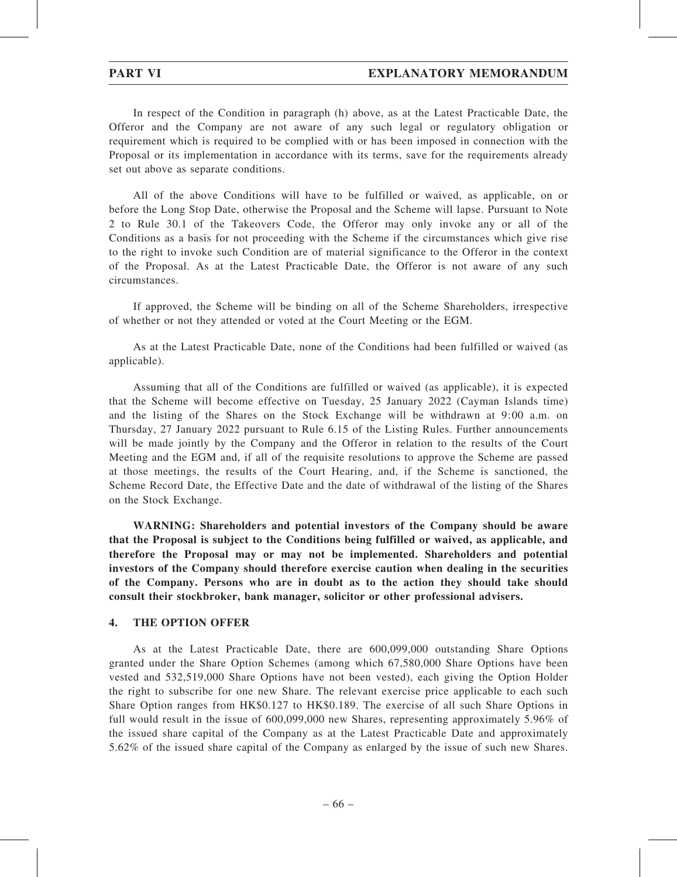In respect of the Condition in paragraph (h) above, as at the Latest Practicable Date, the Offeror and the Company are not aware of any such legal or regulatory obligation or requirement which is required to be complied with or has been imposed in connection with the Proposal or its implementation in accordance with its terms, save for the requirements already set out above as separate conditions.

All of the above Conditions will have to be fulfilled or waived, as applicable, on or before the Long Stop Date, otherwise the Proposal and the Scheme will lapse. Pursuant to Note 2 to Rule 30.1 of the Takeovers Code, the Offeror may only invoke any or all of the Conditions as a basis for not proceeding with the Scheme if the circumstances which give rise to the right to invoke such Condition are of material significance to the Offeror in the context of the Proposal. As at the Latest Practicable Date, the Offeror is not aware of any such circumstances.

If approved, the Scheme will be binding on all of the Scheme Shareholders, irrespective of whether or not they attended or voted at the Court Meeting or the EGM.

As at the Latest Practicable Date, none of the Conditions had been fulfilled or waived (as applicable).

Assuming that all of the Conditions are fulfilled or waived (as applicable), it is expected that the Scheme will become effective on Tuesday, 25 January 2022 (Cayman Islands time) and the listing of the Shares on the Stock Exchange will be withdrawn at 9:00 a.m. on Thursday, 27 January 2022 pursuant to Rule 6.15 of the Listing Rules. Further announcements will be made jointly by the Company and the Offeror in relation to the results of the Court Meeting and the EGM and, if all of the requisite resolutions to approve the Scheme are passed at those meetings, the results of the Court Hearing, and, if the Scheme is sanctioned, the Scheme Record Date, the Effective Date and the date of withdrawal of the listing of the Shares on the Stock Exchange.

**WARNING: Shareholders and potential investors of the Company should be aware that the Proposal is subject to the Conditions being fulfilled or waived, as applicable, and therefore the Proposal may or may not be implemented. Shareholders and potential investors of the Company should therefore exercise caution when dealing in the securities of the Company. Persons who are in doubt as to the action they should take should consult their stockbroker, bank manager, solicitor or other professional advisers.**

## 4. THE OPTION OFFER

As at the Latest Practicable Date, there are 600,099,000 outstanding Share Options granted under the Share Option Schemes (among which 67,580,000 Share Options have been vested and 532,519,000 Share Options have not been vested), each giving the Option Holder the right to subscribe for one new Share. The relevant exercise price applicable to each such Share Option ranges from HK$0.127 to HK$0.189. The exercise of all such Share Options in full would result in the issue of 600,099,000 new Shares, representing approximately 5.96% of the issued share capital of the Company as at the Latest Practicable Date and approximately 5.62% of the issued share capital of the Company as enlarged by the issue of such new Shares.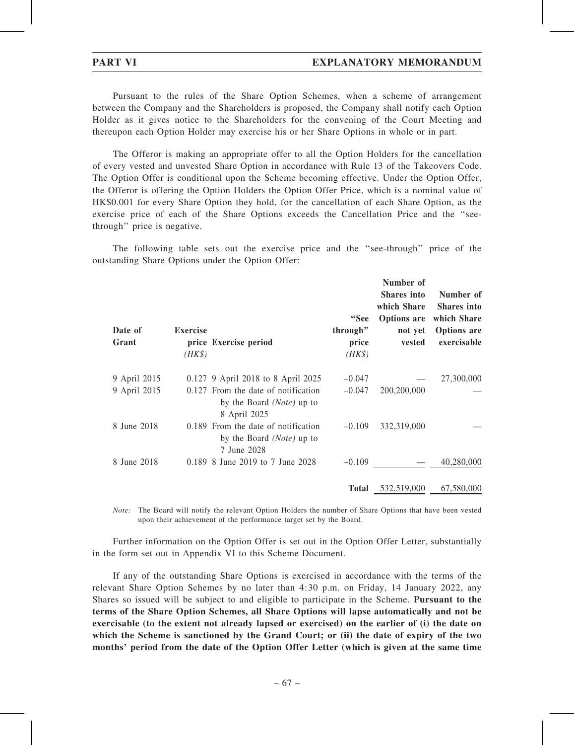Pursuant to the rules of the Share Option Schemes, when a scheme of arrangement between the Company and the Shareholders is proposed, the Company shall notify each Option Holder as it gives notice to the Shareholders for the convening of the Court Meeting and thereupon each Option Holder may exercise his or her Share Options in whole or in part.

The Offeror is making an appropriate offer to all the Option Holders for the cancellation of every vested and unvested Share Option in accordance with Rule 13 of the Takeovers Code. The Option Offer is conditional upon the Scheme becoming effective. Under the Option Offer, the Offeror is offering the Option Holders the Option Offer Price, which is a nominal value of HK$0.001 for every Share Option they hold, for the cancellation of each Share Option, as the exercise price of each of the Share Options exceeds the Cancellation Price and the ''see-through'' price is negative.

The following table sets out the exercise price and the ''see-through'' price of the outstanding Share Options under the Option Offer:

| Date of Grant | Exercise price (HK$) | Exercise period | "See through" price (HK$) | Number of Shares into which Share Options are not yet vested | Number of Shares into which Share Options are exercisable |
|---|---|---|---|---|---|
| 9 April 2015 | 0.127 | 9 April 2018 to 8 April 2025 | –0.047 | — | 27,300,000 |
| 9 April 2015 | 0.127 | From the date of notification by the Board *(Note)* up to 8 April 2025 | –0.047 | 200,200,000 | — |
| 8 June 2018 | 0.189 | From the date of notification by the Board *(Note)* up to 7 June 2028 | –0.109 | 332,319,000 | — |
| 8 June 2018 | 0.189 | 8 June 2019 to 7 June 2028 | –0.109 | — | 40,280,000 |
| | | | **Total** | 532,519,000 | 67,580,000 |

*Note:* The Board will notify the relevant Option Holders the number of Share Options that have been vested upon their achievement of the performance target set by the Board.

Further information on the Option Offer is set out in the Option Offer Letter, substantially in the form set out in Appendix VI to this Scheme Document.

If any of the outstanding Share Options is exercised in accordance with the terms of the relevant Share Option Schemes by no later than 4:30 p.m. on Friday, 14 January 2022, any Shares so issued will be subject to and eligible to participate in the Scheme. **Pursuant to the terms of the Share Option Schemes, all Share Options will lapse automatically and not be exercisable (to the extent not already lapsed or exercised) on the earlier of (i) the date on which the Scheme is sanctioned by the Grand Court; or (ii) the date of expiry of the two months' period from the date of the Option Offer Letter (which is given at the same time**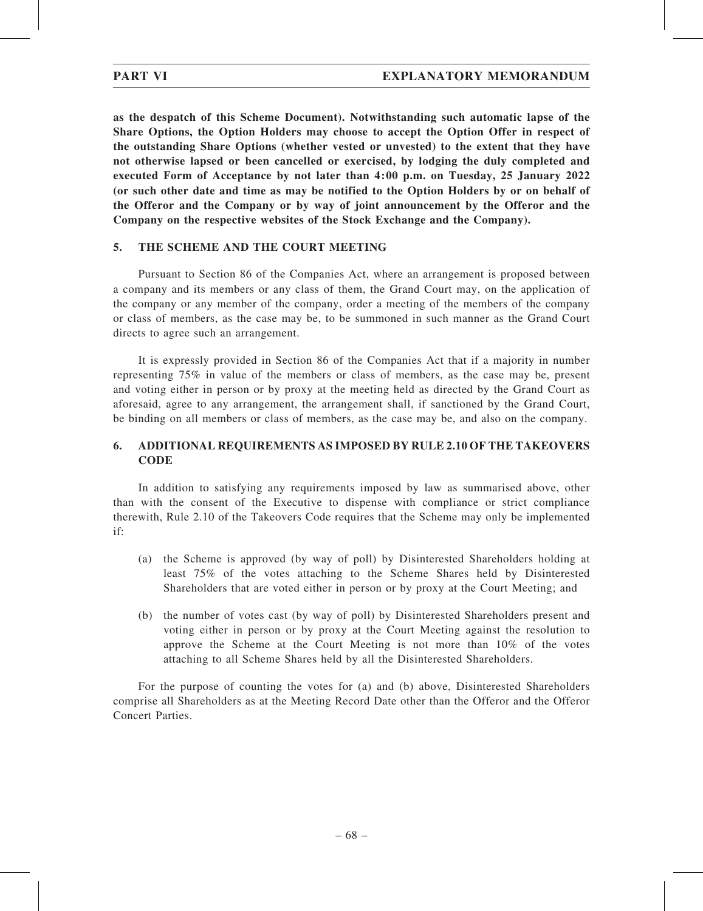**as the despatch of this Scheme Document). Notwithstanding such automatic lapse of the Share Options, the Option Holders may choose to accept the Option Offer in respect of the outstanding Share Options (whether vested or unvested) to the extent that they have not otherwise lapsed or been cancelled or exercised, by lodging the duly completed and executed Form of Acceptance by not later than 4:00 p.m. on Tuesday, 25 January 2022 (or such other date and time as may be notified to the Option Holders by or on behalf of the Offeror and the Company or by way of joint announcement by the Offeror and the Company on the respective websites of the Stock Exchange and the Company).**

## 5. THE SCHEME AND THE COURT MEETING

Pursuant to Section 86 of the Companies Act, where an arrangement is proposed between a company and its members or any class of them, the Grand Court may, on the application of the company or any member of the company, order a meeting of the members of the company or class of members, as the case may be, to be summoned in such manner as the Grand Court directs to agree such an arrangement.

It is expressly provided in Section 86 of the Companies Act that if a majority in number representing 75% in value of the members or class of members, as the case may be, present and voting either in person or by proxy at the meeting held as directed by the Grand Court as aforesaid, agree to any arrangement, the arrangement shall, if sanctioned by the Grand Court, be binding on all members or class of members, as the case may be, and also on the company.

## 6. ADDITIONAL REQUIREMENTS AS IMPOSED BY RULE 2.10 OF THE TAKEOVERS CODE

In addition to satisfying any requirements imposed by law as summarised above, other than with the consent of the Executive to dispense with compliance or strict compliance therewith, Rule 2.10 of the Takeovers Code requires that the Scheme may only be implemented if:

(a) the Scheme is approved (by way of poll) by Disinterested Shareholders holding at least 75% of the votes attaching to the Scheme Shares held by Disinterested Shareholders that are voted either in person or by proxy at the Court Meeting; and

(b) the number of votes cast (by way of poll) by Disinterested Shareholders present and voting either in person or by proxy at the Court Meeting against the resolution to approve the Scheme at the Court Meeting is not more than 10% of the votes attaching to all Scheme Shares held by all the Disinterested Shareholders.

For the purpose of counting the votes for (a) and (b) above, Disinterested Shareholders comprise all Shareholders as at the Meeting Record Date other than the Offeror and the Offeror Concert Parties.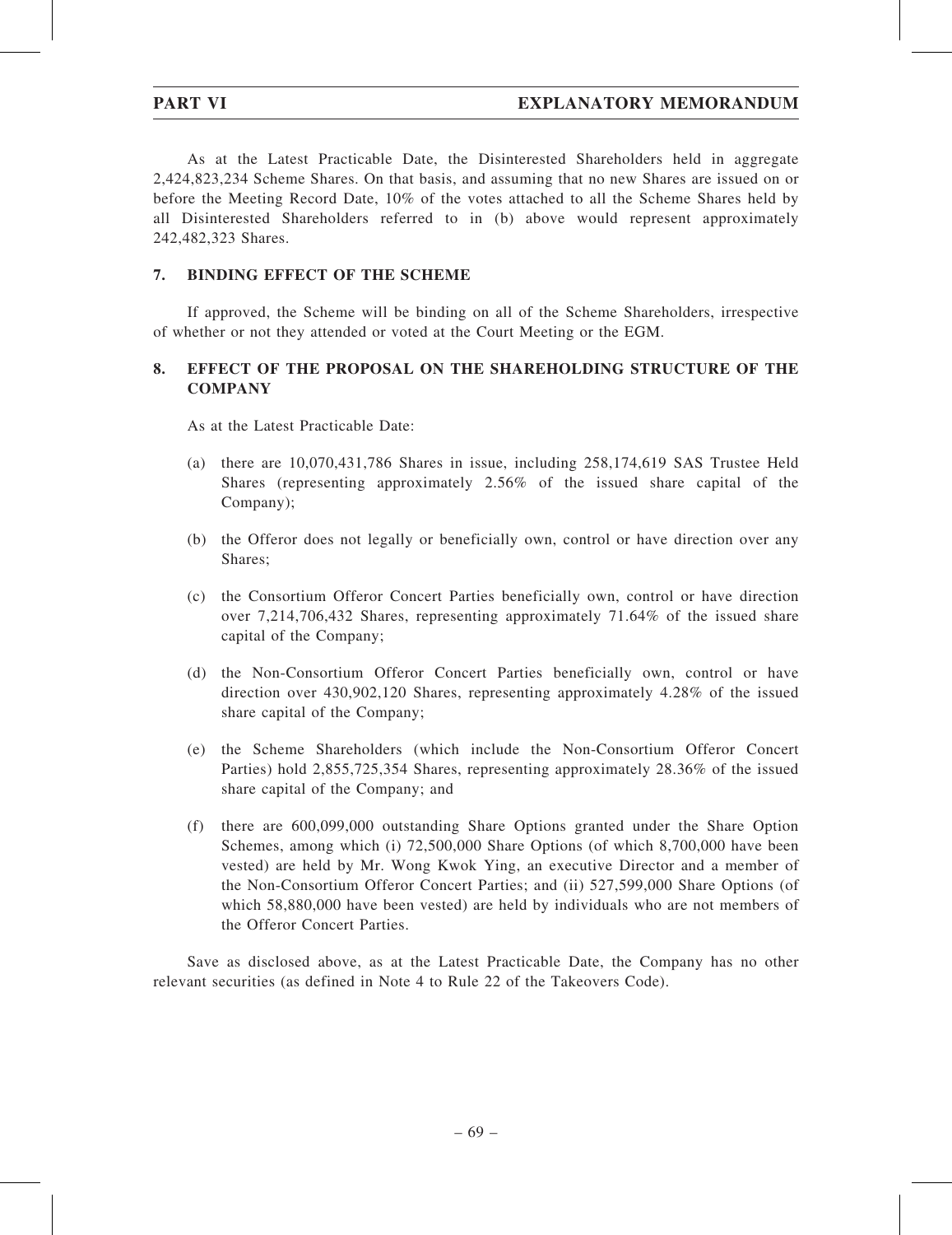As at the Latest Practicable Date, the Disinterested Shareholders held in aggregate 2,424,823,234 Scheme Shares. On that basis, and assuming that no new Shares are issued on or before the Meeting Record Date, 10% of the votes attached to all the Scheme Shares held by all Disinterested Shareholders referred to in (b) above would represent approximately 242,482,323 Shares.

## 7. BINDING EFFECT OF THE SCHEME

If approved, the Scheme will be binding on all of the Scheme Shareholders, irrespective of whether or not they attended or voted at the Court Meeting or the EGM.

## 8. EFFECT OF THE PROPOSAL ON THE SHAREHOLDING STRUCTURE OF THE COMPANY

As at the Latest Practicable Date:

(a) there are 10,070,431,786 Shares in issue, including 258,174,619 SAS Trustee Held Shares (representing approximately 2.56% of the issued share capital of the Company);

(b) the Offeror does not legally or beneficially own, control or have direction over any Shares;

(c) the Consortium Offeror Concert Parties beneficially own, control or have direction over 7,214,706,432 Shares, representing approximately 71.64% of the issued share capital of the Company;

(d) the Non-Consortium Offeror Concert Parties beneficially own, control or have direction over 430,902,120 Shares, representing approximately 4.28% of the issued share capital of the Company;

(e) the Scheme Shareholders (which include the Non-Consortium Offeror Concert Parties) hold 2,855,725,354 Shares, representing approximately 28.36% of the issued share capital of the Company; and

(f) there are 600,099,000 outstanding Share Options granted under the Share Option Schemes, among which (i) 72,500,000 Share Options (of which 8,700,000 have been vested) are held by Mr. Wong Kwok Ying, an executive Director and a member of the Non-Consortium Offeror Concert Parties; and (ii) 527,599,000 Share Options (of which 58,880,000 have been vested) are held by individuals who are not members of the Offeror Concert Parties.

Save as disclosed above, as at the Latest Practicable Date, the Company has no other relevant securities (as defined in Note 4 to Rule 22 of the Takeovers Code).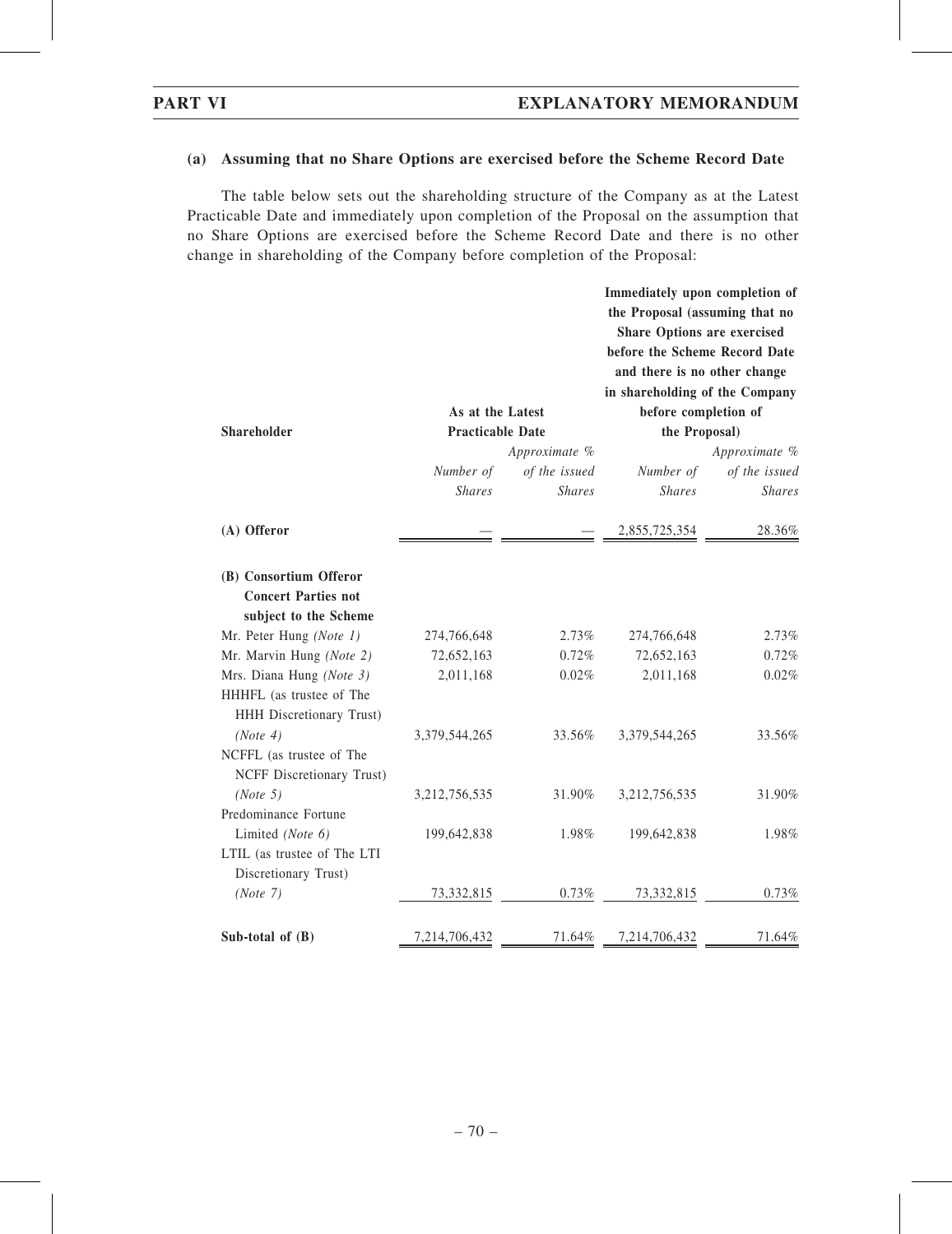### (a) Assuming that no Share Options are exercised before the Scheme Record Date

The table below sets out the shareholding structure of the Company as at the Latest Practicable Date and immediately upon completion of the Proposal on the assumption that no Share Options are exercised before the Scheme Record Date and there is no other change in shareholding of the Company before completion of the Proposal:

| Shareholder | As at the Latest Practicable Date | | Immediately upon completion of the Proposal (assuming that no Share Options are exercised before the Scheme Record Date and there is no other change in shareholding of the Company before completion of the Proposal) | |
|---|---|---|---|---|
| | *Number of Shares* | *Approximate % of the issued Shares* | *Number of Shares* | *Approximate % of the issued Shares* |
| **(A) Offeror** | — | — | 2,855,725,354 | 28.36% |
| **(B) Consortium Offeror Concert Parties not subject to the Scheme** | | | | |
| Mr. Peter Hung *(Note 1)* | 274,766,648 | 2.73% | 274,766,648 | 2.73% |
| Mr. Marvin Hung *(Note 2)* | 72,652,163 | 0.72% | 72,652,163 | 0.72% |
| Mrs. Diana Hung *(Note 3)* | 2,011,168 | 0.02% | 2,011,168 | 0.02% |
| HHHFL (as trustee of The HHH Discretionary Trust) *(Note 4)* | 3,379,544,265 | 33.56% | 3,379,544,265 | 33.56% |
| NCFFL (as trustee of The NCFF Discretionary Trust) *(Note 5)* | 3,212,756,535 | 31.90% | 3,212,756,535 | 31.90% |
| Predominance Fortune Limited *(Note 6)* | 199,642,838 | 1.98% | 199,642,838 | 1.98% |
| LTIL (as trustee of The LTI Discretionary Trust) *(Note 7)* | 73,332,815 | 0.73% | 73,332,815 | 0.73% |
| **Sub-total of (B)** | 7,214,706,432 | 71.64% | 7,214,706,432 | 71.64% |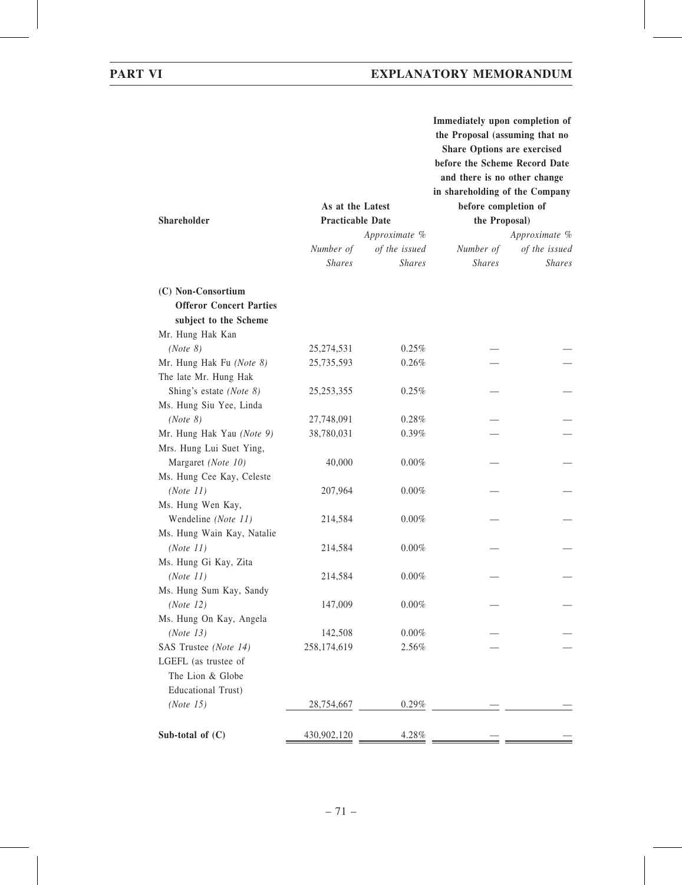| Shareholder | As at the Latest Practicable Date | | Immediately upon completion of the Proposal (assuming that no Share Options are exercised before the Scheme Record Date and there is no other change in shareholding of the Company before completion of the Proposal) | |
|---|---|---|---|---|
| | *Number of Shares* | *Approximate % of the issued Shares* | *Number of Shares* | *Approximate % of the issued Shares* |
| **(C) Non-Consortium Offeror Concert Parties subject to the Scheme** | | | | |
| Mr. Hung Hak Kan *(Note 8)* | 25,274,531 | 0.25% | — | — |
| Mr. Hung Hak Fu *(Note 8)* | 25,735,593 | 0.26% | — | — |
| The late Mr. Hung Hak Shing's estate *(Note 8)* | 25,253,355 | 0.25% | — | — |
| Ms. Hung Siu Yee, Linda *(Note 8)* | 27,748,091 | 0.28% | — | — |
| Mr. Hung Hak Yau *(Note 9)* | 38,780,031 | 0.39% | — | — |
| Mrs. Hung Lui Suet Ying, Margaret *(Note 10)* | 40,000 | 0.00% | — | — |
| Ms. Hung Cee Kay, Celeste *(Note 11)* | 207,964 | 0.00% | — | — |
| Ms. Hung Wen Kay, Wendeline *(Note 11)* | 214,584 | 0.00% | — | — |
| Ms. Hung Wain Kay, Natalie *(Note 11)* | 214,584 | 0.00% | — | — |
| Ms. Hung Gi Kay, Zita *(Note 11)* | 214,584 | 0.00% | — | — |
| Ms. Hung Sum Kay, Sandy *(Note 12)* | 147,009 | 0.00% | — | — |
| Ms. Hung On Kay, Angela *(Note 13)* | 142,508 | 0.00% | — | — |
| SAS Trustee *(Note 14)* | 258,174,619 | 2.56% | — | — |
| LGEFL (as trustee of The Lion & Globe Educational Trust) *(Note 15)* | 28,754,667 | 0.29% | — | — |
| **Sub-total of (C)** | 430,902,120 | 4.28% | — | — |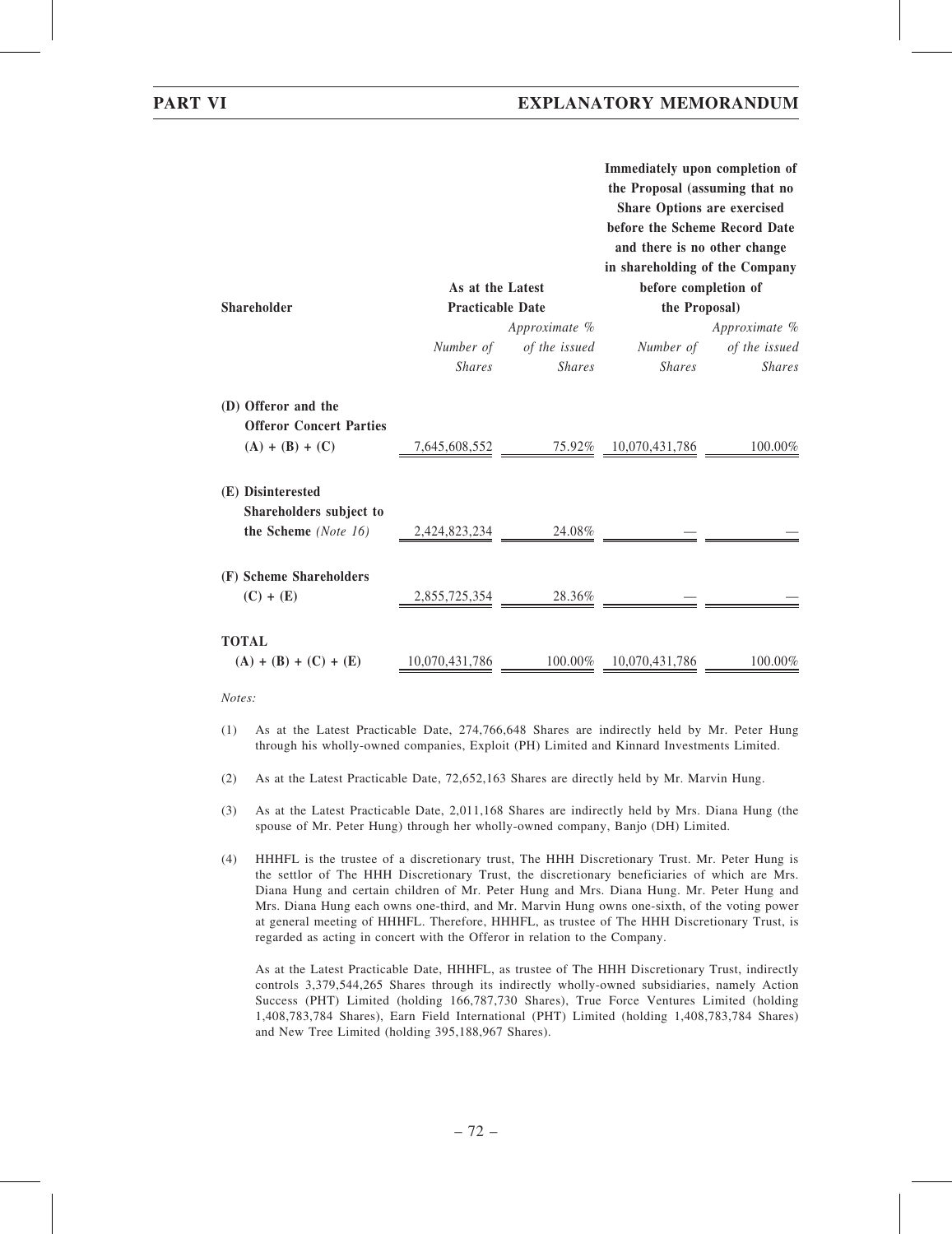| Shareholder | As at the Latest Practicable Date | | Immediately upon completion of the Proposal (assuming that no Share Options are exercised before the Scheme Record Date and there is no other change in shareholding of the Company before completion of the Proposal) | |
|---|---|---|---|---|
| | *Number of Shares* | *Approximate % of the issued Shares* | *Number of Shares* | *Approximate % of the issued Shares* |
| **(D) Offeror and the Offeror Concert Parties (A) + (B) + (C)** | 7,645,608,552 | 75.92% | 10,070,431,786 | 100.00% |
| **(E) Disinterested Shareholders subject to the Scheme** *(Note 16)* | 2,424,823,234 | 24.08% | — | — |
| **(F) Scheme Shareholders (C) + (E)** | 2,855,725,354 | 28.36% | — | — |
| **TOTAL (A) + (B) + (C) + (E)** | 10,070,431,786 | 100.00% | 10,070,431,786 | 100.00% |

*Notes:*

(1) As at the Latest Practicable Date, 274,766,648 Shares are indirectly held by Mr. Peter Hung through his wholly-owned companies, Exploit (PH) Limited and Kinnard Investments Limited.

(2) As at the Latest Practicable Date, 72,652,163 Shares are directly held by Mr. Marvin Hung.

(3) As at the Latest Practicable Date, 2,011,168 Shares are indirectly held by Mrs. Diana Hung (the spouse of Mr. Peter Hung) through her wholly-owned company, Banjo (DH) Limited.

(4) HHHFL is the trustee of a discretionary trust, The HHH Discretionary Trust. Mr. Peter Hung is the settlor of The HHH Discretionary Trust, the discretionary beneficiaries of which are Mrs. Diana Hung and certain children of Mr. Peter Hung and Mrs. Diana Hung. Mr. Peter Hung and Mrs. Diana Hung each owns one-third, and Mr. Marvin Hung owns one-sixth, of the voting power at general meeting of HHHFL. Therefore, HHHFL, as trustee of The HHH Discretionary Trust, is regarded as acting in concert with the Offeror in relation to the Company.

As at the Latest Practicable Date, HHHFL, as trustee of The HHH Discretionary Trust, indirectly controls 3,379,544,265 Shares through its indirectly wholly-owned subsidiaries, namely Action Success (PHT) Limited (holding 166,787,730 Shares), True Force Ventures Limited (holding 1,408,783,784 Shares), Earn Field International (PHT) Limited (holding 1,408,783,784 Shares) and New Tree Limited (holding 395,188,967 Shares).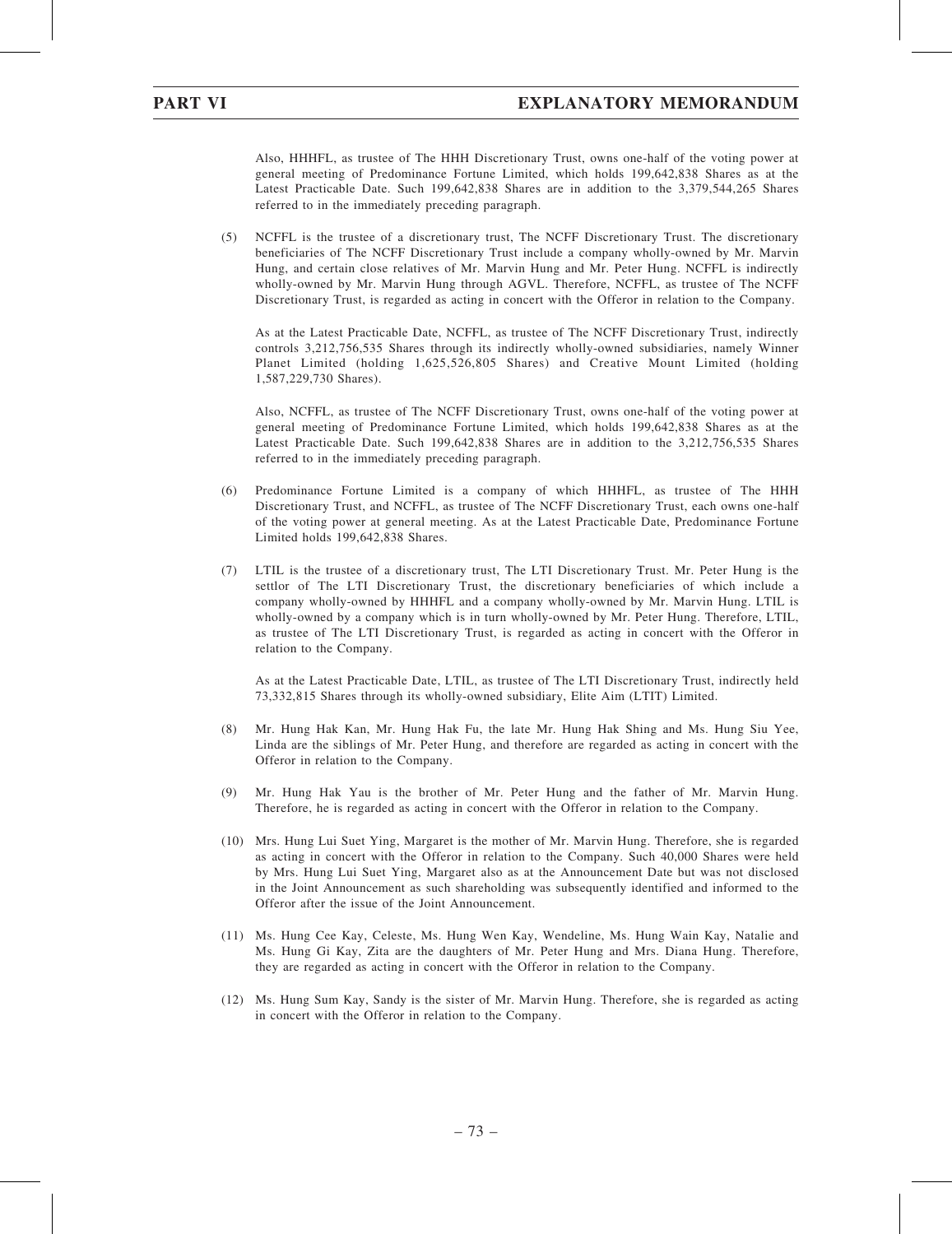Also, HHHFL, as trustee of The HHH Discretionary Trust, owns one-half of the voting power at general meeting of Predominance Fortune Limited, which holds 199,642,838 Shares as at the Latest Practicable Date. Such 199,642,838 Shares are in addition to the 3,379,544,265 Shares referred to in the immediately preceding paragraph.

(5) NCFFL is the trustee of a discretionary trust, The NCFF Discretionary Trust. The discretionary beneficiaries of The NCFF Discretionary Trust include a company wholly-owned by Mr. Marvin Hung, and certain close relatives of Mr. Marvin Hung and Mr. Peter Hung. NCFFL is indirectly wholly-owned by Mr. Marvin Hung through AGVL. Therefore, NCFFL, as trustee of The NCFF Discretionary Trust, is regarded as acting in concert with the Offeror in relation to the Company.

As at the Latest Practicable Date, NCFFL, as trustee of The NCFF Discretionary Trust, indirectly controls 3,212,756,535 Shares through its indirectly wholly-owned subsidiaries, namely Winner Planet Limited (holding 1,625,526,805 Shares) and Creative Mount Limited (holding 1,587,229,730 Shares).

Also, NCFFL, as trustee of The NCFF Discretionary Trust, owns one-half of the voting power at general meeting of Predominance Fortune Limited, which holds 199,642,838 Shares as at the Latest Practicable Date. Such 199,642,838 Shares are in addition to the 3,212,756,535 Shares referred to in the immediately preceding paragraph.

(6) Predominance Fortune Limited is a company of which HHHFL, as trustee of The HHH Discretionary Trust, and NCFFL, as trustee of The NCFF Discretionary Trust, each owns one-half of the voting power at general meeting. As at the Latest Practicable Date, Predominance Fortune Limited holds 199,642,838 Shares.

(7) LTIL is the trustee of a discretionary trust, The LTI Discretionary Trust. Mr. Peter Hung is the settlor of The LTI Discretionary Trust, the discretionary beneficiaries of which include a company wholly-owned by HHHFL and a company wholly-owned by Mr. Marvin Hung. LTIL is wholly-owned by a company which is in turn wholly-owned by Mr. Peter Hung. Therefore, LTIL, as trustee of The LTI Discretionary Trust, is regarded as acting in concert with the Offeror in relation to the Company.

As at the Latest Practicable Date, LTIL, as trustee of The LTI Discretionary Trust, indirectly held 73,332,815 Shares through its wholly-owned subsidiary, Elite Aim (LTIT) Limited.

(8) Mr. Hung Hak Kan, Mr. Hung Hak Fu, the late Mr. Hung Hak Shing and Ms. Hung Siu Yee, Linda are the siblings of Mr. Peter Hung, and therefore are regarded as acting in concert with the Offeror in relation to the Company.

(9) Mr. Hung Hak Yau is the brother of Mr. Peter Hung and the father of Mr. Marvin Hung. Therefore, he is regarded as acting in concert with the Offeror in relation to the Company.

(10) Mrs. Hung Lui Suet Ying, Margaret is the mother of Mr. Marvin Hung. Therefore, she is regarded as acting in concert with the Offeror in relation to the Company. Such 40,000 Shares were held by Mrs. Hung Lui Suet Ying, Margaret also as at the Announcement Date but was not disclosed in the Joint Announcement as such shareholding was subsequently identified and informed to the Offeror after the issue of the Joint Announcement.

(11) Ms. Hung Cee Kay, Celeste, Ms. Hung Wen Kay, Wendeline, Ms. Hung Wain Kay, Natalie and Ms. Hung Gi Kay, Zita are the daughters of Mr. Peter Hung and Mrs. Diana Hung. Therefore, they are regarded as acting in concert with the Offeror in relation to the Company.

(12) Ms. Hung Sum Kay, Sandy is the sister of Mr. Marvin Hung. Therefore, she is regarded as acting in concert with the Offeror in relation to the Company.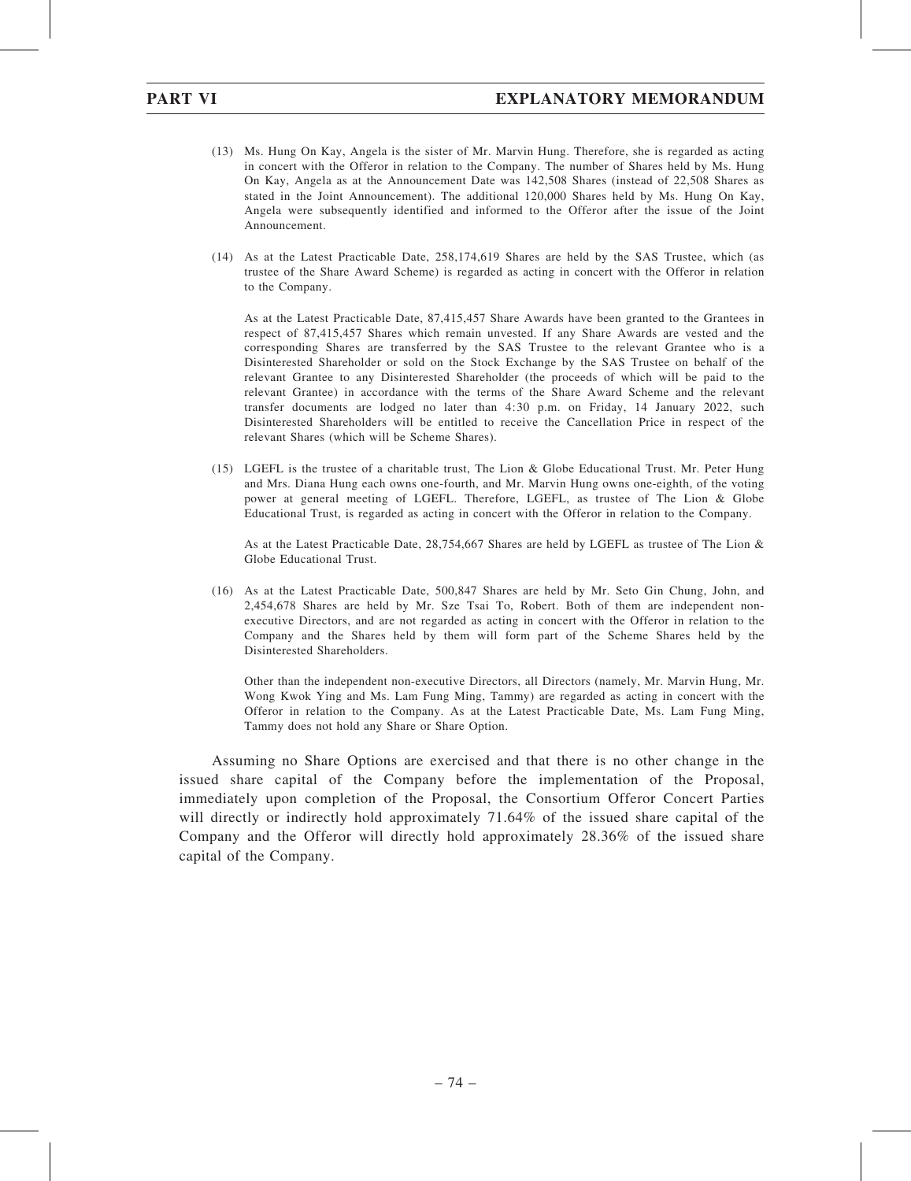(13) Ms. Hung On Kay, Angela is the sister of Mr. Marvin Hung. Therefore, she is regarded as acting in concert with the Offeror in relation to the Company. The number of Shares held by Ms. Hung On Kay, Angela as at the Announcement Date was 142,508 Shares (instead of 22,508 Shares as stated in the Joint Announcement). The additional 120,000 Shares held by Ms. Hung On Kay, Angela were subsequently identified and informed to the Offeror after the issue of the Joint Announcement.

(14) As at the Latest Practicable Date, 258,174,619 Shares are held by the SAS Trustee, which (as trustee of the Share Award Scheme) is regarded as acting in concert with the Offeror in relation to the Company.

As at the Latest Practicable Date, 87,415,457 Share Awards have been granted to the Grantees in respect of 87,415,457 Shares which remain unvested. If any Share Awards are vested and the corresponding Shares are transferred by the SAS Trustee to the relevant Grantee who is a Disinterested Shareholder or sold on the Stock Exchange by the SAS Trustee on behalf of the relevant Grantee to any Disinterested Shareholder (the proceeds of which will be paid to the relevant Grantee) in accordance with the terms of the Share Award Scheme and the relevant transfer documents are lodged no later than 4:30 p.m. on Friday, 14 January 2022, such Disinterested Shareholders will be entitled to receive the Cancellation Price in respect of the relevant Shares (which will be Scheme Shares).

(15) LGEFL is the trustee of a charitable trust, The Lion & Globe Educational Trust. Mr. Peter Hung and Mrs. Diana Hung each owns one-fourth, and Mr. Marvin Hung owns one-eighth, of the voting power at general meeting of LGEFL. Therefore, LGEFL, as trustee of The Lion & Globe Educational Trust, is regarded as acting in concert with the Offeror in relation to the Company.

As at the Latest Practicable Date, 28,754,667 Shares are held by LGEFL as trustee of The Lion & Globe Educational Trust.

(16) As at the Latest Practicable Date, 500,847 Shares are held by Mr. Seto Gin Chung, John, and 2,454,678 Shares are held by Mr. Sze Tsai To, Robert. Both of them are independent non-executive Directors, and are not regarded as acting in concert with the Offeror in relation to the Company and the Shares held by them will form part of the Scheme Shares held by the Disinterested Shareholders.

Other than the independent non-executive Directors, all Directors (namely, Mr. Marvin Hung, Mr. Wong Kwok Ying and Ms. Lam Fung Ming, Tammy) are regarded as acting in concert with the Offeror in relation to the Company. As at the Latest Practicable Date, Ms. Lam Fung Ming, Tammy does not hold any Share or Share Option.

Assuming no Share Options are exercised and that there is no other change in the issued share capital of the Company before the implementation of the Proposal, immediately upon completion of the Proposal, the Consortium Offeror Concert Parties will directly or indirectly hold approximately 71.64% of the issued share capital of the Company and the Offeror will directly hold approximately 28.36% of the issued share capital of the Company.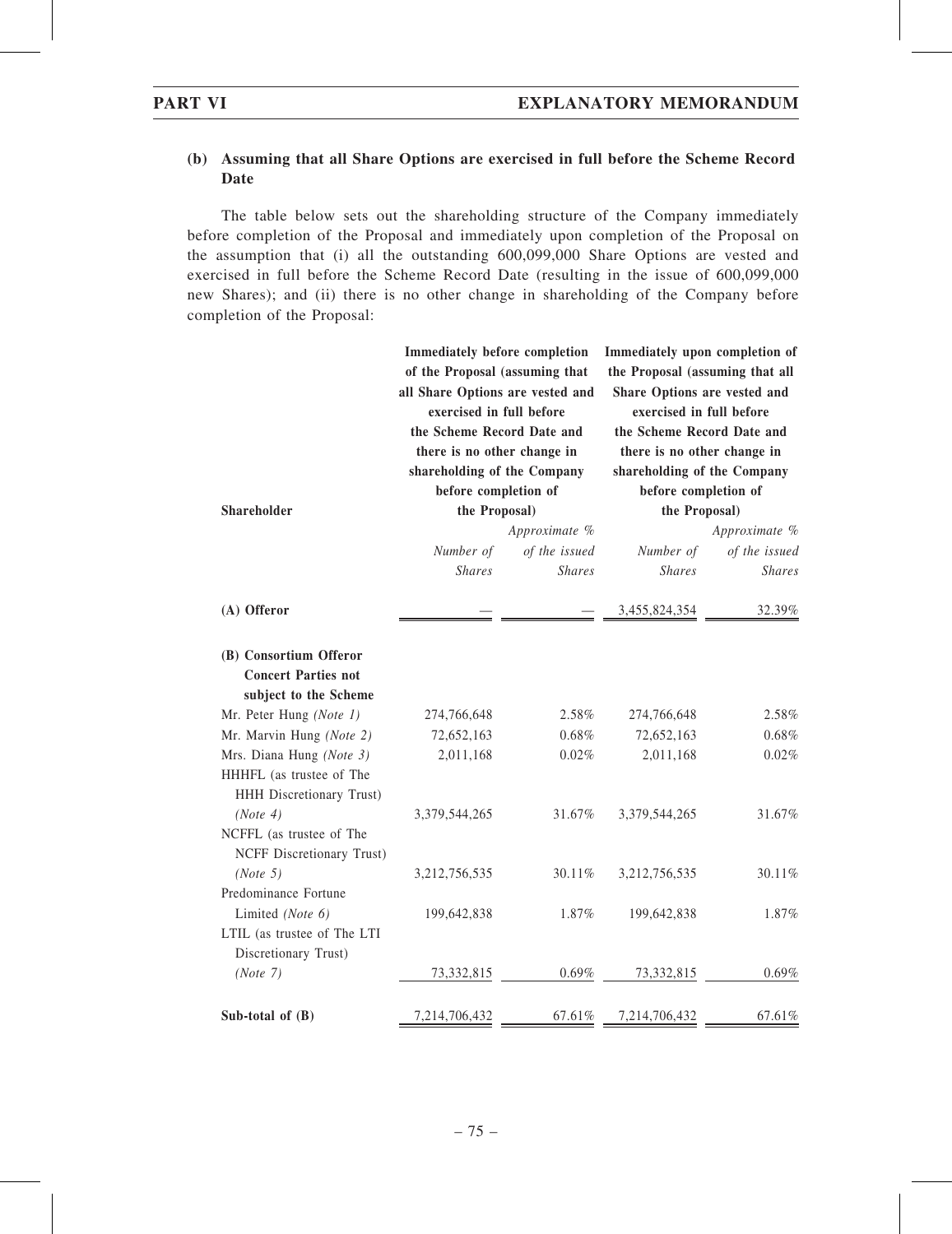### (b) Assuming that all Share Options are exercised in full before the Scheme Record Date

The table below sets out the shareholding structure of the Company immediately before completion of the Proposal and immediately upon completion of the Proposal on the assumption that (i) all the outstanding 600,099,000 Share Options are vested and exercised in full before the Scheme Record Date (resulting in the issue of 600,099,000 new Shares); and (ii) there is no other change in shareholding of the Company before completion of the Proposal:

| Shareholder | Immediately before completion of the Proposal (assuming that all Share Options are vested and exercised in full before the Scheme Record Date and there is no other change in shareholding of the Company before completion of the Proposal) | | Immediately upon completion of the Proposal (assuming that all Share Options are vested and exercised in full before the Scheme Record Date and there is no other change in shareholding of the Company before completion of the Proposal) | |
|---|---|---|---|---|
| | *Number of Shares* | *Approximate % of the issued Shares* | *Number of Shares* | *Approximate % of the issued Shares* |
| **(A) Offeror** | — | — | 3,455,824,354 | 32.39% |
| **(B) Consortium Offeror Concert Parties not subject to the Scheme** | | | | |
| Mr. Peter Hung *(Note 1)* | 274,766,648 | 2.58% | 274,766,648 | 2.58% |
| Mr. Marvin Hung *(Note 2)* | 72,652,163 | 0.68% | 72,652,163 | 0.68% |
| Mrs. Diana Hung *(Note 3)* | 2,011,168 | 0.02% | 2,011,168 | 0.02% |
| HHHFL (as trustee of The HHH Discretionary Trust) *(Note 4)* | 3,379,544,265 | 31.67% | 3,379,544,265 | 31.67% |
| NCFFL (as trustee of The NCFF Discretionary Trust) *(Note 5)* | 3,212,756,535 | 30.11% | 3,212,756,535 | 30.11% |
| Predominance Fortune Limited *(Note 6)* | 199,642,838 | 1.87% | 199,642,838 | 1.87% |
| LTIL (as trustee of The LTI Discretionary Trust) *(Note 7)* | 73,332,815 | 0.69% | 73,332,815 | 0.69% |
| **Sub-total of (B)** | 7,214,706,432 | 67.61% | 7,214,706,432 | 67.61% |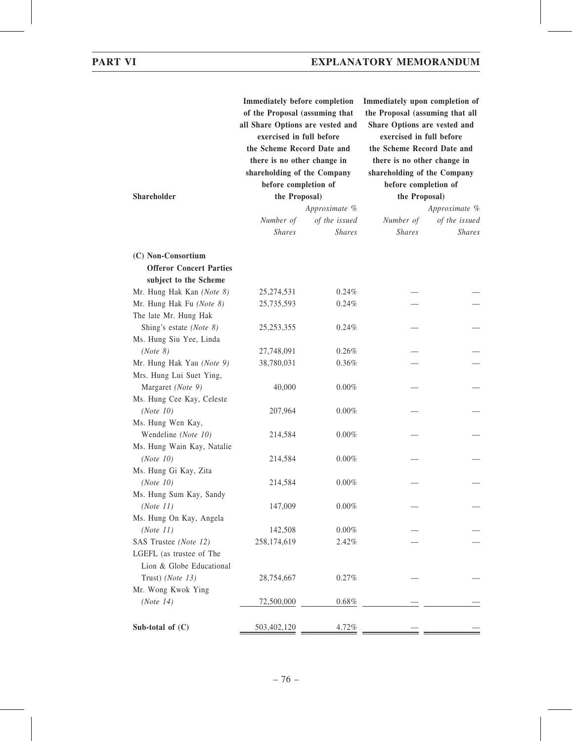| Shareholder | Immediately before completion of the Proposal (assuming that all Share Options are vested and exercised in full before the Scheme Record Date and there is no other change in shareholding of the Company before completion of the Proposal) | | Immediately upon completion of the Proposal (assuming that all Share Options are vested and exercised in full before the Scheme Record Date and there is no other change in shareholding of the Company before completion of the Proposal) | |
|---|---|---|---|---|
| | *Number of Shares* | *Approximate % of the issued Shares* | *Number of Shares* | *Approximate % of the issued Shares* |
| **(C) Non-Consortium Offeror Concert Parties subject to the Scheme** | | | | |
| Mr. Hung Hak Kan *(Note 8)* | 25,274,531 | 0.24% | — | — |
| Mr. Hung Hak Fu *(Note 8)* | 25,735,593 | 0.24% | — | — |
| The late Mr. Hung Hak Shing's estate *(Note 8)* | 25,253,355 | 0.24% | — | — |
| Ms. Hung Siu Yee, Linda *(Note 8)* | 27,748,091 | 0.26% | — | — |
| Mr. Hung Hak Yau *(Note 9)* | 38,780,031 | 0.36% | — | — |
| Mrs. Hung Lui Suet Ying, Margaret *(Note 9)* | 40,000 | 0.00% | — | — |
| Ms. Hung Cee Kay, Celeste *(Note 10)* | 207,964 | 0.00% | — | — |
| Ms. Hung Wen Kay, Wendeline *(Note 10)* | 214,584 | 0.00% | — | — |
| Ms. Hung Wain Kay, Natalie *(Note 10)* | 214,584 | 0.00% | — | — |
| Ms. Hung Gi Kay, Zita *(Note 10)* | 214,584 | 0.00% | — | — |
| Ms. Hung Sum Kay, Sandy *(Note 11)* | 147,009 | 0.00% | — | — |
| Ms. Hung On Kay, Angela *(Note 11)* | 142,508 | 0.00% | — | — |
| SAS Trustee *(Note 12)* | 258,174,619 | 2.42% | — | — |
| LGEFL (as trustee of The Lion & Globe Educational Trust) *(Note 13)* | 28,754,667 | 0.27% | — | — |
| Mr. Wong Kwok Ying *(Note 14)* | 72,500,000 | 0.68% | — | — |
| **Sub-total of (C)** | 503,402,120 | 4.72% | — | — |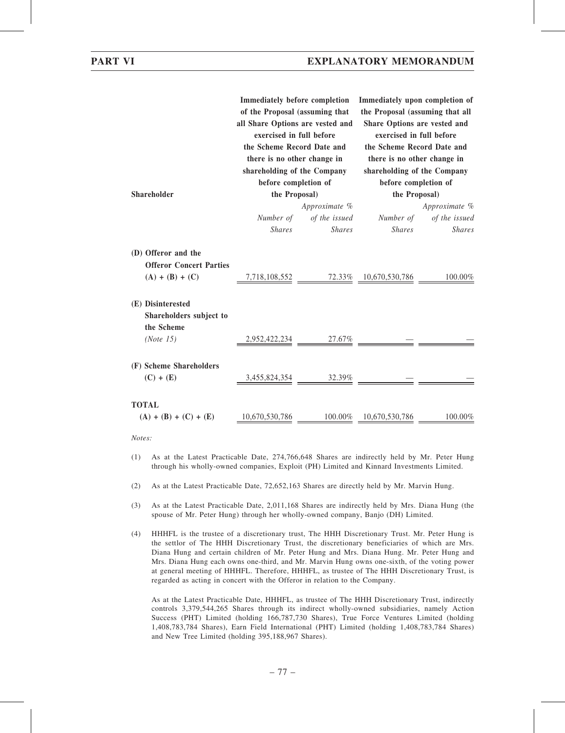| Shareholder | Immediately before completion of the Proposal (assuming that all Share Options are vested and exercised in full before the Scheme Record Date and there is no other change in shareholding of the Company before completion of the Proposal) | | Immediately upon completion of the Proposal (assuming that all Share Options are vested and exercised in full before the Scheme Record Date and there is no other change in shareholding of the Company before completion of the Proposal) | |
|---|---|---|---|---|
| | *Number of Shares* | *Approximate % of the issued Shares* | *Number of Shares* | *Approximate % of the issued Shares* |
| **(D) Offeror and the Offeror Concert Parties (A) + (B) + (C)** | 7,718,108,552 | 72.33% | 10,670,530,786 | 100.00% |
| **(E) Disinterested Shareholders subject to the Scheme** *(Note 15)* | 2,952,422,234 | 27.67% | — | — |
| **(F) Scheme Shareholders (C) + (E)** | 3,455,824,354 | 32.39% | — | — |
| **TOTAL (A) + (B) + (C) + (E)** | 10,670,530,786 | 100.00% | 10,670,530,786 | 100.00% |

*Notes:*

(1) As at the Latest Practicable Date, 274,766,648 Shares are indirectly held by Mr. Peter Hung through his wholly-owned companies, Exploit (PH) Limited and Kinnard Investments Limited.

(2) As at the Latest Practicable Date, 72,652,163 Shares are directly held by Mr. Marvin Hung.

(3) As at the Latest Practicable Date, 2,011,168 Shares are indirectly held by Mrs. Diana Hung (the spouse of Mr. Peter Hung) through her wholly-owned company, Banjo (DH) Limited.

(4) HHHFL is the trustee of a discretionary trust, The HHH Discretionary Trust. Mr. Peter Hung is the settlor of The HHH Discretionary Trust, the discretionary beneficiaries of which are Mrs. Diana Hung and certain children of Mr. Peter Hung and Mrs. Diana Hung. Mr. Peter Hung and Mrs. Diana Hung each owns one-third, and Mr. Marvin Hung owns one-sixth, of the voting power at general meeting of HHHFL. Therefore, HHHFL, as trustee of The HHH Discretionary Trust, is regarded as acting in concert with the Offeror in relation to the Company.

As at the Latest Practicable Date, HHHFL, as trustee of The HHH Discretionary Trust, indirectly controls 3,379,544,265 Shares through its indirect wholly-owned subsidiaries, namely Action Success (PHT) Limited (holding 166,787,730 Shares), True Force Ventures Limited (holding 1,408,783,784 Shares), Earn Field International (PHT) Limited (holding 1,408,783,784 Shares) and New Tree Limited (holding 395,188,967 Shares).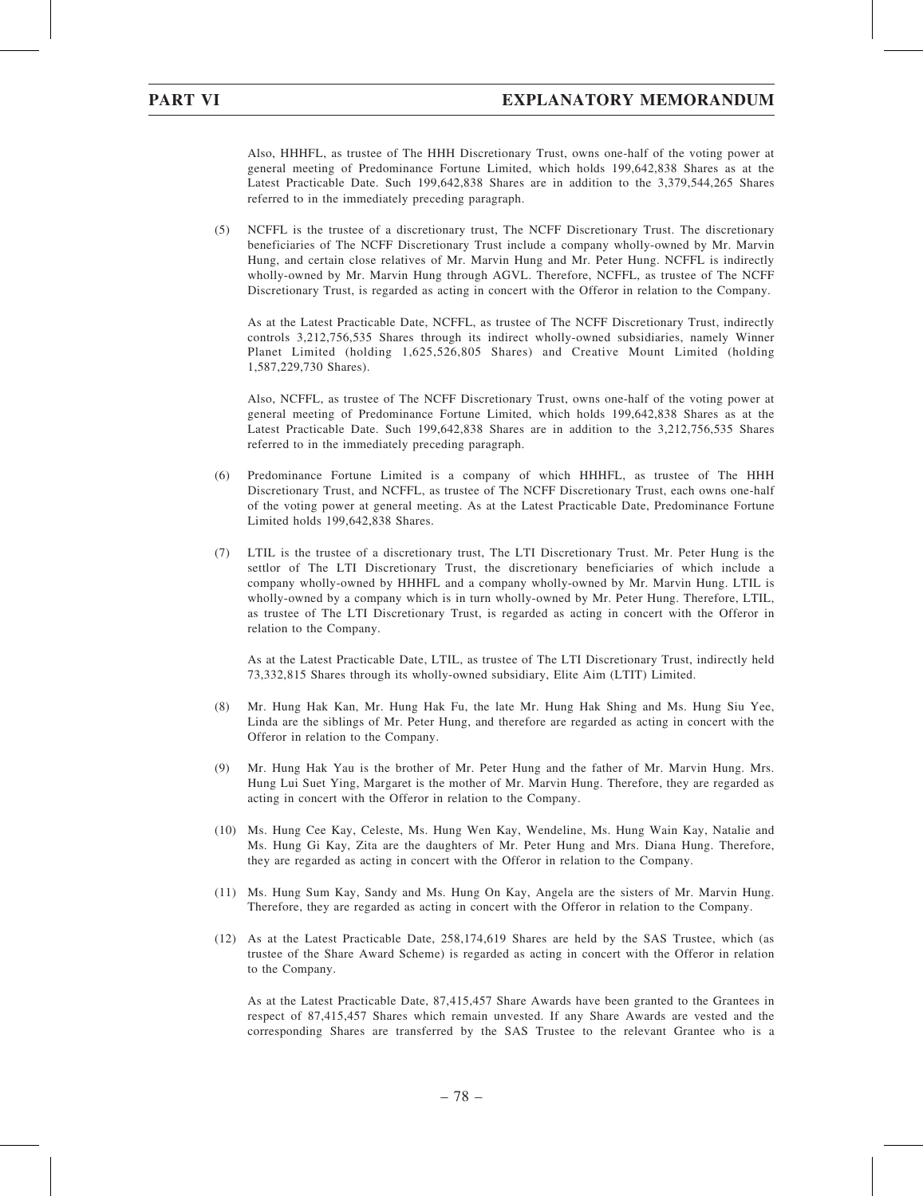Also, HHHFL, as trustee of The HHH Discretionary Trust, owns one-half of the voting power at general meeting of Predominance Fortune Limited, which holds 199,642,838 Shares as at the Latest Practicable Date. Such 199,642,838 Shares are in addition to the 3,379,544,265 Shares referred to in the immediately preceding paragraph.

(5) NCFFL is the trustee of a discretionary trust, The NCFF Discretionary Trust. The discretionary beneficiaries of The NCFF Discretionary Trust include a company wholly-owned by Mr. Marvin Hung, and certain close relatives of Mr. Marvin Hung and Mr. Peter Hung. NCFFL is indirectly wholly-owned by Mr. Marvin Hung through AGVL. Therefore, NCFFL, as trustee of The NCFF Discretionary Trust, is regarded as acting in concert with the Offeror in relation to the Company.

As at the Latest Practicable Date, NCFFL, as trustee of The NCFF Discretionary Trust, indirectly controls 3,212,756,535 Shares through its indirect wholly-owned subsidiaries, namely Winner Planet Limited (holding 1,625,526,805 Shares) and Creative Mount Limited (holding 1,587,229,730 Shares).

Also, NCFFL, as trustee of The NCFF Discretionary Trust, owns one-half of the voting power at general meeting of Predominance Fortune Limited, which holds 199,642,838 Shares as at the Latest Practicable Date. Such 199,642,838 Shares are in addition to the 3,212,756,535 Shares referred to in the immediately preceding paragraph.

(6) Predominance Fortune Limited is a company of which HHHFL, as trustee of The HHH Discretionary Trust, and NCFFL, as trustee of The NCFF Discretionary Trust, each owns one-half of the voting power at general meeting. As at the Latest Practicable Date, Predominance Fortune Limited holds 199,642,838 Shares.

(7) LTIL is the trustee of a discretionary trust, The LTI Discretionary Trust. Mr. Peter Hung is the settlor of The LTI Discretionary Trust, the discretionary beneficiaries of which include a company wholly-owned by HHHFL and a company wholly-owned by Mr. Marvin Hung. LTIL is wholly-owned by a company which is in turn wholly-owned by Mr. Peter Hung. Therefore, LTIL, as trustee of The LTI Discretionary Trust, is regarded as acting in concert with the Offeror in relation to the Company.

As at the Latest Practicable Date, LTIL, as trustee of The LTI Discretionary Trust, indirectly held 73,332,815 Shares through its wholly-owned subsidiary, Elite Aim (LTIT) Limited.

(8) Mr. Hung Hak Kan, Mr. Hung Hak Fu, the late Mr. Hung Hak Shing and Ms. Hung Siu Yee, Linda are the siblings of Mr. Peter Hung, and therefore are regarded as acting in concert with the Offeror in relation to the Company.

(9) Mr. Hung Hak Yau is the brother of Mr. Peter Hung and the father of Mr. Marvin Hung. Mrs. Hung Lui Suet Ying, Margaret is the mother of Mr. Marvin Hung. Therefore, they are regarded as acting in concert with the Offeror in relation to the Company.

(10) Ms. Hung Cee Kay, Celeste, Ms. Hung Wen Kay, Wendeline, Ms. Hung Wain Kay, Natalie and Ms. Hung Gi Kay, Zita are the daughters of Mr. Peter Hung and Mrs. Diana Hung. Therefore, they are regarded as acting in concert with the Offeror in relation to the Company.

(11) Ms. Hung Sum Kay, Sandy and Ms. Hung On Kay, Angela are the sisters of Mr. Marvin Hung. Therefore, they are regarded as acting in concert with the Offeror in relation to the Company.

(12) As at the Latest Practicable Date, 258,174,619 Shares are held by the SAS Trustee, which (as trustee of the Share Award Scheme) is regarded as acting in concert with the Offeror in relation to the Company.

As at the Latest Practicable Date, 87,415,457 Share Awards have been granted to the Grantees in respect of 87,415,457 Shares which remain unvested. If any Share Awards are vested and the corresponding Shares are transferred by the SAS Trustee to the relevant Grantee who is a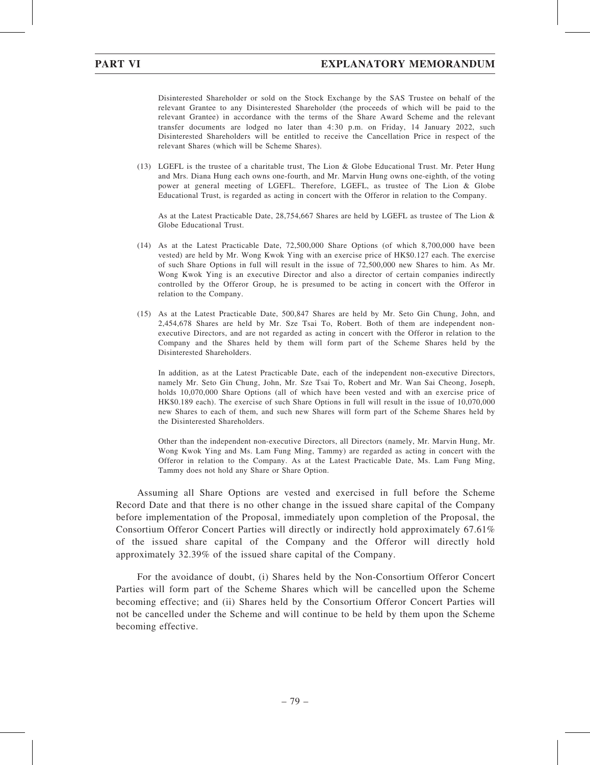Disinterested Shareholder or sold on the Stock Exchange by the SAS Trustee on behalf of the relevant Grantee to any Disinterested Shareholder (the proceeds of which will be paid to the relevant Grantee) in accordance with the terms of the Share Award Scheme and the relevant transfer documents are lodged no later than 4:30 p.m. on Friday, 14 January 2022, such Disinterested Shareholders will be entitled to receive the Cancellation Price in respect of the relevant Shares (which will be Scheme Shares).

(13) LGEFL is the trustee of a charitable trust, The Lion & Globe Educational Trust. Mr. Peter Hung and Mrs. Diana Hung each owns one-fourth, and Mr. Marvin Hung owns one-eighth, of the voting power at general meeting of LGEFL. Therefore, LGEFL, as trustee of The Lion & Globe Educational Trust, is regarded as acting in concert with the Offeror in relation to the Company.

As at the Latest Practicable Date, 28,754,667 Shares are held by LGEFL as trustee of The Lion & Globe Educational Trust.

(14) As at the Latest Practicable Date, 72,500,000 Share Options (of which 8,700,000 have been vested) are held by Mr. Wong Kwok Ying with an exercise price of HK$0.127 each. The exercise of such Share Options in full will result in the issue of 72,500,000 new Shares to him. As Mr. Wong Kwok Ying is an executive Director and also a director of certain companies indirectly controlled by the Offeror Group, he is presumed to be acting in concert with the Offeror in relation to the Company.

(15) As at the Latest Practicable Date, 500,847 Shares are held by Mr. Seto Gin Chung, John, and 2,454,678 Shares are held by Mr. Sze Tsai To, Robert. Both of them are independent non-executive Directors, and are not regarded as acting in concert with the Offeror in relation to the Company and the Shares held by them will form part of the Scheme Shares held by the Disinterested Shareholders.

In addition, as at the Latest Practicable Date, each of the independent non-executive Directors, namely Mr. Seto Gin Chung, John, Mr. Sze Tsai To, Robert and Mr. Wan Sai Cheong, Joseph, holds 10,070,000 Share Options (all of which have been vested and with an exercise price of HK$0.189 each). The exercise of such Share Options in full will result in the issue of 10,070,000 new Shares to each of them, and such new Shares will form part of the Scheme Shares held by the Disinterested Shareholders.

Other than the independent non-executive Directors, all Directors (namely, Mr. Marvin Hung, Mr. Wong Kwok Ying and Ms. Lam Fung Ming, Tammy) are regarded as acting in concert with the Offeror in relation to the Company. As at the Latest Practicable Date, Ms. Lam Fung Ming, Tammy does not hold any Share or Share Option.

Assuming all Share Options are vested and exercised in full before the Scheme Record Date and that there is no other change in the issued share capital of the Company before implementation of the Proposal, immediately upon completion of the Proposal, the Consortium Offeror Concert Parties will directly or indirectly hold approximately 67.61% of the issued share capital of the Company and the Offeror will directly hold approximately 32.39% of the issued share capital of the Company.

For the avoidance of doubt, (i) Shares held by the Non-Consortium Offeror Concert Parties will form part of the Scheme Shares which will be cancelled upon the Scheme becoming effective; and (ii) Shares held by the Consortium Offeror Concert Parties will not be cancelled under the Scheme and will continue to be held by them upon the Scheme becoming effective.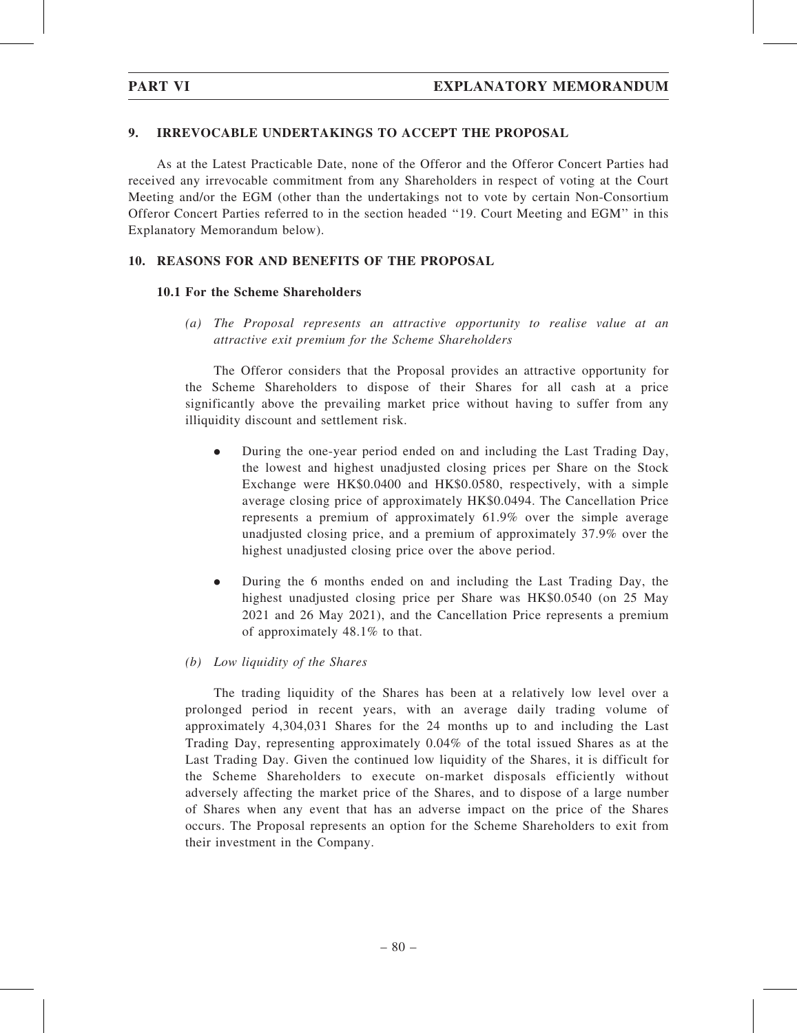## 9. IRREVOCABLE UNDERTAKINGS TO ACCEPT THE PROPOSAL

As at the Latest Practicable Date, none of the Offeror and the Offeror Concert Parties had received any irrevocable commitment from any Shareholders in respect of voting at the Court Meeting and/or the EGM (other than the undertakings not to vote by certain Non-Consortium Offeror Concert Parties referred to in the section headed "19. Court Meeting and EGM" in this Explanatory Memorandum below).

## 10. REASONS FOR AND BENEFITS OF THE PROPOSAL

### 10.1 For the Scheme Shareholders

*(a) The Proposal represents an attractive opportunity to realise value at an attractive exit premium for the Scheme Shareholders*

The Offeror considers that the Proposal provides an attractive opportunity for the Scheme Shareholders to dispose of their Shares for all cash at a price significantly above the prevailing market price without having to suffer from any illiquidity discount and settlement risk.

- During the one-year period ended on and including the Last Trading Day, the lowest and highest unadjusted closing prices per Share on the Stock Exchange were HK$0.0400 and HK$0.0580, respectively, with a simple average closing price of approximately HK$0.0494. The Cancellation Price represents a premium of approximately 61.9% over the simple average unadjusted closing price, and a premium of approximately 37.9% over the highest unadjusted closing price over the above period.

- During the 6 months ended on and including the Last Trading Day, the highest unadjusted closing price per Share was HK$0.0540 (on 25 May 2021 and 26 May 2021), and the Cancellation Price represents a premium of approximately 48.1% to that.

*(b) Low liquidity of the Shares*

The trading liquidity of the Shares has been at a relatively low level over a prolonged period in recent years, with an average daily trading volume of approximately 4,304,031 Shares for the 24 months up to and including the Last Trading Day, representing approximately 0.04% of the total issued Shares as at the Last Trading Day. Given the continued low liquidity of the Shares, it is difficult for the Scheme Shareholders to execute on-market disposals efficiently without adversely affecting the market price of the Shares, and to dispose of a large number of Shares when any event that has an adverse impact on the price of the Shares occurs. The Proposal represents an option for the Scheme Shareholders to exit from their investment in the Company.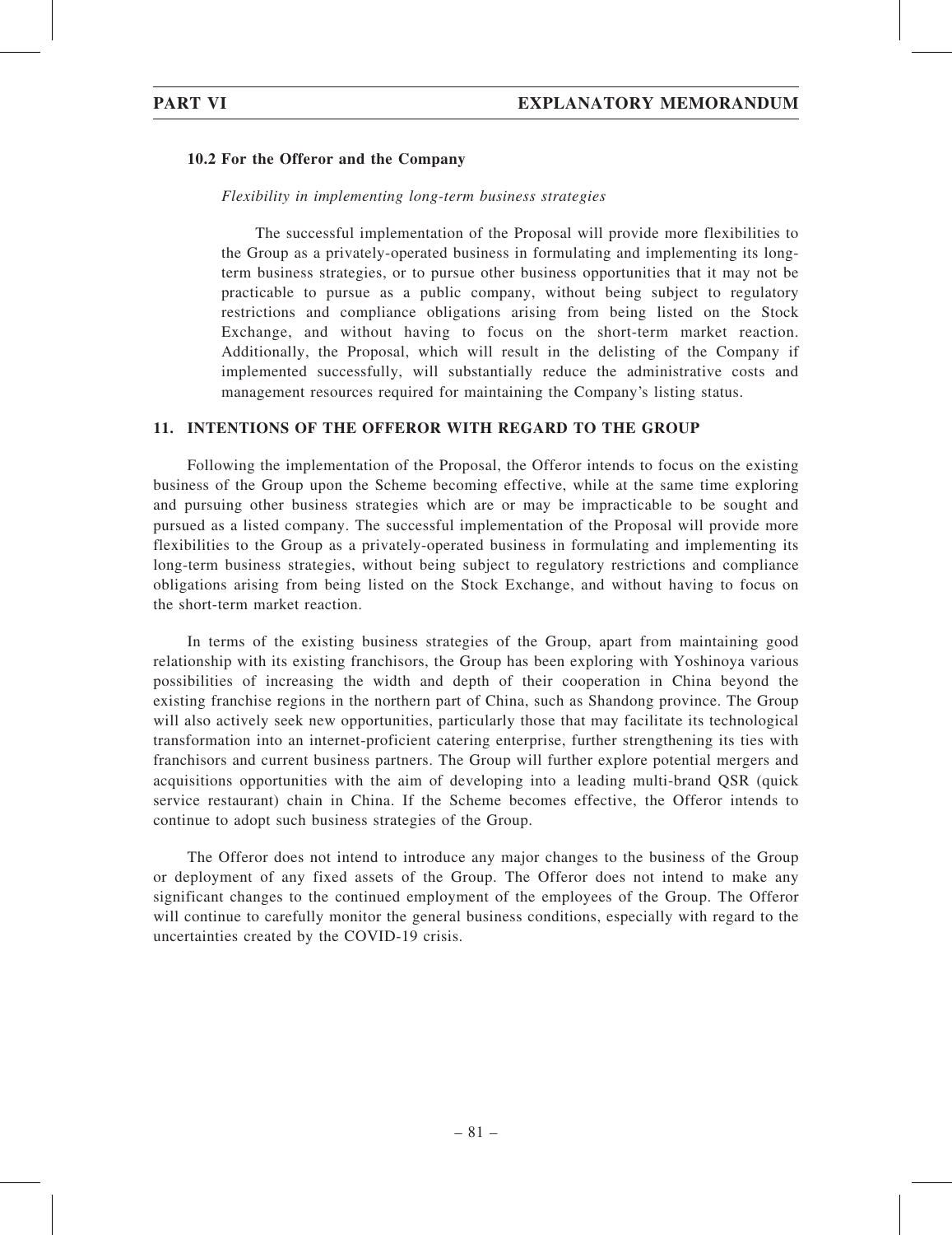### 10.2 For the Offeror and the Company

*Flexibility in implementing long-term business strategies*

The successful implementation of the Proposal will provide more flexibilities to the Group as a privately-operated business in formulating and implementing its long-term business strategies, or to pursue other business opportunities that it may not be practicable to pursue as a public company, without being subject to regulatory restrictions and compliance obligations arising from being listed on the Stock Exchange, and without having to focus on the short-term market reaction. Additionally, the Proposal, which will result in the delisting of the Company if implemented successfully, will substantially reduce the administrative costs and management resources required for maintaining the Company's listing status.

## 11. INTENTIONS OF THE OFFEROR WITH REGARD TO THE GROUP

Following the implementation of the Proposal, the Offeror intends to focus on the existing business of the Group upon the Scheme becoming effective, while at the same time exploring and pursuing other business strategies which are or may be impracticable to be sought and pursued as a listed company. The successful implementation of the Proposal will provide more flexibilities to the Group as a privately-operated business in formulating and implementing its long-term business strategies, without being subject to regulatory restrictions and compliance obligations arising from being listed on the Stock Exchange, and without having to focus on the short-term market reaction.

In terms of the existing business strategies of the Group, apart from maintaining good relationship with its existing franchisors, the Group has been exploring with Yoshinoya various possibilities of increasing the width and depth of their cooperation in China beyond the existing franchise regions in the northern part of China, such as Shandong province. The Group will also actively seek new opportunities, particularly those that may facilitate its technological transformation into an internet-proficient catering enterprise, further strengthening its ties with franchisors and current business partners. The Group will further explore potential mergers and acquisitions opportunities with the aim of developing into a leading multi-brand QSR (quick service restaurant) chain in China. If the Scheme becomes effective, the Offeror intends to continue to adopt such business strategies of the Group.

The Offeror does not intend to introduce any major changes to the business of the Group or deployment of any fixed assets of the Group. The Offeror does not intend to make any significant changes to the continued employment of the employees of the Group. The Offeror will continue to carefully monitor the general business conditions, especially with regard to the uncertainties created by the COVID-19 crisis.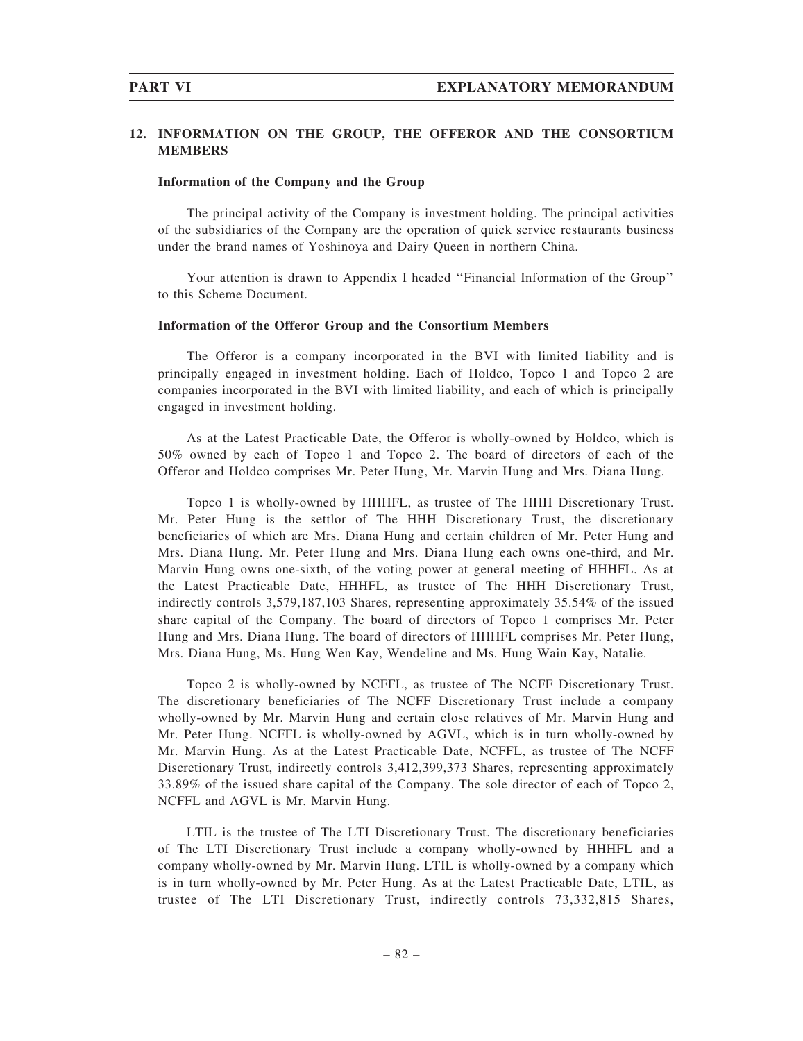## 12. INFORMATION ON THE GROUP, THE OFFEROR AND THE CONSORTIUM MEMBERS

### Information of the Company and the Group

The principal activity of the Company is investment holding. The principal activities of the subsidiaries of the Company are the operation of quick service restaurants business under the brand names of Yoshinoya and Dairy Queen in northern China.

Your attention is drawn to Appendix I headed ''Financial Information of the Group'' to this Scheme Document.

### Information of the Offeror Group and the Consortium Members

The Offeror is a company incorporated in the BVI with limited liability and is principally engaged in investment holding. Each of Holdco, Topco 1 and Topco 2 are companies incorporated in the BVI with limited liability, and each of which is principally engaged in investment holding.

As at the Latest Practicable Date, the Offeror is wholly-owned by Holdco, which is 50% owned by each of Topco 1 and Topco 2. The board of directors of each of the Offeror and Holdco comprises Mr. Peter Hung, Mr. Marvin Hung and Mrs. Diana Hung.

Topco 1 is wholly-owned by HHHFL, as trustee of The HHH Discretionary Trust. Mr. Peter Hung is the settlor of The HHH Discretionary Trust, the discretionary beneficiaries of which are Mrs. Diana Hung and certain children of Mr. Peter Hung and Mrs. Diana Hung. Mr. Peter Hung and Mrs. Diana Hung each owns one-third, and Mr. Marvin Hung owns one-sixth, of the voting power at general meeting of HHHFL. As at the Latest Practicable Date, HHHFL, as trustee of The HHH Discretionary Trust, indirectly controls 3,579,187,103 Shares, representing approximately 35.54% of the issued share capital of the Company. The board of directors of Topco 1 comprises Mr. Peter Hung and Mrs. Diana Hung. The board of directors of HHHFL comprises Mr. Peter Hung, Mrs. Diana Hung, Ms. Hung Wen Kay, Wendeline and Ms. Hung Wain Kay, Natalie.

Topco 2 is wholly-owned by NCFFL, as trustee of The NCFF Discretionary Trust. The discretionary beneficiaries of The NCFF Discretionary Trust include a company wholly-owned by Mr. Marvin Hung and certain close relatives of Mr. Marvin Hung and Mr. Peter Hung. NCFFL is wholly-owned by AGVL, which is in turn wholly-owned by Mr. Marvin Hung. As at the Latest Practicable Date, NCFFL, as trustee of The NCFF Discretionary Trust, indirectly controls 3,412,399,373 Shares, representing approximately 33.89% of the issued share capital of the Company. The sole director of each of Topco 2, NCFFL and AGVL is Mr. Marvin Hung.

LTIL is the trustee of The LTI Discretionary Trust. The discretionary beneficiaries of The LTI Discretionary Trust include a company wholly-owned by HHHFL and a company wholly-owned by Mr. Marvin Hung. LTIL is wholly-owned by a company which is in turn wholly-owned by Mr. Peter Hung. As at the Latest Practicable Date, LTIL, as trustee of The LTI Discretionary Trust, indirectly controls 73,332,815 Shares,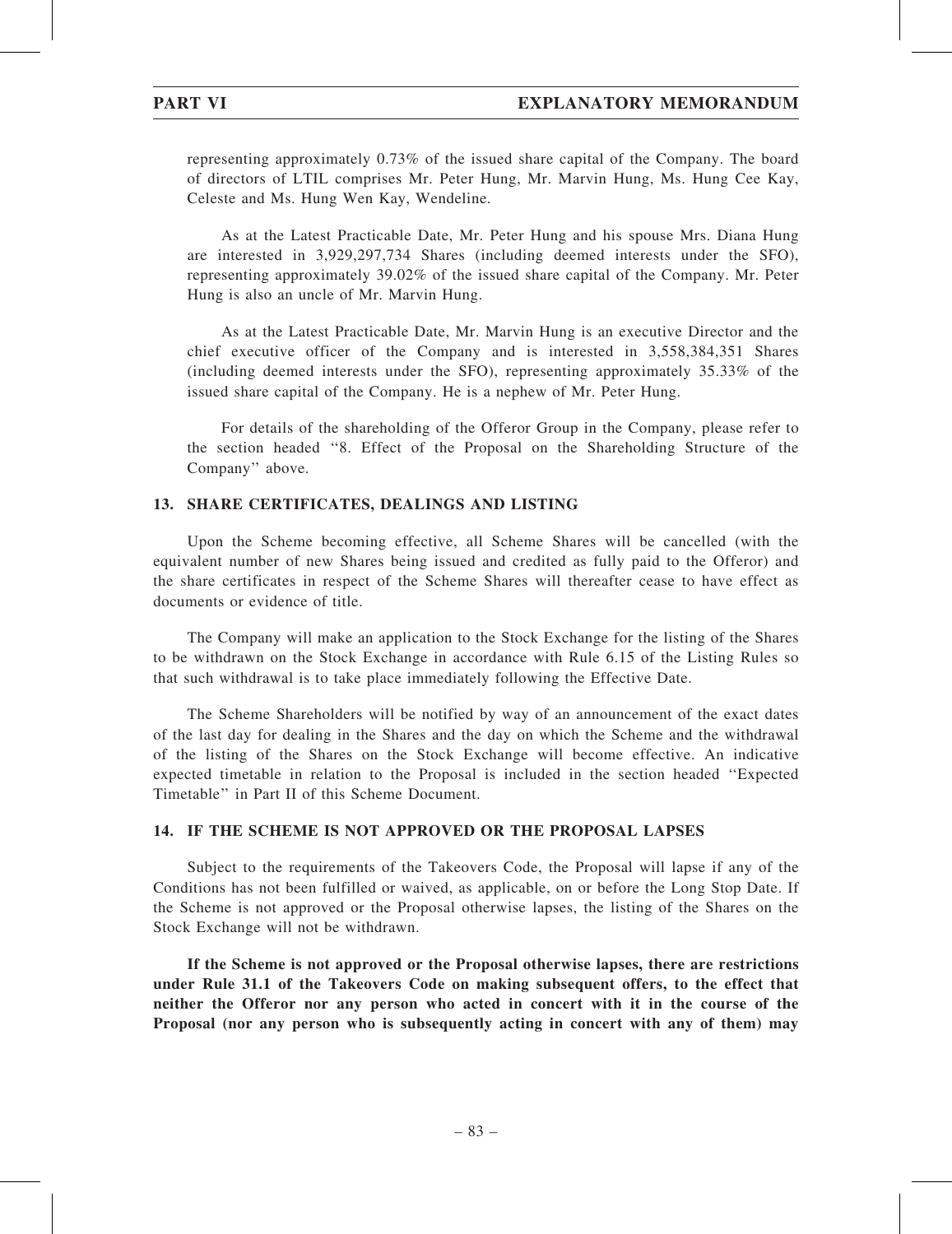representing approximately 0.73% of the issued share capital of the Company. The board of directors of LTIL comprises Mr. Peter Hung, Mr. Marvin Hung, Ms. Hung Cee Kay, Celeste and Ms. Hung Wen Kay, Wendeline.

As at the Latest Practicable Date, Mr. Peter Hung and his spouse Mrs. Diana Hung are interested in 3,929,297,734 Shares (including deemed interests under the SFO), representing approximately 39.02% of the issued share capital of the Company. Mr. Peter Hung is also an uncle of Mr. Marvin Hung.

As at the Latest Practicable Date, Mr. Marvin Hung is an executive Director and the chief executive officer of the Company and is interested in 3,558,384,351 Shares (including deemed interests under the SFO), representing approximately 35.33% of the issued share capital of the Company. He is a nephew of Mr. Peter Hung.

For details of the shareholding of the Offeror Group in the Company, please refer to the section headed "8. Effect of the Proposal on the Shareholding Structure of the Company" above.

## 13. SHARE CERTIFICATES, DEALINGS AND LISTING

Upon the Scheme becoming effective, all Scheme Shares will be cancelled (with the equivalent number of new Shares being issued and credited as fully paid to the Offeror) and the share certificates in respect of the Scheme Shares will thereafter cease to have effect as documents or evidence of title.

The Company will make an application to the Stock Exchange for the listing of the Shares to be withdrawn on the Stock Exchange in accordance with Rule 6.15 of the Listing Rules so that such withdrawal is to take place immediately following the Effective Date.

The Scheme Shareholders will be notified by way of an announcement of the exact dates of the last day for dealing in the Shares and the day on which the Scheme and the withdrawal of the listing of the Shares on the Stock Exchange will become effective. An indicative expected timetable in relation to the Proposal is included in the section headed "Expected Timetable" in Part II of this Scheme Document.

## 14. IF THE SCHEME IS NOT APPROVED OR THE PROPOSAL LAPSES

Subject to the requirements of the Takeovers Code, the Proposal will lapse if any of the Conditions has not been fulfilled or waived, as applicable, on or before the Long Stop Date. If the Scheme is not approved or the Proposal otherwise lapses, the listing of the Shares on the Stock Exchange will not be withdrawn.

**If the Scheme is not approved or the Proposal otherwise lapses, there are restrictions under Rule 31.1 of the Takeovers Code on making subsequent offers, to the effect that neither the Offeror nor any person who acted in concert with it in the course of the Proposal (nor any person who is subsequently acting in concert with any of them) may**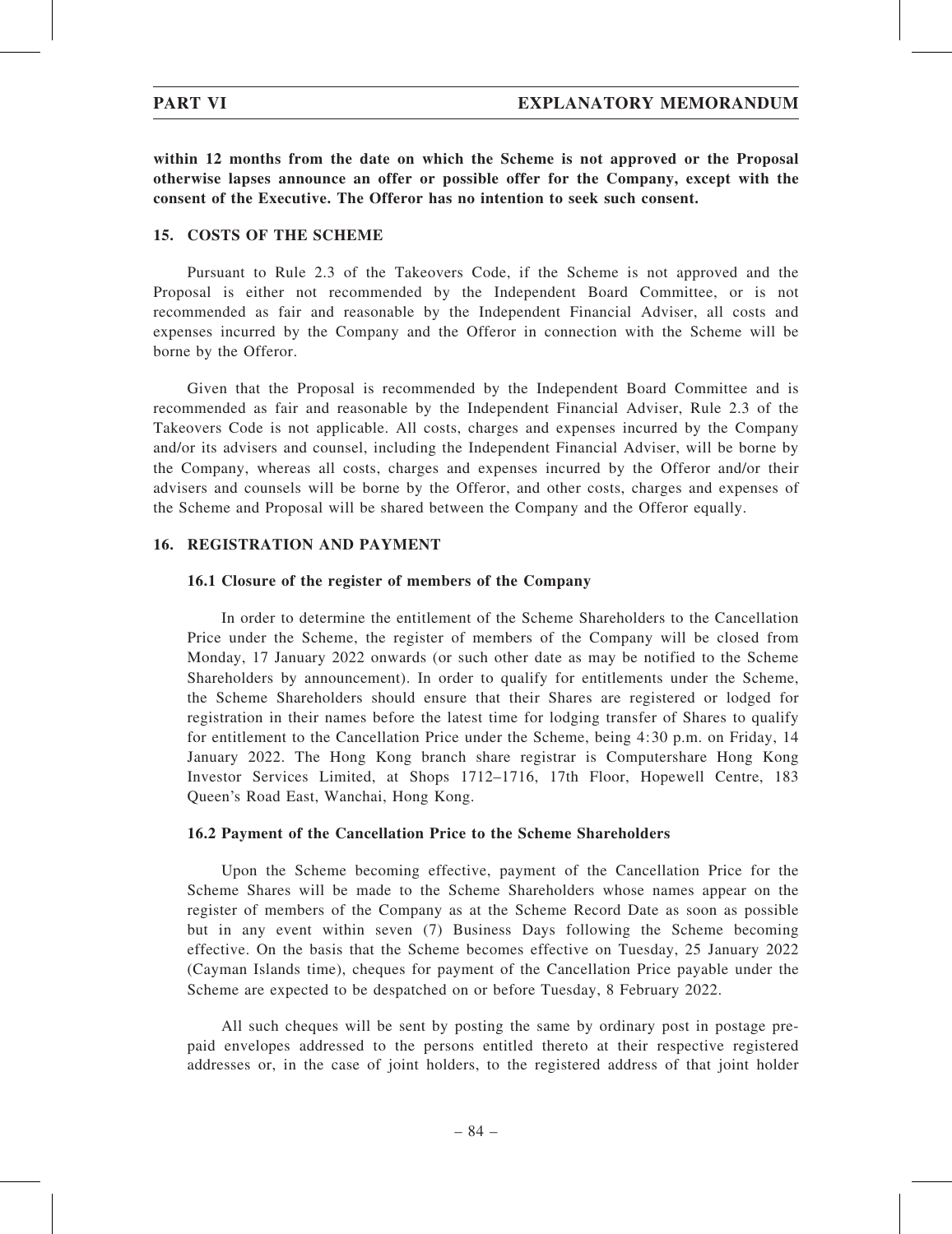**within 12 months from the date on which the Scheme is not approved or the Proposal otherwise lapses announce an offer or possible offer for the Company, except with the consent of the Executive. The Offeror has no intention to seek such consent.**

## 15. COSTS OF THE SCHEME

Pursuant to Rule 2.3 of the Takeovers Code, if the Scheme is not approved and the Proposal is either not recommended by the Independent Board Committee, or is not recommended as fair and reasonable by the Independent Financial Adviser, all costs and expenses incurred by the Company and the Offeror in connection with the Scheme will be borne by the Offeror.

Given that the Proposal is recommended by the Independent Board Committee and is recommended as fair and reasonable by the Independent Financial Adviser, Rule 2.3 of the Takeovers Code is not applicable. All costs, charges and expenses incurred by the Company and/or its advisers and counsel, including the Independent Financial Adviser, will be borne by the Company, whereas all costs, charges and expenses incurred by the Offeror and/or their advisers and counsels will be borne by the Offeror, and other costs, charges and expenses of the Scheme and Proposal will be shared between the Company and the Offeror equally.

## 16. REGISTRATION AND PAYMENT

### 16.1 Closure of the register of members of the Company

In order to determine the entitlement of the Scheme Shareholders to the Cancellation Price under the Scheme, the register of members of the Company will be closed from Monday, 17 January 2022 onwards (or such other date as may be notified to the Scheme Shareholders by announcement). In order to qualify for entitlements under the Scheme, the Scheme Shareholders should ensure that their Shares are registered or lodged for registration in their names before the latest time for lodging transfer of Shares to qualify for entitlement to the Cancellation Price under the Scheme, being 4:30 p.m. on Friday, 14 January 2022. The Hong Kong branch share registrar is Computershare Hong Kong Investor Services Limited, at Shops 1712–1716, 17th Floor, Hopewell Centre, 183 Queen's Road East, Wanchai, Hong Kong.

### 16.2 Payment of the Cancellation Price to the Scheme Shareholders

Upon the Scheme becoming effective, payment of the Cancellation Price for the Scheme Shares will be made to the Scheme Shareholders whose names appear on the register of members of the Company as at the Scheme Record Date as soon as possible but in any event within seven (7) Business Days following the Scheme becoming effective. On the basis that the Scheme becomes effective on Tuesday, 25 January 2022 (Cayman Islands time), cheques for payment of the Cancellation Price payable under the Scheme are expected to be despatched on or before Tuesday, 8 February 2022.

All such cheques will be sent by posting the same by ordinary post in postage pre-paid envelopes addressed to the persons entitled thereto at their respective registered addresses or, in the case of joint holders, to the registered address of that joint holder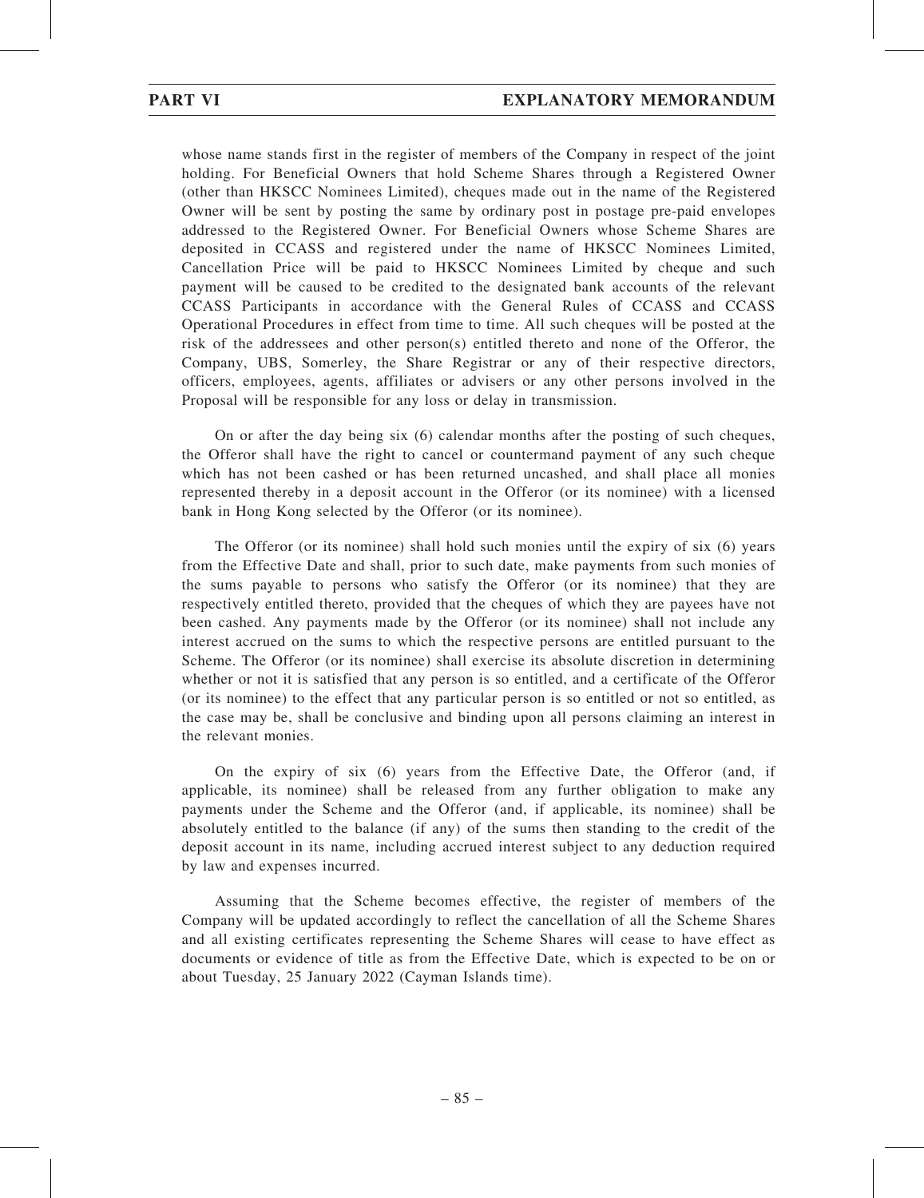whose name stands first in the register of members of the Company in respect of the joint holding. For Beneficial Owners that hold Scheme Shares through a Registered Owner (other than HKSCC Nominees Limited), cheques made out in the name of the Registered Owner will be sent by posting the same by ordinary post in postage pre-paid envelopes addressed to the Registered Owner. For Beneficial Owners whose Scheme Shares are deposited in CCASS and registered under the name of HKSCC Nominees Limited, Cancellation Price will be paid to HKSCC Nominees Limited by cheque and such payment will be caused to be credited to the designated bank accounts of the relevant CCASS Participants in accordance with the General Rules of CCASS and CCASS Operational Procedures in effect from time to time. All such cheques will be posted at the risk of the addressees and other person(s) entitled thereto and none of the Offeror, the Company, UBS, Somerley, the Share Registrar or any of their respective directors, officers, employees, agents, affiliates or advisers or any other persons involved in the Proposal will be responsible for any loss or delay in transmission.

On or after the day being six (6) calendar months after the posting of such cheques, the Offeror shall have the right to cancel or countermand payment of any such cheque which has not been cashed or has been returned uncashed, and shall place all monies represented thereby in a deposit account in the Offeror (or its nominee) with a licensed bank in Hong Kong selected by the Offeror (or its nominee).

The Offeror (or its nominee) shall hold such monies until the expiry of six (6) years from the Effective Date and shall, prior to such date, make payments from such monies of the sums payable to persons who satisfy the Offeror (or its nominee) that they are respectively entitled thereto, provided that the cheques of which they are payees have not been cashed. Any payments made by the Offeror (or its nominee) shall not include any interest accrued on the sums to which the respective persons are entitled pursuant to the Scheme. The Offeror (or its nominee) shall exercise its absolute discretion in determining whether or not it is satisfied that any person is so entitled, and a certificate of the Offeror (or its nominee) to the effect that any particular person is so entitled or not so entitled, as the case may be, shall be conclusive and binding upon all persons claiming an interest in the relevant monies.

On the expiry of six (6) years from the Effective Date, the Offeror (and, if applicable, its nominee) shall be released from any further obligation to make any payments under the Scheme and the Offeror (and, if applicable, its nominee) shall be absolutely entitled to the balance (if any) of the sums then standing to the credit of the deposit account in its name, including accrued interest subject to any deduction required by law and expenses incurred.

Assuming that the Scheme becomes effective, the register of members of the Company will be updated accordingly to reflect the cancellation of all the Scheme Shares and all existing certificates representing the Scheme Shares will cease to have effect as documents or evidence of title as from the Effective Date, which is expected to be on or about Tuesday, 25 January 2022 (Cayman Islands time).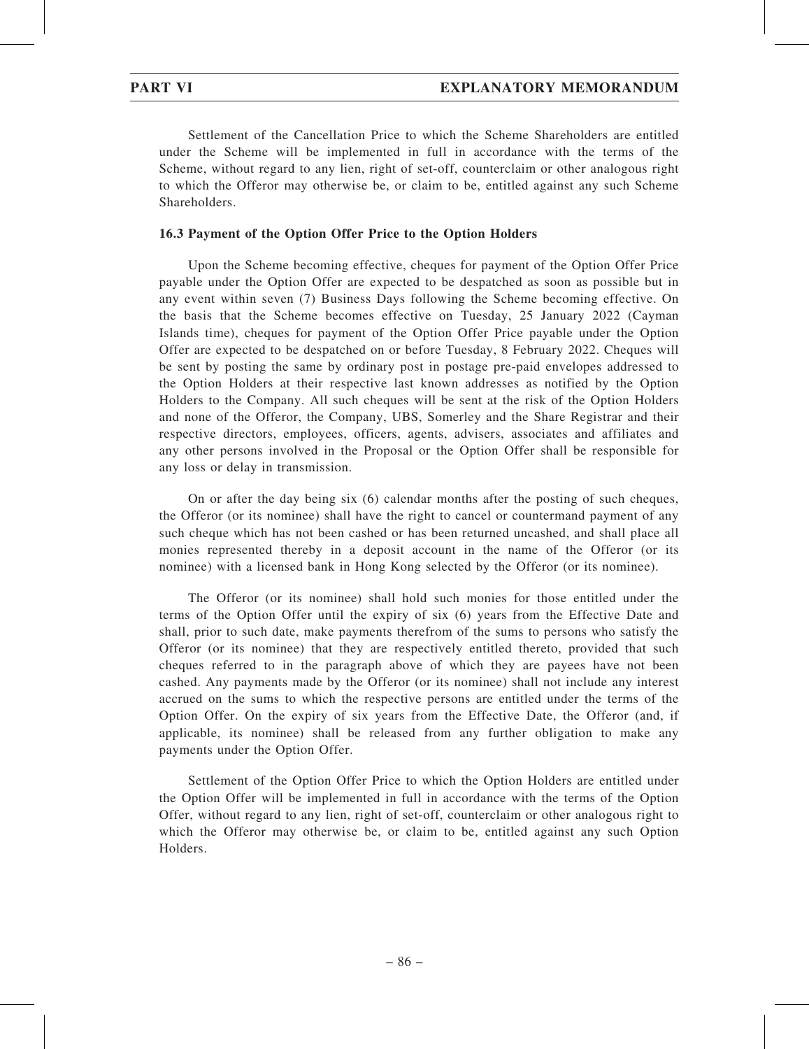Settlement of the Cancellation Price to which the Scheme Shareholders are entitled under the Scheme will be implemented in full in accordance with the terms of the Scheme, without regard to any lien, right of set-off, counterclaim or other analogous right to which the Offeror may otherwise be, or claim to be, entitled against any such Scheme Shareholders.

### 16.3 Payment of the Option Offer Price to the Option Holders

Upon the Scheme becoming effective, cheques for payment of the Option Offer Price payable under the Option Offer are expected to be despatched as soon as possible but in any event within seven (7) Business Days following the Scheme becoming effective. On the basis that the Scheme becomes effective on Tuesday, 25 January 2022 (Cayman Islands time), cheques for payment of the Option Offer Price payable under the Option Offer are expected to be despatched on or before Tuesday, 8 February 2022. Cheques will be sent by posting the same by ordinary post in postage pre-paid envelopes addressed to the Option Holders at their respective last known addresses as notified by the Option Holders to the Company. All such cheques will be sent at the risk of the Option Holders and none of the Offeror, the Company, UBS, Somerley and the Share Registrar and their respective directors, employees, officers, agents, advisers, associates and affiliates and any other persons involved in the Proposal or the Option Offer shall be responsible for any loss or delay in transmission.

On or after the day being six (6) calendar months after the posting of such cheques, the Offeror (or its nominee) shall have the right to cancel or countermand payment of any such cheque which has not been cashed or has been returned uncashed, and shall place all monies represented thereby in a deposit account in the name of the Offeror (or its nominee) with a licensed bank in Hong Kong selected by the Offeror (or its nominee).

The Offeror (or its nominee) shall hold such monies for those entitled under the terms of the Option Offer until the expiry of six (6) years from the Effective Date and shall, prior to such date, make payments therefrom of the sums to persons who satisfy the Offeror (or its nominee) that they are respectively entitled thereto, provided that such cheques referred to in the paragraph above of which they are payees have not been cashed. Any payments made by the Offeror (or its nominee) shall not include any interest accrued on the sums to which the respective persons are entitled under the terms of the Option Offer. On the expiry of six years from the Effective Date, the Offeror (and, if applicable, its nominee) shall be released from any further obligation to make any payments under the Option Offer.

Settlement of the Option Offer Price to which the Option Holders are entitled under the Option Offer will be implemented in full in accordance with the terms of the Option Offer, without regard to any lien, right of set-off, counterclaim or other analogous right to which the Offeror may otherwise be, or claim to be, entitled against any such Option Holders.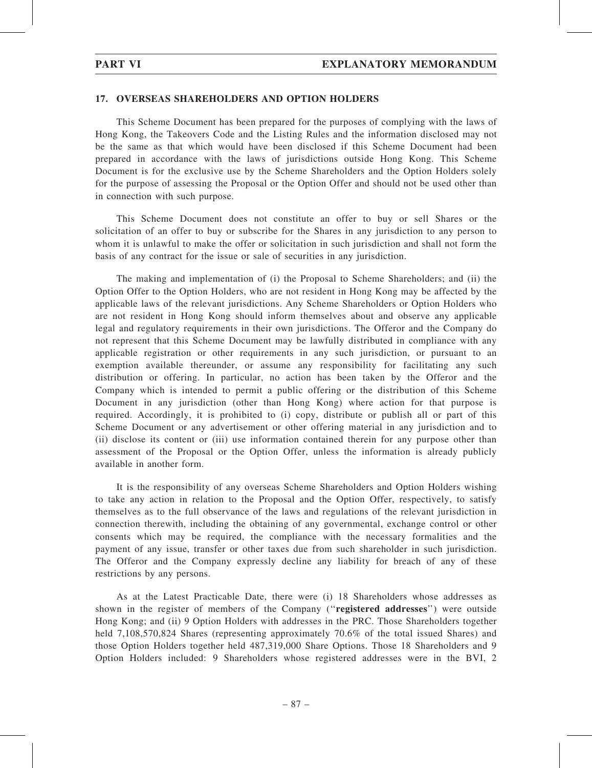## 17. OVERSEAS SHAREHOLDERS AND OPTION HOLDERS

This Scheme Document has been prepared for the purposes of complying with the laws of Hong Kong, the Takeovers Code and the Listing Rules and the information disclosed may not be the same as that which would have been disclosed if this Scheme Document had been prepared in accordance with the laws of jurisdictions outside Hong Kong. This Scheme Document is for the exclusive use by the Scheme Shareholders and the Option Holders solely for the purpose of assessing the Proposal or the Option Offer and should not be used other than in connection with such purpose.

This Scheme Document does not constitute an offer to buy or sell Shares or the solicitation of an offer to buy or subscribe for the Shares in any jurisdiction to any person to whom it is unlawful to make the offer or solicitation in such jurisdiction and shall not form the basis of any contract for the issue or sale of securities in any jurisdiction.

The making and implementation of (i) the Proposal to Scheme Shareholders; and (ii) the Option Offer to the Option Holders, who are not resident in Hong Kong may be affected by the applicable laws of the relevant jurisdictions. Any Scheme Shareholders or Option Holders who are not resident in Hong Kong should inform themselves about and observe any applicable legal and regulatory requirements in their own jurisdictions. The Offeror and the Company do not represent that this Scheme Document may be lawfully distributed in compliance with any applicable registration or other requirements in any such jurisdiction, or pursuant to an exemption available thereunder, or assume any responsibility for facilitating any such distribution or offering. In particular, no action has been taken by the Offeror and the Company which is intended to permit a public offering or the distribution of this Scheme Document in any jurisdiction (other than Hong Kong) where action for that purpose is required. Accordingly, it is prohibited to (i) copy, distribute or publish all or part of this Scheme Document or any advertisement or other offering material in any jurisdiction and to (ii) disclose its content or (iii) use information contained therein for any purpose other than assessment of the Proposal or the Option Offer, unless the information is already publicly available in another form.

It is the responsibility of any overseas Scheme Shareholders and Option Holders wishing to take any action in relation to the Proposal and the Option Offer, respectively, to satisfy themselves as to the full observance of the laws and regulations of the relevant jurisdiction in connection therewith, including the obtaining of any governmental, exchange control or other consents which may be required, the compliance with the necessary formalities and the payment of any issue, transfer or other taxes due from such shareholder in such jurisdiction. The Offeror and the Company expressly decline any liability for breach of any of these restrictions by any persons.

As at the Latest Practicable Date, there were (i) 18 Shareholders whose addresses as shown in the register of members of the Company (''**registered addresses**'') were outside Hong Kong; and (ii) 9 Option Holders with addresses in the PRC. Those Shareholders together held 7,108,570,824 Shares (representing approximately 70.6% of the total issued Shares) and those Option Holders together held 487,319,000 Share Options. Those 18 Shareholders and 9 Option Holders included: 9 Shareholders whose registered addresses were in the BVI, 2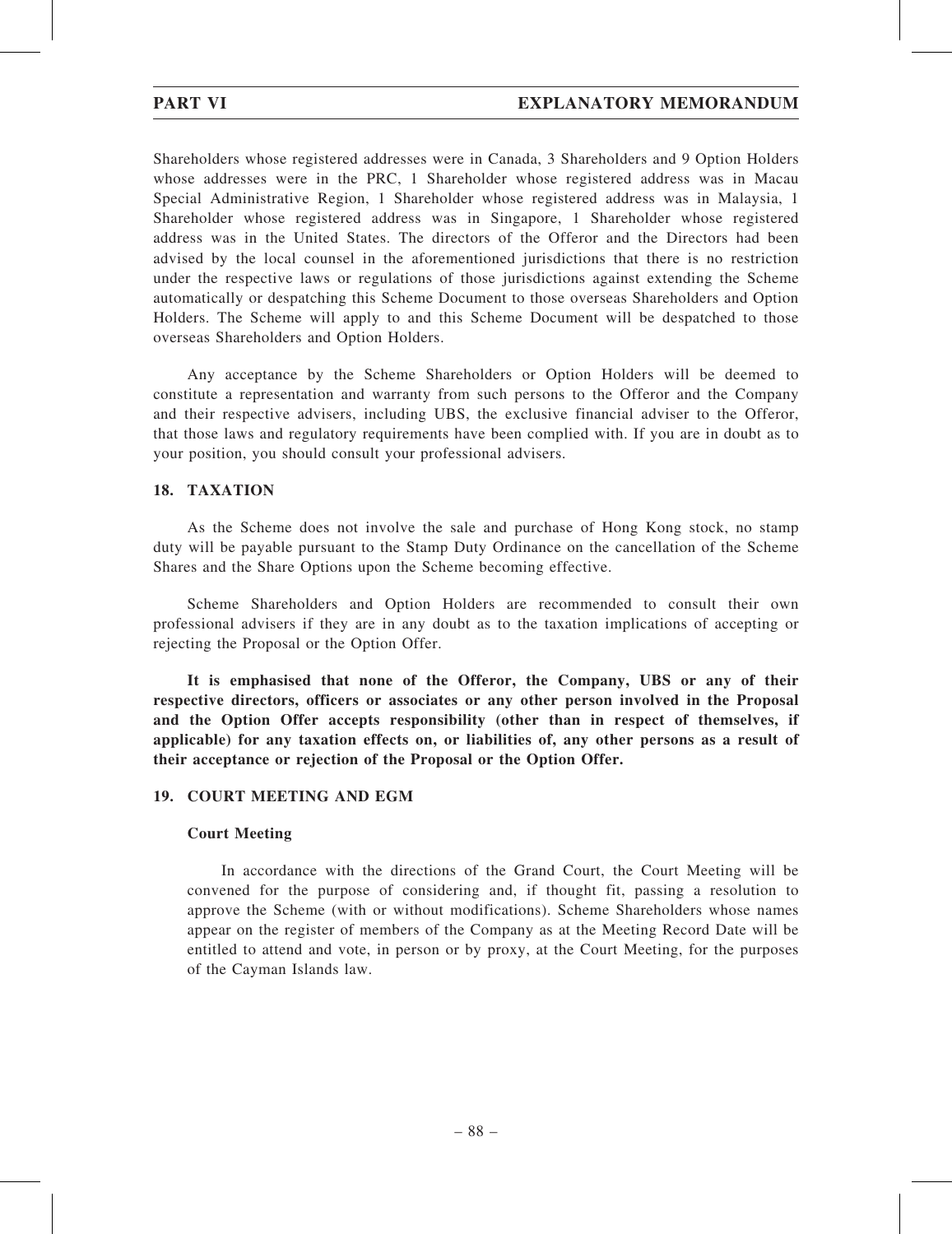Shareholders whose registered addresses were in Canada, 3 Shareholders and 9 Option Holders whose addresses were in the PRC, 1 Shareholder whose registered address was in Macau Special Administrative Region, 1 Shareholder whose registered address was in Malaysia, 1 Shareholder whose registered address was in Singapore, 1 Shareholder whose registered address was in the United States. The directors of the Offeror and the Directors had been advised by the local counsel in the aforementioned jurisdictions that there is no restriction under the respective laws or regulations of those jurisdictions against extending the Scheme automatically or despatching this Scheme Document to those overseas Shareholders and Option Holders. The Scheme will apply to and this Scheme Document will be despatched to those overseas Shareholders and Option Holders.

Any acceptance by the Scheme Shareholders or Option Holders will be deemed to constitute a representation and warranty from such persons to the Offeror and the Company and their respective advisers, including UBS, the exclusive financial adviser to the Offeror, that those laws and regulatory requirements have been complied with. If you are in doubt as to your position, you should consult your professional advisers.

## 18. TAXATION

As the Scheme does not involve the sale and purchase of Hong Kong stock, no stamp duty will be payable pursuant to the Stamp Duty Ordinance on the cancellation of the Scheme Shares and the Share Options upon the Scheme becoming effective.

Scheme Shareholders and Option Holders are recommended to consult their own professional advisers if they are in any doubt as to the taxation implications of accepting or rejecting the Proposal or the Option Offer.

**It is emphasised that none of the Offeror, the Company, UBS or any of their respective directors, officers or associates or any other person involved in the Proposal and the Option Offer accepts responsibility (other than in respect of themselves, if applicable) for any taxation effects on, or liabilities of, any other persons as a result of their acceptance or rejection of the Proposal or the Option Offer.**

## 19. COURT MEETING AND EGM

### Court Meeting

In accordance with the directions of the Grand Court, the Court Meeting will be convened for the purpose of considering and, if thought fit, passing a resolution to approve the Scheme (with or without modifications). Scheme Shareholders whose names appear on the register of members of the Company as at the Meeting Record Date will be entitled to attend and vote, in person or by proxy, at the Court Meeting, for the purposes of the Cayman Islands law.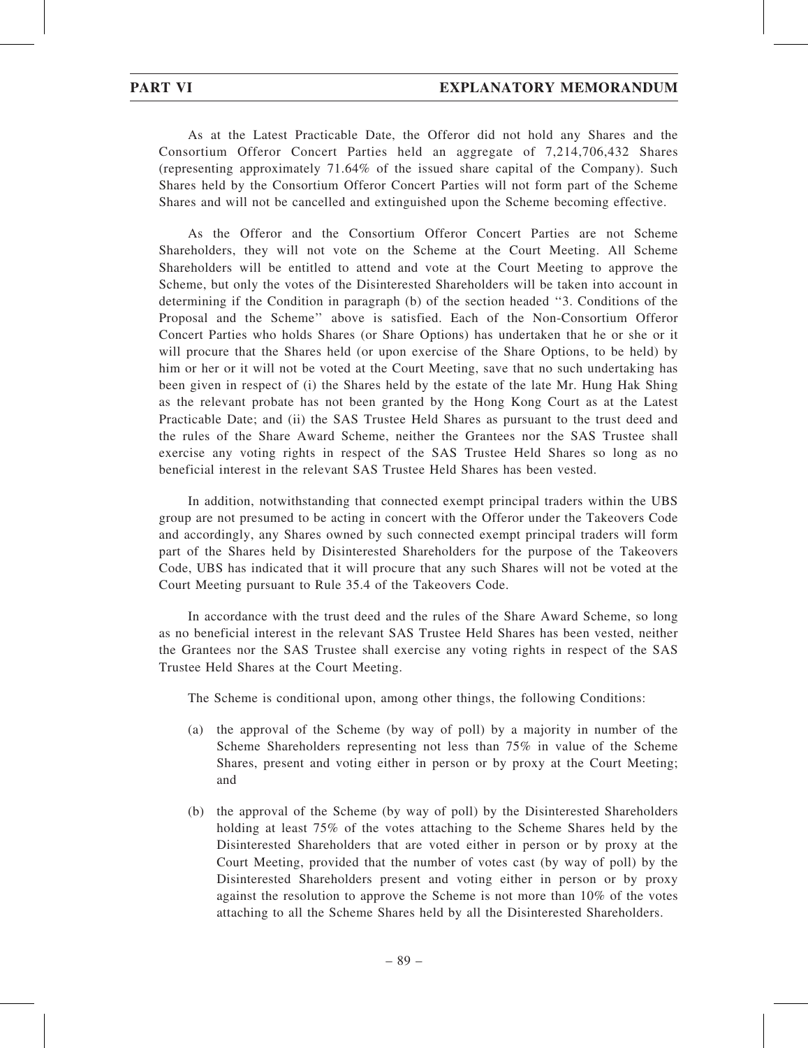As at the Latest Practicable Date, the Offeror did not hold any Shares and the Consortium Offeror Concert Parties held an aggregate of 7,214,706,432 Shares (representing approximately 71.64% of the issued share capital of the Company). Such Shares held by the Consortium Offeror Concert Parties will not form part of the Scheme Shares and will not be cancelled and extinguished upon the Scheme becoming effective.

As the Offeror and the Consortium Offeror Concert Parties are not Scheme Shareholders, they will not vote on the Scheme at the Court Meeting. All Scheme Shareholders will be entitled to attend and vote at the Court Meeting to approve the Scheme, but only the votes of the Disinterested Shareholders will be taken into account in determining if the Condition in paragraph (b) of the section headed ''3. Conditions of the Proposal and the Scheme'' above is satisfied. Each of the Non-Consortium Offeror Concert Parties who holds Shares (or Share Options) has undertaken that he or she or it will procure that the Shares held (or upon exercise of the Share Options, to be held) by him or her or it will not be voted at the Court Meeting, save that no such undertaking has been given in respect of (i) the Shares held by the estate of the late Mr. Hung Hak Shing as the relevant probate has not been granted by the Hong Kong Court as at the Latest Practicable Date; and (ii) the SAS Trustee Held Shares as pursuant to the trust deed and the rules of the Share Award Scheme, neither the Grantees nor the SAS Trustee shall exercise any voting rights in respect of the SAS Trustee Held Shares so long as no beneficial interest in the relevant SAS Trustee Held Shares has been vested.

In addition, notwithstanding that connected exempt principal traders within the UBS group are not presumed to be acting in concert with the Offeror under the Takeovers Code and accordingly, any Shares owned by such connected exempt principal traders will form part of the Shares held by Disinterested Shareholders for the purpose of the Takeovers Code, UBS has indicated that it will procure that any such Shares will not be voted at the Court Meeting pursuant to Rule 35.4 of the Takeovers Code.

In accordance with the trust deed and the rules of the Share Award Scheme, so long as no beneficial interest in the relevant SAS Trustee Held Shares has been vested, neither the Grantees nor the SAS Trustee shall exercise any voting rights in respect of the SAS Trustee Held Shares at the Court Meeting.

The Scheme is conditional upon, among other things, the following Conditions:

(a) the approval of the Scheme (by way of poll) by a majority in number of the Scheme Shareholders representing not less than 75% in value of the Scheme Shares, present and voting either in person or by proxy at the Court Meeting; and

(b) the approval of the Scheme (by way of poll) by the Disinterested Shareholders holding at least 75% of the votes attaching to the Scheme Shares held by the Disinterested Shareholders that are voted either in person or by proxy at the Court Meeting, provided that the number of votes cast (by way of poll) by the Disinterested Shareholders present and voting either in person or by proxy against the resolution to approve the Scheme is not more than 10% of the votes attaching to all the Scheme Shares held by all the Disinterested Shareholders.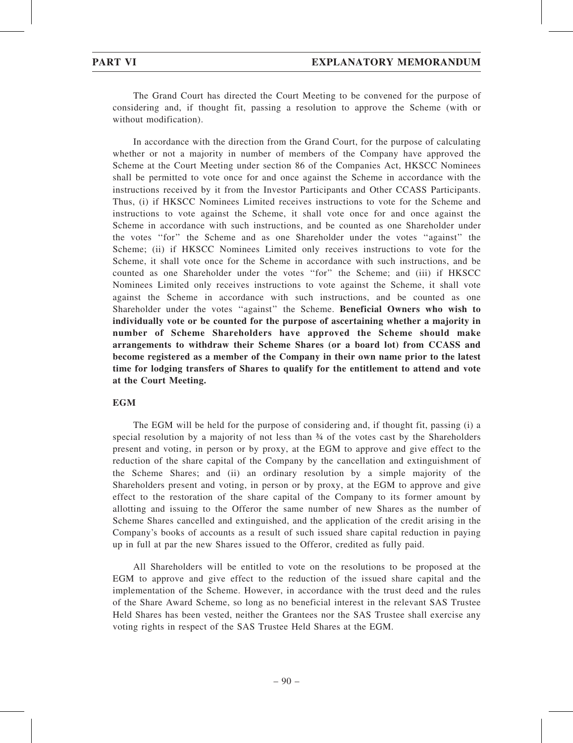The Grand Court has directed the Court Meeting to be convened for the purpose of considering and, if thought fit, passing a resolution to approve the Scheme (with or without modification).

In accordance with the direction from the Grand Court, for the purpose of calculating whether or not a majority in number of members of the Company have approved the Scheme at the Court Meeting under section 86 of the Companies Act, HKSCC Nominees shall be permitted to vote once for and once against the Scheme in accordance with the instructions received by it from the Investor Participants and Other CCASS Participants. Thus, (i) if HKSCC Nominees Limited receives instructions to vote for the Scheme and instructions to vote against the Scheme, it shall vote once for and once against the Scheme in accordance with such instructions, and be counted as one Shareholder under the votes ''for'' the Scheme and as one Shareholder under the votes ''against'' the Scheme; (ii) if HKSCC Nominees Limited only receives instructions to vote for the Scheme, it shall vote once for the Scheme in accordance with such instructions, and be counted as one Shareholder under the votes ''for'' the Scheme; and (iii) if HKSCC Nominees Limited only receives instructions to vote against the Scheme, it shall vote against the Scheme in accordance with such instructions, and be counted as one Shareholder under the votes ''against'' the Scheme. **Beneficial Owners who wish to individually vote or be counted for the purpose of ascertaining whether a majority in number of Scheme Shareholders have approved the Scheme should make arrangements to withdraw their Scheme Shares (or a board lot) from CCASS and become registered as a member of the Company in their own name prior to the latest time for lodging transfers of Shares to qualify for the entitlement to attend and vote at the Court Meeting.**

**EGM**

The EGM will be held for the purpose of considering and, if thought fit, passing (i) a special resolution by a majority of not less than ¾ of the votes cast by the Shareholders present and voting, in person or by proxy, at the EGM to approve and give effect to the reduction of the share capital of the Company by the cancellation and extinguishment of the Scheme Shares; and (ii) an ordinary resolution by a simple majority of the Shareholders present and voting, in person or by proxy, at the EGM to approve and give effect to the restoration of the share capital of the Company to its former amount by allotting and issuing to the Offeror the same number of new Shares as the number of Scheme Shares cancelled and extinguished, and the application of the credit arising in the Company's books of accounts as a result of such issued share capital reduction in paying up in full at par the new Shares issued to the Offeror, credited as fully paid.

All Shareholders will be entitled to vote on the resolutions to be proposed at the EGM to approve and give effect to the reduction of the issued share capital and the implementation of the Scheme. However, in accordance with the trust deed and the rules of the Share Award Scheme, so long as no beneficial interest in the relevant SAS Trustee Held Shares has been vested, neither the Grantees nor the SAS Trustee shall exercise any voting rights in respect of the SAS Trustee Held Shares at the EGM.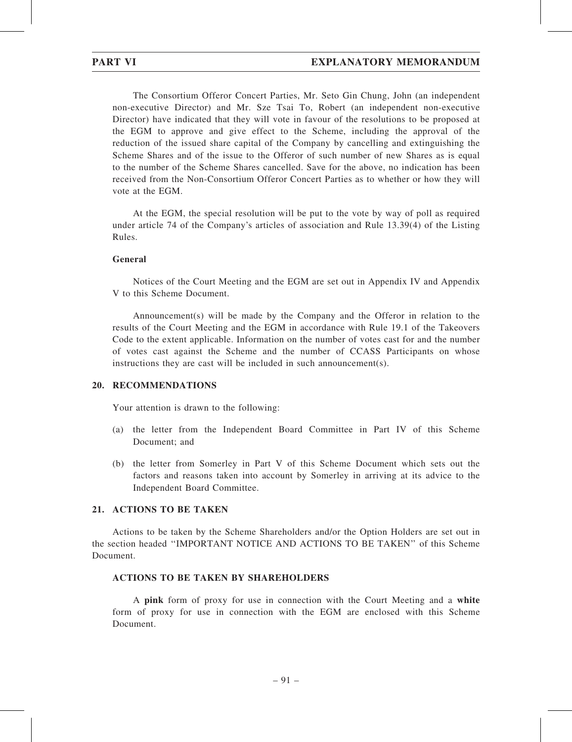The Consortium Offeror Concert Parties, Mr. Seto Gin Chung, John (an independent non-executive Director) and Mr. Sze Tsai To, Robert (an independent non-executive Director) have indicated that they will vote in favour of the resolutions to be proposed at the EGM to approve and give effect to the Scheme, including the approval of the reduction of the issued share capital of the Company by cancelling and extinguishing the Scheme Shares and of the issue to the Offeror of such number of new Shares as is equal to the number of the Scheme Shares cancelled. Save for the above, no indication has been received from the Non-Consortium Offeror Concert Parties as to whether or how they will vote at the EGM.

At the EGM, the special resolution will be put to the vote by way of poll as required under article 74 of the Company's articles of association and Rule 13.39(4) of the Listing Rules.

**General**

Notices of the Court Meeting and the EGM are set out in Appendix IV and Appendix V to this Scheme Document.

Announcement(s) will be made by the Company and the Offeror in relation to the results of the Court Meeting and the EGM in accordance with Rule 19.1 of the Takeovers Code to the extent applicable. Information on the number of votes cast for and the number of votes cast against the Scheme and the number of CCASS Participants on whose instructions they are cast will be included in such announcement(s).

## 20. RECOMMENDATIONS

Your attention is drawn to the following:

(a) the letter from the Independent Board Committee in Part IV of this Scheme Document; and

(b) the letter from Somerley in Part V of this Scheme Document which sets out the factors and reasons taken into account by Somerley in arriving at its advice to the Independent Board Committee.

## 21. ACTIONS TO BE TAKEN

Actions to be taken by the Scheme Shareholders and/or the Option Holders are set out in the section headed "IMPORTANT NOTICE AND ACTIONS TO BE TAKEN" of this Scheme Document.

### ACTIONS TO BE TAKEN BY SHAREHOLDERS

A **pink** form of proxy for use in connection with the Court Meeting and a **white** form of proxy for use in connection with the EGM are enclosed with this Scheme Document.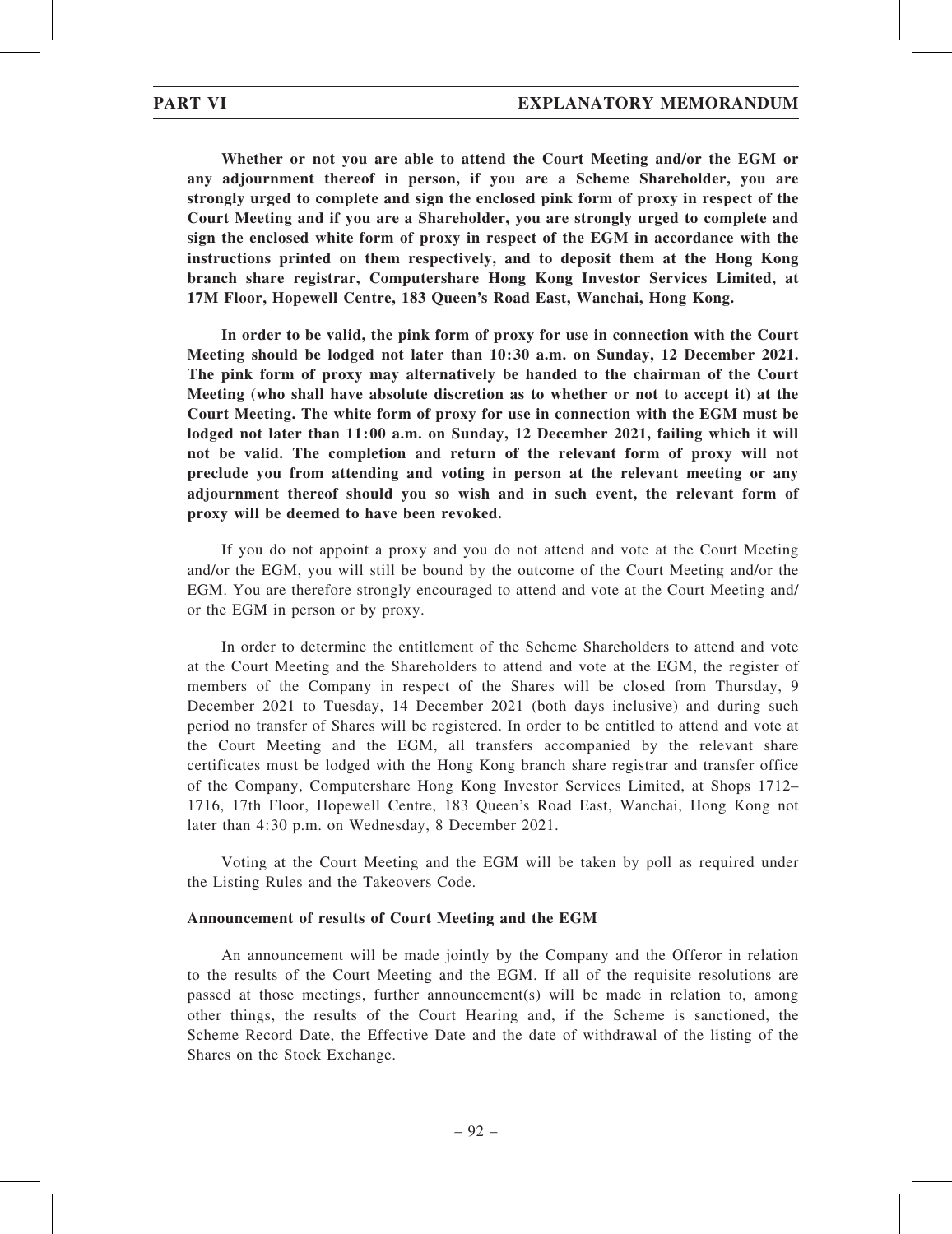**Whether or not you are able to attend the Court Meeting and/or the EGM or any adjournment thereof in person, if you are a Scheme Shareholder, you are strongly urged to complete and sign the enclosed pink form of proxy in respect of the Court Meeting and if you are a Shareholder, you are strongly urged to complete and sign the enclosed white form of proxy in respect of the EGM in accordance with the instructions printed on them respectively, and to deposit them at the Hong Kong branch share registrar, Computershare Hong Kong Investor Services Limited, at 17M Floor, Hopewell Centre, 183 Queen's Road East, Wanchai, Hong Kong.**

**In order to be valid, the pink form of proxy for use in connection with the Court Meeting should be lodged not later than 10:30 a.m. on Sunday, 12 December 2021. The pink form of proxy may alternatively be handed to the chairman of the Court Meeting (who shall have absolute discretion as to whether or not to accept it) at the Court Meeting. The white form of proxy for use in connection with the EGM must be lodged not later than 11:00 a.m. on Sunday, 12 December 2021, failing which it will not be valid. The completion and return of the relevant form of proxy will not preclude you from attending and voting in person at the relevant meeting or any adjournment thereof should you so wish and in such event, the relevant form of proxy will be deemed to have been revoked.**

If you do not appoint a proxy and you do not attend and vote at the Court Meeting and/or the EGM, you will still be bound by the outcome of the Court Meeting and/or the EGM. You are therefore strongly encouraged to attend and vote at the Court Meeting and/or the EGM in person or by proxy.

In order to determine the entitlement of the Scheme Shareholders to attend and vote at the Court Meeting and the Shareholders to attend and vote at the EGM, the register of members of the Company in respect of the Shares will be closed from Thursday, 9 December 2021 to Tuesday, 14 December 2021 (both days inclusive) and during such period no transfer of Shares will be registered. In order to be entitled to attend and vote at the Court Meeting and the EGM, all transfers accompanied by the relevant share certificates must be lodged with the Hong Kong branch share registrar and transfer office of the Company, Computershare Hong Kong Investor Services Limited, at Shops 1712–1716, 17th Floor, Hopewell Centre, 183 Queen's Road East, Wanchai, Hong Kong not later than 4:30 p.m. on Wednesday, 8 December 2021.

Voting at the Court Meeting and the EGM will be taken by poll as required under the Listing Rules and the Takeovers Code.

**Announcement of results of Court Meeting and the EGM**

An announcement will be made jointly by the Company and the Offeror in relation to the results of the Court Meeting and the EGM. If all of the requisite resolutions are passed at those meetings, further announcement(s) will be made in relation to, among other things, the results of the Court Hearing and, if the Scheme is sanctioned, the Scheme Record Date, the Effective Date and the date of withdrawal of the listing of the Shares on the Stock Exchange.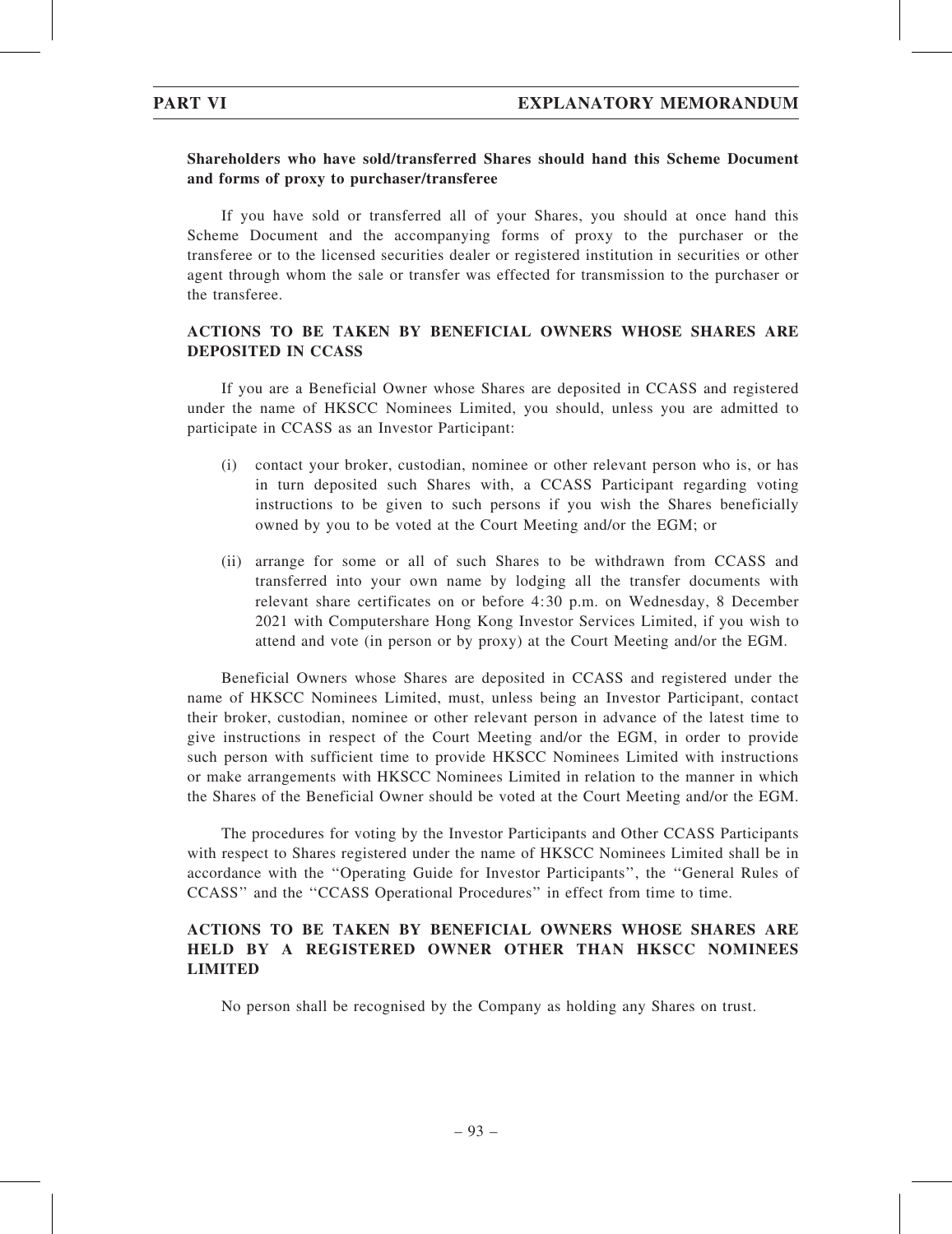**Shareholders who have sold/transferred Shares should hand this Scheme Document and forms of proxy to purchaser/transferee**

If you have sold or transferred all of your Shares, you should at once hand this Scheme Document and the accompanying forms of proxy to the purchaser or the transferee or to the licensed securities dealer or registered institution in securities or other agent through whom the sale or transfer was effected for transmission to the purchaser or the transferee.

## ACTIONS TO BE TAKEN BY BENEFICIAL OWNERS WHOSE SHARES ARE DEPOSITED IN CCASS

If you are a Beneficial Owner whose Shares are deposited in CCASS and registered under the name of HKSCC Nominees Limited, you should, unless you are admitted to participate in CCASS as an Investor Participant:

(i) contact your broker, custodian, nominee or other relevant person who is, or has in turn deposited such Shares with, a CCASS Participant regarding voting instructions to be given to such persons if you wish the Shares beneficially owned by you to be voted at the Court Meeting and/or the EGM; or

(ii) arrange for some or all of such Shares to be withdrawn from CCASS and transferred into your own name by lodging all the transfer documents with relevant share certificates on or before 4:30 p.m. on Wednesday, 8 December 2021 with Computershare Hong Kong Investor Services Limited, if you wish to attend and vote (in person or by proxy) at the Court Meeting and/or the EGM.

Beneficial Owners whose Shares are deposited in CCASS and registered under the name of HKSCC Nominees Limited, must, unless being an Investor Participant, contact their broker, custodian, nominee or other relevant person in advance of the latest time to give instructions in respect of the Court Meeting and/or the EGM, in order to provide such person with sufficient time to provide HKSCC Nominees Limited with instructions or make arrangements with HKSCC Nominees Limited in relation to the manner in which the Shares of the Beneficial Owner should be voted at the Court Meeting and/or the EGM.

The procedures for voting by the Investor Participants and Other CCASS Participants with respect to Shares registered under the name of HKSCC Nominees Limited shall be in accordance with the "Operating Guide for Investor Participants", the "General Rules of CCASS" and the "CCASS Operational Procedures" in effect from time to time.

## ACTIONS TO BE TAKEN BY BENEFICIAL OWNERS WHOSE SHARES ARE HELD BY A REGISTERED OWNER OTHER THAN HKSCC NOMINEES LIMITED

No person shall be recognised by the Company as holding any Shares on trust.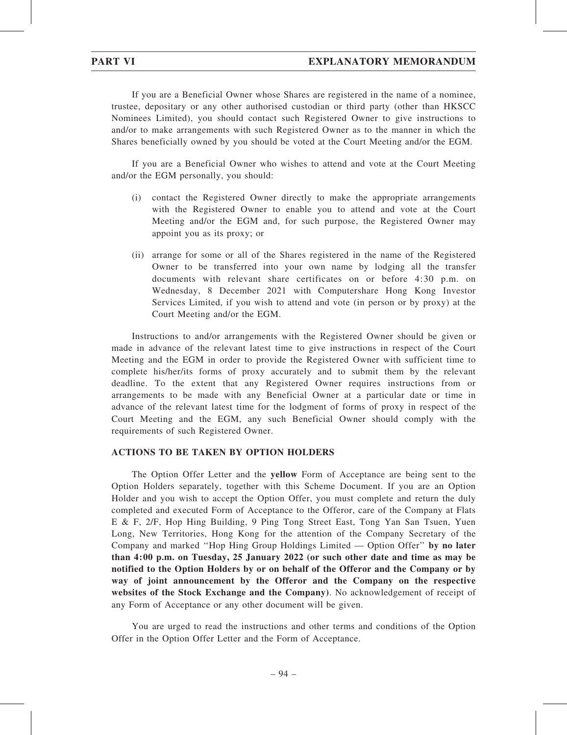If you are a Beneficial Owner whose Shares are registered in the name of a nominee, trustee, depositary or any other authorised custodian or third party (other than HKSCC Nominees Limited), you should contact such Registered Owner to give instructions to and/or to make arrangements with such Registered Owner as to the manner in which the Shares beneficially owned by you should be voted at the Court Meeting and/or the EGM.

If you are a Beneficial Owner who wishes to attend and vote at the Court Meeting and/or the EGM personally, you should:

(i) contact the Registered Owner directly to make the appropriate arrangements with the Registered Owner to enable you to attend and vote at the Court Meeting and/or the EGM and, for such purpose, the Registered Owner may appoint you as its proxy; or

(ii) arrange for some or all of the Shares registered in the name of the Registered Owner to be transferred into your own name by lodging all the transfer documents with relevant share certificates on or before 4:30 p.m. on Wednesday, 8 December 2021 with Computershare Hong Kong Investor Services Limited, if you wish to attend and vote (in person or by proxy) at the Court Meeting and/or the EGM.

Instructions to and/or arrangements with the Registered Owner should be given or made in advance of the relevant latest time to give instructions in respect of the Court Meeting and the EGM in order to provide the Registered Owner with sufficient time to complete his/her/its forms of proxy accurately and to submit them by the relevant deadline. To the extent that any Registered Owner requires instructions from or arrangements to be made with any Beneficial Owner at a particular date or time in advance of the relevant latest time for the lodgment of forms of proxy in respect of the Court Meeting and the EGM, any such Beneficial Owner should comply with the requirements of such Registered Owner.

**ACTIONS TO BE TAKEN BY OPTION HOLDERS**

The Option Offer Letter and the **yellow** Form of Acceptance are being sent to the Option Holders separately, together with this Scheme Document. If you are an Option Holder and you wish to accept the Option Offer, you must complete and return the duly completed and executed Form of Acceptance to the Offeror, care of the Company at Flats E & F, 2/F, Hop Hing Building, 9 Ping Tong Street East, Tong Yan San Tsuen, Yuen Long, New Territories, Hong Kong for the attention of the Company Secretary of the Company and marked "Hop Hing Group Holdings Limited — Option Offer" **by no later than 4:00 p.m. on Tuesday, 25 January 2022 (or such other date and time as may be notified to the Option Holders by or on behalf of the Offeror and the Company or by way of joint announcement by the Offeror and the Company on the respective websites of the Stock Exchange and the Company)**. No acknowledgement of receipt of any Form of Acceptance or any other document will be given.

You are urged to read the instructions and other terms and conditions of the Option Offer in the Option Offer Letter and the Form of Acceptance.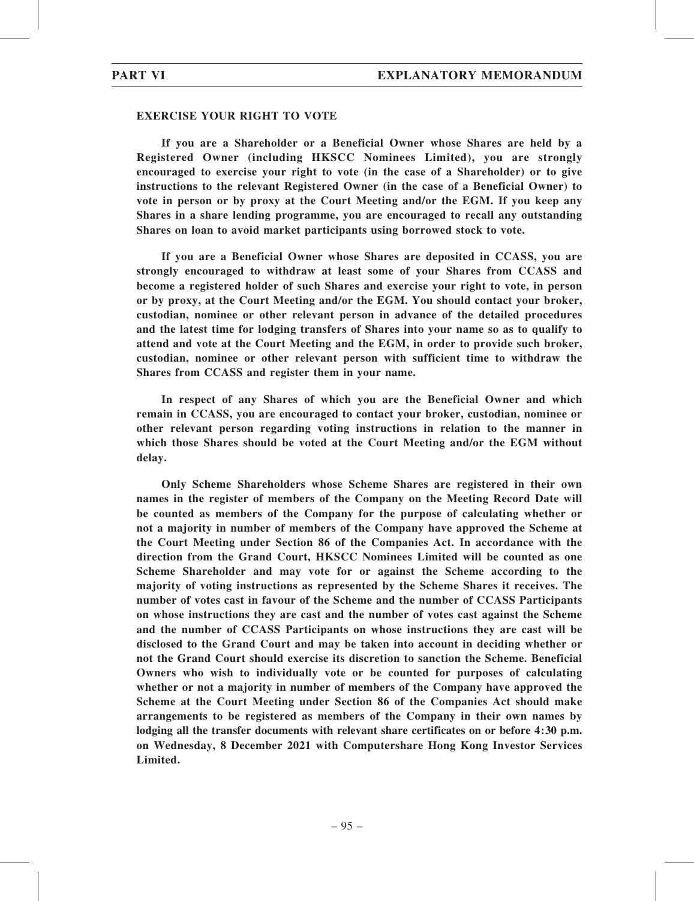## EXERCISE YOUR RIGHT TO VOTE

**If you are a Shareholder or a Beneficial Owner whose Shares are held by a Registered Owner (including HKSCC Nominees Limited), you are strongly encouraged to exercise your right to vote (in the case of a Shareholder) or to give instructions to the relevant Registered Owner (in the case of a Beneficial Owner) to vote in person or by proxy at the Court Meeting and/or the EGM. If you keep any Shares in a share lending programme, you are encouraged to recall any outstanding Shares on loan to avoid market participants using borrowed stock to vote.**

**If you are a Beneficial Owner whose Shares are deposited in CCASS, you are strongly encouraged to withdraw at least some of your Shares from CCASS and become a registered holder of such Shares and exercise your right to vote, in person or by proxy, at the Court Meeting and/or the EGM. You should contact your broker, custodian, nominee or other relevant person in advance of the detailed procedures and the latest time for lodging transfers of Shares into your name so as to qualify to attend and vote at the Court Meeting and the EGM, in order to provide such broker, custodian, nominee or other relevant person with sufficient time to withdraw the Shares from CCASS and register them in your name.**

**In respect of any Shares of which you are the Beneficial Owner and which remain in CCASS, you are encouraged to contact your broker, custodian, nominee or other relevant person regarding voting instructions in relation to the manner in which those Shares should be voted at the Court Meeting and/or the EGM without delay.**

**Only Scheme Shareholders whose Scheme Shares are registered in their own names in the register of members of the Company on the Meeting Record Date will be counted as members of the Company for the purpose of calculating whether or not a majority in number of members of the Company have approved the Scheme at the Court Meeting under Section 86 of the Companies Act. In accordance with the direction from the Grand Court, HKSCC Nominees Limited will be counted as one Scheme Shareholder and may vote for or against the Scheme according to the majority of voting instructions as represented by the Scheme Shares it receives. The number of votes cast in favour of the Scheme and the number of CCASS Participants on whose instructions they are cast and the number of votes cast against the Scheme and the number of CCASS Participants on whose instructions they are cast will be disclosed to the Grand Court and may be taken into account in deciding whether or not the Grand Court should exercise its discretion to sanction the Scheme. Beneficial Owners who wish to individually vote or be counted for purposes of calculating whether or not a majority in number of members of the Company have approved the Scheme at the Court Meeting under Section 86 of the Companies Act should make arrangements to be registered as members of the Company in their own names by lodging all the transfer documents with relevant share certificates on or before 4:30 p.m. on Wednesday, 8 December 2021 with Computershare Hong Kong Investor Services Limited.**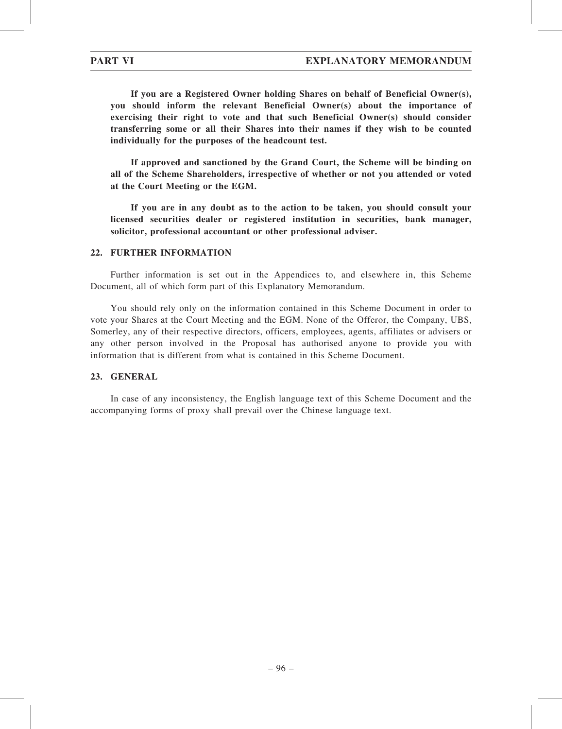**If you are a Registered Owner holding Shares on behalf of Beneficial Owner(s), you should inform the relevant Beneficial Owner(s) about the importance of exercising their right to vote and that such Beneficial Owner(s) should consider transferring some or all their Shares into their names if they wish to be counted individually for the purposes of the headcount test.**

**If approved and sanctioned by the Grand Court, the Scheme will be binding on all of the Scheme Shareholders, irrespective of whether or not you attended or voted at the Court Meeting or the EGM.**

**If you are in any doubt as to the action to be taken, you should consult your licensed securities dealer or registered institution in securities, bank manager, solicitor, professional accountant or other professional adviser.**

## 22. FURTHER INFORMATION

Further information is set out in the Appendices to, and elsewhere in, this Scheme Document, all of which form part of this Explanatory Memorandum.

You should rely only on the information contained in this Scheme Document in order to vote your Shares at the Court Meeting and the EGM. None of the Offeror, the Company, UBS, Somerley, any of their respective directors, officers, employees, agents, affiliates or advisers or any other person involved in the Proposal has authorised anyone to provide you with information that is different from what is contained in this Scheme Document.

## 23. GENERAL

In case of any inconsistency, the English language text of this Scheme Document and the accompanying forms of proxy shall prevail over the Chinese language text.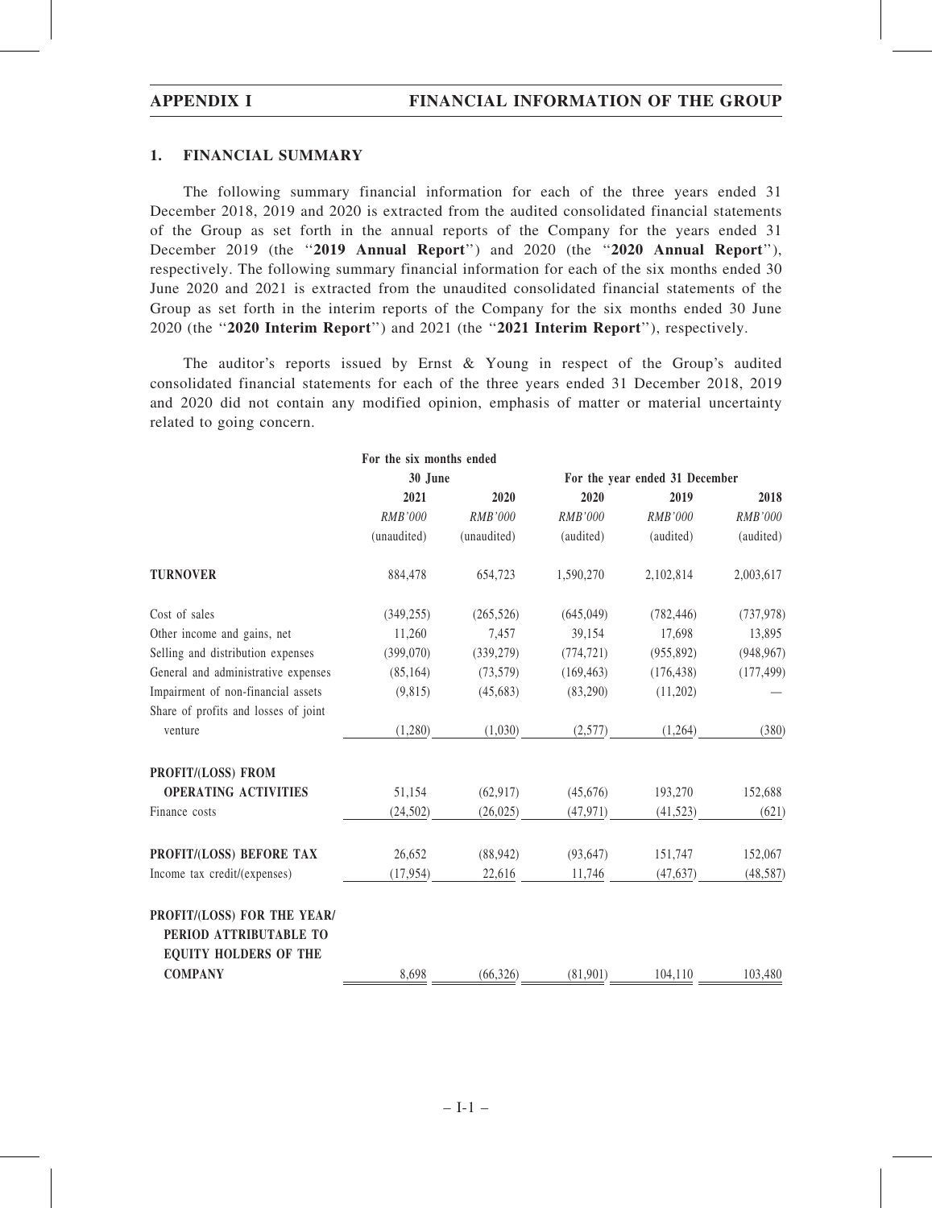## 1. FINANCIAL SUMMARY

The following summary financial information for each of the three years ended 31 December 2018, 2019 and 2020 is extracted from the audited consolidated financial statements of the Group as set forth in the annual reports of the Company for the years ended 31 December 2019 (the "**2019 Annual Report**") and 2020 (the "**2020 Annual Report**"), respectively. The following summary financial information for each of the six months ended 30 June 2020 and 2021 is extracted from the unaudited consolidated financial statements of the Group as set forth in the interim reports of the Company for the six months ended 30 June 2020 (the "**2020 Interim Report**") and 2021 (the "**2021 Interim Report**"), respectively.

The auditor's reports issued by Ernst & Young in respect of the Group's audited consolidated financial statements for each of the three years ended 31 December 2018, 2019 and 2020 did not contain any modified opinion, emphasis of matter or material uncertainty related to going concern.

| | For the six months ended 30 June | | For the year ended 31 December | | |
|---|---|---|---|---|---|
| | 2021 | 2020 | 2020 | 2019 | 2018 |
| | *RMB'000* | *RMB'000* | *RMB'000* | *RMB'000* | *RMB'000* |
| | (unaudited) | (unaudited) | (audited) | (audited) | (audited) |
| **TURNOVER** | 884,478 | 654,723 | 1,590,270 | 2,102,814 | 2,003,617 |
| Cost of sales | (349,255) | (265,526) | (645,049) | (782,446) | (737,978) |
| Other income and gains, net | 11,260 | 7,457 | 39,154 | 17,698 | 13,895 |
| Selling and distribution expenses | (399,070) | (339,279) | (774,721) | (955,892) | (948,967) |
| General and administrative expenses | (85,164) | (73,579) | (169,463) | (176,438) | (177,499) |
| Impairment of non-financial assets | (9,815) | (45,683) | (83,290) | (11,202) | — |
| Share of profits and losses of joint venture | (1,280) | (1,030) | (2,577) | (1,264) | (380) |
| **PROFIT/(LOSS) FROM OPERATING ACTIVITIES** | 51,154 | (62,917) | (45,676) | 193,270 | 152,688 |
| Finance costs | (24,502) | (26,025) | (47,971) | (41,523) | (621) |
| **PROFIT/(LOSS) BEFORE TAX** | 26,652 | (88,942) | (93,647) | 151,747 | 152,067 |
| Income tax credit/(expenses) | (17,954) | 22,616 | 11,746 | (47,637) | (48,587) |
| **PROFIT/(LOSS) FOR THE YEAR/ PERIOD ATTRIBUTABLE TO EQUITY HOLDERS OF THE COMPANY** | 8,698 | (66,326) | (81,901) | 104,110 | 103,480 |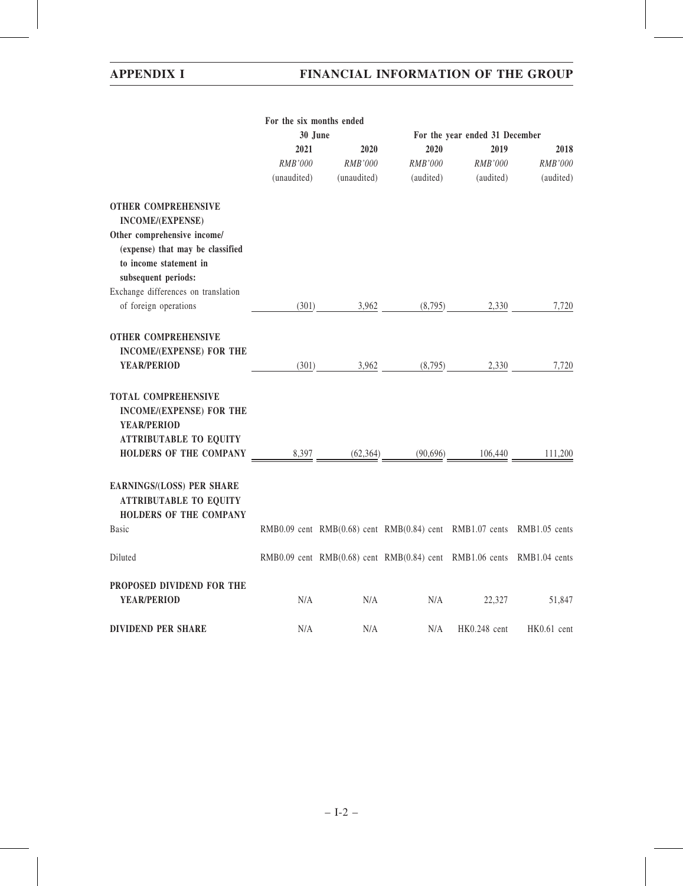| | For the six months ended 30 June | | For the year ended 31 December | | |
|---|---|---|---|---|---|
| | 2021 | 2020 | 2020 | 2019 | 2018 |
| | *RMB'000* | *RMB'000* | *RMB'000* | *RMB'000* | *RMB'000* |
| | (unaudited) | (unaudited) | (audited) | (audited) | (audited) |
| **OTHER COMPREHENSIVE INCOME/(EXPENSE)** | | | | | |
| **Other comprehensive income/ (expense) that may be classified to income statement in subsequent periods:** | | | | | |
| Exchange differences on translation of foreign operations | (301) | 3,962 | (8,795) | 2,330 | 7,720 |
| **OTHER COMPREHENSIVE INCOME/(EXPENSE) FOR THE YEAR/PERIOD** | (301) | 3,962 | (8,795) | 2,330 | 7,720 |
| **TOTAL COMPREHENSIVE INCOME/(EXPENSE) FOR THE YEAR/PERIOD ATTRIBUTABLE TO EQUITY HOLDERS OF THE COMPANY** | 8,397 | (62,364) | (90,696) | 106,440 | 111,200 |
| **EARNINGS/(LOSS) PER SHARE ATTRIBUTABLE TO EQUITY HOLDERS OF THE COMPANY** | | | | | |
| Basic | RMB0.09 cent | RMB(0.68) cent | RMB(0.84) cent | RMB1.07 cents | RMB1.05 cents |
| Diluted | RMB0.09 cent | RMB(0.68) cent | RMB(0.84) cent | RMB1.06 cents | RMB1.04 cents |
| **PROPOSED DIVIDEND FOR THE YEAR/PERIOD** | N/A | N/A | N/A | 22,327 | 51,847 |
| **DIVIDEND PER SHARE** | N/A | N/A | N/A | HK0.248 cent | HK0.61 cent |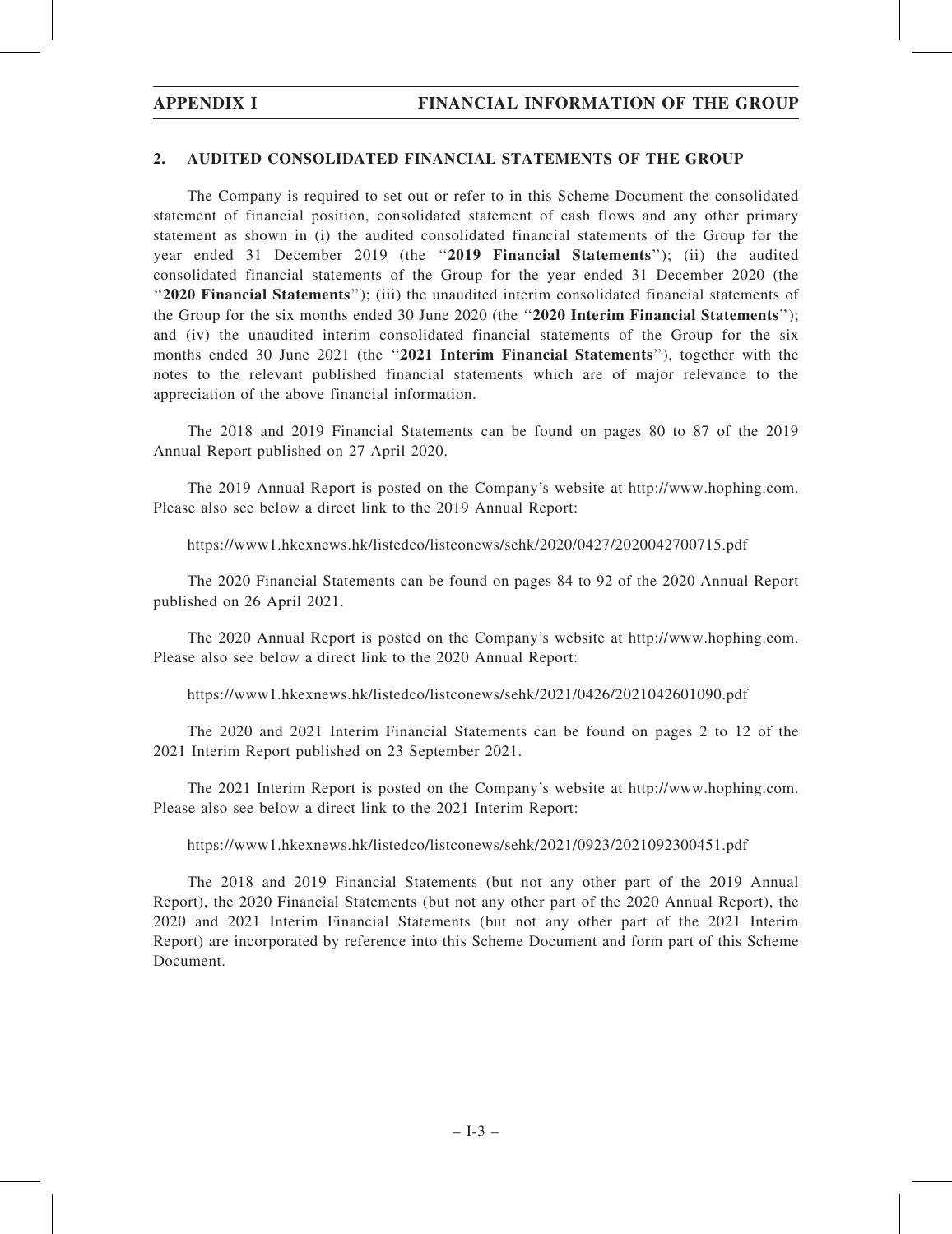## 2. AUDITED CONSOLIDATED FINANCIAL STATEMENTS OF THE GROUP

The Company is required to set out or refer to in this Scheme Document the consolidated statement of financial position, consolidated statement of cash flows and any other primary statement as shown in (i) the audited consolidated financial statements of the Group for the year ended 31 December 2019 (the "**2019 Financial Statements**"); (ii) the audited consolidated financial statements of the Group for the year ended 31 December 2020 (the "**2020 Financial Statements**"); (iii) the unaudited interim consolidated financial statements of the Group for the six months ended 30 June 2020 (the "**2020 Interim Financial Statements**"); and (iv) the unaudited interim consolidated financial statements of the Group for the six months ended 30 June 2021 (the "**2021 Interim Financial Statements**"), together with the notes to the relevant published financial statements which are of major relevance to the appreciation of the above financial information.

The 2018 and 2019 Financial Statements can be found on pages 80 to 87 of the 2019 Annual Report published on 27 April 2020.

The 2019 Annual Report is posted on the Company's website at http://www.hophing.com. Please also see below a direct link to the 2019 Annual Report:

https://www1.hkexnews.hk/listedco/listconews/sehk/2020/0427/2020042700715.pdf

The 2020 Financial Statements can be found on pages 84 to 92 of the 2020 Annual Report published on 26 April 2021.

The 2020 Annual Report is posted on the Company's website at http://www.hophing.com. Please also see below a direct link to the 2020 Annual Report:

https://www1.hkexnews.hk/listedco/listconews/sehk/2021/0426/2021042601090.pdf

The 2020 and 2021 Interim Financial Statements can be found on pages 2 to 12 of the 2021 Interim Report published on 23 September 2021.

The 2021 Interim Report is posted on the Company's website at http://www.hophing.com. Please also see below a direct link to the 2021 Interim Report:

https://www1.hkexnews.hk/listedco/listconews/sehk/2021/0923/2021092300451.pdf

The 2018 and 2019 Financial Statements (but not any other part of the 2019 Annual Report), the 2020 Financial Statements (but not any other part of the 2020 Annual Report), the 2020 and 2021 Interim Financial Statements (but not any other part of the 2021 Interim Report) are incorporated by reference into this Scheme Document and form part of this Scheme Document.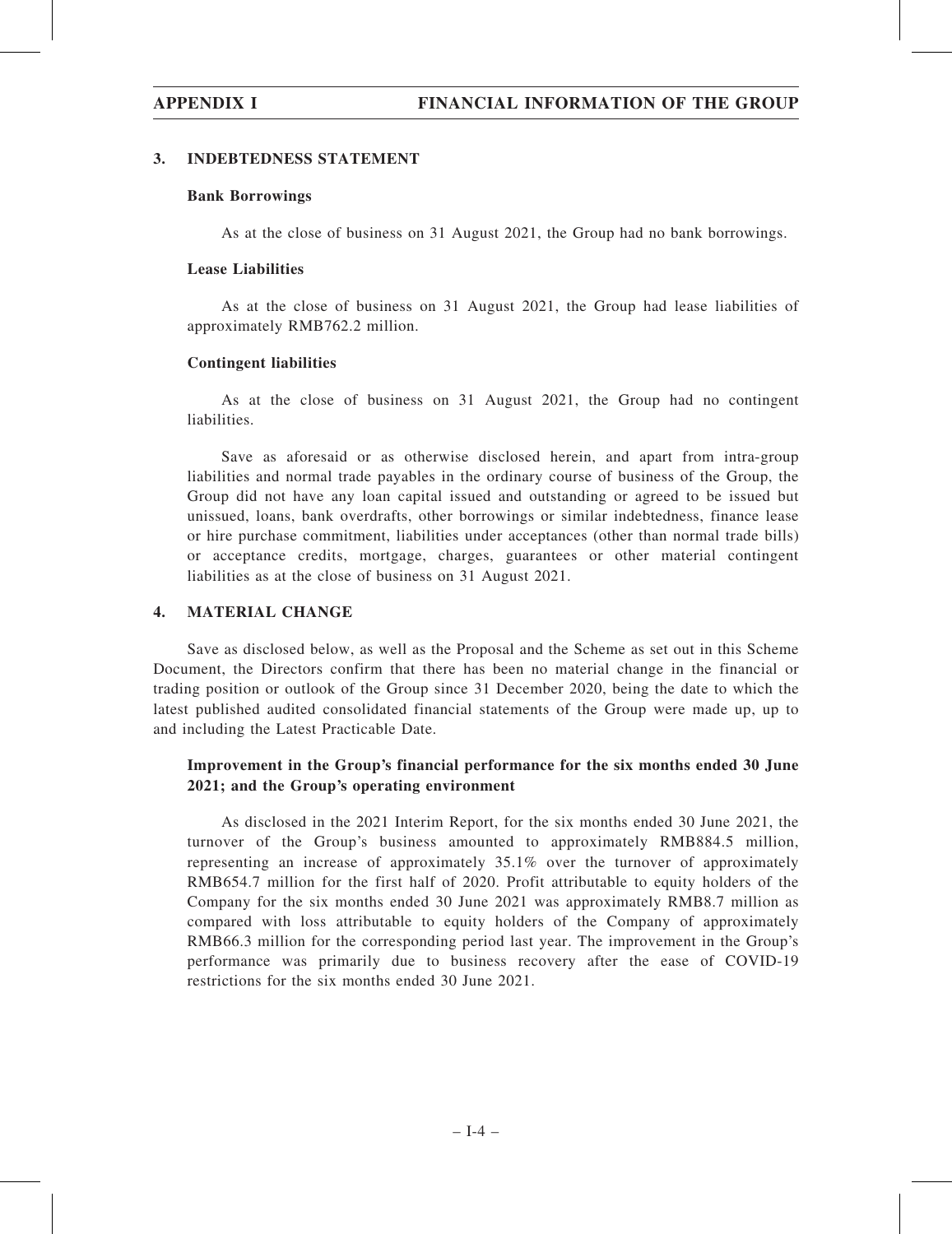## 3. INDEBTEDNESS STATEMENT

### Bank Borrowings

As at the close of business on 31 August 2021, the Group had no bank borrowings.

### Lease Liabilities

As at the close of business on 31 August 2021, the Group had lease liabilities of approximately RMB762.2 million.

### Contingent liabilities

As at the close of business on 31 August 2021, the Group had no contingent liabilities.

Save as aforesaid or as otherwise disclosed herein, and apart from intra-group liabilities and normal trade payables in the ordinary course of business of the Group, the Group did not have any loan capital issued and outstanding or agreed to be issued but unissued, loans, bank overdrafts, other borrowings or similar indebtedness, finance lease or hire purchase commitment, liabilities under acceptances (other than normal trade bills) or acceptance credits, mortgage, charges, guarantees or other material contingent liabilities as at the close of business on 31 August 2021.

## 4. MATERIAL CHANGE

Save as disclosed below, as well as the Proposal and the Scheme as set out in this Scheme Document, the Directors confirm that there has been no material change in the financial or trading position or outlook of the Group since 31 December 2020, being the date to which the latest published audited consolidated financial statements of the Group were made up, up to and including the Latest Practicable Date.

### Improvement in the Group's financial performance for the six months ended 30 June 2021; and the Group's operating environment

As disclosed in the 2021 Interim Report, for the six months ended 30 June 2021, the turnover of the Group's business amounted to approximately RMB884.5 million, representing an increase of approximately 35.1% over the turnover of approximately RMB654.7 million for the first half of 2020. Profit attributable to equity holders of the Company for the six months ended 30 June 2021 was approximately RMB8.7 million as compared with loss attributable to equity holders of the Company of approximately RMB66.3 million for the corresponding period last year. The improvement in the Group's performance was primarily due to business recovery after the ease of COVID-19 restrictions for the six months ended 30 June 2021.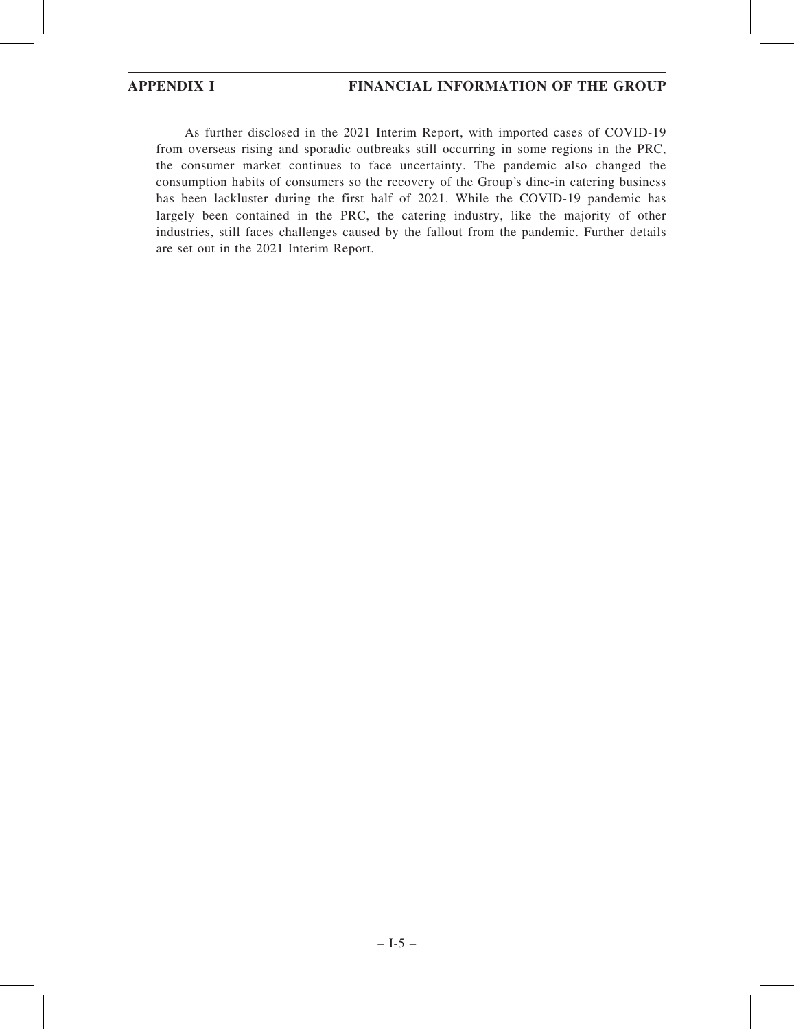As further disclosed in the 2021 Interim Report, with imported cases of COVID-19 from overseas rising and sporadic outbreaks still occurring in some regions in the PRC, the consumer market continues to face uncertainty. The pandemic also changed the consumption habits of consumers so the recovery of the Group's dine-in catering business has been lackluster during the first half of 2021. While the COVID-19 pandemic has largely been contained in the PRC, the catering industry, like the majority of other industries, still faces challenges caused by the fallout from the pandemic. Further details are set out in the 2021 Interim Report.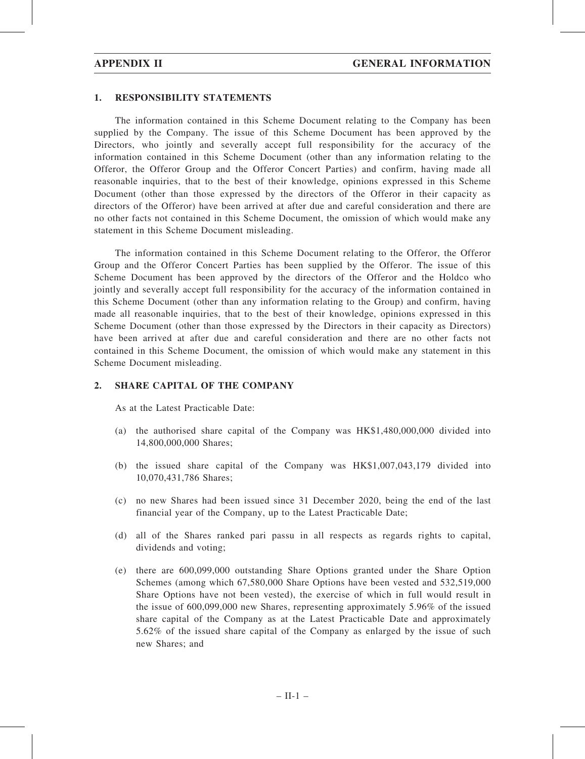## 1. RESPONSIBILITY STATEMENTS

The information contained in this Scheme Document relating to the Company has been supplied by the Company. The issue of this Scheme Document has been approved by the Directors, who jointly and severally accept full responsibility for the accuracy of the information contained in this Scheme Document (other than any information relating to the Offeror, the Offeror Group and the Offeror Concert Parties) and confirm, having made all reasonable inquiries, that to the best of their knowledge, opinions expressed in this Scheme Document (other than those expressed by the directors of the Offeror in their capacity as directors of the Offeror) have been arrived at after due and careful consideration and there are no other facts not contained in this Scheme Document, the omission of which would make any statement in this Scheme Document misleading.

The information contained in this Scheme Document relating to the Offeror, the Offeror Group and the Offeror Concert Parties has been supplied by the Offeror. The issue of this Scheme Document has been approved by the directors of the Offeror and the Holdco who jointly and severally accept full responsibility for the accuracy of the information contained in this Scheme Document (other than any information relating to the Group) and confirm, having made all reasonable inquiries, that to the best of their knowledge, opinions expressed in this Scheme Document (other than those expressed by the Directors in their capacity as Directors) have been arrived at after due and careful consideration and there are no other facts not contained in this Scheme Document, the omission of which would make any statement in this Scheme Document misleading.

## 2. SHARE CAPITAL OF THE COMPANY

As at the Latest Practicable Date:

(a) the authorised share capital of the Company was HK$1,480,000,000 divided into 14,800,000,000 Shares;

(b) the issued share capital of the Company was HK$1,007,043,179 divided into 10,070,431,786 Shares;

(c) no new Shares had been issued since 31 December 2020, being the end of the last financial year of the Company, up to the Latest Practicable Date;

(d) all of the Shares ranked pari passu in all respects as regards rights to capital, dividends and voting;

(e) there are 600,099,000 outstanding Share Options granted under the Share Option Schemes (among which 67,580,000 Share Options have been vested and 532,519,000 Share Options have not been vested), the exercise of which in full would result in the issue of 600,099,000 new Shares, representing approximately 5.96% of the issued share capital of the Company as at the Latest Practicable Date and approximately 5.62% of the issued share capital of the Company as enlarged by the issue of such new Shares; and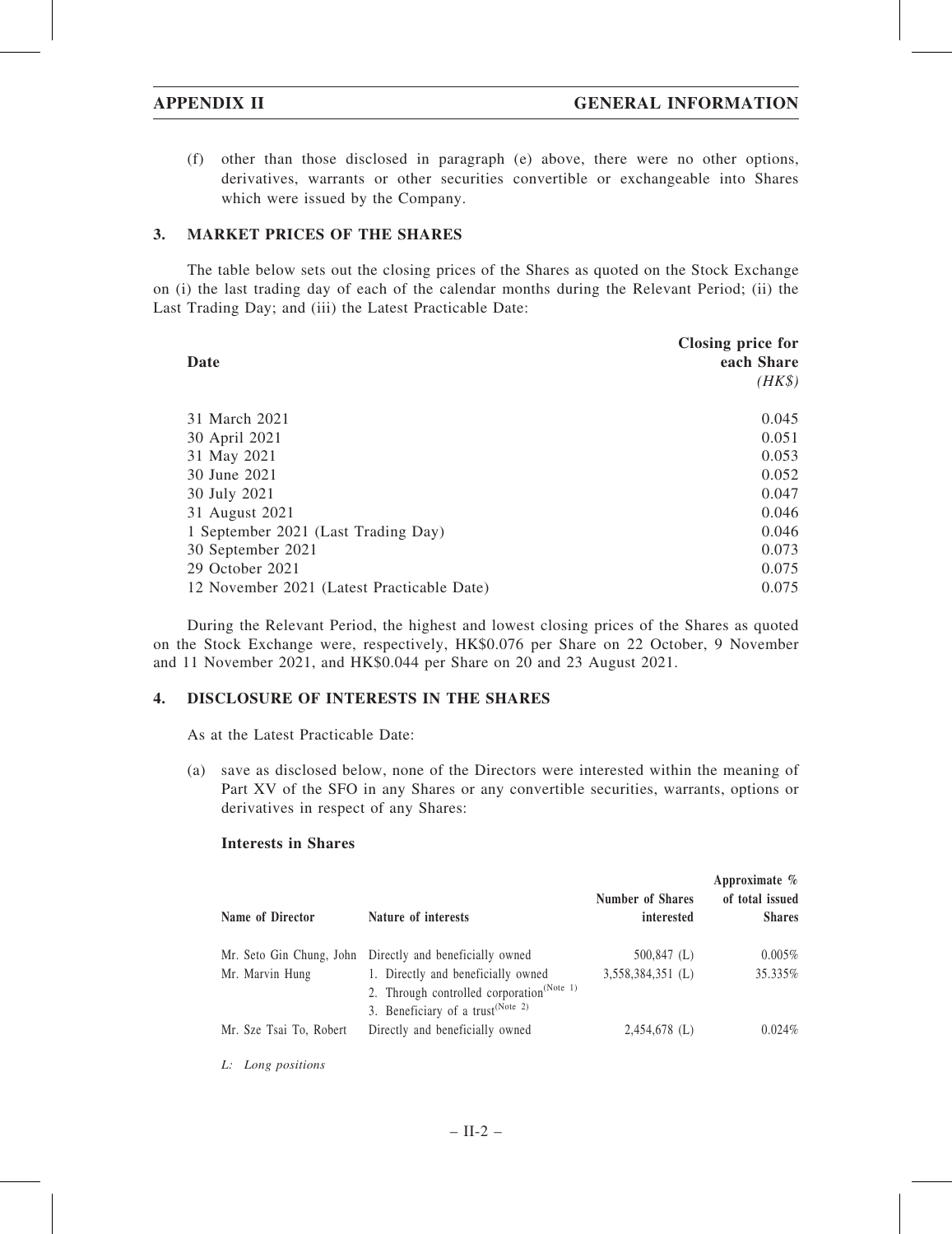(f) other than those disclosed in paragraph (e) above, there were no other options, derivatives, warrants or other securities convertible or exchangeable into Shares which were issued by the Company.

## 3. MARKET PRICES OF THE SHARES

The table below sets out the closing prices of the Shares as quoted on the Stock Exchange on (i) the last trading day of each of the calendar months during the Relevant Period; (ii) the Last Trading Day; and (iii) the Latest Practicable Date:

| Date | Closing price for each Share *(HK$)* |
|---|---|
| 31 March 2021 | 0.045 |
| 30 April 2021 | 0.051 |
| 31 May 2021 | 0.053 |
| 30 June 2021 | 0.052 |
| 30 July 2021 | 0.047 |
| 31 August 2021 | 0.046 |
| 1 September 2021 (Last Trading Day) | 0.046 |
| 30 September 2021 | 0.073 |
| 29 October 2021 | 0.075 |
| 12 November 2021 (Latest Practicable Date) | 0.075 |

During the Relevant Period, the highest and lowest closing prices of the Shares as quoted on the Stock Exchange were, respectively, HK$0.076 per Share on 22 October, 9 November and 11 November 2021, and HK$0.044 per Share on 20 and 23 August 2021.

## 4. DISCLOSURE OF INTERESTS IN THE SHARES

As at the Latest Practicable Date:

(a) save as disclosed below, none of the Directors were interested within the meaning of Part XV of the SFO in any Shares or any convertible securities, warrants, options or derivatives in respect of any Shares:

**Interests in Shares**

| Name of Director | Nature of interests | Number of Shares interested | Approximate % of total issued Shares |
|---|---|---|---|
| Mr. Seto Gin Chung, John | Directly and beneficially owned | 500,847 (L) | 0.005% |
| Mr. Marvin Hung | 1. Directly and beneficially owned<br>2. Through controlled corporation(Note 1)<br>3. Beneficiary of a trust(Note 2) | 3,558,384,351 (L) | 35.335% |
| Mr. Sze Tsai To, Robert | Directly and beneficially owned | 2,454,678 (L) | 0.024% |

*L: Long positions*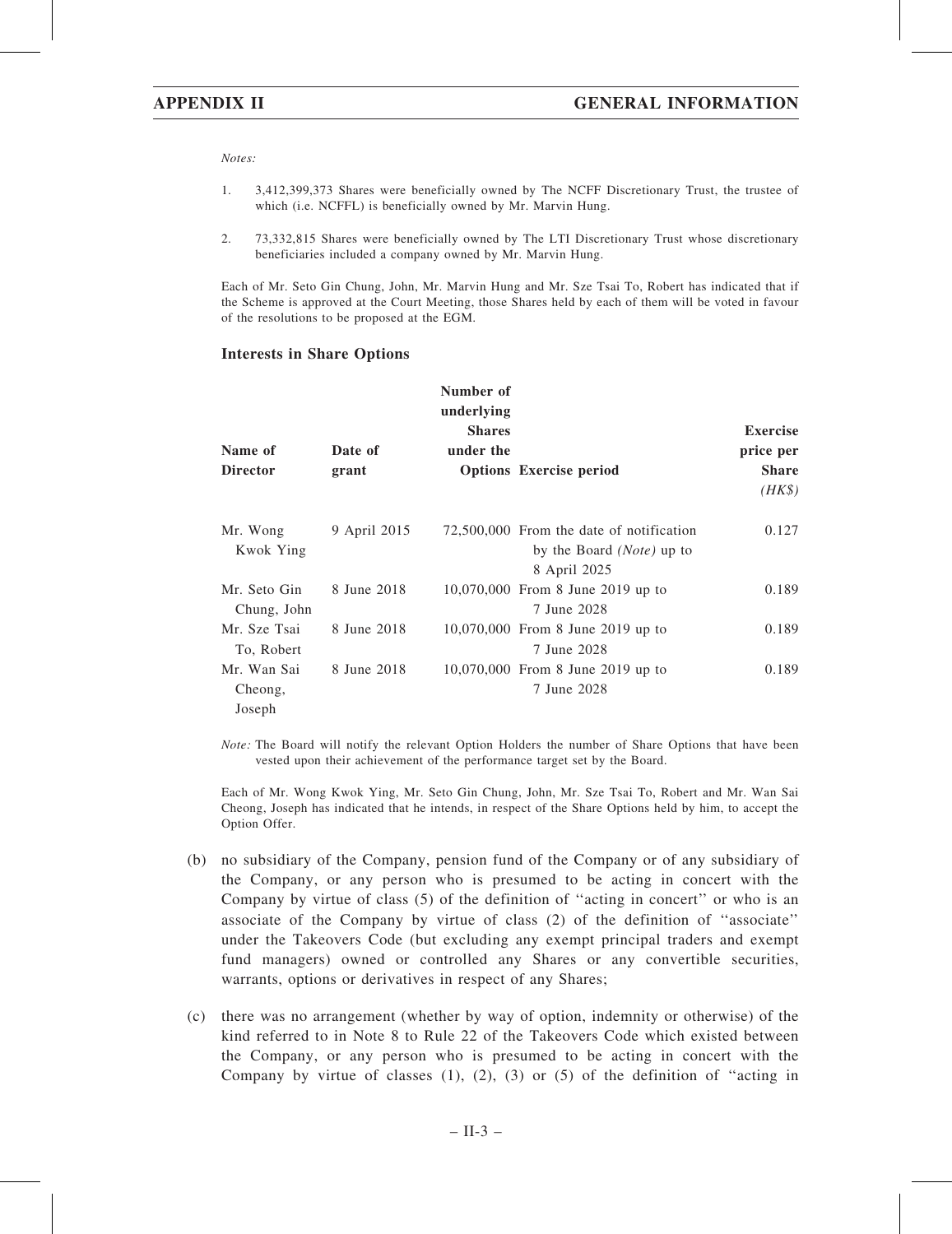*Notes:*

1. 3,412,399,373 Shares were beneficially owned by The NCFF Discretionary Trust, the trustee of which (i.e. NCFFL) is beneficially owned by Mr. Marvin Hung.

2. 73,332,815 Shares were beneficially owned by The LTI Discretionary Trust whose discretionary beneficiaries included a company owned by Mr. Marvin Hung.

Each of Mr. Seto Gin Chung, John, Mr. Marvin Hung and Mr. Sze Tsai To, Robert has indicated that if the Scheme is approved at the Court Meeting, those Shares held by each of them will be voted in favour of the resolutions to be proposed at the EGM.

### Interests in Share Options

| Name of Director | Date of grant | Number of underlying Shares under the Options | Exercise period | Exercise price per Share *(HK$)* |
|---|---|---|---|---|
| Mr. Wong Kwok Ying | 9 April 2015 | 72,500,000 | From the date of notification by the Board *(Note)* up to 8 April 2025 | 0.127 |
| Mr. Seto Gin Chung, John | 8 June 2018 | 10,070,000 | From 8 June 2019 up to 7 June 2028 | 0.189 |
| Mr. Sze Tsai To, Robert | 8 June 2018 | 10,070,000 | From 8 June 2019 up to 7 June 2028 | 0.189 |
| Mr. Wan Sai Cheong, Joseph | 8 June 2018 | 10,070,000 | From 8 June 2019 up to 7 June 2028 | 0.189 |

*Note:* The Board will notify the relevant Option Holders the number of Share Options that have been vested upon their achievement of the performance target set by the Board.

Each of Mr. Wong Kwok Ying, Mr. Seto Gin Chung, John, Mr. Sze Tsai To, Robert and Mr. Wan Sai Cheong, Joseph has indicated that he intends, in respect of the Share Options held by him, to accept the Option Offer.

(b) no subsidiary of the Company, pension fund of the Company or of any subsidiary of the Company, or any person who is presumed to be acting in concert with the Company by virtue of class (5) of the definition of ''acting in concert'' or who is an associate of the Company by virtue of class (2) of the definition of ''associate'' under the Takeovers Code (but excluding any exempt principal traders and exempt fund managers) owned or controlled any Shares or any convertible securities, warrants, options or derivatives in respect of any Shares;

(c) there was no arrangement (whether by way of option, indemnity or otherwise) of the kind referred to in Note 8 to Rule 22 of the Takeovers Code which existed between the Company, or any person who is presumed to be acting in concert with the Company by virtue of classes (1), (2), (3) or (5) of the definition of ''acting in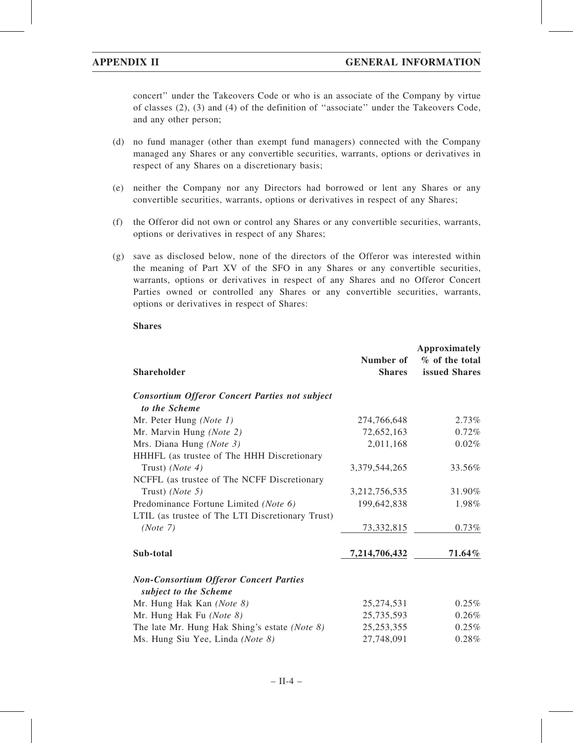concert'' under the Takeovers Code or who is an associate of the Company by virtue of classes (2), (3) and (4) of the definition of ''associate'' under the Takeovers Code, and any other person;

(d) no fund manager (other than exempt fund managers) connected with the Company managed any Shares or any convertible securities, warrants, options or derivatives in respect of any Shares on a discretionary basis;

(e) neither the Company nor any Directors had borrowed or lent any Shares or any convertible securities, warrants, options or derivatives in respect of any Shares;

(f) the Offeror did not own or control any Shares or any convertible securities, warrants, options or derivatives in respect of any Shares;

(g) save as disclosed below, none of the directors of the Offeror was interested within the meaning of Part XV of the SFO in any Shares or any convertible securities, warrants, options or derivatives in respect of any Shares and no Offeror Concert Parties owned or controlled any Shares or any convertible securities, warrants, options or derivatives in respect of Shares:

**Shares**

| Shareholder | Number of Shares | Approximately % of the total issued Shares |
|---|---|---|
| ***Consortium Offeror Concert Parties not subject to the Scheme*** | | |
| Mr. Peter Hung *(Note 1)* | 274,766,648 | 2.73% |
| Mr. Marvin Hung *(Note 2)* | 72,652,163 | 0.72% |
| Mrs. Diana Hung *(Note 3)* | 2,011,168 | 0.02% |
| HHHFL (as trustee of The HHH Discretionary Trust) *(Note 4)* | 3,379,544,265 | 33.56% |
| NCFFL (as trustee of The NCFF Discretionary Trust) *(Note 5)* | 3,212,756,535 | 31.90% |
| Predominance Fortune Limited *(Note 6)* | 199,642,838 | 1.98% |
| LTIL (as trustee of The LTI Discretionary Trust) *(Note 7)* | 73,332,815 | 0.73% |
| **Sub-total** | **7,214,706,432** | **71.64%** |
| ***Non-Consortium Offeror Concert Parties subject to the Scheme*** | | |
| Mr. Hung Hak Kan *(Note 8)* | 25,274,531 | 0.25% |
| Mr. Hung Hak Fu *(Note 8)* | 25,735,593 | 0.26% |
| The late Mr. Hung Hak Shing's estate *(Note 8)* | 25,253,355 | 0.25% |
| Ms. Hung Siu Yee, Linda *(Note 8)* | 27,748,091 | 0.28% |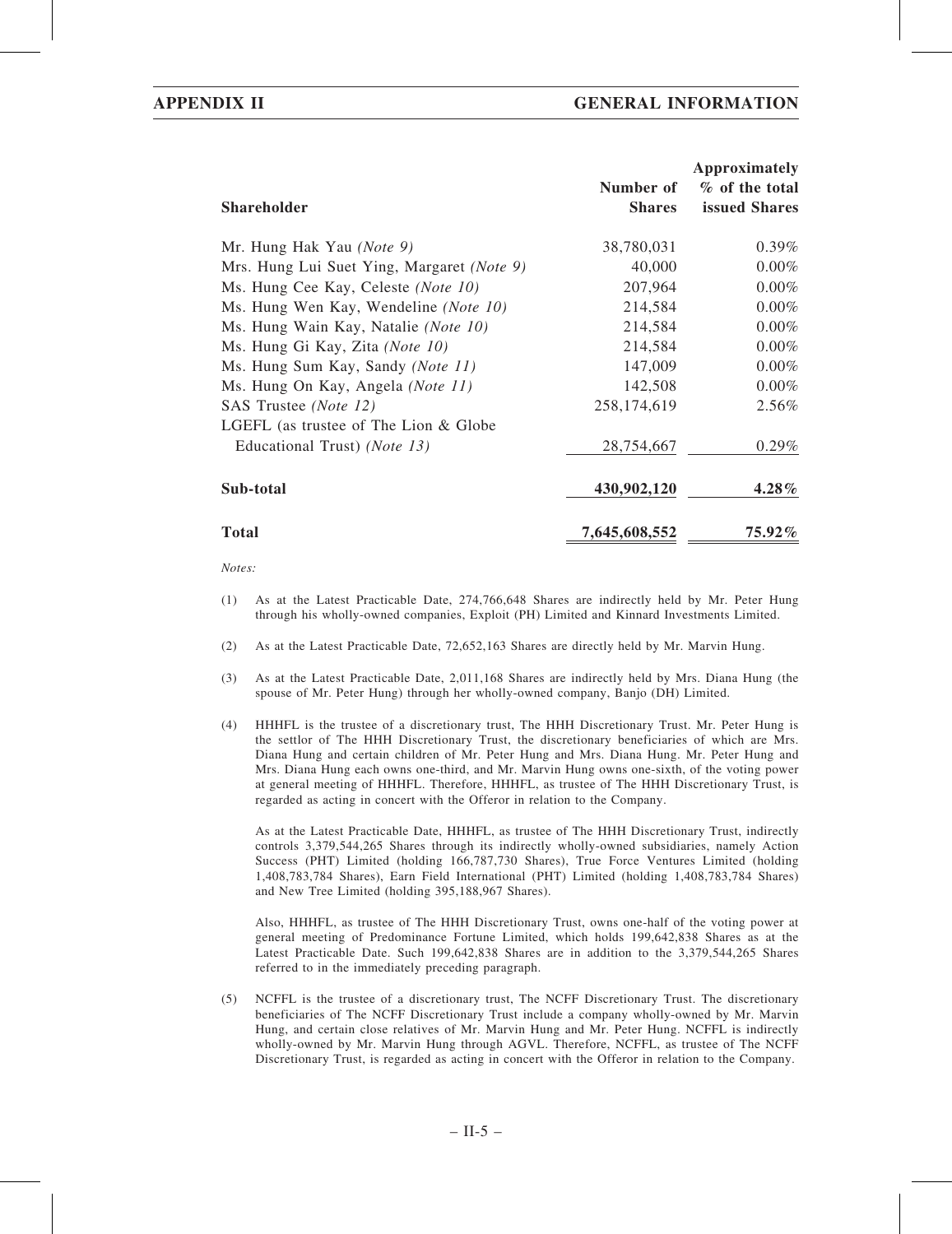| Shareholder | Number of Shares | Approximately % of the total issued Shares |
|---|---|---|
| Mr. Hung Hak Yau *(Note 9)* | 38,780,031 | 0.39% |
| Mrs. Hung Lui Suet Ying, Margaret *(Note 9)* | 40,000 | 0.00% |
| Ms. Hung Cee Kay, Celeste *(Note 10)* | 207,964 | 0.00% |
| Ms. Hung Wen Kay, Wendeline *(Note 10)* | 214,584 | 0.00% |
| Ms. Hung Wain Kay, Natalie *(Note 10)* | 214,584 | 0.00% |
| Ms. Hung Gi Kay, Zita *(Note 10)* | 214,584 | 0.00% |
| Ms. Hung Sum Kay, Sandy *(Note 11)* | 147,009 | 0.00% |
| Ms. Hung On Kay, Angela *(Note 11)* | 142,508 | 0.00% |
| SAS Trustee *(Note 12)* | 258,174,619 | 2.56% |
| LGEFL (as trustee of The Lion & Globe Educational Trust) *(Note 13)* | 28,754,667 | 0.29% |
| **Sub-total** | **430,902,120** | **4.28%** |
| **Total** | **7,645,608,552** | **75.92%** |

*Notes:*

(1) As at the Latest Practicable Date, 274,766,648 Shares are indirectly held by Mr. Peter Hung through his wholly-owned companies, Exploit (PH) Limited and Kinnard Investments Limited.

(2) As at the Latest Practicable Date, 72,652,163 Shares are directly held by Mr. Marvin Hung.

(3) As at the Latest Practicable Date, 2,011,168 Shares are indirectly held by Mrs. Diana Hung (the spouse of Mr. Peter Hung) through her wholly-owned company, Banjo (DH) Limited.

(4) HHHFL is the trustee of a discretionary trust, The HHH Discretionary Trust. Mr. Peter Hung is the settlor of The HHH Discretionary Trust, the discretionary beneficiaries of which are Mrs. Diana Hung and certain children of Mr. Peter Hung and Mrs. Diana Hung. Mr. Peter Hung and Mrs. Diana Hung each owns one-third, and Mr. Marvin Hung owns one-sixth, of the voting power at general meeting of HHHFL. Therefore, HHHFL, as trustee of The HHH Discretionary Trust, is regarded as acting in concert with the Offeror in relation to the Company.

As at the Latest Practicable Date, HHHFL, as trustee of The HHH Discretionary Trust, indirectly controls 3,379,544,265 Shares through its indirectly wholly-owned subsidiaries, namely Action Success (PHT) Limited (holding 166,787,730 Shares), True Force Ventures Limited (holding 1,408,783,784 Shares), Earn Field International (PHT) Limited (holding 1,408,783,784 Shares) and New Tree Limited (holding 395,188,967 Shares).

Also, HHHFL, as trustee of The HHH Discretionary Trust, owns one-half of the voting power at general meeting of Predominance Fortune Limited, which holds 199,642,838 Shares as at the Latest Practicable Date. Such 199,642,838 Shares are in addition to the 3,379,544,265 Shares referred to in the immediately preceding paragraph.

(5) NCFFL is the trustee of a discretionary trust, The NCFF Discretionary Trust. The discretionary beneficiaries of The NCFF Discretionary Trust include a company wholly-owned by Mr. Marvin Hung, and certain close relatives of Mr. Marvin Hung and Mr. Peter Hung. NCFFL is indirectly wholly-owned by Mr. Marvin Hung through AGVL. Therefore, NCFFL, as trustee of The NCFF Discretionary Trust, is regarded as acting in concert with the Offeror in relation to the Company.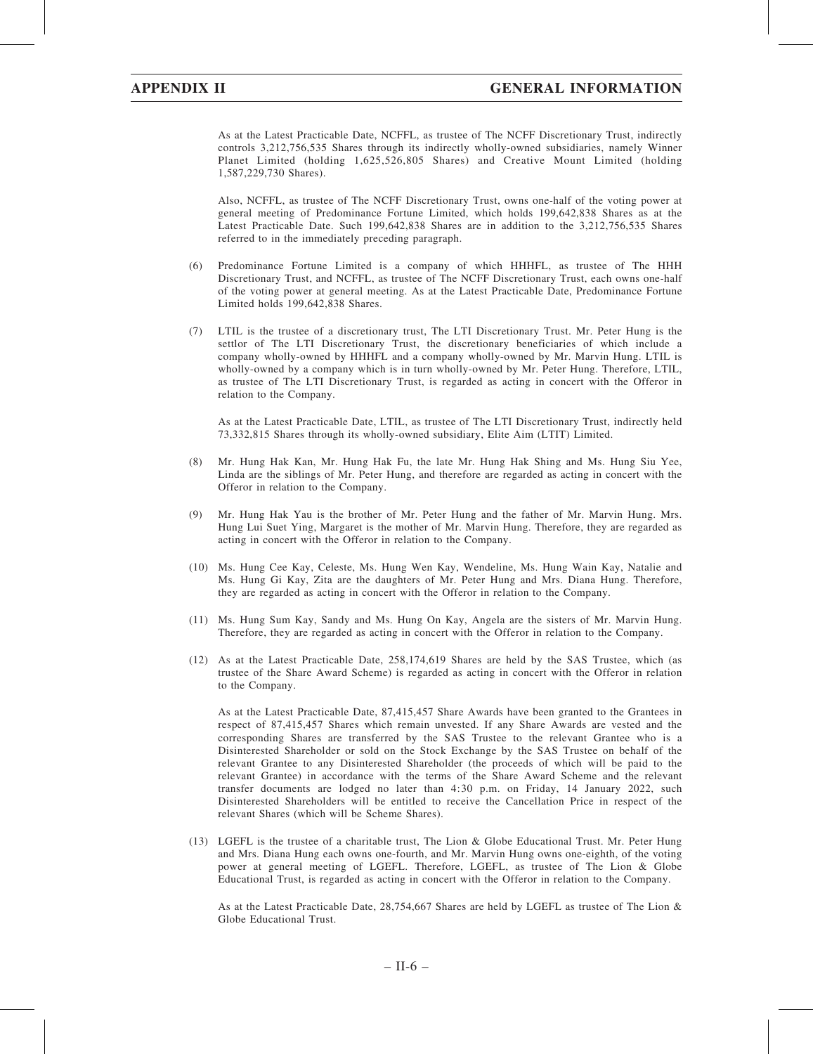As at the Latest Practicable Date, NCFFL, as trustee of The NCFF Discretionary Trust, indirectly controls 3,212,756,535 Shares through its indirectly wholly-owned subsidiaries, namely Winner Planet Limited (holding 1,625,526,805 Shares) and Creative Mount Limited (holding 1,587,229,730 Shares).

Also, NCFFL, as trustee of The NCFF Discretionary Trust, owns one-half of the voting power at general meeting of Predominance Fortune Limited, which holds 199,642,838 Shares as at the Latest Practicable Date. Such 199,642,838 Shares are in addition to the 3,212,756,535 Shares referred to in the immediately preceding paragraph.

(6) Predominance Fortune Limited is a company of which HHHFL, as trustee of The HHH Discretionary Trust, and NCFFL, as trustee of The NCFF Discretionary Trust, each owns one-half of the voting power at general meeting. As at the Latest Practicable Date, Predominance Fortune Limited holds 199,642,838 Shares.

(7) LTIL is the trustee of a discretionary trust, The LTI Discretionary Trust. Mr. Peter Hung is the settlor of The LTI Discretionary Trust, the discretionary beneficiaries of which include a company wholly-owned by HHHFL and a company wholly-owned by Mr. Marvin Hung. LTIL is wholly-owned by a company which is in turn wholly-owned by Mr. Peter Hung. Therefore, LTIL, as trustee of The LTI Discretionary Trust, is regarded as acting in concert with the Offeror in relation to the Company.

As at the Latest Practicable Date, LTIL, as trustee of The LTI Discretionary Trust, indirectly held 73,332,815 Shares through its wholly-owned subsidiary, Elite Aim (LTIT) Limited.

(8) Mr. Hung Hak Kan, Mr. Hung Hak Fu, the late Mr. Hung Hak Shing and Ms. Hung Siu Yee, Linda are the siblings of Mr. Peter Hung, and therefore are regarded as acting in concert with the Offeror in relation to the Company.

(9) Mr. Hung Hak Yau is the brother of Mr. Peter Hung and the father of Mr. Marvin Hung. Mrs. Hung Lui Suet Ying, Margaret is the mother of Mr. Marvin Hung. Therefore, they are regarded as acting in concert with the Offeror in relation to the Company.

(10) Ms. Hung Cee Kay, Celeste, Ms. Hung Wen Kay, Wendeline, Ms. Hung Wain Kay, Natalie and Ms. Hung Gi Kay, Zita are the daughters of Mr. Peter Hung and Mrs. Diana Hung. Therefore, they are regarded as acting in concert with the Offeror in relation to the Company.

(11) Ms. Hung Sum Kay, Sandy and Ms. Hung On Kay, Angela are the sisters of Mr. Marvin Hung. Therefore, they are regarded as acting in concert with the Offeror in relation to the Company.

(12) As at the Latest Practicable Date, 258,174,619 Shares are held by the SAS Trustee, which (as trustee of the Share Award Scheme) is regarded as acting in concert with the Offeror in relation to the Company.

As at the Latest Practicable Date, 87,415,457 Share Awards have been granted to the Grantees in respect of 87,415,457 Shares which remain unvested. If any Share Awards are vested and the corresponding Shares are transferred by the SAS Trustee to the relevant Grantee who is a Disinterested Shareholder or sold on the Stock Exchange by the SAS Trustee on behalf of the relevant Grantee to any Disinterested Shareholder (the proceeds of which will be paid to the relevant Grantee) in accordance with the terms of the Share Award Scheme and the relevant transfer documents are lodged no later than 4:30 p.m. on Friday, 14 January 2022, such Disinterested Shareholders will be entitled to receive the Cancellation Price in respect of the relevant Shares (which will be Scheme Shares).

(13) LGEFL is the trustee of a charitable trust, The Lion & Globe Educational Trust. Mr. Peter Hung and Mrs. Diana Hung each owns one-fourth, and Mr. Marvin Hung owns one-eighth, of the voting power at general meeting of LGEFL. Therefore, LGEFL, as trustee of The Lion & Globe Educational Trust, is regarded as acting in concert with the Offeror in relation to the Company.

As at the Latest Practicable Date, 28,754,667 Shares are held by LGEFL as trustee of The Lion & Globe Educational Trust.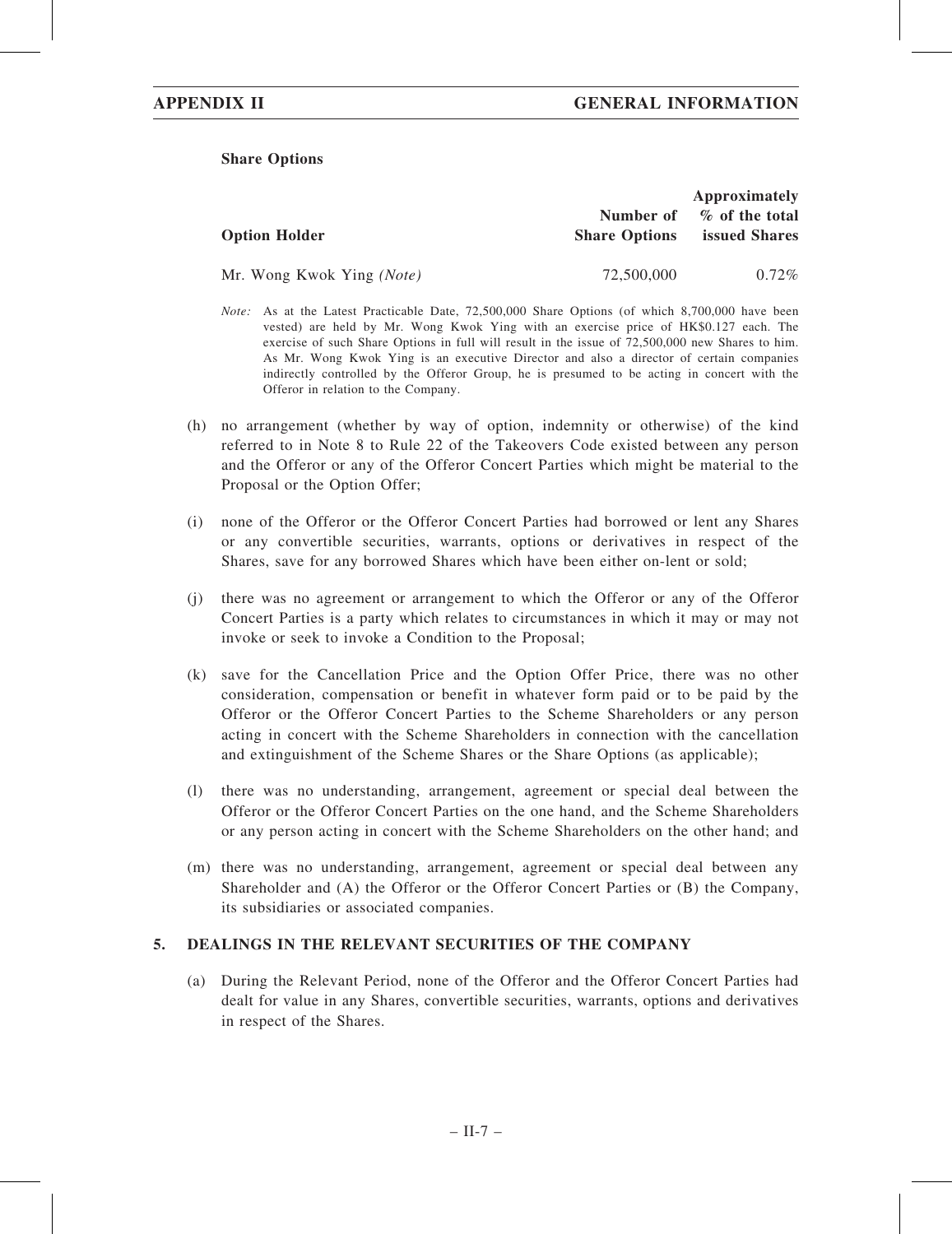**Share Options**

| Option Holder | Number of Share Options | Approximately % of the total issued Shares |
| --- | --- | --- |
| Mr. Wong Kwok Ying *(Note)* | 72,500,000 | 0.72% |

*Note:* As at the Latest Practicable Date, 72,500,000 Share Options (of which 8,700,000 have been vested) are held by Mr. Wong Kwok Ying with an exercise price of HK$0.127 each. The exercise of such Share Options in full will result in the issue of 72,500,000 new Shares to him. As Mr. Wong Kwok Ying is an executive Director and also a director of certain companies indirectly controlled by the Offeror Group, he is presumed to be acting in concert with the Offeror in relation to the Company.

(h) no arrangement (whether by way of option, indemnity or otherwise) of the kind referred to in Note 8 to Rule 22 of the Takeovers Code existed between any person and the Offeror or any of the Offeror Concert Parties which might be material to the Proposal or the Option Offer;

(i) none of the Offeror or the Offeror Concert Parties had borrowed or lent any Shares or any convertible securities, warrants, options or derivatives in respect of the Shares, save for any borrowed Shares which have been either on-lent or sold;

(j) there was no agreement or arrangement to which the Offeror or any of the Offeror Concert Parties is a party which relates to circumstances in which it may or may not invoke or seek to invoke a Condition to the Proposal;

(k) save for the Cancellation Price and the Option Offer Price, there was no other consideration, compensation or benefit in whatever form paid or to be paid by the Offeror or the Offeror Concert Parties to the Scheme Shareholders or any person acting in concert with the Scheme Shareholders in connection with the cancellation and extinguishment of the Scheme Shares or the Share Options (as applicable);

(l) there was no understanding, arrangement, agreement or special deal between the Offeror or the Offeror Concert Parties on the one hand, and the Scheme Shareholders or any person acting in concert with the Scheme Shareholders on the other hand; and

(m) there was no understanding, arrangement, agreement or special deal between any Shareholder and (A) the Offeror or the Offeror Concert Parties or (B) the Company, its subsidiaries or associated companies.

## 5. DEALINGS IN THE RELEVANT SECURITIES OF THE COMPANY

(a) During the Relevant Period, none of the Offeror and the Offeror Concert Parties had dealt for value in any Shares, convertible securities, warrants, options and derivatives in respect of the Shares.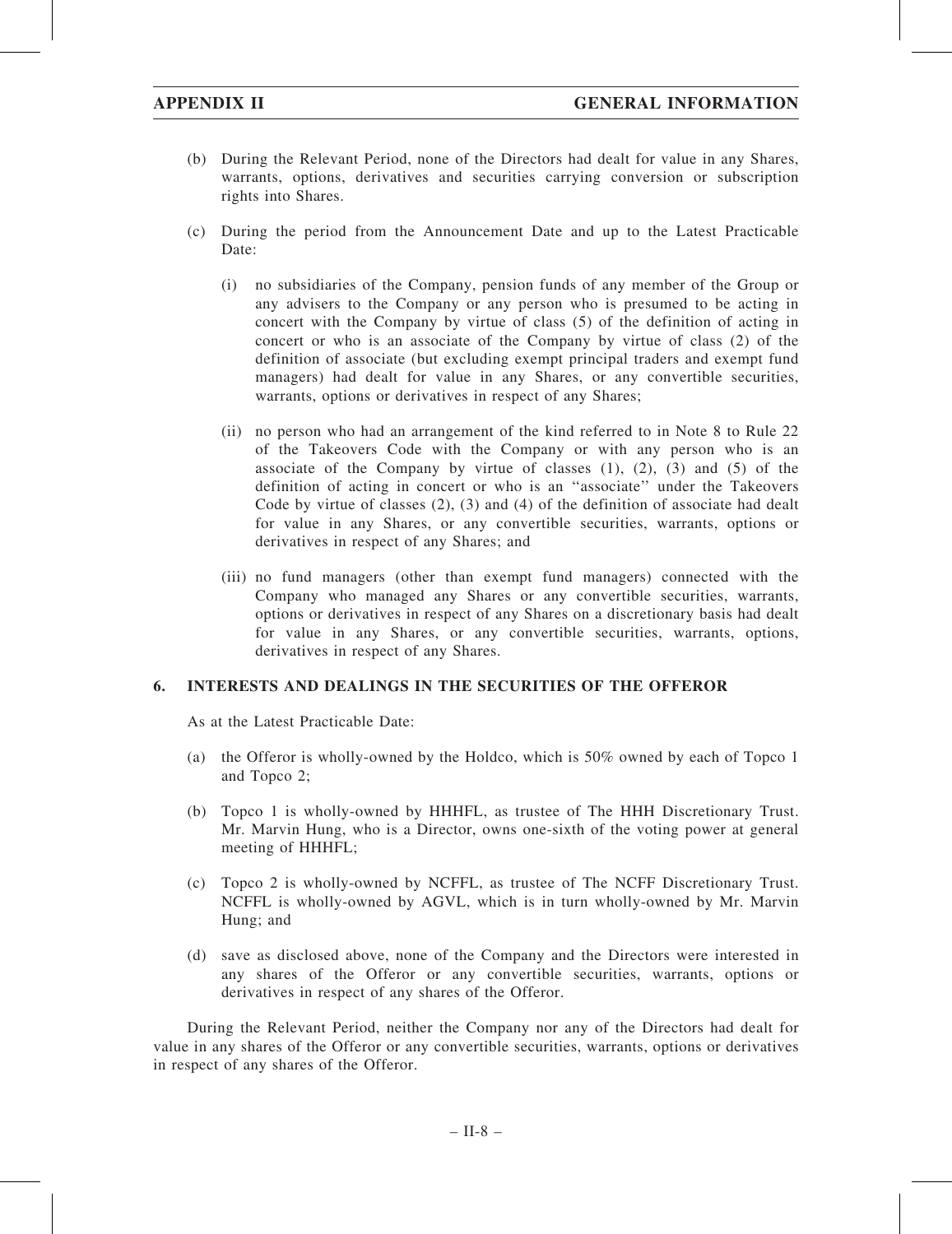(b) During the Relevant Period, none of the Directors had dealt for value in any Shares, warrants, options, derivatives and securities carrying conversion or subscription rights into Shares.

(c) During the period from the Announcement Date and up to the Latest Practicable Date:

   (i) no subsidiaries of the Company, pension funds of any member of the Group or any advisers to the Company or any person who is presumed to be acting in concert with the Company by virtue of class (5) of the definition of acting in concert or who is an associate of the Company by virtue of class (2) of the definition of associate (but excluding exempt principal traders and exempt fund managers) had dealt for value in any Shares, or any convertible securities, warrants, options or derivatives in respect of any Shares;

   (ii) no person who had an arrangement of the kind referred to in Note 8 to Rule 22 of the Takeovers Code with the Company or with any person who is an associate of the Company by virtue of classes (1), (2), (3) and (5) of the definition of acting in concert or who is an ''associate'' under the Takeovers Code by virtue of classes (2), (3) and (4) of the definition of associate had dealt for value in any Shares, or any convertible securities, warrants, options or derivatives in respect of any Shares; and

   (iii) no fund managers (other than exempt fund managers) connected with the Company who managed any Shares or any convertible securities, warrants, options or derivatives in respect of any Shares on a discretionary basis had dealt for value in any Shares, or any convertible securities, warrants, options, derivatives in respect of any Shares.

## 6. INTERESTS AND DEALINGS IN THE SECURITIES OF THE OFFEROR

As at the Latest Practicable Date:

(a) the Offeror is wholly-owned by the Holdco, which is 50% owned by each of Topco 1 and Topco 2;

(b) Topco 1 is wholly-owned by HHHFL, as trustee of The HHH Discretionary Trust. Mr. Marvin Hung, who is a Director, owns one-sixth of the voting power at general meeting of HHHFL;

(c) Topco 2 is wholly-owned by NCFFL, as trustee of The NCFF Discretionary Trust. NCFFL is wholly-owned by AGVL, which is in turn wholly-owned by Mr. Marvin Hung; and

(d) save as disclosed above, none of the Company and the Directors were interested in any shares of the Offeror or any convertible securities, warrants, options or derivatives in respect of any shares of the Offeror.

During the Relevant Period, neither the Company nor any of the Directors had dealt for value in any shares of the Offeror or any convertible securities, warrants, options or derivatives in respect of any shares of the Offeror.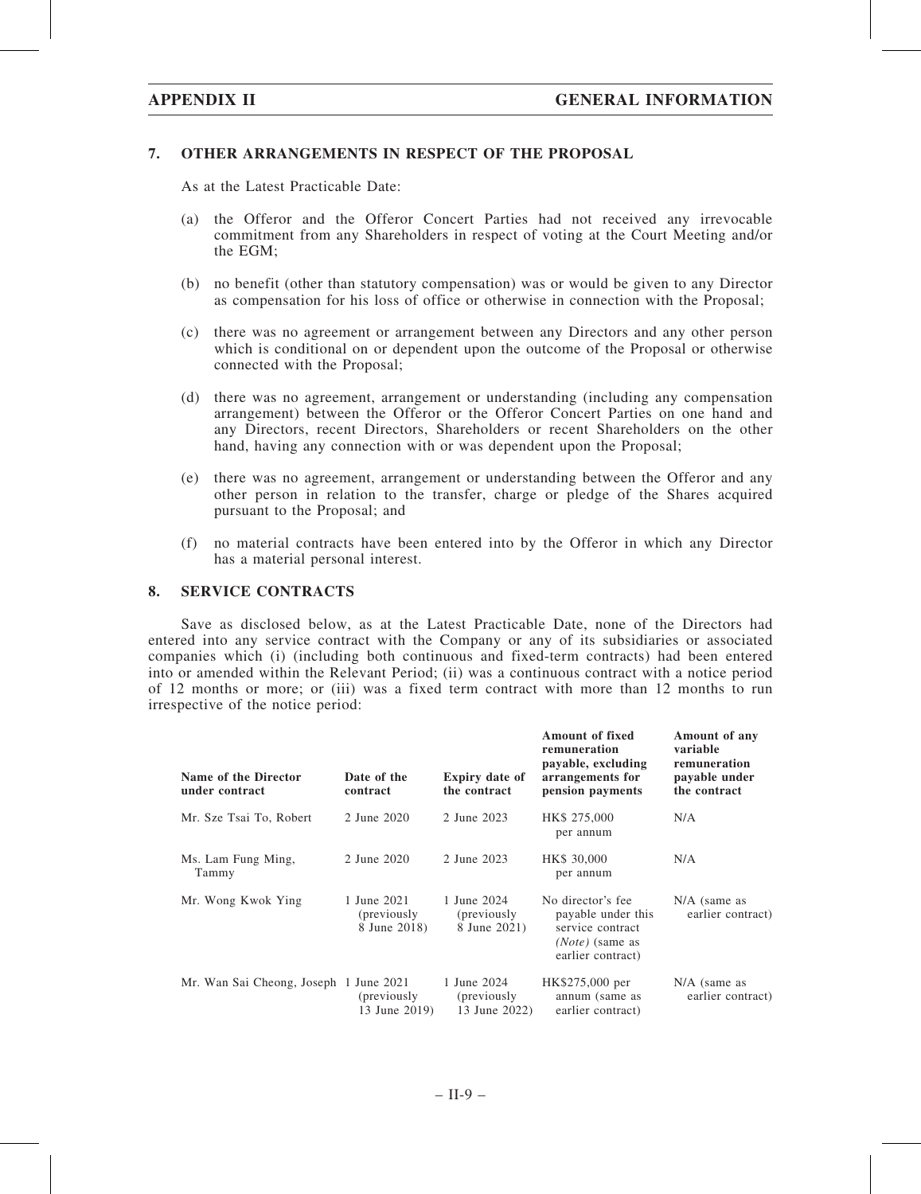## 7. OTHER ARRANGEMENTS IN RESPECT OF THE PROPOSAL

As at the Latest Practicable Date:

(a) the Offeror and the Offeror Concert Parties had not received any irrevocable commitment from any Shareholders in respect of voting at the Court Meeting and/or the EGM;

(b) no benefit (other than statutory compensation) was or would be given to any Director as compensation for his loss of office or otherwise in connection with the Proposal;

(c) there was no agreement or arrangement between any Directors and any other person which is conditional on or dependent upon the outcome of the Proposal or otherwise connected with the Proposal;

(d) there was no agreement, arrangement or understanding (including any compensation arrangement) between the Offeror or the Offeror Concert Parties on one hand and any Directors, recent Directors, Shareholders or recent Shareholders on the other hand, having any connection with or was dependent upon the Proposal;

(e) there was no agreement, arrangement or understanding between the Offeror and any other person in relation to the transfer, charge or pledge of the Shares acquired pursuant to the Proposal; and

(f) no material contracts have been entered into by the Offeror in which any Director has a material personal interest.

## 8. SERVICE CONTRACTS

Save as disclosed below, as at the Latest Practicable Date, none of the Directors had entered into any service contract with the Company or any of its subsidiaries or associated companies which (i) (including both continuous and fixed-term contracts) had been entered into or amended within the Relevant Period; (ii) was a continuous contract with a notice period of 12 months or more; or (iii) was a fixed term contract with more than 12 months to run irrespective of the notice period:

| Name of the Director under contract | Date of the contract | Expiry date of the contract | Amount of fixed remuneration payable, excluding arrangements for pension payments | Amount of any variable remuneration payable under the contract |
|---|---|---|---|---|
| Mr. Sze Tsai To, Robert | 2 June 2020 | 2 June 2023 | HK$ 275,000 per annum | N/A |
| Ms. Lam Fung Ming, Tammy | 2 June 2020 | 2 June 2023 | HK$ 30,000 per annum | N/A |
| Mr. Wong Kwok Ying | 1 June 2021 (previously 8 June 2018) | 1 June 2024 (previously 8 June 2021) | No director's fee payable under this service contract *(Note)* (same as earlier contract) | N/A (same as earlier contract) |
| Mr. Wan Sai Cheong, Joseph | 1 June 2021 (previously 13 June 2019) | 1 June 2024 (previously 13 June 2022) | HK$275,000 per annum (same as earlier contract) | N/A (same as earlier contract) |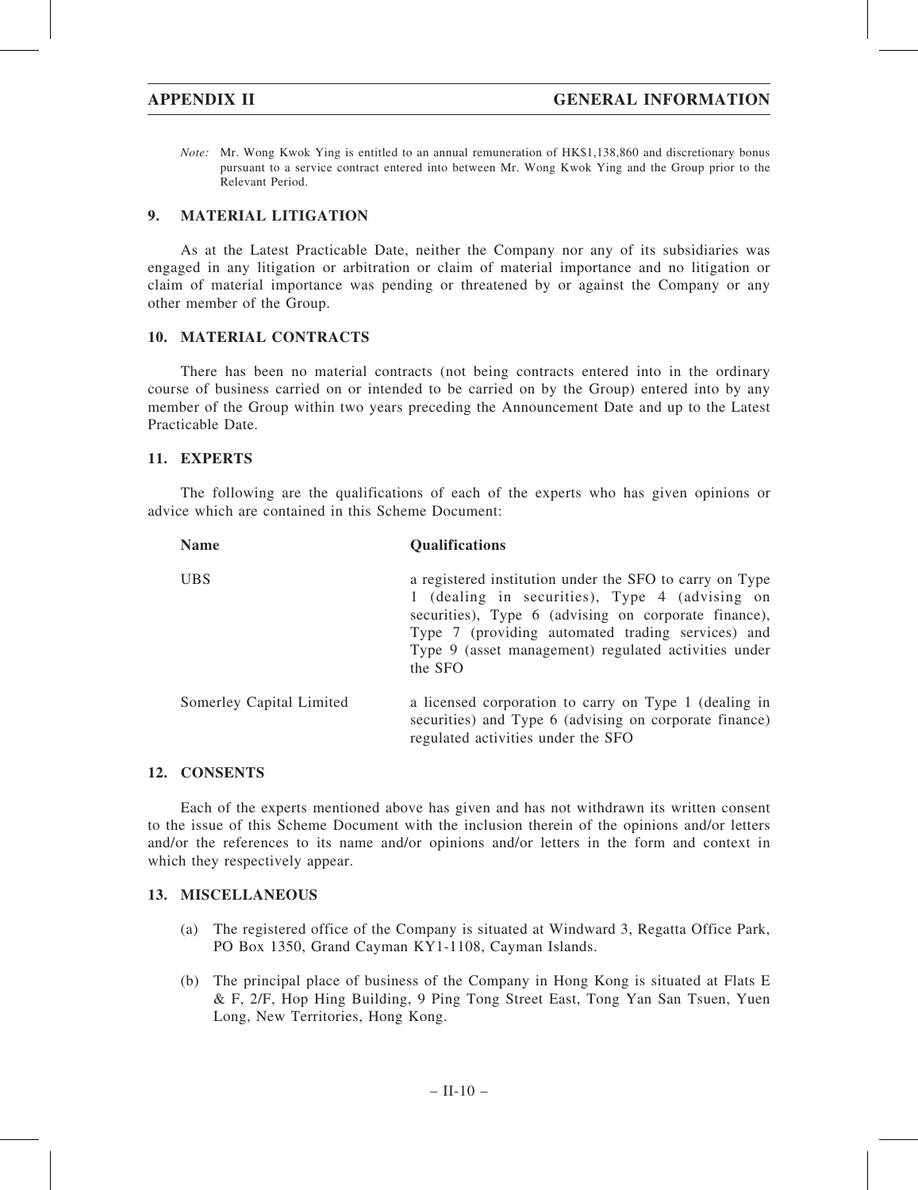*Note:* Mr. Wong Kwok Ying is entitled to an annual remuneration of HK$1,138,860 and discretionary bonus pursuant to a service contract entered into between Mr. Wong Kwok Ying and the Group prior to the Relevant Period.

## 9. MATERIAL LITIGATION

As at the Latest Practicable Date, neither the Company nor any of its subsidiaries was engaged in any litigation or arbitration or claim of material importance and no litigation or claim of material importance was pending or threatened by or against the Company or any other member of the Group.

## 10. MATERIAL CONTRACTS

There has been no material contracts (not being contracts entered into in the ordinary course of business carried on or intended to be carried on by the Group) entered into by any member of the Group within two years preceding the Announcement Date and up to the Latest Practicable Date.

## 11. EXPERTS

The following are the qualifications of each of the experts who has given opinions or advice which are contained in this Scheme Document:

| Name | Qualifications |
|---|---|
| UBS | a registered institution under the SFO to carry on Type 1 (dealing in securities), Type 4 (advising on securities), Type 6 (advising on corporate finance), Type 7 (providing automated trading services) and Type 9 (asset management) regulated activities under the SFO |
| Somerley Capital Limited | a licensed corporation to carry on Type 1 (dealing in securities) and Type 6 (advising on corporate finance) regulated activities under the SFO |

## 12. CONSENTS

Each of the experts mentioned above has given and has not withdrawn its written consent to the issue of this Scheme Document with the inclusion therein of the opinions and/or letters and/or the references to its name and/or opinions and/or letters in the form and context in which they respectively appear.

## 13. MISCELLANEOUS

(a) The registered office of the Company is situated at Windward 3, Regatta Office Park, PO Box 1350, Grand Cayman KY1-1108, Cayman Islands.

(b) The principal place of business of the Company in Hong Kong is situated at Flats E & F, 2/F, Hop Hing Building, 9 Ping Tong Street East, Tong Yan San Tsuen, Yuen Long, New Territories, Hong Kong.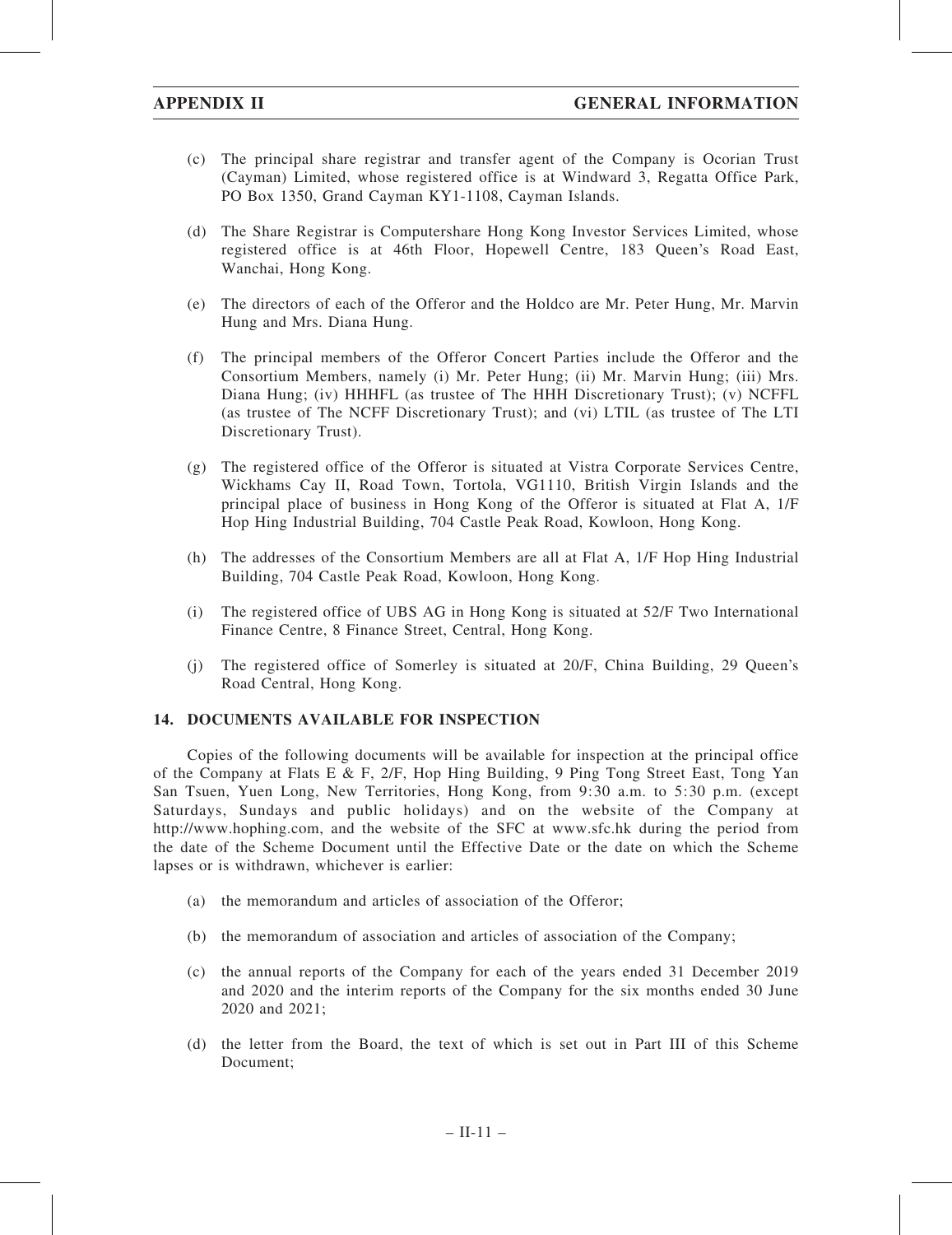(c) The principal share registrar and transfer agent of the Company is Ocorian Trust (Cayman) Limited, whose registered office is at Windward 3, Regatta Office Park, PO Box 1350, Grand Cayman KY1-1108, Cayman Islands.

(d) The Share Registrar is Computershare Hong Kong Investor Services Limited, whose registered office is at 46th Floor, Hopewell Centre, 183 Queen's Road East, Wanchai, Hong Kong.

(e) The directors of each of the Offeror and the Holdco are Mr. Peter Hung, Mr. Marvin Hung and Mrs. Diana Hung.

(f) The principal members of the Offeror Concert Parties include the Offeror and the Consortium Members, namely (i) Mr. Peter Hung; (ii) Mr. Marvin Hung; (iii) Mrs. Diana Hung; (iv) HHHFL (as trustee of The HHH Discretionary Trust); (v) NCFFL (as trustee of The NCFF Discretionary Trust); and (vi) LTIL (as trustee of The LTI Discretionary Trust).

(g) The registered office of the Offeror is situated at Vistra Corporate Services Centre, Wickhams Cay II, Road Town, Tortola, VG1110, British Virgin Islands and the principal place of business in Hong Kong of the Offeror is situated at Flat A, 1/F Hop Hing Industrial Building, 704 Castle Peak Road, Kowloon, Hong Kong.

(h) The addresses of the Consortium Members are all at Flat A, 1/F Hop Hing Industrial Building, 704 Castle Peak Road, Kowloon, Hong Kong.

(i) The registered office of UBS AG in Hong Kong is situated at 52/F Two International Finance Centre, 8 Finance Street, Central, Hong Kong.

(j) The registered office of Somerley is situated at 20/F, China Building, 29 Queen's Road Central, Hong Kong.

## 14. DOCUMENTS AVAILABLE FOR INSPECTION

Copies of the following documents will be available for inspection at the principal office of the Company at Flats E & F, 2/F, Hop Hing Building, 9 Ping Tong Street East, Tong Yan San Tsuen, Yuen Long, New Territories, Hong Kong, from 9:30 a.m. to 5:30 p.m. (except Saturdays, Sundays and public holidays) and on the website of the Company at http://www.hophing.com, and the website of the SFC at www.sfc.hk during the period from the date of the Scheme Document until the Effective Date or the date on which the Scheme lapses or is withdrawn, whichever is earlier:

(a) the memorandum and articles of association of the Offeror;

(b) the memorandum of association and articles of association of the Company;

(c) the annual reports of the Company for each of the years ended 31 December 2019 and 2020 and the interim reports of the Company for the six months ended 30 June 2020 and 2021;

(d) the letter from the Board, the text of which is set out in Part III of this Scheme Document;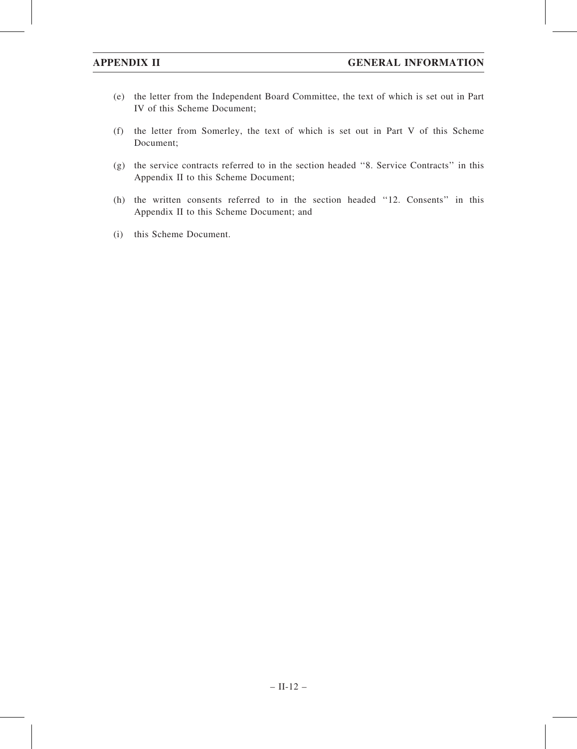(e) the letter from the Independent Board Committee, the text of which is set out in Part IV of this Scheme Document;

(f) the letter from Somerley, the text of which is set out in Part V of this Scheme Document;

(g) the service contracts referred to in the section headed ''8. Service Contracts'' in this Appendix II to this Scheme Document;

(h) the written consents referred to in the section headed ''12. Consents'' in this Appendix II to this Scheme Document; and

(i) this Scheme Document.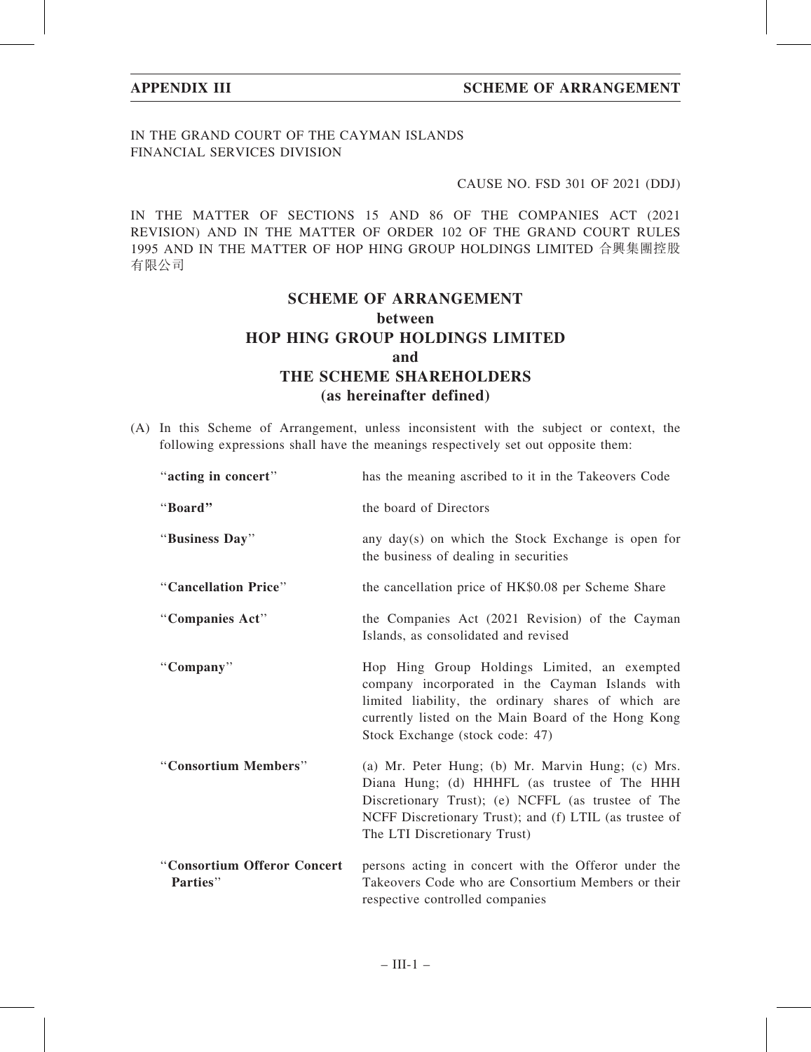IN THE GRAND COURT OF THE CAYMAN ISLANDS
FINANCIAL SERVICES DIVISION

CAUSE NO. FSD 301 OF 2021 (DDJ)

IN THE MATTER OF SECTIONS 15 AND 86 OF THE COMPANIES ACT (2021 REVISION) AND IN THE MATTER OF ORDER 102 OF THE GRAND COURT RULES 1995 AND IN THE MATTER OF HOP HING GROUP HOLDINGS LIMITED 合興集團控股有限公司

# SCHEME OF ARRANGEMENT
## between
## HOP HING GROUP HOLDINGS LIMITED
## and
## THE SCHEME SHAREHOLDERS
## (as hereinafter defined)

(A) In this Scheme of Arrangement, unless inconsistent with the subject or context, the following expressions shall have the meanings respectively set out opposite them:

| | |
|---|---|
| "**acting in concert**" | has the meaning ascribed to it in the Takeovers Code |
| "**Board**" | the board of Directors |
| "**Business Day**" | any day(s) on which the Stock Exchange is open for the business of dealing in securities |
| "**Cancellation Price**" | the cancellation price of HK$0.08 per Scheme Share |
| "**Companies Act**" | the Companies Act (2021 Revision) of the Cayman Islands, as consolidated and revised |
| "**Company**" | Hop Hing Group Holdings Limited, an exempted company incorporated in the Cayman Islands with limited liability, the ordinary shares of which are currently listed on the Main Board of the Hong Kong Stock Exchange (stock code: 47) |
| "**Consortium Members**" | (a) Mr. Peter Hung; (b) Mr. Marvin Hung; (c) Mrs. Diana Hung; (d) HHHFL (as trustee of The HHH Discretionary Trust); (e) NCFFL (as trustee of The NCFF Discretionary Trust); and (f) LTIL (as trustee of The LTI Discretionary Trust) |
| "**Consortium Offeror Concert Parties**" | persons acting in concert with the Offeror under the Takeovers Code who are Consortium Members or their respective controlled companies |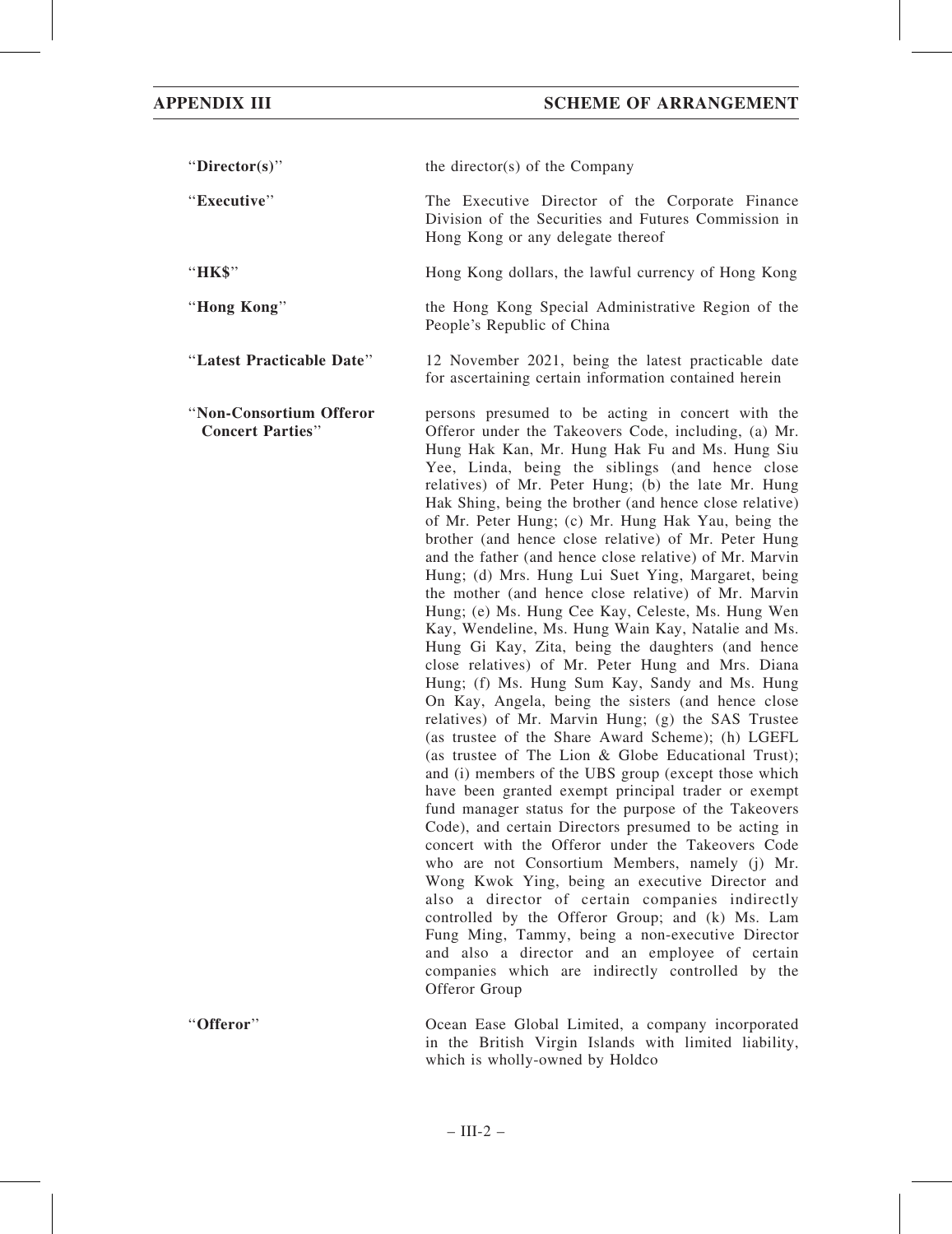| | |
|---|---|
| "**Director(s)**" | the director(s) of the Company |
| "**Executive**" | The Executive Director of the Corporate Finance Division of the Securities and Futures Commission in Hong Kong or any delegate thereof |
| "**HK$**" | Hong Kong dollars, the lawful currency of Hong Kong |
| "**Hong Kong**" | the Hong Kong Special Administrative Region of the People's Republic of China |
| "**Latest Practicable Date**" | 12 November 2021, being the latest practicable date for ascertaining certain information contained herein |
| "**Non-Consortium Offeror Concert Parties**" | persons presumed to be acting in concert with the Offeror under the Takeovers Code, including, (a) Mr. Hung Hak Kan, Mr. Hung Hak Fu and Ms. Hung Siu Yee, Linda, being the siblings (and hence close relatives) of Mr. Peter Hung; (b) the late Mr. Hung Hak Shing, being the brother (and hence close relative) of Mr. Peter Hung; (c) Mr. Hung Hak Yau, being the brother (and hence close relative) of Mr. Peter Hung and the father (and hence close relative) of Mr. Marvin Hung; (d) Mrs. Hung Lui Suet Ying, Margaret, being the mother (and hence close relative) of Mr. Marvin Hung; (e) Ms. Hung Cee Kay, Celeste, Ms. Hung Wen Kay, Wendeline, Ms. Hung Wain Kay, Natalie and Ms. Hung Gi Kay, Zita, being the daughters (and hence close relatives) of Mr. Peter Hung and Mrs. Diana Hung; (f) Ms. Hung Sum Kay, Sandy and Ms. Hung On Kay, Angela, being the sisters (and hence close relatives) of Mr. Marvin Hung; (g) the SAS Trustee (as trustee of the Share Award Scheme); (h) LGEFL (as trustee of The Lion & Globe Educational Trust); and (i) members of the UBS group (except those which have been granted exempt principal trader or exempt fund manager status for the purpose of the Takeovers Code), and certain Directors presumed to be acting in concert with the Offeror under the Takeovers Code who are not Consortium Members, namely (j) Mr. Wong Kwok Ying, being an executive Director and also a director of certain companies indirectly controlled by the Offeror Group; and (k) Ms. Lam Fung Ming, Tammy, being a non-executive Director and also a director and an employee of certain companies which are indirectly controlled by the Offeror Group |
| "**Offeror**" | Ocean Ease Global Limited, a company incorporated in the British Virgin Islands with limited liability, which is wholly-owned by Holdco |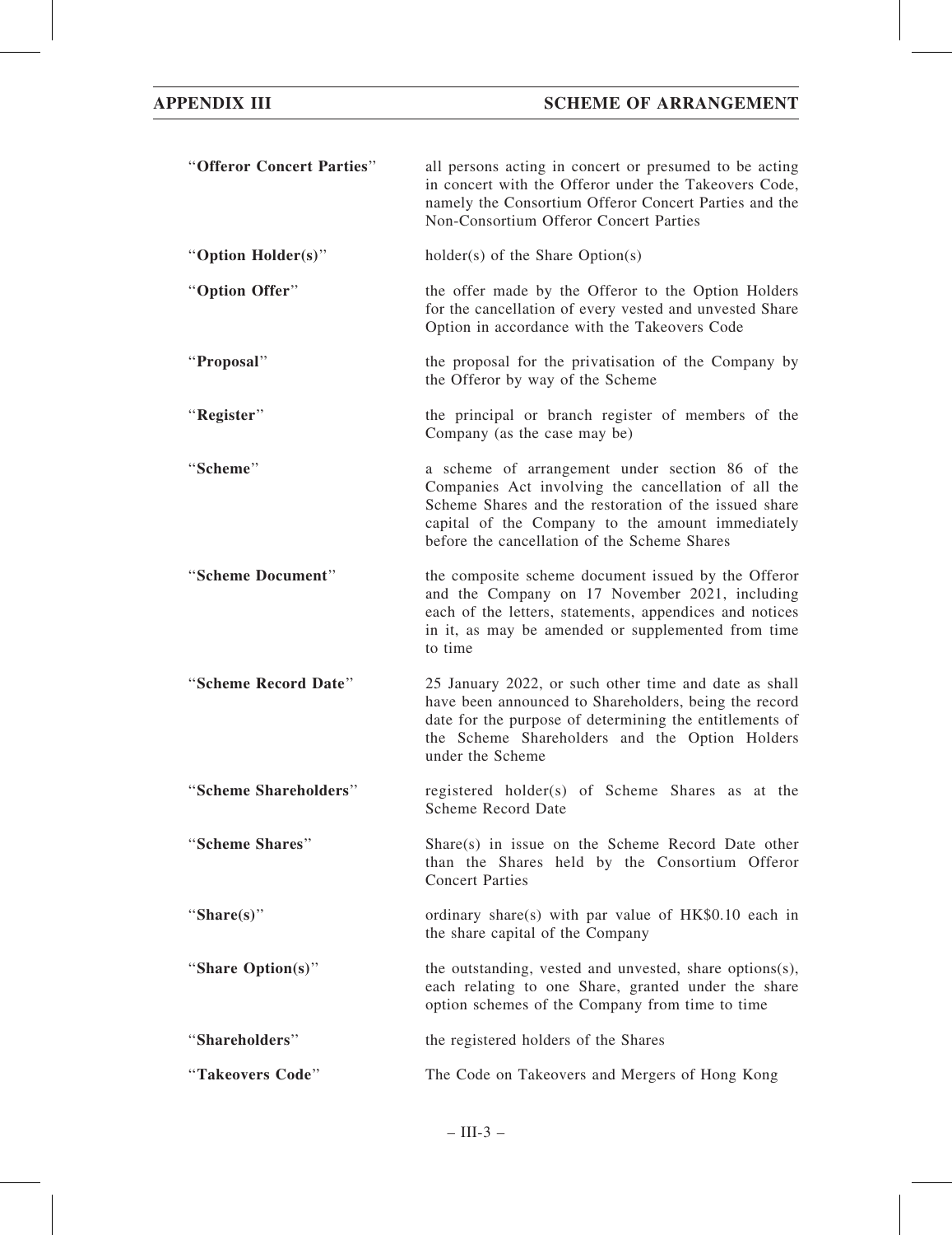| | |
|---|---|
| "**Offeror Concert Parties**" | all persons acting in concert or presumed to be acting in concert with the Offeror under the Takeovers Code, namely the Consortium Offeror Concert Parties and the Non-Consortium Offeror Concert Parties |
| "**Option Holder(s)**" | holder(s) of the Share Option(s) |
| "**Option Offer**" | the offer made by the Offeror to the Option Holders for the cancellation of every vested and unvested Share Option in accordance with the Takeovers Code |
| "**Proposal**" | the proposal for the privatisation of the Company by the Offeror by way of the Scheme |
| "**Register**" | the principal or branch register of members of the Company (as the case may be) |
| "**Scheme**" | a scheme of arrangement under section 86 of the Companies Act involving the cancellation of all the Scheme Shares and the restoration of the issued share capital of the Company to the amount immediately before the cancellation of the Scheme Shares |
| "**Scheme Document**" | the composite scheme document issued by the Offeror and the Company on 17 November 2021, including each of the letters, statements, appendices and notices in it, as may be amended or supplemented from time to time |
| "**Scheme Record Date**" | 25 January 2022, or such other time and date as shall have been announced to Shareholders, being the record date for the purpose of determining the entitlements of the Scheme Shareholders and the Option Holders under the Scheme |
| "**Scheme Shareholders**" | registered holder(s) of Scheme Shares as at the Scheme Record Date |
| "**Scheme Shares**" | Share(s) in issue on the Scheme Record Date other than the Shares held by the Consortium Offeror Concert Parties |
| "**Share(s)**" | ordinary share(s) with par value of HK$0.10 each in the share capital of the Company |
| "**Share Option(s)**" | the outstanding, vested and unvested, share options(s), each relating to one Share, granted under the share option schemes of the Company from time to time |
| "**Shareholders**" | the registered holders of the Shares |
| "**Takeovers Code**" | The Code on Takeovers and Mergers of Hong Kong |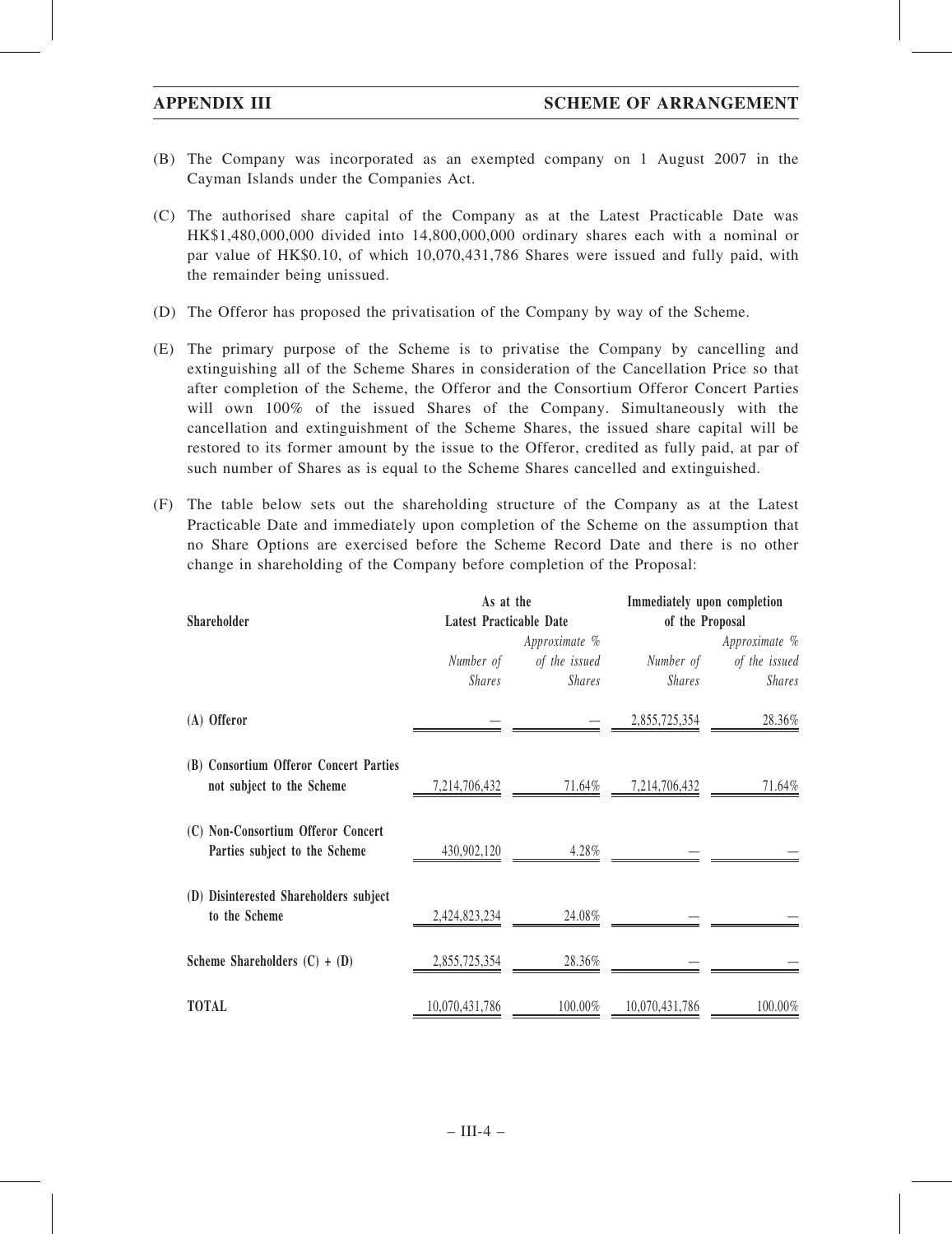(B) The Company was incorporated as an exempted company on 1 August 2007 in the Cayman Islands under the Companies Act.

(C) The authorised share capital of the Company as at the Latest Practicable Date was HK$1,480,000,000 divided into 14,800,000,000 ordinary shares each with a nominal or par value of HK$0.10, of which 10,070,431,786 Shares were issued and fully paid, with the remainder being unissued.

(D) The Offeror has proposed the privatisation of the Company by way of the Scheme.

(E) The primary purpose of the Scheme is to privatise the Company by cancelling and extinguishing all of the Scheme Shares in consideration of the Cancellation Price so that after completion of the Scheme, the Offeror and the Consortium Offeror Concert Parties will own 100% of the issued Shares of the Company. Simultaneously with the cancellation and extinguishment of the Scheme Shares, the issued share capital will be restored to its former amount by the issue to the Offeror, credited as fully paid, at par of such number of Shares as is equal to the Scheme Shares cancelled and extinguished.

(F) The table below sets out the shareholding structure of the Company as at the Latest Practicable Date and immediately upon completion of the Scheme on the assumption that no Share Options are exercised before the Scheme Record Date and there is no other change in shareholding of the Company before completion of the Proposal:

| Shareholder | As at the Latest Practicable Date | | Immediately upon completion of the Proposal | |
|---|---|---|---|---|
| | *Number of Shares* | *Approximate % of the issued Shares* | *Number of Shares* | *Approximate % of the issued Shares* |
| **(A) Offeror** | — | — | 2,855,725,354 | 28.36% |
| **(B) Consortium Offeror Concert Parties not subject to the Scheme** | 7,214,706,432 | 71.64% | 7,214,706,432 | 71.64% |
| **(C) Non-Consortium Offeror Concert Parties subject to the Scheme** | 430,902,120 | 4.28% | — | — |
| **(D) Disinterested Shareholders subject to the Scheme** | 2,424,823,234 | 24.08% | — | — |
| **Scheme Shareholders (C) + (D)** | 2,855,725,354 | 28.36% | — | — |
| **TOTAL** | 10,070,431,786 | 100.00% | 10,070,431,786 | 100.00% |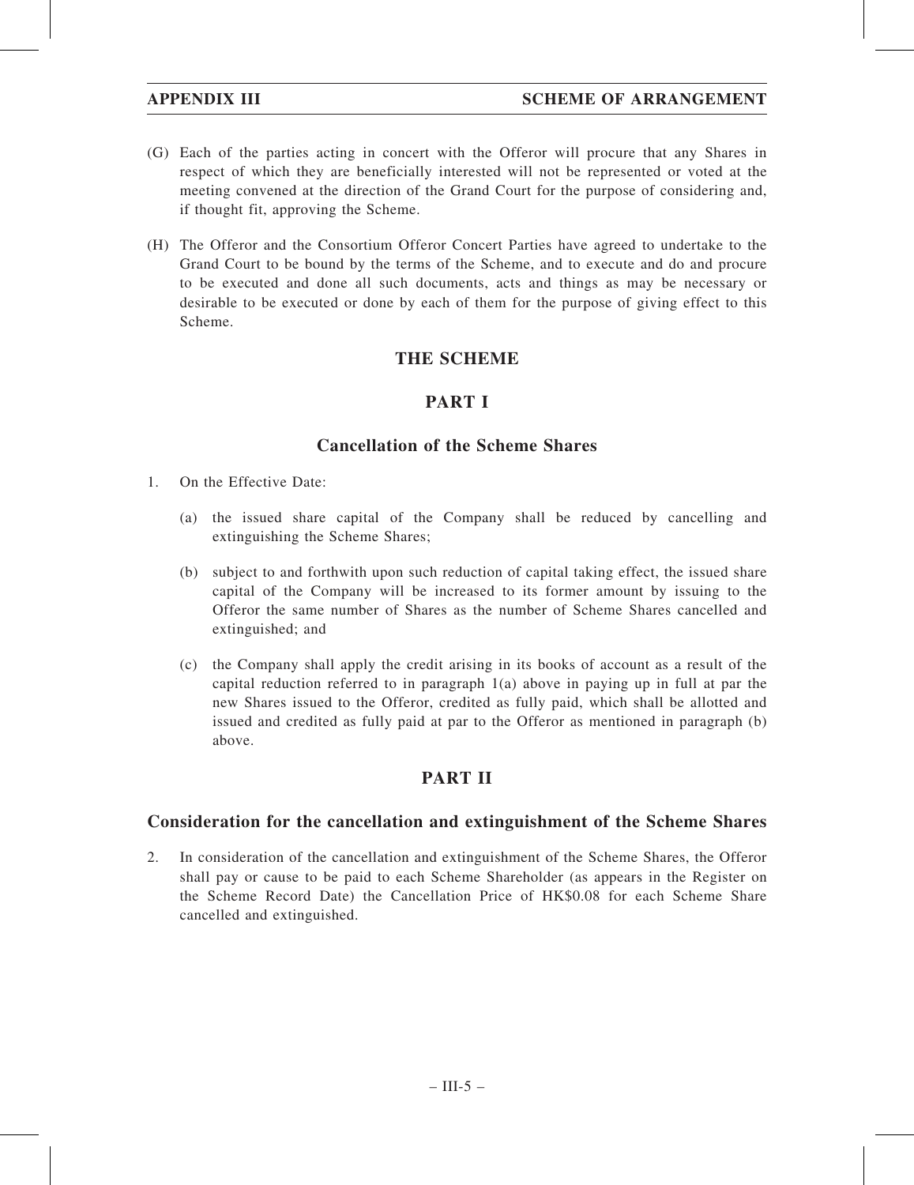(G) Each of the parties acting in concert with the Offeror will procure that any Shares in respect of which they are beneficially interested will not be represented or voted at the meeting convened at the direction of the Grand Court for the purpose of considering and, if thought fit, approving the Scheme.

(H) The Offeror and the Consortium Offeror Concert Parties have agreed to undertake to the Grand Court to be bound by the terms of the Scheme, and to execute and do and procure to be executed and done all such documents, acts and things as may be necessary or desirable to be executed or done by each of them for the purpose of giving effect to this Scheme.

## THE SCHEME

## PART I

### Cancellation of the Scheme Shares

1. On the Effective Date:

   (a) the issued share capital of the Company shall be reduced by cancelling and extinguishing the Scheme Shares;

   (b) subject to and forthwith upon such reduction of capital taking effect, the issued share capital of the Company will be increased to its former amount by issuing to the Offeror the same number of Shares as the number of Scheme Shares cancelled and extinguished; and

   (c) the Company shall apply the credit arising in its books of account as a result of the capital reduction referred to in paragraph 1(a) above in paying up in full at par the new Shares issued to the Offeror, credited as fully paid, which shall be allotted and issued and credited as fully paid at par to the Offeror as mentioned in paragraph (b) above.

## PART II

### Consideration for the cancellation and extinguishment of the Scheme Shares

2. In consideration of the cancellation and extinguishment of the Scheme Shares, the Offeror shall pay or cause to be paid to each Scheme Shareholder (as appears in the Register on the Scheme Record Date) the Cancellation Price of HK$0.08 for each Scheme Share cancelled and extinguished.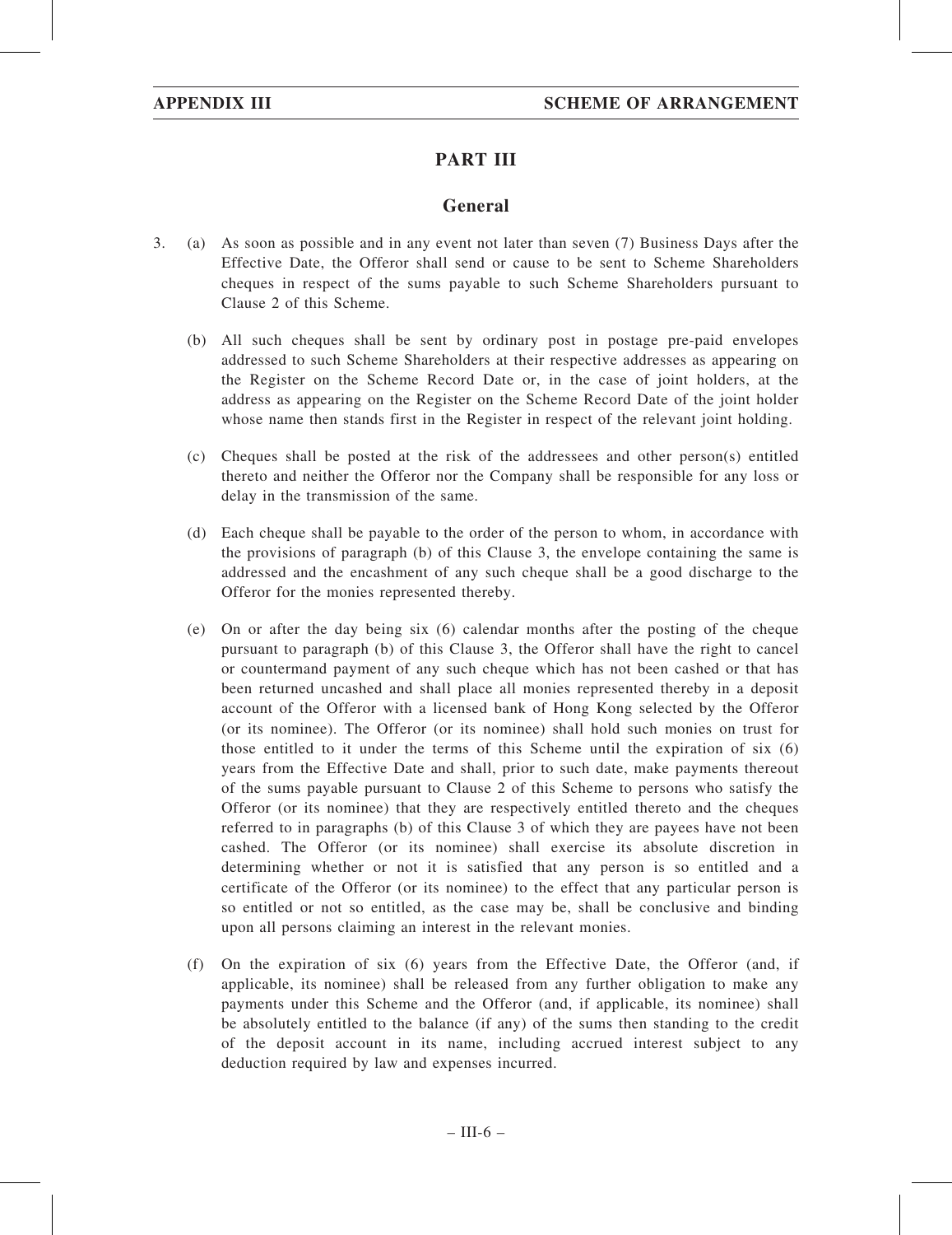## PART III

### General

3. (a) As soon as possible and in any event not later than seven (7) Business Days after the Effective Date, the Offeror shall send or cause to be sent to Scheme Shareholders cheques in respect of the sums payable to such Scheme Shareholders pursuant to Clause 2 of this Scheme.

   (b) All such cheques shall be sent by ordinary post in postage pre-paid envelopes addressed to such Scheme Shareholders at their respective addresses as appearing on the Register on the Scheme Record Date or, in the case of joint holders, at the address as appearing on the Register on the Scheme Record Date of the joint holder whose name then stands first in the Register in respect of the relevant joint holding.

   (c) Cheques shall be posted at the risk of the addressees and other person(s) entitled thereto and neither the Offeror nor the Company shall be responsible for any loss or delay in the transmission of the same.

   (d) Each cheque shall be payable to the order of the person to whom, in accordance with the provisions of paragraph (b) of this Clause 3, the envelope containing the same is addressed and the encashment of any such cheque shall be a good discharge to the Offeror for the monies represented thereby.

   (e) On or after the day being six (6) calendar months after the posting of the cheque pursuant to paragraph (b) of this Clause 3, the Offeror shall have the right to cancel or countermand payment of any such cheque which has not been cashed or that has been returned uncashed and shall place all monies represented thereby in a deposit account of the Offeror with a licensed bank of Hong Kong selected by the Offeror (or its nominee). The Offeror (or its nominee) shall hold such monies on trust for those entitled to it under the terms of this Scheme until the expiration of six (6) years from the Effective Date and shall, prior to such date, make payments thereout of the sums payable pursuant to Clause 2 of this Scheme to persons who satisfy the Offeror (or its nominee) that they are respectively entitled thereto and the cheques referred to in paragraphs (b) of this Clause 3 of which they are payees have not been cashed. The Offeror (or its nominee) shall exercise its absolute discretion in determining whether or not it is satisfied that any person is so entitled and a certificate of the Offeror (or its nominee) to the effect that any particular person is so entitled or not so entitled, as the case may be, shall be conclusive and binding upon all persons claiming an interest in the relevant monies.

   (f) On the expiration of six (6) years from the Effective Date, the Offeror (and, if applicable, its nominee) shall be released from any further obligation to make any payments under this Scheme and the Offeror (and, if applicable, its nominee) shall be absolutely entitled to the balance (if any) of the sums then standing to the credit of the deposit account in its name, including accrued interest subject to any deduction required by law and expenses incurred.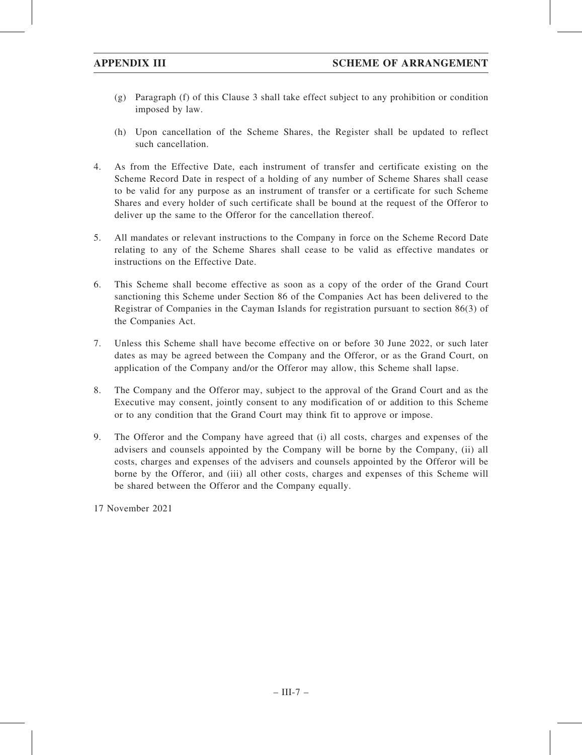(g) Paragraph (f) of this Clause 3 shall take effect subject to any prohibition or condition imposed by law.

(h) Upon cancellation of the Scheme Shares, the Register shall be updated to reflect such cancellation.

4. As from the Effective Date, each instrument of transfer and certificate existing on the Scheme Record Date in respect of a holding of any number of Scheme Shares shall cease to be valid for any purpose as an instrument of transfer or a certificate for such Scheme Shares and every holder of such certificate shall be bound at the request of the Offeror to deliver up the same to the Offeror for the cancellation thereof.

5. All mandates or relevant instructions to the Company in force on the Scheme Record Date relating to any of the Scheme Shares shall cease to be valid as effective mandates or instructions on the Effective Date.

6. This Scheme shall become effective as soon as a copy of the order of the Grand Court sanctioning this Scheme under Section 86 of the Companies Act has been delivered to the Registrar of Companies in the Cayman Islands for registration pursuant to section 86(3) of the Companies Act.

7. Unless this Scheme shall have become effective on or before 30 June 2022, or such later dates as may be agreed between the Company and the Offeror, or as the Grand Court, on application of the Company and/or the Offeror may allow, this Scheme shall lapse.

8. The Company and the Offeror may, subject to the approval of the Grand Court and as the Executive may consent, jointly consent to any modification of or addition to this Scheme or to any condition that the Grand Court may think fit to approve or impose.

9. The Offeror and the Company have agreed that (i) all costs, charges and expenses of the advisers and counsels appointed by the Company will be borne by the Company, (ii) all costs, charges and expenses of the advisers and counsels appointed by the Offeror will be borne by the Offeror, and (iii) all other costs, charges and expenses of this Scheme will be shared between the Offeror and the Company equally.

17 November 2021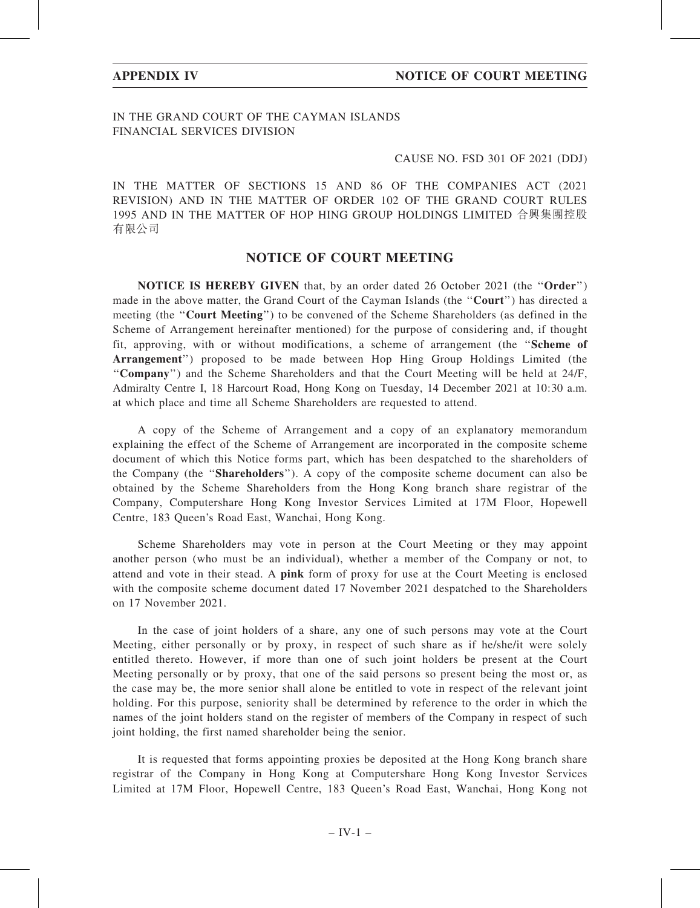IN THE GRAND COURT OF THE CAYMAN ISLANDS
FINANCIAL SERVICES DIVISION

CAUSE NO. FSD 301 OF 2021 (DDJ)

IN THE MATTER OF SECTIONS 15 AND 86 OF THE COMPANIES ACT (2021 REVISION) AND IN THE MATTER OF ORDER 102 OF THE GRAND COURT RULES 1995 AND IN THE MATTER OF HOP HING GROUP HOLDINGS LIMITED 合興集團控股有限公司

## NOTICE OF COURT MEETING

**NOTICE IS HEREBY GIVEN** that, by an order dated 26 October 2021 (the ''**Order**'') made in the above matter, the Grand Court of the Cayman Islands (the ''**Court**'') has directed a meeting (the ''**Court Meeting**'') to be convened of the Scheme Shareholders (as defined in the Scheme of Arrangement hereinafter mentioned) for the purpose of considering and, if thought fit, approving, with or without modifications, a scheme of arrangement (the ''**Scheme of Arrangement**'') proposed to be made between Hop Hing Group Holdings Limited (the ''**Company**'') and the Scheme Shareholders and that the Court Meeting will be held at 24/F, Admiralty Centre I, 18 Harcourt Road, Hong Kong on Tuesday, 14 December 2021 at 10:30 a.m. at which place and time all Scheme Shareholders are requested to attend.

A copy of the Scheme of Arrangement and a copy of an explanatory memorandum explaining the effect of the Scheme of Arrangement are incorporated in the composite scheme document of which this Notice forms part, which has been despatched to the shareholders of the Company (the ''**Shareholders**''). A copy of the composite scheme document can also be obtained by the Scheme Shareholders from the Hong Kong branch share registrar of the Company, Computershare Hong Kong Investor Services Limited at 17M Floor, Hopewell Centre, 183 Queen's Road East, Wanchai, Hong Kong.

Scheme Shareholders may vote in person at the Court Meeting or they may appoint another person (who must be an individual), whether a member of the Company or not, to attend and vote in their stead. A **pink** form of proxy for use at the Court Meeting is enclosed with the composite scheme document dated 17 November 2021 despatched to the Shareholders on 17 November 2021.

In the case of joint holders of a share, any one of such persons may vote at the Court Meeting, either personally or by proxy, in respect of such share as if he/she/it were solely entitled thereto. However, if more than one of such joint holders be present at the Court Meeting personally or by proxy, that one of the said persons so present being the most or, as the case may be, the more senior shall alone be entitled to vote in respect of the relevant joint holding. For this purpose, seniority shall be determined by reference to the order in which the names of the joint holders stand on the register of members of the Company in respect of such joint holding, the first named shareholder being the senior.

It is requested that forms appointing proxies be deposited at the Hong Kong branch share registrar of the Company in Hong Kong at Computershare Hong Kong Investor Services Limited at 17M Floor, Hopewell Centre, 183 Queen's Road East, Wanchai, Hong Kong not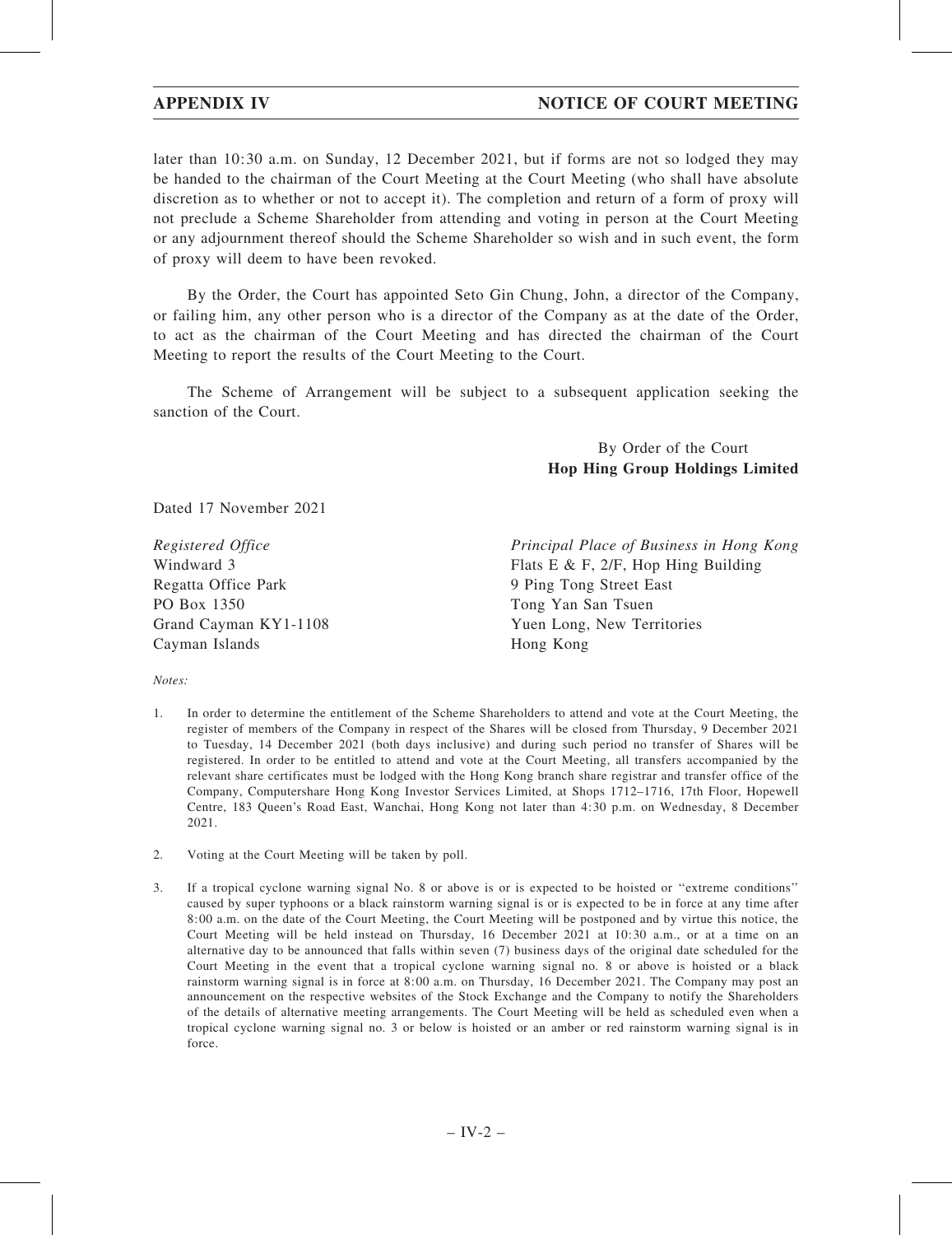later than 10:30 a.m. on Sunday, 12 December 2021, but if forms are not so lodged they may be handed to the chairman of the Court Meeting at the Court Meeting (who shall have absolute discretion as to whether or not to accept it). The completion and return of a form of proxy will not preclude a Scheme Shareholder from attending and voting in person at the Court Meeting or any adjournment thereof should the Scheme Shareholder so wish and in such event, the form of proxy will deem to have been revoked.

By the Order, the Court has appointed Seto Gin Chung, John, a director of the Company, or failing him, any other person who is a director of the Company as at the date of the Order, to act as the chairman of the Court Meeting and has directed the chairman of the Court Meeting to report the results of the Court Meeting to the Court.

The Scheme of Arrangement will be subject to a subsequent application seeking the sanction of the Court.

By Order of the Court
**Hop Hing Group Holdings Limited**

Dated 17 November 2021

*Registered Office*
Windward 3
Regatta Office Park
PO Box 1350
Grand Cayman KY1-1108
Cayman Islands

*Principal Place of Business in Hong Kong*
Flats E & F, 2/F, Hop Hing Building
9 Ping Tong Street East
Tong Yan San Tsuen
Yuen Long, New Territories
Hong Kong

*Notes:*

1. In order to determine the entitlement of the Scheme Shareholders to attend and vote at the Court Meeting, the register of members of the Company in respect of the Shares will be closed from Thursday, 9 December 2021 to Tuesday, 14 December 2021 (both days inclusive) and during such period no transfer of Shares will be registered. In order to be entitled to attend and vote at the Court Meeting, all transfers accompanied by the relevant share certificates must be lodged with the Hong Kong branch share registrar and transfer office of the Company, Computershare Hong Kong Investor Services Limited, at Shops 1712–1716, 17th Floor, Hopewell Centre, 183 Queen's Road East, Wanchai, Hong Kong not later than 4:30 p.m. on Wednesday, 8 December 2021.

2. Voting at the Court Meeting will be taken by poll.

3. If a tropical cyclone warning signal No. 8 or above is or is expected to be hoisted or "extreme conditions" caused by super typhoons or a black rainstorm warning signal is or is expected to be in force at any time after 8:00 a.m. on the date of the Court Meeting, the Court Meeting will be postponed and by virtue this notice, the Court Meeting will be held instead on Thursday, 16 December 2021 at 10:30 a.m., or at a time on an alternative day to be announced that falls within seven (7) business days of the original date scheduled for the Court Meeting in the event that a tropical cyclone warning signal no. 8 or above is hoisted or a black rainstorm warning signal is in force at 8:00 a.m. on Thursday, 16 December 2021. The Company may post an announcement on the respective websites of the Stock Exchange and the Company to notify the Shareholders of the details of alternative meeting arrangements. The Court Meeting will be held as scheduled even when a tropical cyclone warning signal no. 3 or below is hoisted or an amber or red rainstorm warning signal is in force.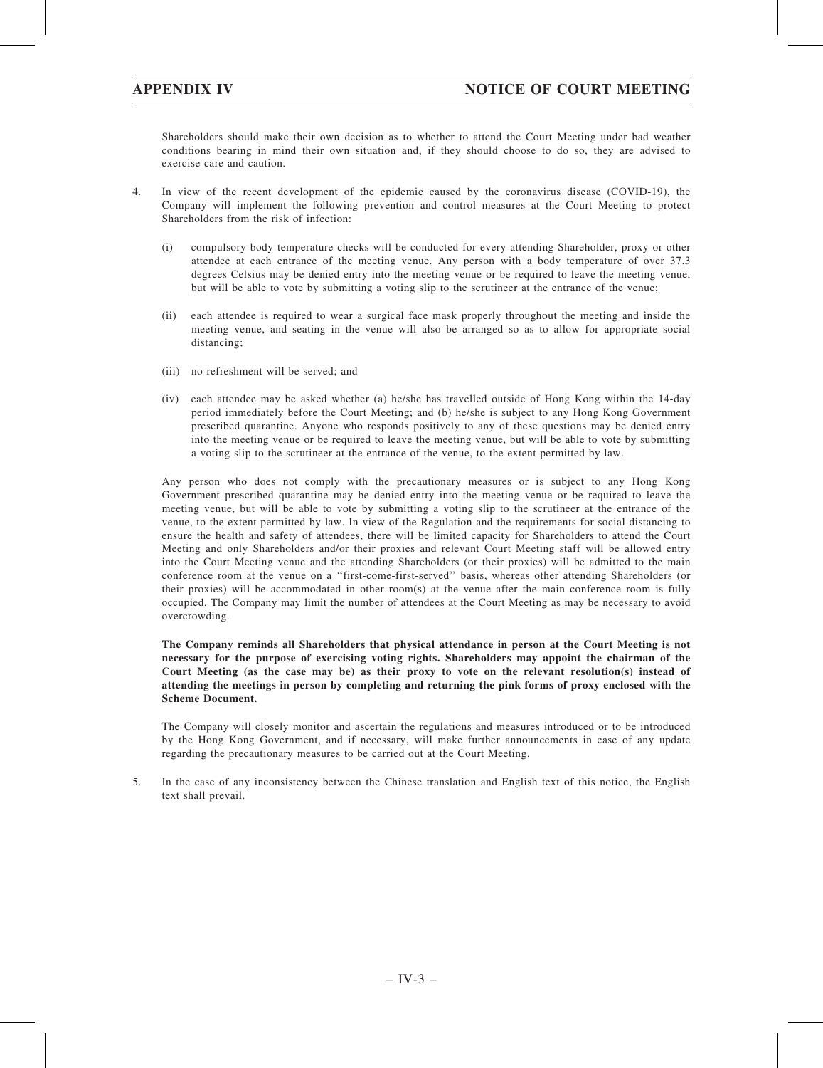Shareholders should make their own decision as to whether to attend the Court Meeting under bad weather conditions bearing in mind their own situation and, if they should choose to do so, they are advised to exercise care and caution.

4. In view of the recent development of the epidemic caused by the coronavirus disease (COVID-19), the Company will implement the following prevention and control measures at the Court Meeting to protect Shareholders from the risk of infection:

   (i) compulsory body temperature checks will be conducted for every attending Shareholder, proxy or other attendee at each entrance of the meeting venue. Any person with a body temperature of over 37.3 degrees Celsius may be denied entry into the meeting venue or be required to leave the meeting venue, but will be able to vote by submitting a voting slip to the scrutineer at the entrance of the venue;

   (ii) each attendee is required to wear a surgical face mask properly throughout the meeting and inside the meeting venue, and seating in the venue will also be arranged so as to allow for appropriate social distancing;

   (iii) no refreshment will be served; and

   (iv) each attendee may be asked whether (a) he/she has travelled outside of Hong Kong within the 14-day period immediately before the Court Meeting; and (b) he/she is subject to any Hong Kong Government prescribed quarantine. Anyone who responds positively to any of these questions may be denied entry into the meeting venue or be required to leave the meeting venue, but will be able to vote by submitting a voting slip to the scrutineer at the entrance of the venue, to the extent permitted by law.

   Any person who does not comply with the precautionary measures or is subject to any Hong Kong Government prescribed quarantine may be denied entry into the meeting venue or be required to leave the meeting venue, but will be able to vote by submitting a voting slip to the scrutineer at the entrance of the venue, to the extent permitted by law. In view of the Regulation and the requirements for social distancing to ensure the health and safety of attendees, there will be limited capacity for Shareholders to attend the Court Meeting and only Shareholders and/or their proxies and relevant Court Meeting staff will be allowed entry into the Court Meeting venue and the attending Shareholders (or their proxies) will be admitted to the main conference room at the venue on a "first-come-first-served" basis, whereas other attending Shareholders (or their proxies) will be accommodated in other room(s) at the venue after the main conference room is fully occupied. The Company may limit the number of attendees at the Court Meeting as may be necessary to avoid overcrowding.

   **The Company reminds all Shareholders that physical attendance in person at the Court Meeting is not necessary for the purpose of exercising voting rights. Shareholders may appoint the chairman of the Court Meeting (as the case may be) as their proxy to vote on the relevant resolution(s) instead of attending the meetings in person by completing and returning the pink forms of proxy enclosed with the Scheme Document.**

   The Company will closely monitor and ascertain the regulations and measures introduced or to be introduced by the Hong Kong Government, and if necessary, will make further announcements in case of any update regarding the precautionary measures to be carried out at the Court Meeting.

5. In the case of any inconsistency between the Chinese translation and English text of this notice, the English text shall prevail.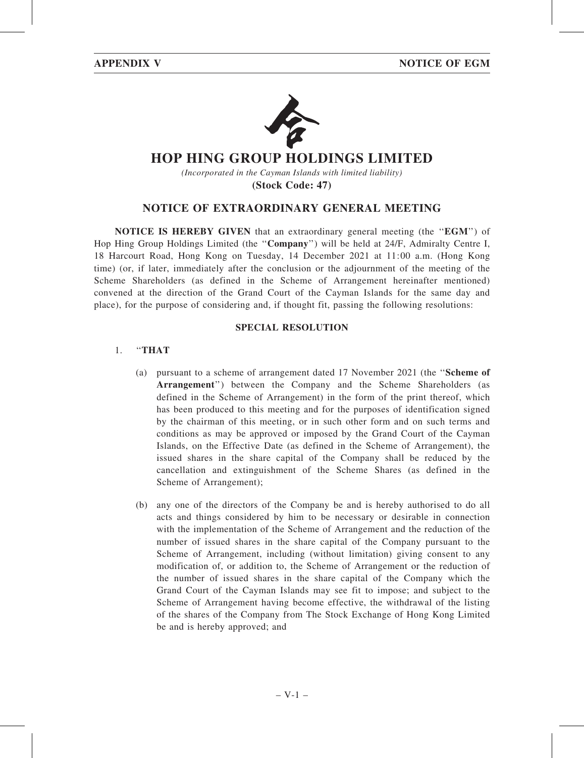# HOP HING GROUP HOLDINGS LIMITED

*(Incorporated in the Cayman Islands with limited liability)*

**(Stock Code: 47)**

## NOTICE OF EXTRAORDINARY GENERAL MEETING

**NOTICE IS HEREBY GIVEN** that an extraordinary general meeting (the "**EGM**") of Hop Hing Group Holdings Limited (the "**Company**") will be held at 24/F, Admiralty Centre I, 18 Harcourt Road, Hong Kong on Tuesday, 14 December 2021 at 11:00 a.m. (Hong Kong time) (or, if later, immediately after the conclusion or the adjournment of the meeting of the Scheme Shareholders (as defined in the Scheme of Arrangement hereinafter mentioned) convened at the direction of the Grand Court of the Cayman Islands for the same day and place), for the purpose of considering and, if thought fit, passing the following resolutions:

### SPECIAL RESOLUTION

1. "**THAT**

   (a) pursuant to a scheme of arrangement dated 17 November 2021 (the "**Scheme of Arrangement**") between the Company and the Scheme Shareholders (as defined in the Scheme of Arrangement) in the form of the print thereof, which has been produced to this meeting and for the purposes of identification signed by the chairman of this meeting, or in such other form and on such terms and conditions as may be approved or imposed by the Grand Court of the Cayman Islands, on the Effective Date (as defined in the Scheme of Arrangement), the issued shares in the share capital of the Company shall be reduced by the cancellation and extinguishment of the Scheme Shares (as defined in the Scheme of Arrangement);

   (b) any one of the directors of the Company be and is hereby authorised to do all acts and things considered by him to be necessary or desirable in connection with the implementation of the Scheme of Arrangement and the reduction of the number of issued shares in the share capital of the Company pursuant to the Scheme of Arrangement, including (without limitation) giving consent to any modification of, or addition to, the Scheme of Arrangement or the reduction of the number of issued shares in the share capital of the Company which the Grand Court of the Cayman Islands may see fit to impose; and subject to the Scheme of Arrangement having become effective, the withdrawal of the listing of the shares of the Company from The Stock Exchange of Hong Kong Limited be and is hereby approved; and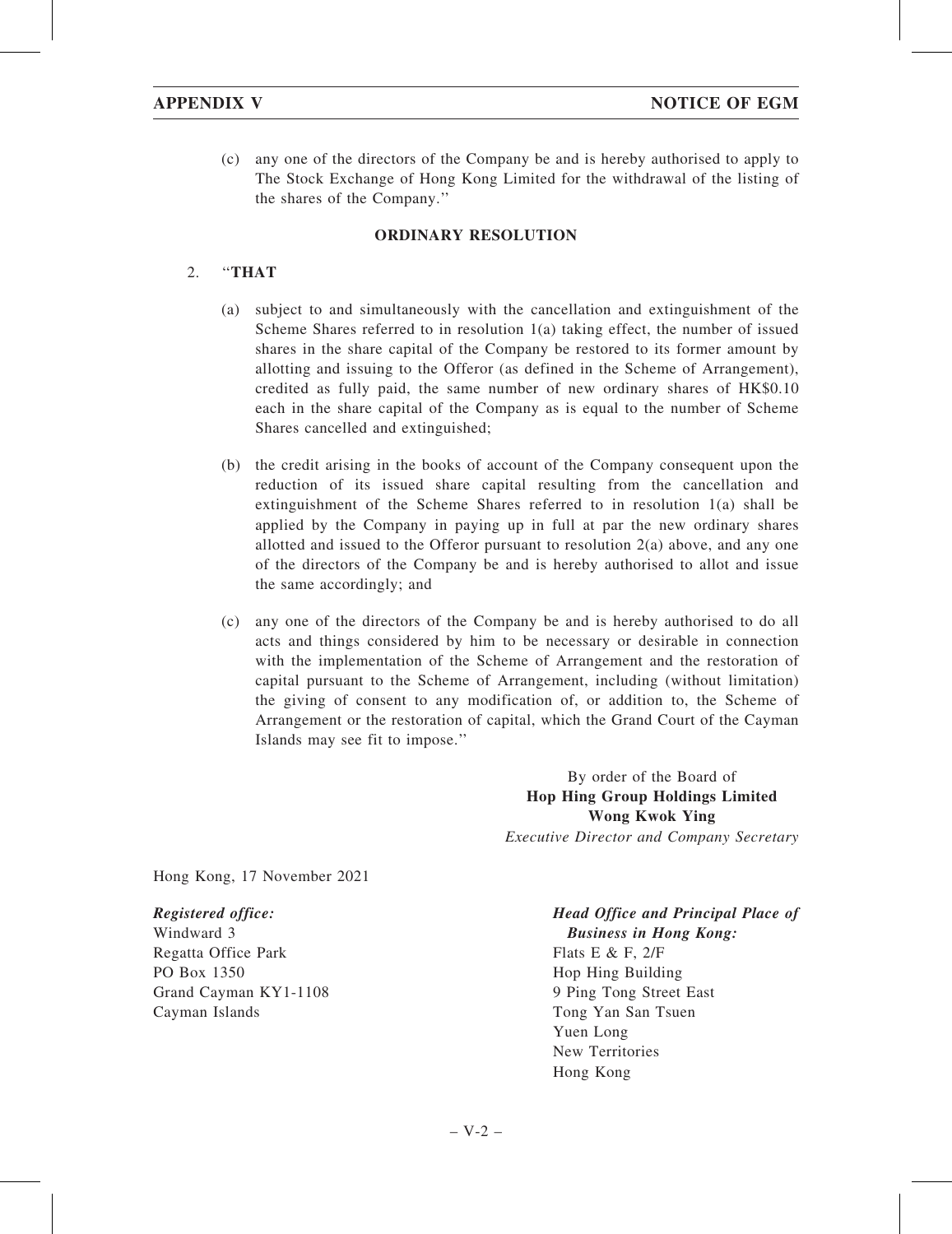(c) any one of the directors of the Company be and is hereby authorised to apply to The Stock Exchange of Hong Kong Limited for the withdrawal of the listing of the shares of the Company.''

**ORDINARY RESOLUTION**

2. ''**THAT**

(a) subject to and simultaneously with the cancellation and extinguishment of the Scheme Shares referred to in resolution 1(a) taking effect, the number of issued shares in the share capital of the Company be restored to its former amount by allotting and issuing to the Offeror (as defined in the Scheme of Arrangement), credited as fully paid, the same number of new ordinary shares of HK$0.10 each in the share capital of the Company as is equal to the number of Scheme Shares cancelled and extinguished;

(b) the credit arising in the books of account of the Company consequent upon the reduction of its issued share capital resulting from the cancellation and extinguishment of the Scheme Shares referred to in resolution 1(a) shall be applied by the Company in paying up in full at par the new ordinary shares allotted and issued to the Offeror pursuant to resolution 2(a) above, and any one of the directors of the Company be and is hereby authorised to allot and issue the same accordingly; and

(c) any one of the directors of the Company be and is hereby authorised to do all acts and things considered by him to be necessary or desirable in connection with the implementation of the Scheme of Arrangement and the restoration of capital pursuant to the Scheme of Arrangement, including (without limitation) the giving of consent to any modification of, or addition to, the Scheme of Arrangement or the restoration of capital, which the Grand Court of the Cayman Islands may see fit to impose.''

By order of the Board of
**Hop Hing Group Holdings Limited**
**Wong Kwok Ying**
*Executive Director and Company Secretary*

Hong Kong, 17 November 2021

***Registered office:***
Windward 3
Regatta Office Park
PO Box 1350
Grand Cayman KY1-1108
Cayman Islands

***Head Office and Principal Place of Business in Hong Kong:***
Flats E & F, 2/F
Hop Hing Building
9 Ping Tong Street East
Tong Yan San Tsuen
Yuen Long
New Territories
Hong Kong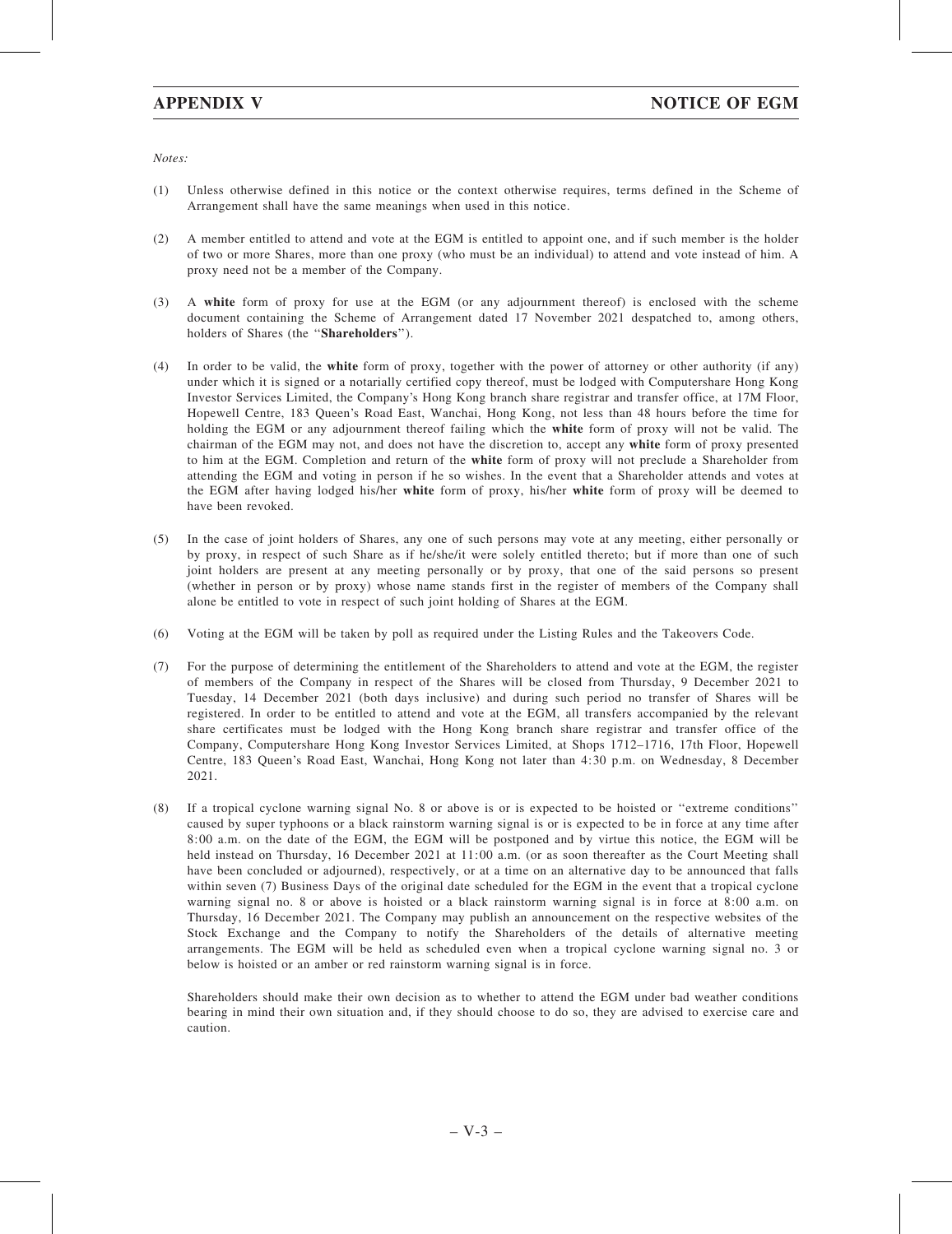*Notes:*

(1) Unless otherwise defined in this notice or the context otherwise requires, terms defined in the Scheme of Arrangement shall have the same meanings when used in this notice.

(2) A member entitled to attend and vote at the EGM is entitled to appoint one, and if such member is the holder of two or more Shares, more than one proxy (who must be an individual) to attend and vote instead of him. A proxy need not be a member of the Company.

(3) A **white** form of proxy for use at the EGM (or any adjournment thereof) is enclosed with the scheme document containing the Scheme of Arrangement dated 17 November 2021 despatched to, among others, holders of Shares (the "**Shareholders**").

(4) In order to be valid, the **white** form of proxy, together with the power of attorney or other authority (if any) under which it is signed or a notarially certified copy thereof, must be lodged with Computershare Hong Kong Investor Services Limited, the Company's Hong Kong branch share registrar and transfer office, at 17M Floor, Hopewell Centre, 183 Queen's Road East, Wanchai, Hong Kong, not less than 48 hours before the time for holding the EGM or any adjournment thereof failing which the **white** form of proxy will not be valid. The chairman of the EGM may not, and does not have the discretion to, accept any **white** form of proxy presented to him at the EGM. Completion and return of the **white** form of proxy will not preclude a Shareholder from attending the EGM and voting in person if he so wishes. In the event that a Shareholder attends and votes at the EGM after having lodged his/her **white** form of proxy, his/her **white** form of proxy will be deemed to have been revoked.

(5) In the case of joint holders of Shares, any one of such persons may vote at any meeting, either personally or by proxy, in respect of such Share as if he/she/it were solely entitled thereto; but if more than one of such joint holders are present at any meeting personally or by proxy, that one of the said persons so present (whether in person or by proxy) whose name stands first in the register of members of the Company shall alone be entitled to vote in respect of such joint holding of Shares at the EGM.

(6) Voting at the EGM will be taken by poll as required under the Listing Rules and the Takeovers Code.

(7) For the purpose of determining the entitlement of the Shareholders to attend and vote at the EGM, the register of members of the Company in respect of the Shares will be closed from Thursday, 9 December 2021 to Tuesday, 14 December 2021 (both days inclusive) and during such period no transfer of Shares will be registered. In order to be entitled to attend and vote at the EGM, all transfers accompanied by the relevant share certificates must be lodged with the Hong Kong branch share registrar and transfer office of the Company, Computershare Hong Kong Investor Services Limited, at Shops 1712–1716, 17th Floor, Hopewell Centre, 183 Queen's Road East, Wanchai, Hong Kong not later than 4:30 p.m. on Wednesday, 8 December 2021.

(8) If a tropical cyclone warning signal No. 8 or above is or is expected to be hoisted or "extreme conditions" caused by super typhoons or a black rainstorm warning signal is or is expected to be in force at any time after 8:00 a.m. on the date of the EGM, the EGM will be postponed and by virtue this notice, the EGM will be held instead on Thursday, 16 December 2021 at 11:00 a.m. (or as soon thereafter as the Court Meeting shall have been concluded or adjourned), respectively, or at a time on an alternative day to be announced that falls within seven (7) Business Days of the original date scheduled for the EGM in the event that a tropical cyclone warning signal no. 8 or above is hoisted or a black rainstorm warning signal is in force at 8:00 a.m. on Thursday, 16 December 2021. The Company may publish an announcement on the respective websites of the Stock Exchange and the Company to notify the Shareholders of the details of alternative meeting arrangements. The EGM will be held as scheduled even when a tropical cyclone warning signal no. 3 or below is hoisted or an amber or red rainstorm warning signal is in force.

    Shareholders should make their own decision as to whether to attend the EGM under bad weather conditions bearing in mind their own situation and, if they should choose to do so, they are advised to exercise care and caution.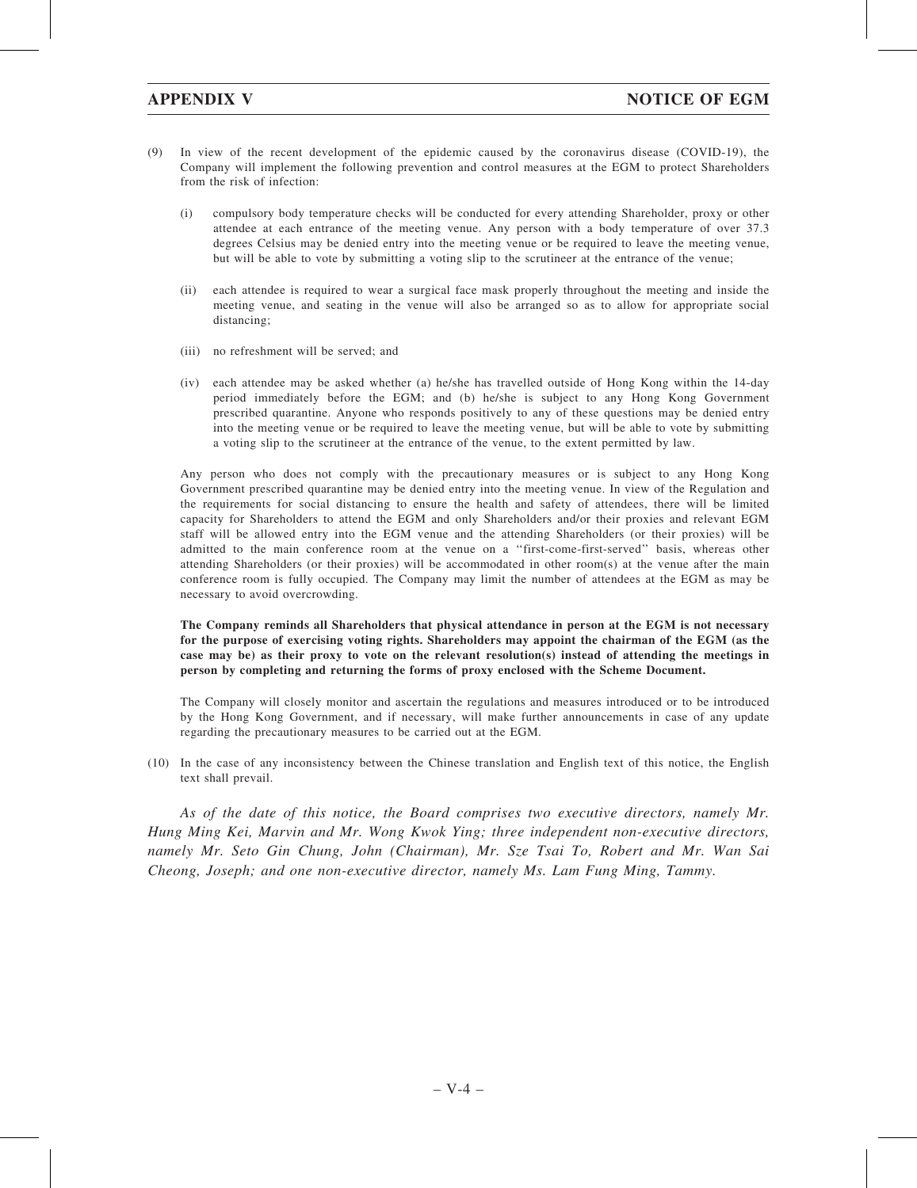(9) In view of the recent development of the epidemic caused by the coronavirus disease (COVID-19), the Company will implement the following prevention and control measures at the EGM to protect Shareholders from the risk of infection:

   (i) compulsory body temperature checks will be conducted for every attending Shareholder, proxy or other attendee at each entrance of the meeting venue. Any person with a body temperature of over 37.3 degrees Celsius may be denied entry into the meeting venue or be required to leave the meeting venue, but will be able to vote by submitting a voting slip to the scrutineer at the entrance of the venue;

   (ii) each attendee is required to wear a surgical face mask properly throughout the meeting and inside the meeting venue, and seating in the venue will also be arranged so as to allow for appropriate social distancing;

   (iii) no refreshment will be served; and

   (iv) each attendee may be asked whether (a) he/she has travelled outside of Hong Kong within the 14-day period immediately before the EGM; and (b) he/she is subject to any Hong Kong Government prescribed quarantine. Anyone who responds positively to any of these questions may be denied entry into the meeting venue or be required to leave the meeting venue, but will be able to vote by submitting a voting slip to the scrutineer at the entrance of the venue, to the extent permitted by law.

   Any person who does not comply with the precautionary measures or is subject to any Hong Kong Government prescribed quarantine may be denied entry into the meeting venue. In view of the Regulation and the requirements for social distancing to ensure the health and safety of attendees, there will be limited capacity for Shareholders to attend the EGM and only Shareholders and/or their proxies and relevant EGM staff will be allowed entry into the EGM venue and the attending Shareholders (or their proxies) will be admitted to the main conference room at the venue on a "first-come-first-served" basis, whereas other attending Shareholders (or their proxies) will be accommodated in other room(s) at the venue after the main conference room is fully occupied. The Company may limit the number of attendees at the EGM as may be necessary to avoid overcrowding.

   **The Company reminds all Shareholders that physical attendance in person at the EGM is not necessary for the purpose of exercising voting rights. Shareholders may appoint the chairman of the EGM (as the case may be) as their proxy to vote on the relevant resolution(s) instead of attending the meetings in person by completing and returning the forms of proxy enclosed with the Scheme Document.**

   The Company will closely monitor and ascertain the regulations and measures introduced or to be introduced by the Hong Kong Government, and if necessary, will make further announcements in case of any update regarding the precautionary measures to be carried out at the EGM.

(10) In the case of any inconsistency between the Chinese translation and English text of this notice, the English text shall prevail.

*As of the date of this notice, the Board comprises two executive directors, namely Mr. Hung Ming Kei, Marvin and Mr. Wong Kwok Ying; three independent non-executive directors, namely Mr. Seto Gin Chung, John (Chairman), Mr. Sze Tsai To, Robert and Mr. Wan Sai Cheong, Joseph; and one non-executive director, namely Ms. Lam Fung Ming, Tammy.*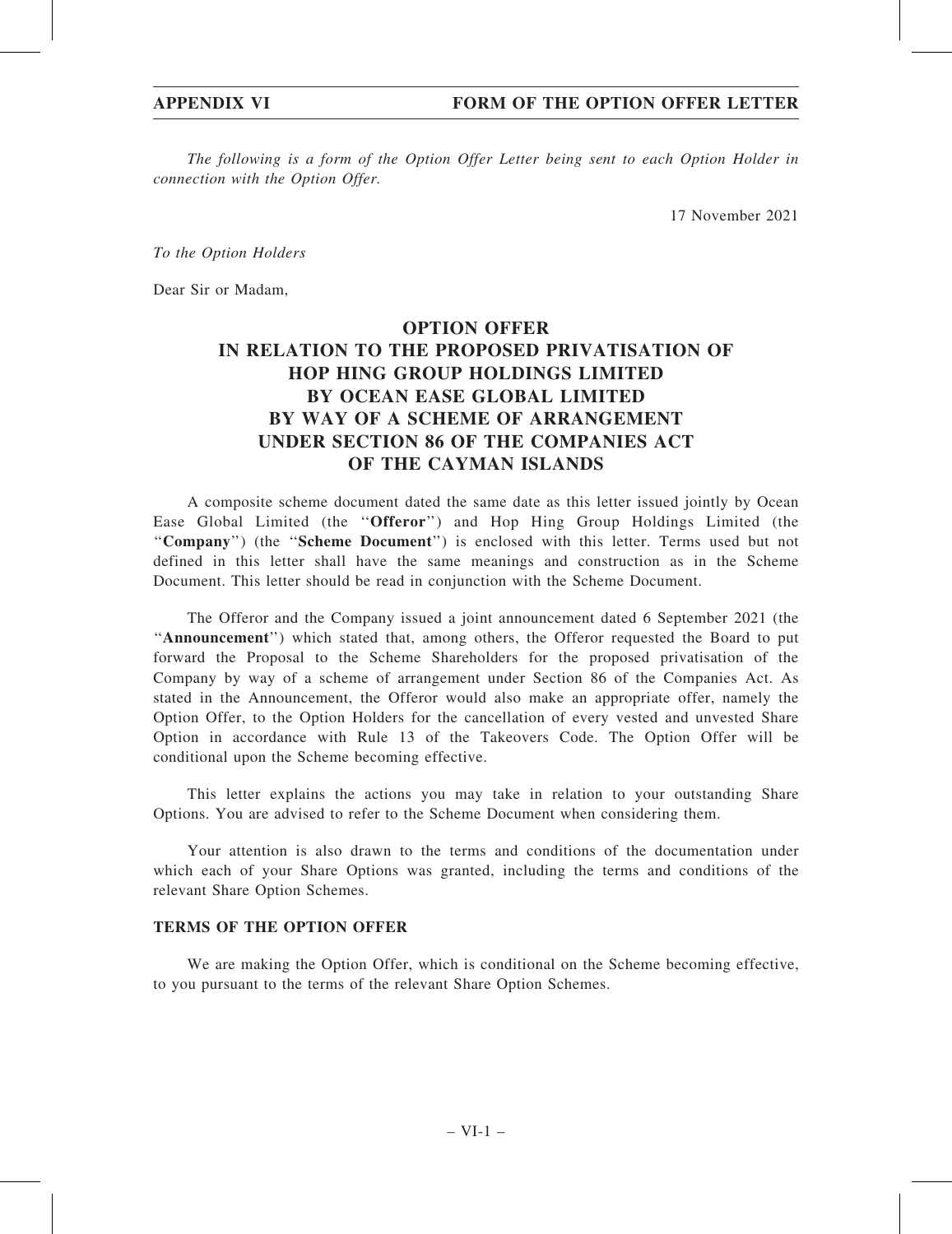## APPENDIX VI FORM OF THE OPTION OFFER LETTER

*The following is a form of the Option Offer Letter being sent to each Option Holder in connection with the Option Offer.*

17 November 2021

*To the Option Holders*

Dear Sir or Madam,

# OPTION OFFER IN RELATION TO THE PROPOSED PRIVATISATION OF HOP HING GROUP HOLDINGS LIMITED BY OCEAN EASE GLOBAL LIMITED BY WAY OF A SCHEME OF ARRANGEMENT UNDER SECTION 86 OF THE COMPANIES ACT OF THE CAYMAN ISLANDS

A composite scheme document dated the same date as this letter issued jointly by Ocean Ease Global Limited (the "**Offeror**") and Hop Hing Group Holdings Limited (the "**Company**") (the "**Scheme Document**") is enclosed with this letter. Terms used but not defined in this letter shall have the same meanings and construction as in the Scheme Document. This letter should be read in conjunction with the Scheme Document.

The Offeror and the Company issued a joint announcement dated 6 September 2021 (the "**Announcement**") which stated that, among others, the Offeror requested the Board to put forward the Proposal to the Scheme Shareholders for the proposed privatisation of the Company by way of a scheme of arrangement under Section 86 of the Companies Act. As stated in the Announcement, the Offeror would also make an appropriate offer, namely the Option Offer, to the Option Holders for the cancellation of every vested and unvested Share Option in accordance with Rule 13 of the Takeovers Code. The Option Offer will be conditional upon the Scheme becoming effective.

This letter explains the actions you may take in relation to your outstanding Share Options. You are advised to refer to the Scheme Document when considering them.

Your attention is also drawn to the terms and conditions of the documentation under which each of your Share Options was granted, including the terms and conditions of the relevant Share Option Schemes.

### TERMS OF THE OPTION OFFER

We are making the Option Offer, which is conditional on the Scheme becoming effective, to you pursuant to the terms of the relevant Share Option Schemes.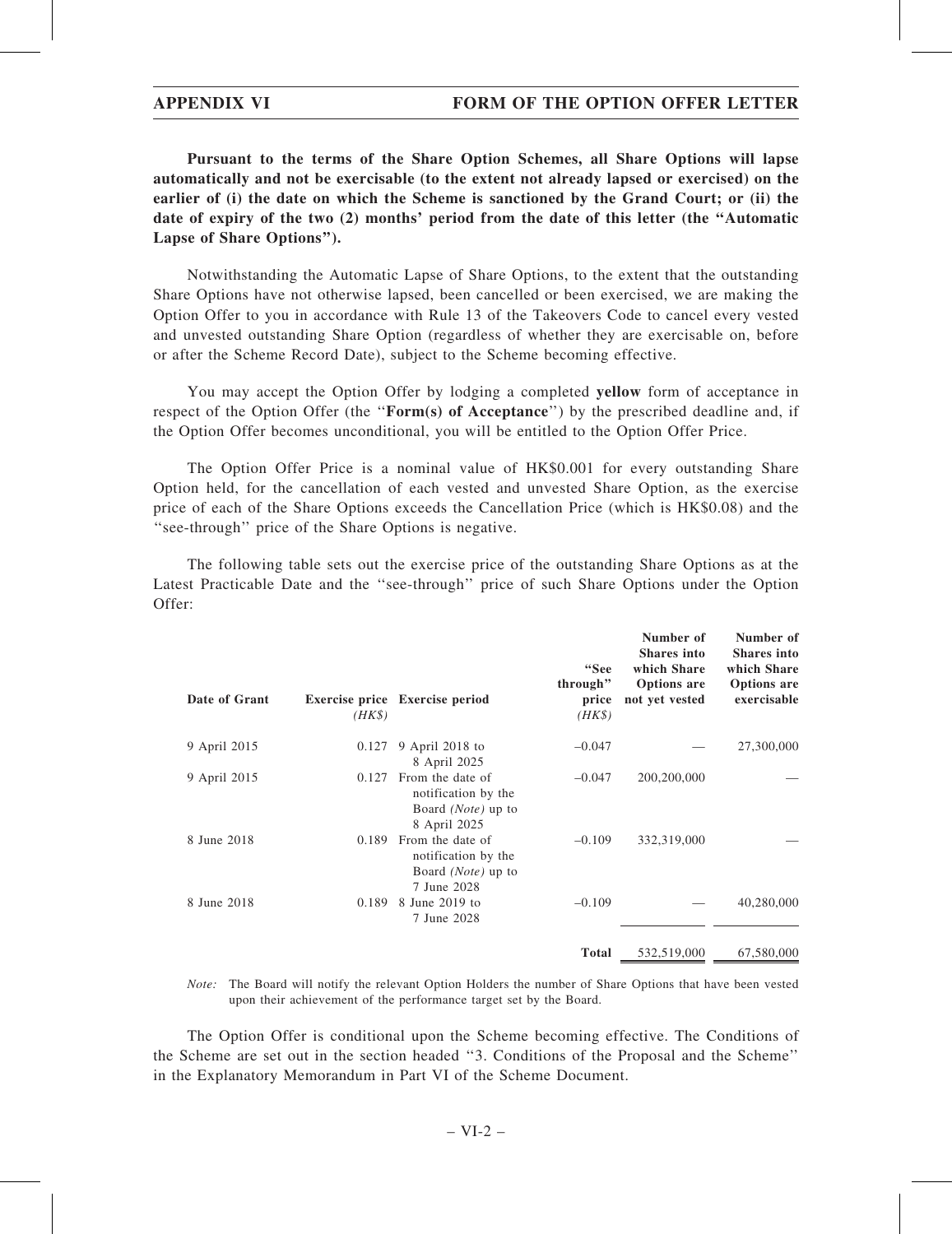**Pursuant to the terms of the Share Option Schemes, all Share Options will lapse automatically and not be exercisable (to the extent not already lapsed or exercised) on the earlier of (i) the date on which the Scheme is sanctioned by the Grand Court; or (ii) the date of expiry of the two (2) months' period from the date of this letter (the "Automatic Lapse of Share Options").**

Notwithstanding the Automatic Lapse of Share Options, to the extent that the outstanding Share Options have not otherwise lapsed, been cancelled or been exercised, we are making the Option Offer to you in accordance with Rule 13 of the Takeovers Code to cancel every vested and unvested outstanding Share Option (regardless of whether they are exercisable on, before or after the Scheme Record Date), subject to the Scheme becoming effective.

You may accept the Option Offer by lodging a completed **yellow** form of acceptance in respect of the Option Offer (the ''**Form(s) of Acceptance**'') by the prescribed deadline and, if the Option Offer becomes unconditional, you will be entitled to the Option Offer Price.

The Option Offer Price is a nominal value of HK$0.001 for every outstanding Share Option held, for the cancellation of each vested and unvested Share Option, as the exercise price of each of the Share Options exceeds the Cancellation Price (which is HK$0.08) and the ''see-through'' price of the Share Options is negative.

The following table sets out the exercise price of the outstanding Share Options as at the Latest Practicable Date and the ''see-through'' price of such Share Options under the Option Offer:

| Date of Grant | Exercise price *(HK$)* | Exercise period | "See through" price *(HK$)* | Number of Shares into which Share Options are not yet vested | Number of Shares into which Share Options are exercisable |
|---|---|---|---|---|---|
| 9 April 2015 | 0.127 | 9 April 2018 to 8 April 2025 | –0.047 | — | 27,300,000 |
| 9 April 2015 | 0.127 | From the date of notification by the Board *(Note)* up to 8 April 2025 | –0.047 | 200,200,000 | — |
| 8 June 2018 | 0.189 | From the date of notification by the Board *(Note)* up to 7 June 2028 | –0.109 | 332,319,000 | — |
| 8 June 2018 | 0.189 | 8 June 2019 to 7 June 2028 | –0.109 | — | 40,280,000 |
| | | | **Total** | 532,519,000 | 67,580,000 |

*Note:* The Board will notify the relevant Option Holders the number of Share Options that have been vested upon their achievement of the performance target set by the Board.

The Option Offer is conditional upon the Scheme becoming effective. The Conditions of the Scheme are set out in the section headed ''3. Conditions of the Proposal and the Scheme'' in the Explanatory Memorandum in Part VI of the Scheme Document.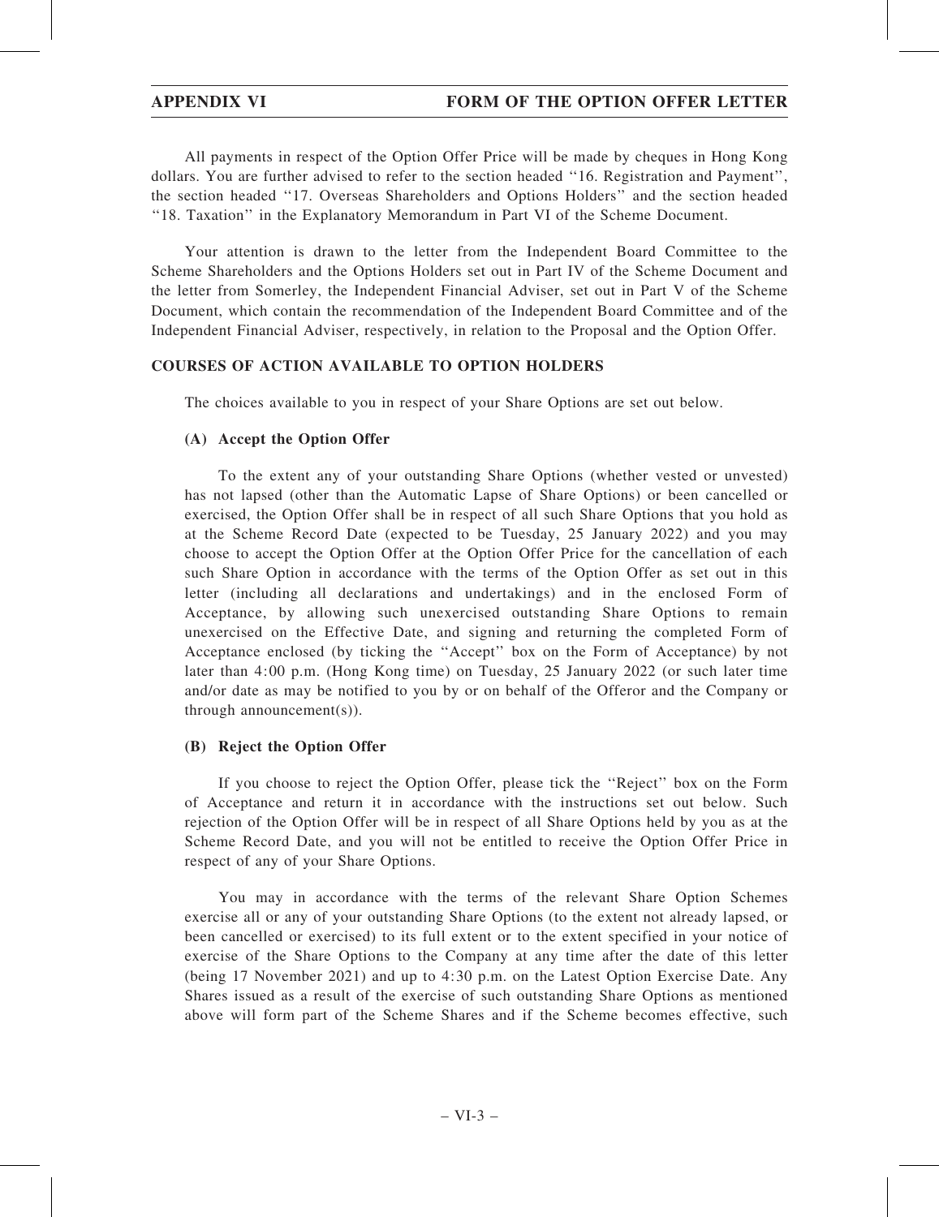All payments in respect of the Option Offer Price will be made by cheques in Hong Kong dollars. You are further advised to refer to the section headed ''16. Registration and Payment'', the section headed ''17. Overseas Shareholders and Options Holders'' and the section headed ''18. Taxation'' in the Explanatory Memorandum in Part VI of the Scheme Document.

Your attention is drawn to the letter from the Independent Board Committee to the Scheme Shareholders and the Options Holders set out in Part IV of the Scheme Document and the letter from Somerley, the Independent Financial Adviser, set out in Part V of the Scheme Document, which contain the recommendation of the Independent Board Committee and of the Independent Financial Adviser, respectively, in relation to the Proposal and the Option Offer.

## COURSES OF ACTION AVAILABLE TO OPTION HOLDERS

The choices available to you in respect of your Share Options are set out below.

### (A) Accept the Option Offer

To the extent any of your outstanding Share Options (whether vested or unvested) has not lapsed (other than the Automatic Lapse of Share Options) or been cancelled or exercised, the Option Offer shall be in respect of all such Share Options that you hold as at the Scheme Record Date (expected to be Tuesday, 25 January 2022) and you may choose to accept the Option Offer at the Option Offer Price for the cancellation of each such Share Option in accordance with the terms of the Option Offer as set out in this letter (including all declarations and undertakings) and in the enclosed Form of Acceptance, by allowing such unexercised outstanding Share Options to remain unexercised on the Effective Date, and signing and returning the completed Form of Acceptance enclosed (by ticking the ''Accept'' box on the Form of Acceptance) by not later than 4:00 p.m. (Hong Kong time) on Tuesday, 25 January 2022 (or such later time and/or date as may be notified to you by or on behalf of the Offeror and the Company or through announcement(s)).

### (B) Reject the Option Offer

If you choose to reject the Option Offer, please tick the ''Reject'' box on the Form of Acceptance and return it in accordance with the instructions set out below. Such rejection of the Option Offer will be in respect of all Share Options held by you as at the Scheme Record Date, and you will not be entitled to receive the Option Offer Price in respect of any of your Share Options.

You may in accordance with the terms of the relevant Share Option Schemes exercise all or any of your outstanding Share Options (to the extent not already lapsed, or been cancelled or exercised) to its full extent or to the extent specified in your notice of exercise of the Share Options to the Company at any time after the date of this letter (being 17 November 2021) and up to 4:30 p.m. on the Latest Option Exercise Date. Any Shares issued as a result of the exercise of such outstanding Share Options as mentioned above will form part of the Scheme Shares and if the Scheme becomes effective, such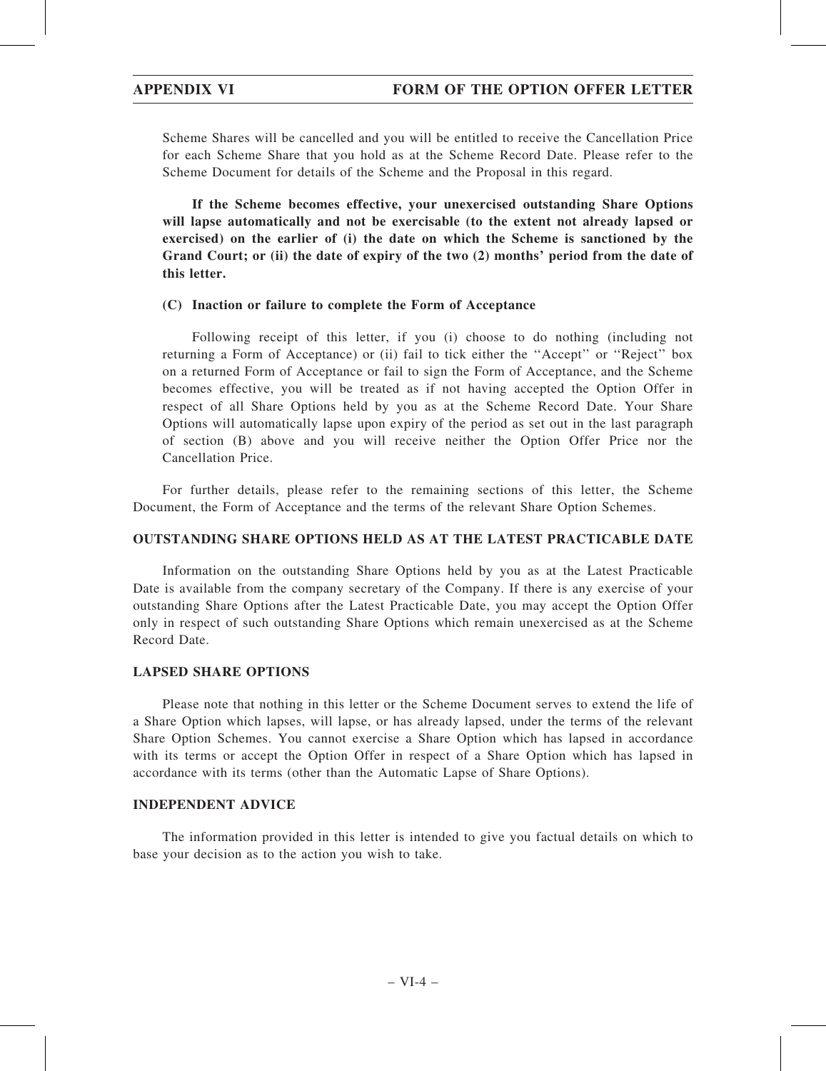Scheme Shares will be cancelled and you will be entitled to receive the Cancellation Price for each Scheme Share that you hold as at the Scheme Record Date. Please refer to the Scheme Document for details of the Scheme and the Proposal in this regard.

**If the Scheme becomes effective, your unexercised outstanding Share Options will lapse automatically and not be exercisable (to the extent not already lapsed or exercised) on the earlier of (i) the date on which the Scheme is sanctioned by the Grand Court; or (ii) the date of expiry of the two (2) months' period from the date of this letter.**

**(C) Inaction or failure to complete the Form of Acceptance**

Following receipt of this letter, if you (i) choose to do nothing (including not returning a Form of Acceptance) or (ii) fail to tick either the ''Accept'' or ''Reject'' box on a returned Form of Acceptance or fail to sign the Form of Acceptance, and the Scheme becomes effective, you will be treated as if not having accepted the Option Offer in respect of all Share Options held by you as at the Scheme Record Date. Your Share Options will automatically lapse upon expiry of the period as set out in the last paragraph of section (B) above and you will receive neither the Option Offer Price nor the Cancellation Price.

For further details, please refer to the remaining sections of this letter, the Scheme Document, the Form of Acceptance and the terms of the relevant Share Option Schemes.

## OUTSTANDING SHARE OPTIONS HELD AS AT THE LATEST PRACTICABLE DATE

Information on the outstanding Share Options held by you as at the Latest Practicable Date is available from the company secretary of the Company. If there is any exercise of your outstanding Share Options after the Latest Practicable Date, you may accept the Option Offer only in respect of such outstanding Share Options which remain unexercised as at the Scheme Record Date.

## LAPSED SHARE OPTIONS

Please note that nothing in this letter or the Scheme Document serves to extend the life of a Share Option which lapses, will lapse, or has already lapsed, under the terms of the relevant Share Option Schemes. You cannot exercise a Share Option which has lapsed in accordance with its terms or accept the Option Offer in respect of a Share Option which has lapsed in accordance with its terms (other than the Automatic Lapse of Share Options).

## INDEPENDENT ADVICE

The information provided in this letter is intended to give you factual details on which to base your decision as to the action you wish to take.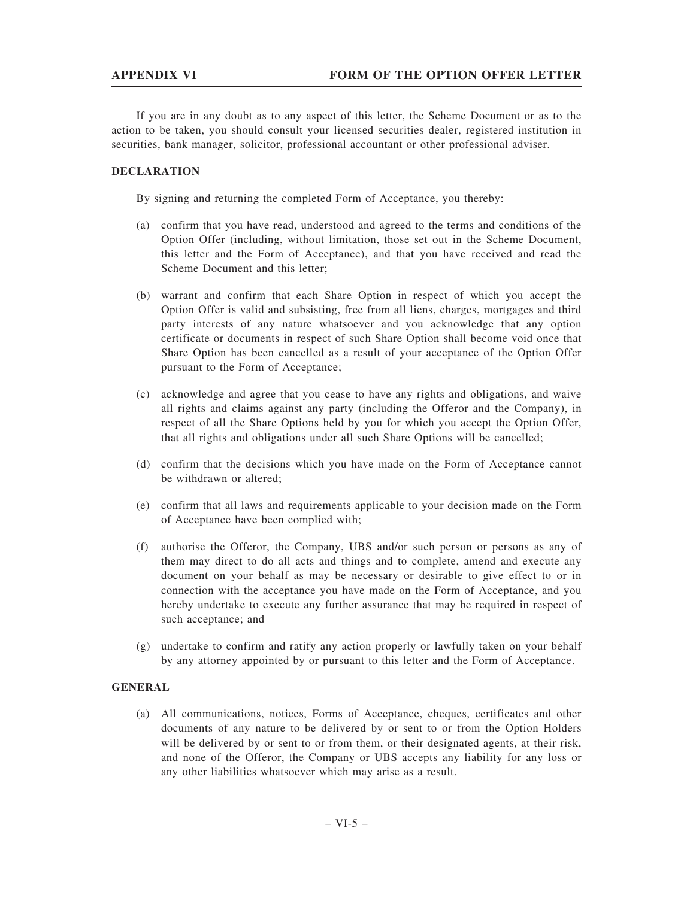If you are in any doubt as to any aspect of this letter, the Scheme Document or as to the action to be taken, you should consult your licensed securities dealer, registered institution in securities, bank manager, solicitor, professional accountant or other professional adviser.

**DECLARATION**

By signing and returning the completed Form of Acceptance, you thereby:

(a) confirm that you have read, understood and agreed to the terms and conditions of the Option Offer (including, without limitation, those set out in the Scheme Document, this letter and the Form of Acceptance), and that you have received and read the Scheme Document and this letter;

(b) warrant and confirm that each Share Option in respect of which you accept the Option Offer is valid and subsisting, free from all liens, charges, mortgages and third party interests of any nature whatsoever and you acknowledge that any option certificate or documents in respect of such Share Option shall become void once that Share Option has been cancelled as a result of your acceptance of the Option Offer pursuant to the Form of Acceptance;

(c) acknowledge and agree that you cease to have any rights and obligations, and waive all rights and claims against any party (including the Offeror and the Company), in respect of all the Share Options held by you for which you accept the Option Offer, that all rights and obligations under all such Share Options will be cancelled;

(d) confirm that the decisions which you have made on the Form of Acceptance cannot be withdrawn or altered;

(e) confirm that all laws and requirements applicable to your decision made on the Form of Acceptance have been complied with;

(f) authorise the Offeror, the Company, UBS and/or such person or persons as any of them may direct to do all acts and things and to complete, amend and execute any document on your behalf as may be necessary or desirable to give effect to or in connection with the acceptance you have made on the Form of Acceptance, and you hereby undertake to execute any further assurance that may be required in respect of such acceptance; and

(g) undertake to confirm and ratify any action properly or lawfully taken on your behalf by any attorney appointed by or pursuant to this letter and the Form of Acceptance.

**GENERAL**

(a) All communications, notices, Forms of Acceptance, cheques, certificates and other documents of any nature to be delivered by or sent to or from the Option Holders will be delivered by or sent to or from them, or their designated agents, at their risk, and none of the Offeror, the Company or UBS accepts any liability for any loss or any other liabilities whatsoever which may arise as a result.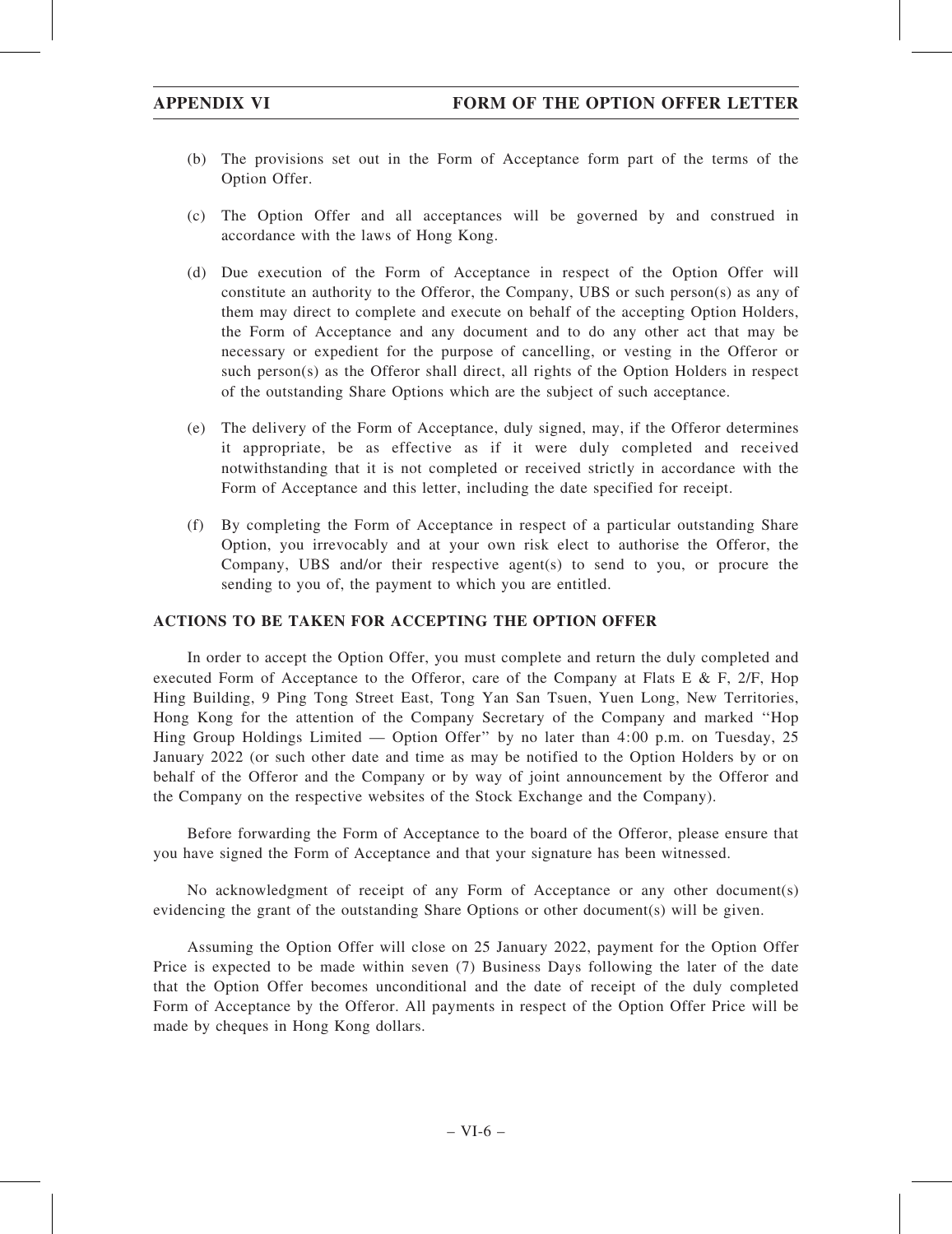(b) The provisions set out in the Form of Acceptance form part of the terms of the Option Offer.

(c) The Option Offer and all acceptances will be governed by and construed in accordance with the laws of Hong Kong.

(d) Due execution of the Form of Acceptance in respect of the Option Offer will constitute an authority to the Offeror, the Company, UBS or such person(s) as any of them may direct to complete and execute on behalf of the accepting Option Holders, the Form of Acceptance and any document and to do any other act that may be necessary or expedient for the purpose of cancelling, or vesting in the Offeror or such person(s) as the Offeror shall direct, all rights of the Option Holders in respect of the outstanding Share Options which are the subject of such acceptance.

(e) The delivery of the Form of Acceptance, duly signed, may, if the Offeror determines it appropriate, be as effective as if it were duly completed and received notwithstanding that it is not completed or received strictly in accordance with the Form of Acceptance and this letter, including the date specified for receipt.

(f) By completing the Form of Acceptance in respect of a particular outstanding Share Option, you irrevocably and at your own risk elect to authorise the Offeror, the Company, UBS and/or their respective agent(s) to send to you, or procure the sending to you of, the payment to which you are entitled.

## ACTIONS TO BE TAKEN FOR ACCEPTING THE OPTION OFFER

In order to accept the Option Offer, you must complete and return the duly completed and executed Form of Acceptance to the Offeror, care of the Company at Flats E & F, 2/F, Hop Hing Building, 9 Ping Tong Street East, Tong Yan San Tsuen, Yuen Long, New Territories, Hong Kong for the attention of the Company Secretary of the Company and marked ''Hop Hing Group Holdings Limited — Option Offer'' by no later than 4:00 p.m. on Tuesday, 25 January 2022 (or such other date and time as may be notified to the Option Holders by or on behalf of the Offeror and the Company or by way of joint announcement by the Offeror and the Company on the respective websites of the Stock Exchange and the Company).

Before forwarding the Form of Acceptance to the board of the Offeror, please ensure that you have signed the Form of Acceptance and that your signature has been witnessed.

No acknowledgment of receipt of any Form of Acceptance or any other document(s) evidencing the grant of the outstanding Share Options or other document(s) will be given.

Assuming the Option Offer will close on 25 January 2022, payment for the Option Offer Price is expected to be made within seven (7) Business Days following the later of the date that the Option Offer becomes unconditional and the date of receipt of the duly completed Form of Acceptance by the Offeror. All payments in respect of the Option Offer Price will be made by cheques in Hong Kong dollars.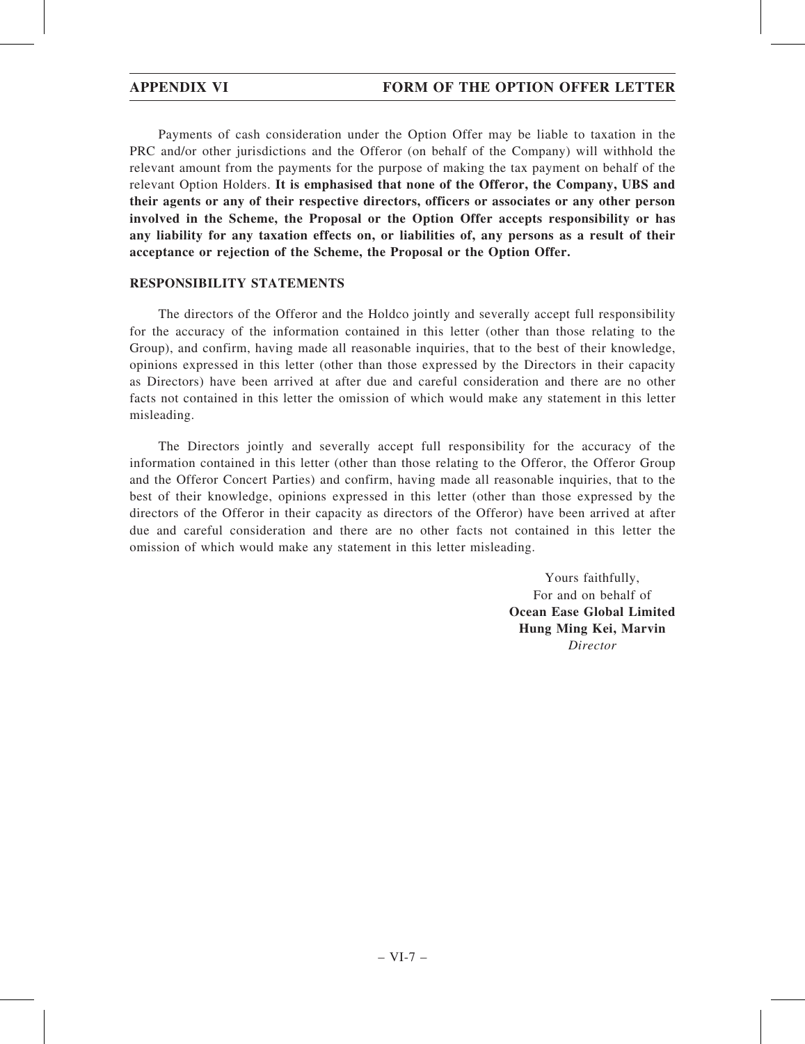Payments of cash consideration under the Option Offer may be liable to taxation in the PRC and/or other jurisdictions and the Offeror (on behalf of the Company) will withhold the relevant amount from the payments for the purpose of making the tax payment on behalf of the relevant Option Holders. **It is emphasised that none of the Offeror, the Company, UBS and their agents or any of their respective directors, officers or associates or any other person involved in the Scheme, the Proposal or the Option Offer accepts responsibility or has any liability for any taxation effects on, or liabilities of, any persons as a result of their acceptance or rejection of the Scheme, the Proposal or the Option Offer.**

## RESPONSIBILITY STATEMENTS

The directors of the Offeror and the Holdco jointly and severally accept full responsibility for the accuracy of the information contained in this letter (other than those relating to the Group), and confirm, having made all reasonable inquiries, that to the best of their knowledge, opinions expressed in this letter (other than those expressed by the Directors in their capacity as Directors) have been arrived at after due and careful consideration and there are no other facts not contained in this letter the omission of which would make any statement in this letter misleading.

The Directors jointly and severally accept full responsibility for the accuracy of the information contained in this letter (other than those relating to the Offeror, the Offeror Group and the Offeror Concert Parties) and confirm, having made all reasonable inquiries, that to the best of their knowledge, opinions expressed in this letter (other than those expressed by the directors of the Offeror in their capacity as directors of the Offeror) have been arrived at after due and careful consideration and there are no other facts not contained in this letter the omission of which would make any statement in this letter misleading.

Yours faithfully,
For and on behalf of
**Ocean Ease Global Limited**
**Hung Ming Kei, Marvin**
*Director*